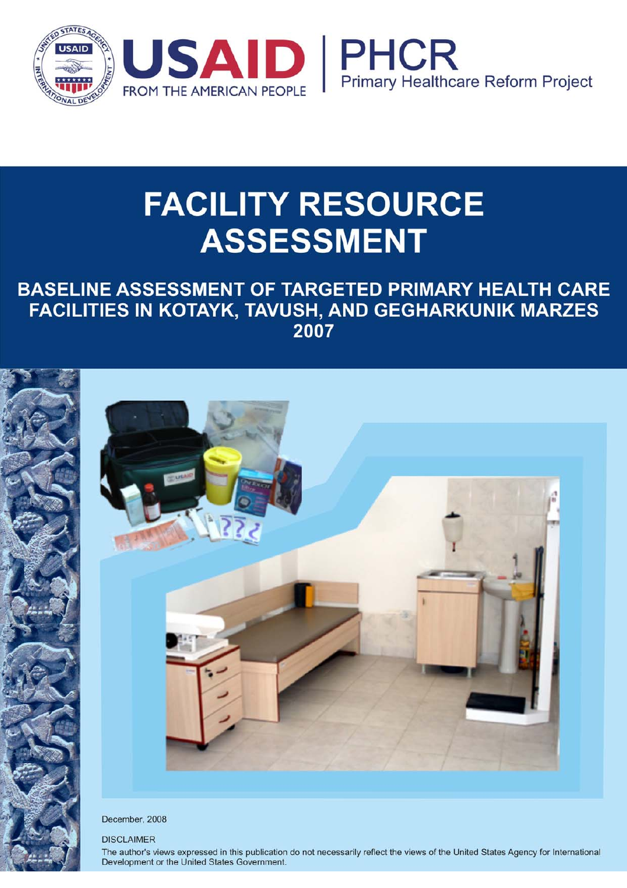USAID FROM THE AMERICAN PEOPLE | PHCR Primary Healthcare Reform Project

# FACILITY RESOURCE ASSESSMENT

## BASELINE ASSESSMENT OF TARGETED PRIMARY HEALTH CARE FACILITIES IN KOTAYK, TAVUSH, AND GEGHARKUNIK MARZES 2007

December, 2008

DISCLAIMER

The author's views expressed in this publication do not necessarily reflect the views of the United States Agency for International Development or the United States Government.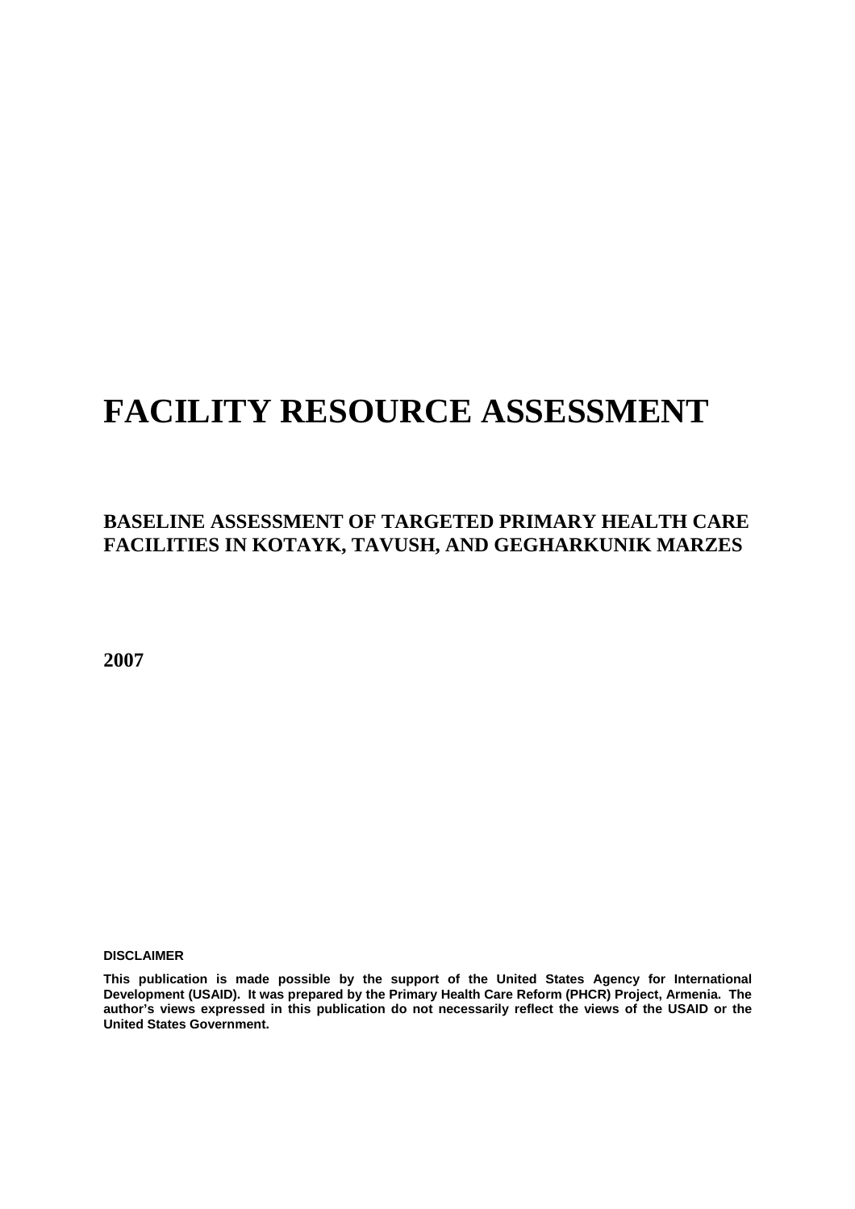# FACILITY RESOURCE ASSESSMENT

## BASELINE ASSESSMENT OF TARGETED PRIMARY HEALTH CARE FACILITIES IN KOTAYK, TAVUSH, AND GEGHARKUNIK MARZES

**2007**

**DISCLAIMER**

**This publication is made possible by the support of the United States Agency for International Development (USAID). It was prepared by the Primary Health Care Reform (PHCR) Project, Armenia. The author's views expressed in this publication do not necessarily reflect the views of the USAID or the United States Government.**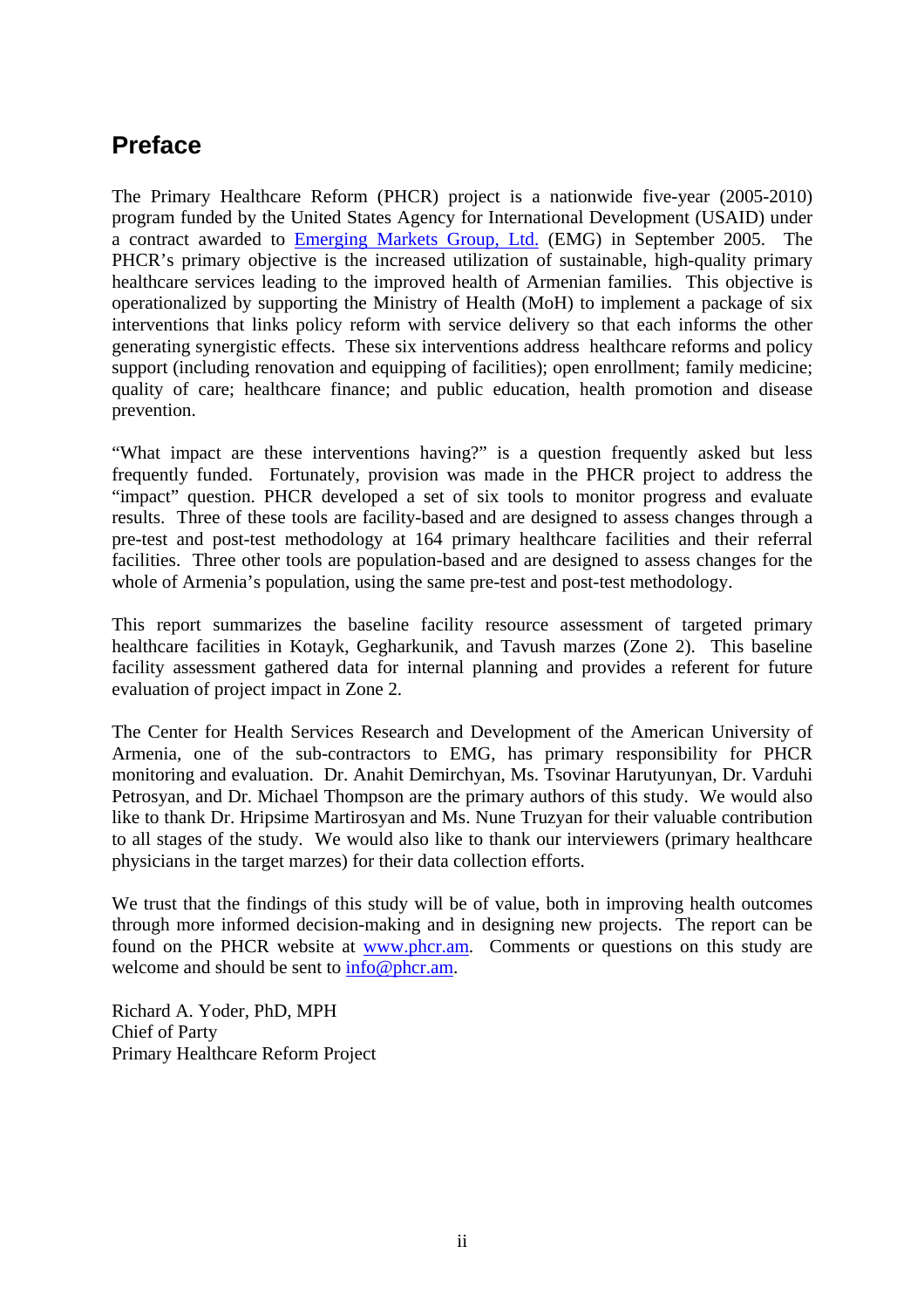## Preface

The Primary Healthcare Reform (PHCR) project is a nationwide five-year (2005-2010) program funded by the United States Agency for International Development (USAID) under a contract awarded to Emerging Markets Group, Ltd. (EMG) in September 2005. The PHCR's primary objective is the increased utilization of sustainable, high-quality primary healthcare services leading to the improved health of Armenian families. This objective is operationalized by supporting the Ministry of Health (MoH) to implement a package of six interventions that links policy reform with service delivery so that each informs the other generating synergistic effects. These six interventions address healthcare reforms and policy support (including renovation and equipping of facilities); open enrollment; family medicine; quality of care; healthcare finance; and public education, health promotion and disease prevention.

"What impact are these interventions having?" is a question frequently asked but less frequently funded. Fortunately, provision was made in the PHCR project to address the "impact" question. PHCR developed a set of six tools to monitor progress and evaluate results. Three of these tools are facility-based and are designed to assess changes through a pre-test and post-test methodology at 164 primary healthcare facilities and their referral facilities. Three other tools are population-based and are designed to assess changes for the whole of Armenia's population, using the same pre-test and post-test methodology.

This report summarizes the baseline facility resource assessment of targeted primary healthcare facilities in Kotayk, Gegharkunik, and Tavush marzes (Zone 2). This baseline facility assessment gathered data for internal planning and provides a referent for future evaluation of project impact in Zone 2.

The Center for Health Services Research and Development of the American University of Armenia, one of the sub-contractors to EMG, has primary responsibility for PHCR monitoring and evaluation. Dr. Anahit Demirchyan, Ms. Tsovinar Harutyunyan, Dr. Varduhi Petrosyan, and Dr. Michael Thompson are the primary authors of this study. We would also like to thank Dr. Hripsime Martirosyan and Ms. Nune Truzyan for their valuable contribution to all stages of the study. We would also like to thank our interviewers (primary healthcare physicians in the target marzes) for their data collection efforts.

We trust that the findings of this study will be of value, both in improving health outcomes through more informed decision-making and in designing new projects. The report can be found on the PHCR website at www.phcr.am. Comments or questions on this study are welcome and should be sent to info@phcr.am.

Richard A. Yoder, PhD, MPH
Chief of Party
Primary Healthcare Reform Project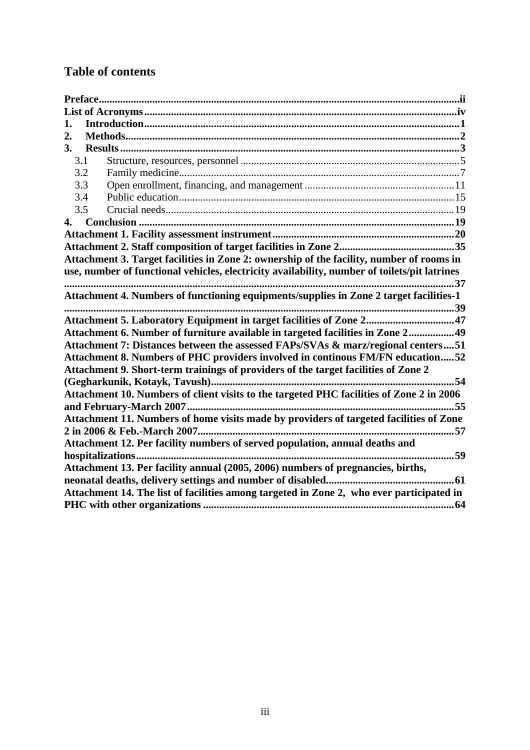## Table of contents

**Preface** .................................................................................................... ii
**List of Acronyms** ..................................................................................... iv
**1. Introduction** ............................................................................................. 1
**2. Methods** ................................................................................................... 2
**3. Results** ..................................................................................................... 3
- 3.1 Structure, resources, personnel ............................................................... 5
- 3.2 Family medicine ....................................................................................... 7
- 3.3 Open enrollment, financing, and management ....................................... 11
- 3.4 Public education ..................................................................................... 15
- 3.5 Crucial needs .......................................................................................... 19

**4. Conclusion** ............................................................................................. 19
**Attachment 1. Facility assessment instrument** ........................................... 20
**Attachment 2. Staff composition of target facilities in Zone 2** ..................... 35
**Attachment 3. Target facilities in Zone 2: ownership of the facility, number of rooms in use, number of functional vehicles, electricity availability, number of toilets/pit latrines** ..................................................................................................... 37
**Attachment 4. Numbers of functioning equipments/supplies in Zone 2 target facilities-1** ..................................................................................................... 39
**Attachment 5. Laboratory Equipment in target facilities of Zone 2** ............. 47
**Attachment 6. Number of furniture available in targeted facilities in Zone 2** ..... 49
**Attachment 7: Distances between the assessed FAPs/SVAs & marz/regional centers** .... 51
**Attachment 8. Numbers of PHC providers involved in continous FM/FN education** ..... 52
**Attachment 9. Short-term trainings of providers of the target facilities of Zone 2 (Gegharkunik, Kotayk, Tavush)** ..................................................................... 54
**Attachment 10. Numbers of client visits to the targeted PHC facilities of Zone 2 in 2006 and February-March 2007** ...................................................................... 55
**Attachment 11. Numbers of home visits made by providers of targeted facilities of Zone 2 in 2006 & Feb.-March 2007** ............................................................... 57
**Attachment 12. Per facility numbers of served population, annual deaths and hospitalizations** ........................................................................................... 59
**Attachment 13. Per facility annual (2005, 2006) numbers of pregnancies, births, neonatal deaths, delivery settings and number of disabled** .............................. 61
**Attachment 14. The list of facilities among targeted in Zone 2, who ever participated in PHC with other organizations** ........................................................................ 64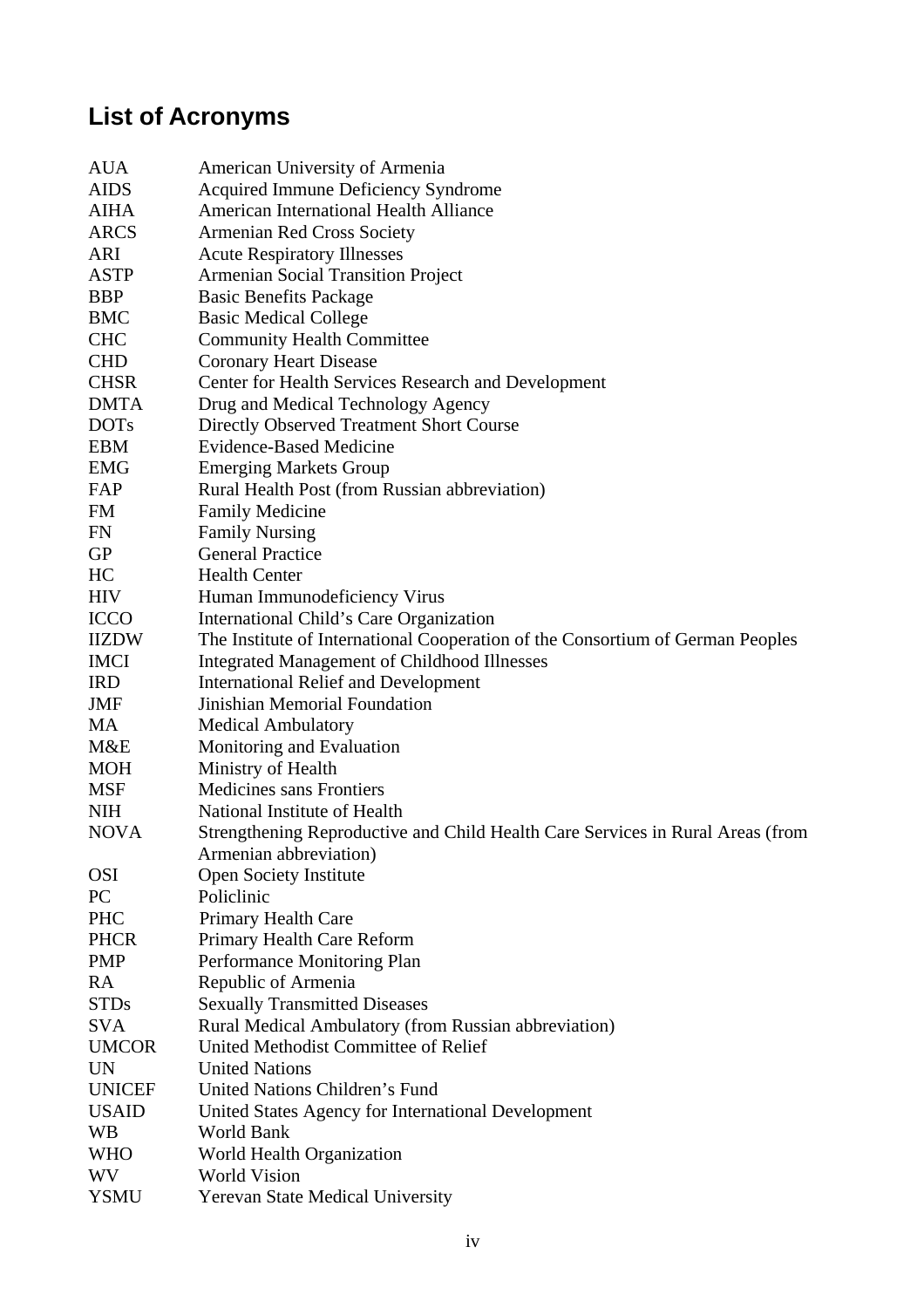# List of Acronyms

| | |
|---|---|
| AUA | American University of Armenia |
| AIDS | Acquired Immune Deficiency Syndrome |
| AIHA | American International Health Alliance |
| ARCS | Armenian Red Cross Society |
| ARI | Acute Respiratory Illnesses |
| ASTP | Armenian Social Transition Project |
| BBP | Basic Benefits Package |
| BMC | Basic Medical College |
| CHC | Community Health Committee |
| CHD | Coronary Heart Disease |
| CHSR | Center for Health Services Research and Development |
| DMTA | Drug and Medical Technology Agency |
| DOTs | Directly Observed Treatment Short Course |
| EBM | Evidence-Based Medicine |
| EMG | Emerging Markets Group |
| FAP | Rural Health Post (from Russian abbreviation) |
| FM | Family Medicine |
| FN | Family Nursing |
| GP | General Practice |
| HC | Health Center |
| HIV | Human Immunodeficiency Virus |
| ICCO | International Child's Care Organization |
| IIZDW | The Institute of International Cooperation of the Consortium of German Peoples |
| IMCI | Integrated Management of Childhood Illnesses |
| IRD | International Relief and Development |
| JMF | Jinishian Memorial Foundation |
| MA | Medical Ambulatory |
| M&E | Monitoring and Evaluation |
| MOH | Ministry of Health |
| MSF | Medicines sans Frontiers |
| NIH | National Institute of Health |
| NOVA | Strengthening Reproductive and Child Health Care Services in Rural Areas (from Armenian abbreviation) |
| OSI | Open Society Institute |
| PC | Policlinic |
| PHC | Primary Health Care |
| PHCR | Primary Health Care Reform |
| PMP | Performance Monitoring Plan |
| RA | Republic of Armenia |
| STDs | Sexually Transmitted Diseases |
| SVA | Rural Medical Ambulatory (from Russian abbreviation) |
| UMCOR | United Methodist Committee of Relief |
| UN | United Nations |
| UNICEF | United Nations Children's Fund |
| USAID | United States Agency for International Development |
| WB | World Bank |
| WHO | World Health Organization |
| WV | World Vision |
| YSMU | Yerevan State Medical University |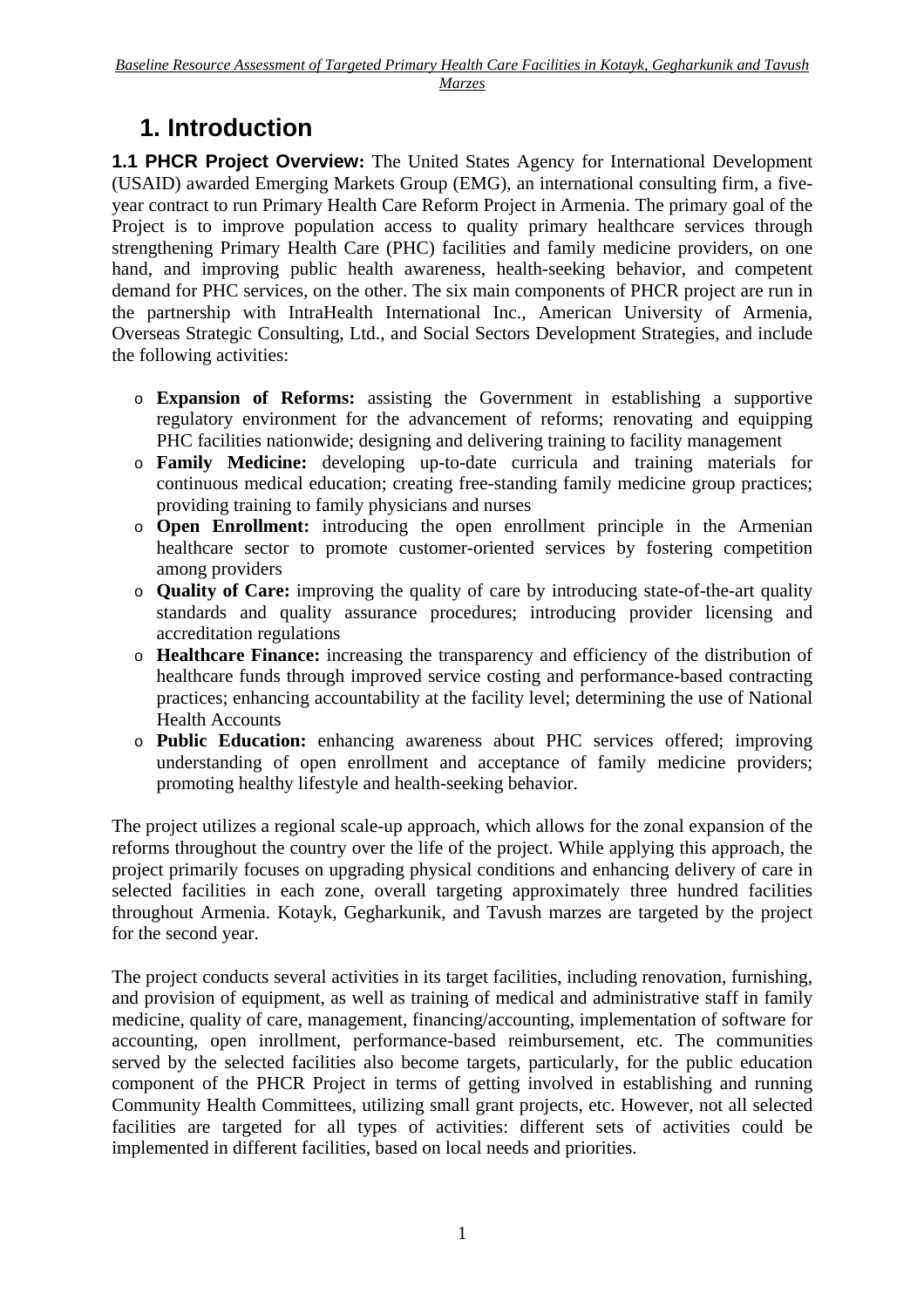# 1. Introduction

**1.1 PHCR Project Overview:** The United States Agency for International Development (USAID) awarded Emerging Markets Group (EMG), an international consulting firm, a five-year contract to run Primary Health Care Reform Project in Armenia. The primary goal of the Project is to improve population access to quality primary healthcare services through strengthening Primary Health Care (PHC) facilities and family medicine providers, on one hand, and improving public health awareness, health-seeking behavior, and competent demand for PHC services, on the other. The six main components of PHCR project are run in the partnership with IntraHealth International Inc., American University of Armenia, Overseas Strategic Consulting, Ltd., and Social Sectors Development Strategies, and include the following activities:

- **Expansion of Reforms:** assisting the Government in establishing a supportive regulatory environment for the advancement of reforms; renovating and equipping PHC facilities nationwide; designing and delivering training to facility management
- **Family Medicine:** developing up-to-date curricula and training materials for continuous medical education; creating free-standing family medicine group practices; providing training to family physicians and nurses
- **Open Enrollment:** introducing the open enrollment principle in the Armenian healthcare sector to promote customer-oriented services by fostering competition among providers
- **Quality of Care:** improving the quality of care by introducing state-of-the-art quality standards and quality assurance procedures; introducing provider licensing and accreditation regulations
- **Healthcare Finance:** increasing the transparency and efficiency of the distribution of healthcare funds through improved service costing and performance-based contracting practices; enhancing accountability at the facility level; determining the use of National Health Accounts
- **Public Education:** enhancing awareness about PHC services offered; improving understanding of open enrollment and acceptance of family medicine providers; promoting healthy lifestyle and health-seeking behavior.

The project utilizes a regional scale-up approach, which allows for the zonal expansion of the reforms throughout the country over the life of the project. While applying this approach, the project primarily focuses on upgrading physical conditions and enhancing delivery of care in selected facilities in each zone, overall targeting approximately three hundred facilities throughout Armenia. Kotayk, Gegharkunik, and Tavush marzes are targeted by the project for the second year.

The project conducts several activities in its target facilities, including renovation, furnishing, and provision of equipment, as well as training of medical and administrative staff in family medicine, quality of care, management, financing/accounting, implementation of software for accounting, open inrollment, performance-based reimbursement, etc. The communities served by the selected facilities also become targets, particularly, for the public education component of the PHCR Project in terms of getting involved in establishing and running Community Health Committees, utilizing small grant projects, etc. However, not all selected facilities are targeted for all types of activities: different sets of activities could be implemented in different facilities, based on local needs and priorities.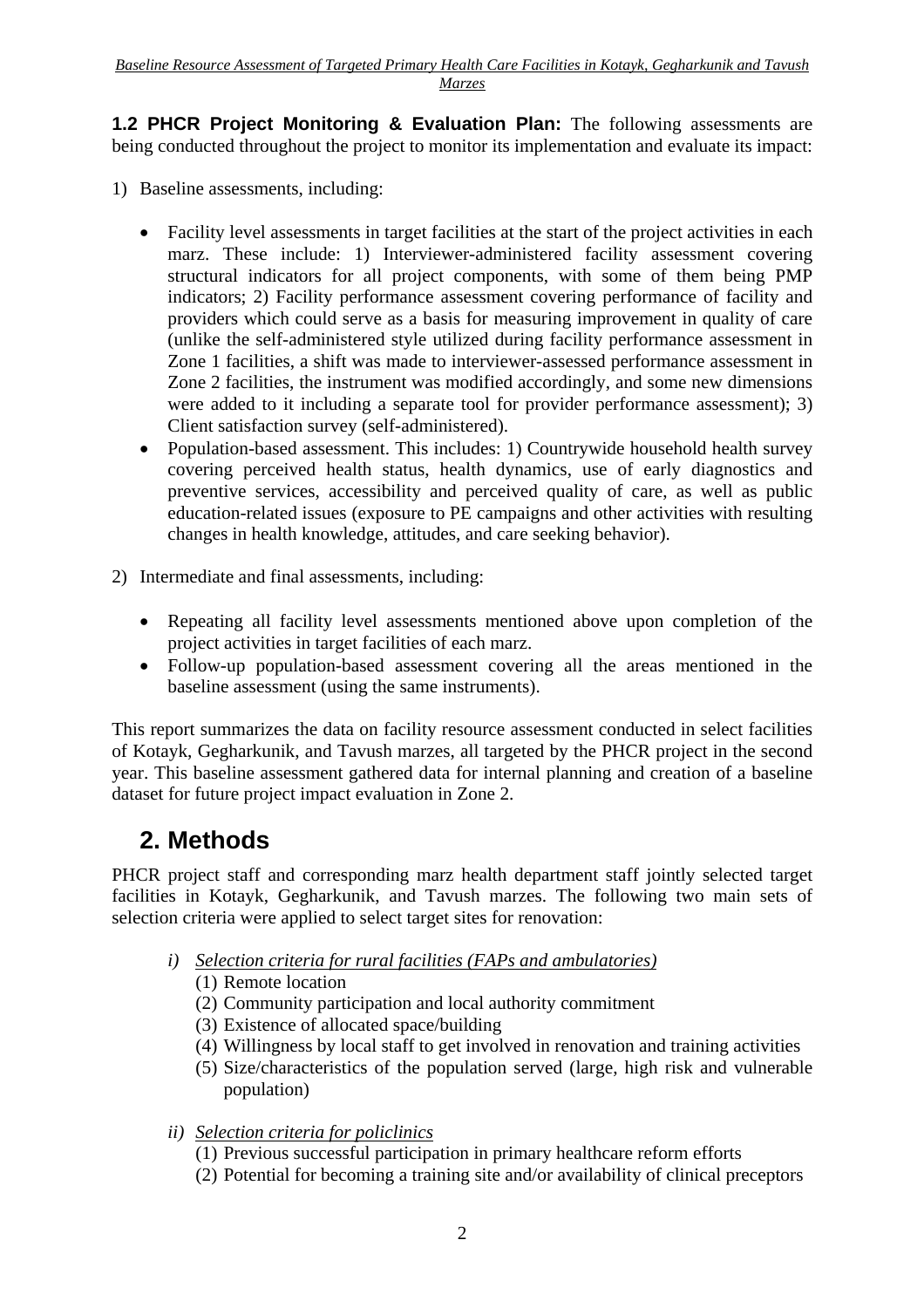**1.2 PHCR Project Monitoring & Evaluation Plan:** The following assessments are being conducted throughout the project to monitor its implementation and evaluate its impact:

1) Baseline assessments, including:

   - Facility level assessments in target facilities at the start of the project activities in each marz. These include: 1) Interviewer-administered facility assessment covering structural indicators for all project components, with some of them being PMP indicators; 2) Facility performance assessment covering performance of facility and providers which could serve as a basis for measuring improvement in quality of care (unlike the self-administered style utilized during facility performance assessment in Zone 1 facilities, a shift was made to interviewer-assessed performance assessment in Zone 2 facilities, the instrument was modified accordingly, and some new dimensions were added to it including a separate tool for provider performance assessment); 3) Client satisfaction survey (self-administered).
   - Population-based assessment. This includes: 1) Countrywide household health survey covering perceived health status, health dynamics, use of early diagnostics and preventive services, accessibility and perceived quality of care, as well as public education-related issues (exposure to PE campaigns and other activities with resulting changes in health knowledge, attitudes, and care seeking behavior).

2) Intermediate and final assessments, including:

   - Repeating all facility level assessments mentioned above upon completion of the project activities in target facilities of each marz.
   - Follow-up population-based assessment covering all the areas mentioned in the baseline assessment (using the same instruments).

This report summarizes the data on facility resource assessment conducted in select facilities of Kotayk, Gegharkunik, and Tavush marzes, all targeted by the PHCR project in the second year. This baseline assessment gathered data for internal planning and creation of a baseline dataset for future project impact evaluation in Zone 2.

# 2. Methods

PHCR project staff and corresponding marz health department staff jointly selected target facilities in Kotayk, Gegharkunik, and Tavush marzes. The following two main sets of selection criteria were applied to select target sites for renovation:

*i) Selection criteria for rural facilities (FAPs and ambulatories)*

(1) Remote location
(2) Community participation and local authority commitment
(3) Existence of allocated space/building
(4) Willingness by local staff to get involved in renovation and training activities
(5) Size/characteristics of the population served (large, high risk and vulnerable population)

*ii) Selection criteria for policlinics*

(1) Previous successful participation in primary healthcare reform efforts
(2) Potential for becoming a training site and/or availability of clinical preceptors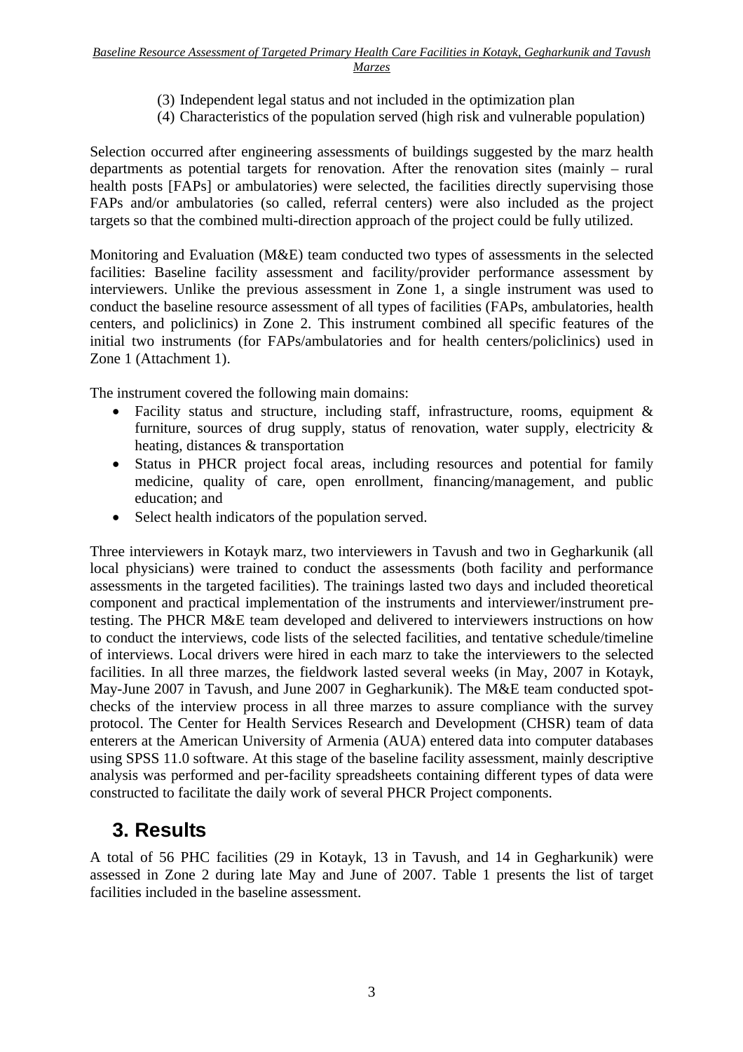(3) Independent legal status and not included in the optimization plan
(4) Characteristics of the population served (high risk and vulnerable population)

Selection occurred after engineering assessments of buildings suggested by the marz health departments as potential targets for renovation. After the renovation sites (mainly – rural health posts [FAPs] or ambulatories) were selected, the facilities directly supervising those FAPs and/or ambulatories (so called, referral centers) were also included as the project targets so that the combined multi-direction approach of the project could be fully utilized.

Monitoring and Evaluation (M&E) team conducted two types of assessments in the selected facilities: Baseline facility assessment and facility/provider performance assessment by interviewers. Unlike the previous assessment in Zone 1, a single instrument was used to conduct the baseline resource assessment of all types of facilities (FAPs, ambulatories, health centers, and policlinics) in Zone 2. This instrument combined all specific features of the initial two instruments (for FAPs/ambulatories and for health centers/policlinics) used in Zone 1 (Attachment 1).

The instrument covered the following main domains:

- Facility status and structure, including staff, infrastructure, rooms, equipment & furniture, sources of drug supply, status of renovation, water supply, electricity & heating, distances & transportation
- Status in PHCR project focal areas, including resources and potential for family medicine, quality of care, open enrollment, financing/management, and public education; and
- Select health indicators of the population served.

Three interviewers in Kotayk marz, two interviewers in Tavush and two in Gegharkunik (all local physicians) were trained to conduct the assessments (both facility and performance assessments in the targeted facilities). The trainings lasted two days and included theoretical component and practical implementation of the instruments and interviewer/instrument pre-testing. The PHCR M&E team developed and delivered to interviewers instructions on how to conduct the interviews, code lists of the selected facilities, and tentative schedule/timeline of interviews. Local drivers were hired in each marz to take the interviewers to the selected facilities. In all three marzes, the fieldwork lasted several weeks (in May, 2007 in Kotayk, May-June 2007 in Tavush, and June 2007 in Gegharkunik). The M&E team conducted spot-checks of the interview process in all three marzes to assure compliance with the survey protocol. The Center for Health Services Research and Development (CHSR) team of data enterers at the American University of Armenia (AUA) entered data into computer databases using SPSS 11.0 software. At this stage of the baseline facility assessment, mainly descriptive analysis was performed and per-facility spreadsheets containing different types of data were constructed to facilitate the daily work of several PHCR Project components.

# 3. Results

A total of 56 PHC facilities (29 in Kotayk, 13 in Tavush, and 14 in Gegharkunik) were assessed in Zone 2 during late May and June of 2007. Table 1 presents the list of target facilities included in the baseline assessment.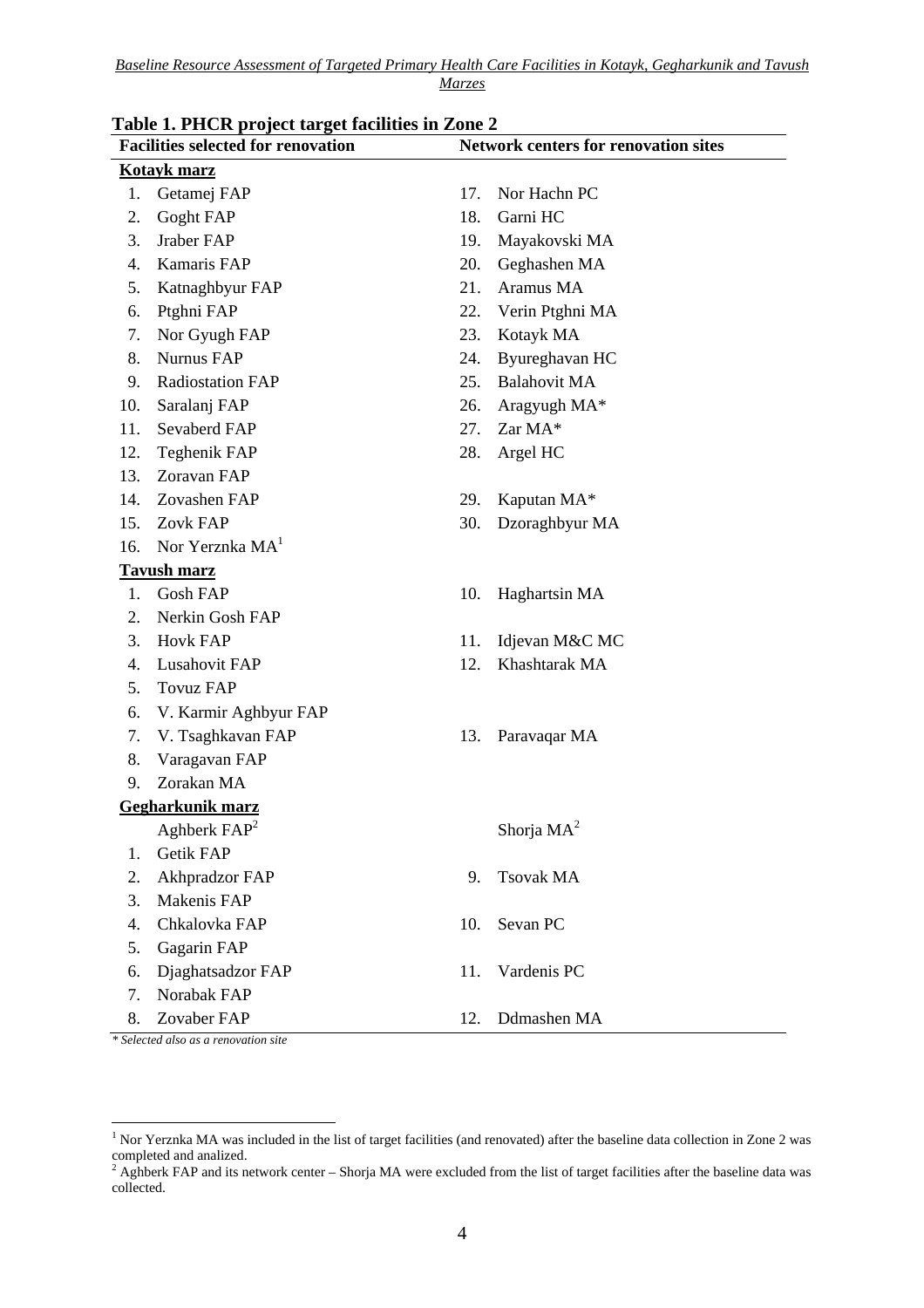**Table 1. PHCR project target facilities in Zone 2**

| Facilities selected for renovation | | Network centers for renovation sites | |
|---|---|---|---|
| **Kotayk marz** | | | |
| 1. | Getamej FAP | 17. | Nor Hachn PC |
| 2. | Goght FAP | 18. | Garni HC |
| 3. | Jraber FAP | 19. | Mayakovski MA |
| 4. | Kamaris FAP | 20. | Geghashen MA |
| 5. | Katnaghbyur FAP | 21. | Aramus MA |
| 6. | Ptghni FAP | 22. | Verin Ptghni MA |
| 7. | Nor Gyugh FAP | 23. | Kotayk MA |
| 8. | Nurnus FAP | 24. | Byureghavan HC |
| 9. | Radiostation FAP | 25. | Balahovit MA |
| 10. | Saralanj FAP | 26. | Aragyugh MA* |
| 11. | Sevaberd FAP | 27. | Zar MA* |
| 12. | Teghenik FAP | 28. | Argel HC |
| 13. | Zoravan FAP | | |
| 14. | Zovashen FAP | 29. | Kaputan MA* |
| 15. | Zovk FAP | 30. | Dzoraghbyur MA |
| 16. | Nor Yerznka MA[1] | | |
| **Tavush marz** | | | |
| 1. | Gosh FAP | 10. | Haghartsin MA |
| 2. | Nerkin Gosh FAP | | |
| 3. | Hovk FAP | 11. | Idjevan M&C MC |
| 4. | Lusahovit FAP | 12. | Khashtarak MA |
| 5. | Tovuz FAP | | |
| 6. | V. Karmir Aghbyur FAP | | |
| 7. | V. Tsaghkavan FAP | 13. | Paravaqar MA |
| 8. | Varagavan FAP | | |
| 9. | Zorakan MA | | |
| **Gegharkunik marz** | | | |
| | Aghberk FAP[2] | | Shorja MA[2] |
| 1. | Getik FAP | | |
| 2. | Akhpradzor FAP | 9. | Tsovak MA |
| 3. | Makenis FAP | | |
| 4. | Chkalovka FAP | 10. | Sevan PC |
| 5. | Gagarin FAP | | |
| 6. | Djaghatsadzor FAP | 11. | Vardenis PC |
| 7. | Norabak FAP | | |
| 8. | Zovaber FAP | 12. | Ddmashen MA |

*\* Selected also as a renovation site*

[1] Nor Yerznka MA was included in the list of target facilities (and renovated) after the baseline data collection in Zone 2 was completed and analized.

[2] Aghberk FAP and its network center – Shorja MA were excluded from the list of target facilities after the baseline data was collected.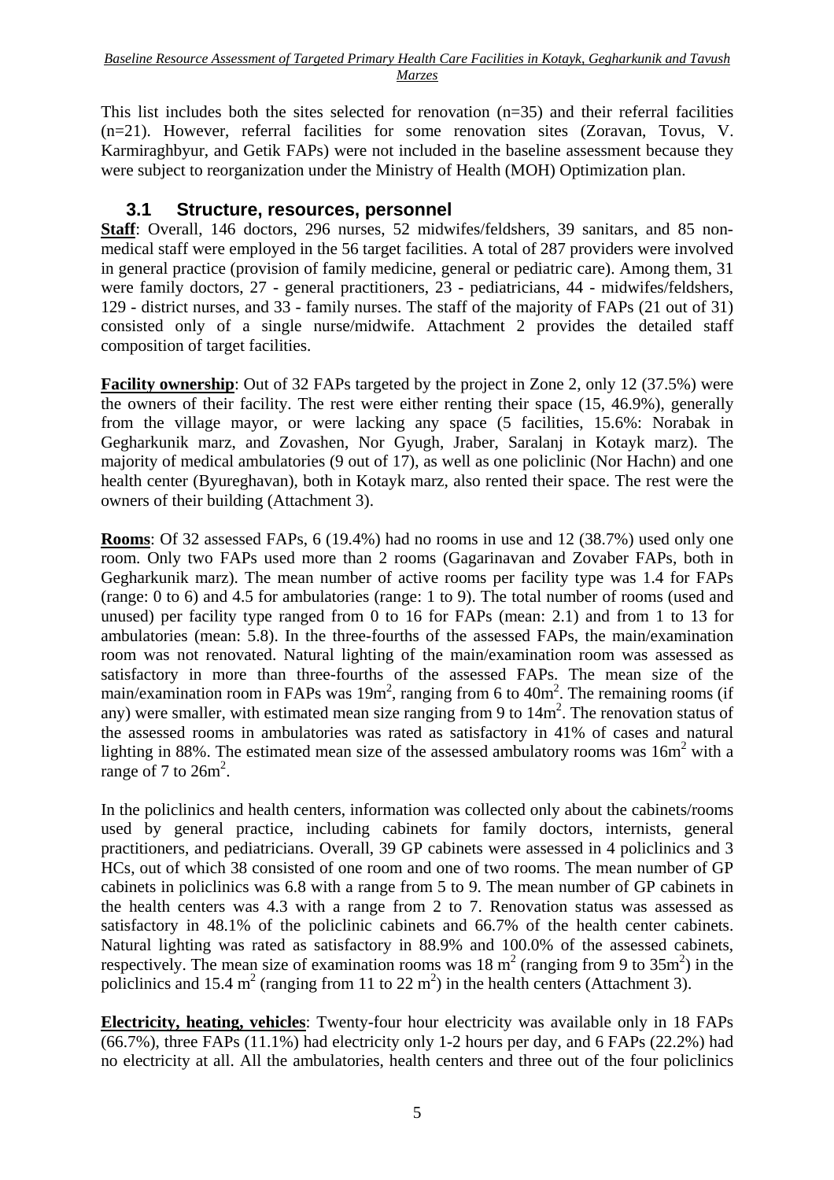This list includes both the sites selected for renovation (n=35) and their referral facilities (n=21). However, referral facilities for some renovation sites (Zoravan, Tovus, V. Karmiraghbyur, and Getik FAPs) were not included in the baseline assessment because they were subject to reorganization under the Ministry of Health (MOH) Optimization plan.

## 3.1 Structure, resources, personnel

**Staff**: Overall, 146 doctors, 296 nurses, 52 midwifes/feldshers, 39 sanitars, and 85 non-medical staff were employed in the 56 target facilities. A total of 287 providers were involved in general practice (provision of family medicine, general or pediatric care). Among them, 31 were family doctors, 27 - general practitioners, 23 - pediatricians, 44 - midwifes/feldshers, 129 - district nurses, and 33 - family nurses. The staff of the majority of FAPs (21 out of 31) consisted only of a single nurse/midwife. Attachment 2 provides the detailed staff composition of target facilities.

**Facility ownership**: Out of 32 FAPs targeted by the project in Zone 2, only 12 (37.5%) were the owners of their facility. The rest were either renting their space (15, 46.9%), generally from the village mayor, or were lacking any space (5 facilities, 15.6%: Norabak in Gegharkunik marz, and Zovashen, Nor Gyugh, Jraber, Saralanj in Kotayk marz). The majority of medical ambulatories (9 out of 17), as well as one policlinic (Nor Hachn) and one health center (Byureghavan), both in Kotayk marz, also rented their space. The rest were the owners of their building (Attachment 3).

**Rooms**: Of 32 assessed FAPs, 6 (19.4%) had no rooms in use and 12 (38.7%) used only one room. Only two FAPs used more than 2 rooms (Gagarinavan and Zovaber FAPs, both in Gegharkunik marz). The mean number of active rooms per facility type was 1.4 for FAPs (range: 0 to 6) and 4.5 for ambulatories (range: 1 to 9). The total number of rooms (used and unused) per facility type ranged from 0 to 16 for FAPs (mean: 2.1) and from 1 to 13 for ambulatories (mean: 5.8). In the three-fourths of the assessed FAPs, the main/examination room was not renovated. Natural lighting of the main/examination room was assessed as satisfactory in more than three-fourths of the assessed FAPs. The mean size of the main/examination room in FAPs was 19m$^2$, ranging from 6 to 40m$^2$. The remaining rooms (if any) were smaller, with estimated mean size ranging from 9 to 14m$^2$. The renovation status of the assessed rooms in ambulatories was rated as satisfactory in 41% of cases and natural lighting in 88%. The estimated mean size of the assessed ambulatory rooms was 16m$^2$ with a range of 7 to 26m$^2$.

In the policlinics and health centers, information was collected only about the cabinets/rooms used by general practice, including cabinets for family doctors, internists, general practitioners, and pediatricians. Overall, 39 GP cabinets were assessed in 4 policlinics and 3 HCs, out of which 38 consisted of one room and one of two rooms. The mean number of GP cabinets in policlinics was 6.8 with a range from 5 to 9. The mean number of GP cabinets in the health centers was 4.3 with a range from 2 to 7. Renovation status was assessed as satisfactory in 48.1% of the policlinic cabinets and 66.7% of the health center cabinets. Natural lighting was rated as satisfactory in 88.9% and 100.0% of the assessed cabinets, respectively. The mean size of examination rooms was 18 m$^2$ (ranging from 9 to 35m$^2$) in the policlinics and 15.4 m$^2$ (ranging from 11 to 22 m$^2$) in the health centers (Attachment 3).

**Electricity, heating, vehicles**: Twenty-four hour electricity was available only in 18 FAPs (66.7%), three FAPs (11.1%) had electricity only 1-2 hours per day, and 6 FAPs (22.2%) had no electricity at all. All the ambulatories, health centers and three out of the four policlinics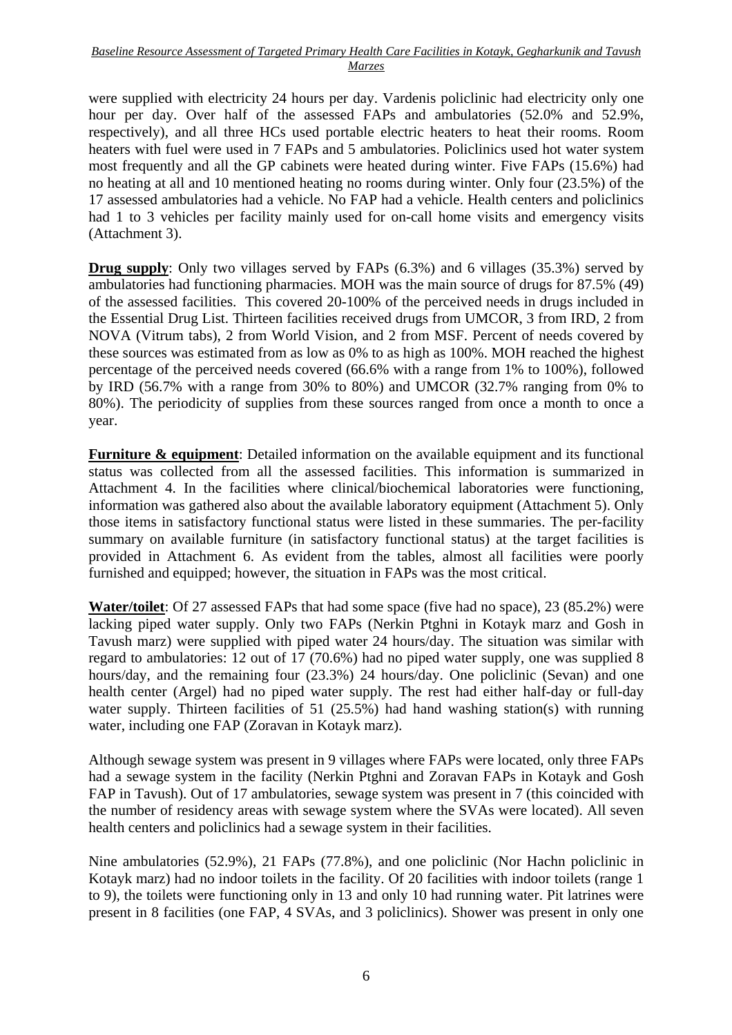were supplied with electricity 24 hours per day. Vardenis policlinic had electricity only one hour per day. Over half of the assessed FAPs and ambulatories (52.0% and 52.9%, respectively), and all three HCs used portable electric heaters to heat their rooms. Room heaters with fuel were used in 7 FAPs and 5 ambulatories. Policlinics used hot water system most frequently and all the GP cabinets were heated during winter. Five FAPs (15.6%) had no heating at all and 10 mentioned heating no rooms during winter. Only four (23.5%) of the 17 assessed ambulatories had a vehicle. No FAP had a vehicle. Health centers and policlinics had 1 to 3 vehicles per facility mainly used for on-call home visits and emergency visits (Attachment 3).

**Drug supply**: Only two villages served by FAPs (6.3%) and 6 villages (35.3%) served by ambulatories had functioning pharmacies. MOH was the main source of drugs for 87.5% (49) of the assessed facilities. This covered 20-100% of the perceived needs in drugs included in the Essential Drug List. Thirteen facilities received drugs from UMCOR, 3 from IRD, 2 from NOVA (Vitrum tabs), 2 from World Vision, and 2 from MSF. Percent of needs covered by these sources was estimated from as low as 0% to as high as 100%. MOH reached the highest percentage of the perceived needs covered (66.6% with a range from 1% to 100%), followed by IRD (56.7% with a range from 30% to 80%) and UMCOR (32.7% ranging from 0% to 80%). The periodicity of supplies from these sources ranged from once a month to once a year.

**Furniture & equipment**: Detailed information on the available equipment and its functional status was collected from all the assessed facilities. This information is summarized in Attachment 4. In the facilities where clinical/biochemical laboratories were functioning, information was gathered also about the available laboratory equipment (Attachment 5). Only those items in satisfactory functional status were listed in these summaries. The per-facility summary on available furniture (in satisfactory functional status) at the target facilities is provided in Attachment 6. As evident from the tables, almost all facilities were poorly furnished and equipped; however, the situation in FAPs was the most critical.

**Water/toilet**: Of 27 assessed FAPs that had some space (five had no space), 23 (85.2%) were lacking piped water supply. Only two FAPs (Nerkin Ptghni in Kotayk marz and Gosh in Tavush marz) were supplied with piped water 24 hours/day. The situation was similar with regard to ambulatories: 12 out of 17 (70.6%) had no piped water supply, one was supplied 8 hours/day, and the remaining four (23.3%) 24 hours/day. One policlinic (Sevan) and one health center (Argel) had no piped water supply. The rest had either half-day or full-day water supply. Thirteen facilities of 51 (25.5%) had hand washing station(s) with running water, including one FAP (Zoravan in Kotayk marz).

Although sewage system was present in 9 villages where FAPs were located, only three FAPs had a sewage system in the facility (Nerkin Ptghni and Zoravan FAPs in Kotayk and Gosh FAP in Tavush). Out of 17 ambulatories, sewage system was present in 7 (this coincided with the number of residency areas with sewage system where the SVAs were located). All seven health centers and policlinics had a sewage system in their facilities.

Nine ambulatories (52.9%), 21 FAPs (77.8%), and one policlinic (Nor Hachn policlinic in Kotayk marz) had no indoor toilets in the facility. Of 20 facilities with indoor toilets (range 1 to 9), the toilets were functioning only in 13 and only 10 had running water. Pit latrines were present in 8 facilities (one FAP, 4 SVAs, and 3 policlinics). Shower was present in only one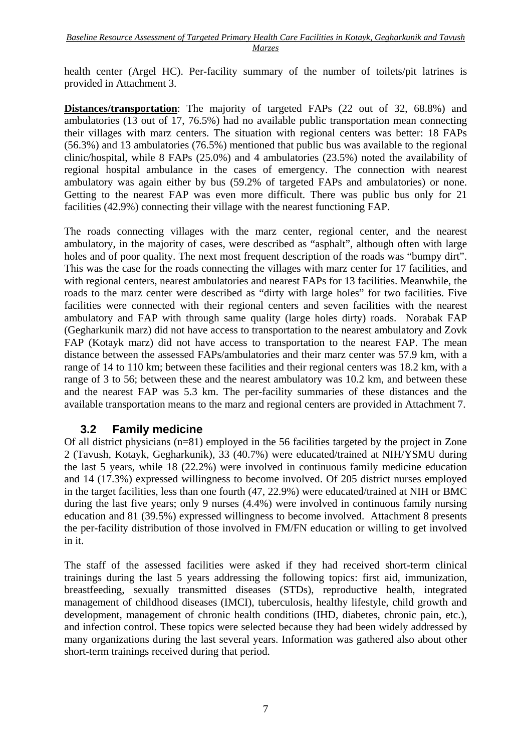health center (Argel HC). Per-facility summary of the number of toilets/pit latrines is provided in Attachment 3.

**Distances/transportation**: The majority of targeted FAPs (22 out of 32, 68.8%) and ambulatories (13 out of 17, 76.5%) had no available public transportation mean connecting their villages with marz centers. The situation with regional centers was better: 18 FAPs (56.3%) and 13 ambulatories (76.5%) mentioned that public bus was available to the regional clinic/hospital, while 8 FAPs (25.0%) and 4 ambulatories (23.5%) noted the availability of regional hospital ambulance in the cases of emergency. The connection with nearest ambulatory was again either by bus (59.2% of targeted FAPs and ambulatories) or none. Getting to the nearest FAP was even more difficult. There was public bus only for 21 facilities (42.9%) connecting their village with the nearest functioning FAP.

The roads connecting villages with the marz center, regional center, and the nearest ambulatory, in the majority of cases, were described as "asphalt", although often with large holes and of poor quality. The next most frequent description of the roads was "bumpy dirt". This was the case for the roads connecting the villages with marz center for 17 facilities, and with regional centers, nearest ambulatories and nearest FAPs for 13 facilities. Meanwhile, the roads to the marz center were described as "dirty with large holes" for two facilities. Five facilities were connected with their regional centers and seven facilities with the nearest ambulatory and FAP with through same quality (large holes dirty) roads. Norabak FAP (Gegharkunik marz) did not have access to transportation to the nearest ambulatory and Zovk FAP (Kotayk marz) did not have access to transportation to the nearest FAP. The mean distance between the assessed FAPs/ambulatories and their marz center was 57.9 km, with a range of 14 to 110 km; between these facilities and their regional centers was 18.2 km, with a range of 3 to 56; between these and the nearest ambulatory was 10.2 km, and between these and the nearest FAP was 5.3 km. The per-facility summaries of these distances and the available transportation means to the marz and regional centers are provided in Attachment 7.

## 3.2 Family medicine

Of all district physicians (n=81) employed in the 56 facilities targeted by the project in Zone 2 (Tavush, Kotayk, Gegharkunik), 33 (40.7%) were educated/trained at NIH/YSMU during the last 5 years, while 18 (22.2%) were involved in continuous family medicine education and 14 (17.3%) expressed willingness to become involved. Of 205 district nurses employed in the target facilities, less than one fourth (47, 22.9%) were educated/trained at NIH or BMC during the last five years; only 9 nurses (4.4%) were involved in continuous family nursing education and 81 (39.5%) expressed willingness to become involved. Attachment 8 presents the per-facility distribution of those involved in FM/FN education or willing to get involved in it.

The staff of the assessed facilities were asked if they had received short-term clinical trainings during the last 5 years addressing the following topics: first aid, immunization, breastfeeding, sexually transmitted diseases (STDs), reproductive health, integrated management of childhood diseases (IMCI), tuberculosis, healthy lifestyle, child growth and development, management of chronic health conditions (IHD, diabetes, chronic pain, etc.), and infection control. These topics were selected because they had been widely addressed by many organizations during the last several years. Information was gathered also about other short-term trainings received during that period.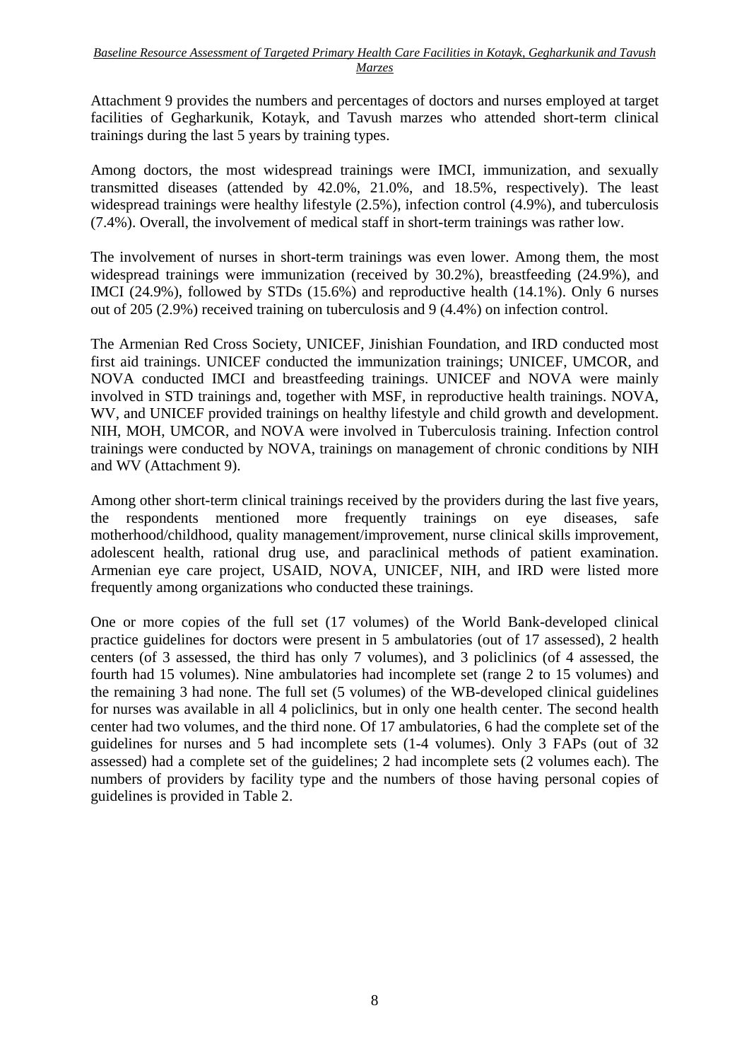Attachment 9 provides the numbers and percentages of doctors and nurses employed at target facilities of Gegharkunik, Kotayk, and Tavush marzes who attended short-term clinical trainings during the last 5 years by training types.

Among doctors, the most widespread trainings were IMCI, immunization, and sexually transmitted diseases (attended by 42.0%, 21.0%, and 18.5%, respectively). The least widespread trainings were healthy lifestyle (2.5%), infection control (4.9%), and tuberculosis (7.4%). Overall, the involvement of medical staff in short-term trainings was rather low.

The involvement of nurses in short-term trainings was even lower. Among them, the most widespread trainings were immunization (received by 30.2%), breastfeeding (24.9%), and IMCI (24.9%), followed by STDs (15.6%) and reproductive health (14.1%). Only 6 nurses out of 205 (2.9%) received training on tuberculosis and 9 (4.4%) on infection control.

The Armenian Red Cross Society, UNICEF, Jinishian Foundation, and IRD conducted most first aid trainings. UNICEF conducted the immunization trainings; UNICEF, UMCOR, and NOVA conducted IMCI and breastfeeding trainings. UNICEF and NOVA were mainly involved in STD trainings and, together with MSF, in reproductive health trainings. NOVA, WV, and UNICEF provided trainings on healthy lifestyle and child growth and development. NIH, MOH, UMCOR, and NOVA were involved in Tuberculosis training. Infection control trainings were conducted by NOVA, trainings on management of chronic conditions by NIH and WV (Attachment 9).

Among other short-term clinical trainings received by the providers during the last five years, the respondents mentioned more frequently trainings on eye diseases, safe motherhood/childhood, quality management/improvement, nurse clinical skills improvement, adolescent health, rational drug use, and paraclinical methods of patient examination. Armenian eye care project, USAID, NOVA, UNICEF, NIH, and IRD were listed more frequently among organizations who conducted these trainings.

One or more copies of the full set (17 volumes) of the World Bank-developed clinical practice guidelines for doctors were present in 5 ambulatories (out of 17 assessed), 2 health centers (of 3 assessed, the third has only 7 volumes), and 3 policlinics (of 4 assessed, the fourth had 15 volumes). Nine ambulatories had incomplete set (range 2 to 15 volumes) and the remaining 3 had none. The full set (5 volumes) of the WB-developed clinical guidelines for nurses was available in all 4 policlinics, but in only one health center. The second health center had two volumes, and the third none. Of 17 ambulatories, 6 had the complete set of the guidelines for nurses and 5 had incomplete sets (1-4 volumes). Only 3 FAPs (out of 32 assessed) had a complete set of the guidelines; 2 had incomplete sets (2 volumes each). The numbers of providers by facility type and the numbers of those having personal copies of guidelines is provided in Table 2.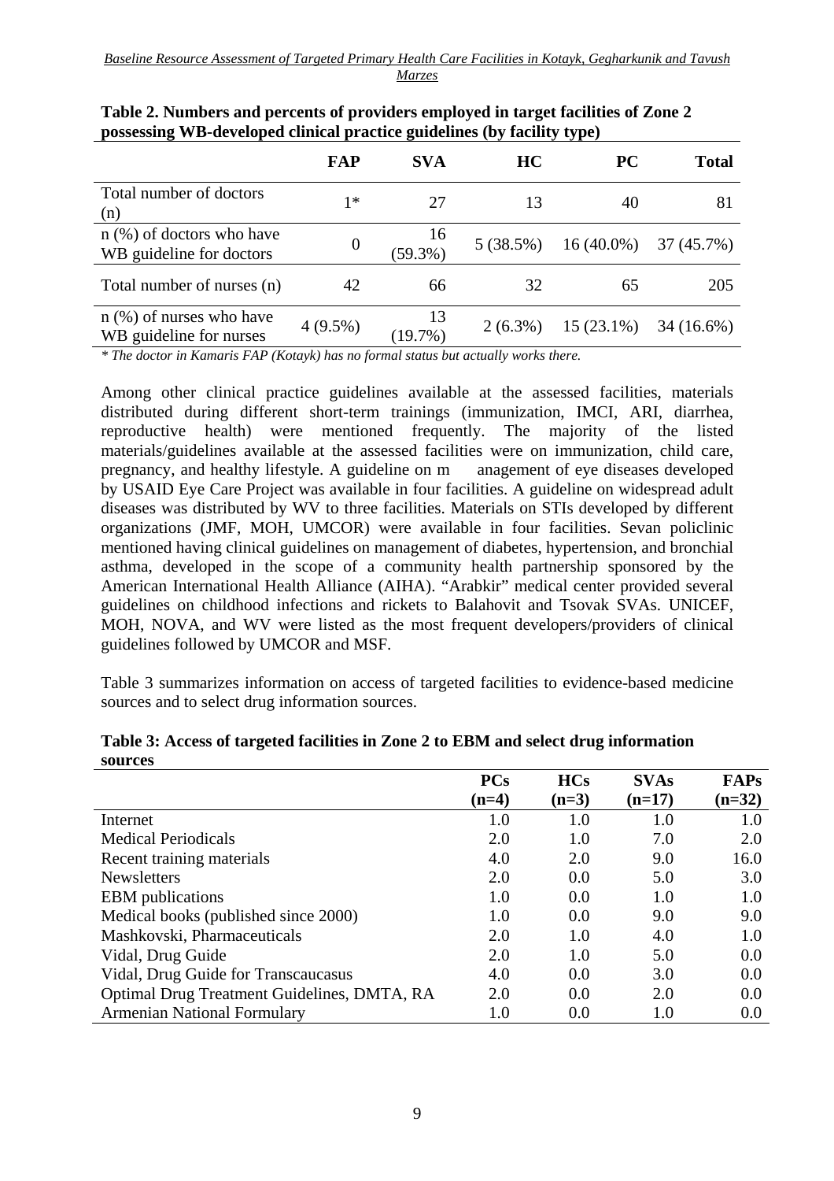**Table 2. Numbers and percents of providers employed in target facilities of Zone 2 possessing WB-developed clinical practice guidelines (by facility type)**

| | FAP | SVA | HC | PC | Total |
|---|---|---|---|---|---|
| Total number of doctors (n) | 1* | 27 | 13 | 40 | 81 |
| n (%) of doctors who have WB guideline for doctors | 0 | 16 (59.3%) | 5 (38.5%) | 16 (40.0%) | 37 (45.7%) |
| Total number of nurses (n) | 42 | 66 | 32 | 65 | 205 |
| n (%) of nurses who have WB guideline for nurses | 4 (9.5%) | 13 (19.7%) | 2 (6.3%) | 15 (23.1%) | 34 (16.6%) |

*\* The doctor in Kamaris FAP (Kotayk) has no formal status but actually works there.*

Among other clinical practice guidelines available at the assessed facilities, materials distributed during different short-term trainings (immunization, IMCI, ARI, diarrhea, reproductive health) were mentioned frequently. The majority of the listed materials/guidelines available at the assessed facilities were on immunization, child care, pregnancy, and healthy lifestyle. A guideline on management of eye diseases developed by USAID Eye Care Project was available in four facilities. A guideline on widespread adult diseases was distributed by WV to three facilities. Materials on STIs developed by different organizations (JMF, MOH, UMCOR) were available in four facilities. Sevan policlinic mentioned having clinical guidelines on management of diabetes, hypertension, and bronchial asthma, developed in the scope of a community health partnership sponsored by the American International Health Alliance (AIHA). "Arabkir" medical center provided several guidelines on childhood infections and rickets to Balahovit and Tsovak SVAs. UNICEF, MOH, NOVA, and WV were listed as the most frequent developers/providers of clinical guidelines followed by UMCOR and MSF.

Table 3 summarizes information on access of targeted facilities to evidence-based medicine sources and to select drug information sources.

**Table 3: Access of targeted facilities in Zone 2 to EBM and select drug information sources**

| | PCs (n=4) | HCs (n=3) | SVAs (n=17) | FAPs (n=32) |
|---|---|---|---|---|
| Internet | 1.0 | 1.0 | 1.0 | 1.0 |
| Medical Periodicals | 2.0 | 1.0 | 7.0 | 2.0 |
| Recent training materials | 4.0 | 2.0 | 9.0 | 16.0 |
| Newsletters | 2.0 | 0.0 | 5.0 | 3.0 |
| EBM publications | 1.0 | 0.0 | 1.0 | 1.0 |
| Medical books (published since 2000) | 1.0 | 0.0 | 9.0 | 9.0 |
| Mashkovski, Pharmaceuticals | 2.0 | 1.0 | 4.0 | 1.0 |
| Vidal, Drug Guide | 2.0 | 1.0 | 5.0 | 0.0 |
| Vidal, Drug Guide for Transcaucasus | 4.0 | 0.0 | 3.0 | 0.0 |
| Optimal Drug Treatment Guidelines, DMTA, RA | 2.0 | 0.0 | 2.0 | 0.0 |
| Armenian National Formulary | 1.0 | 0.0 | 1.0 | 0.0 |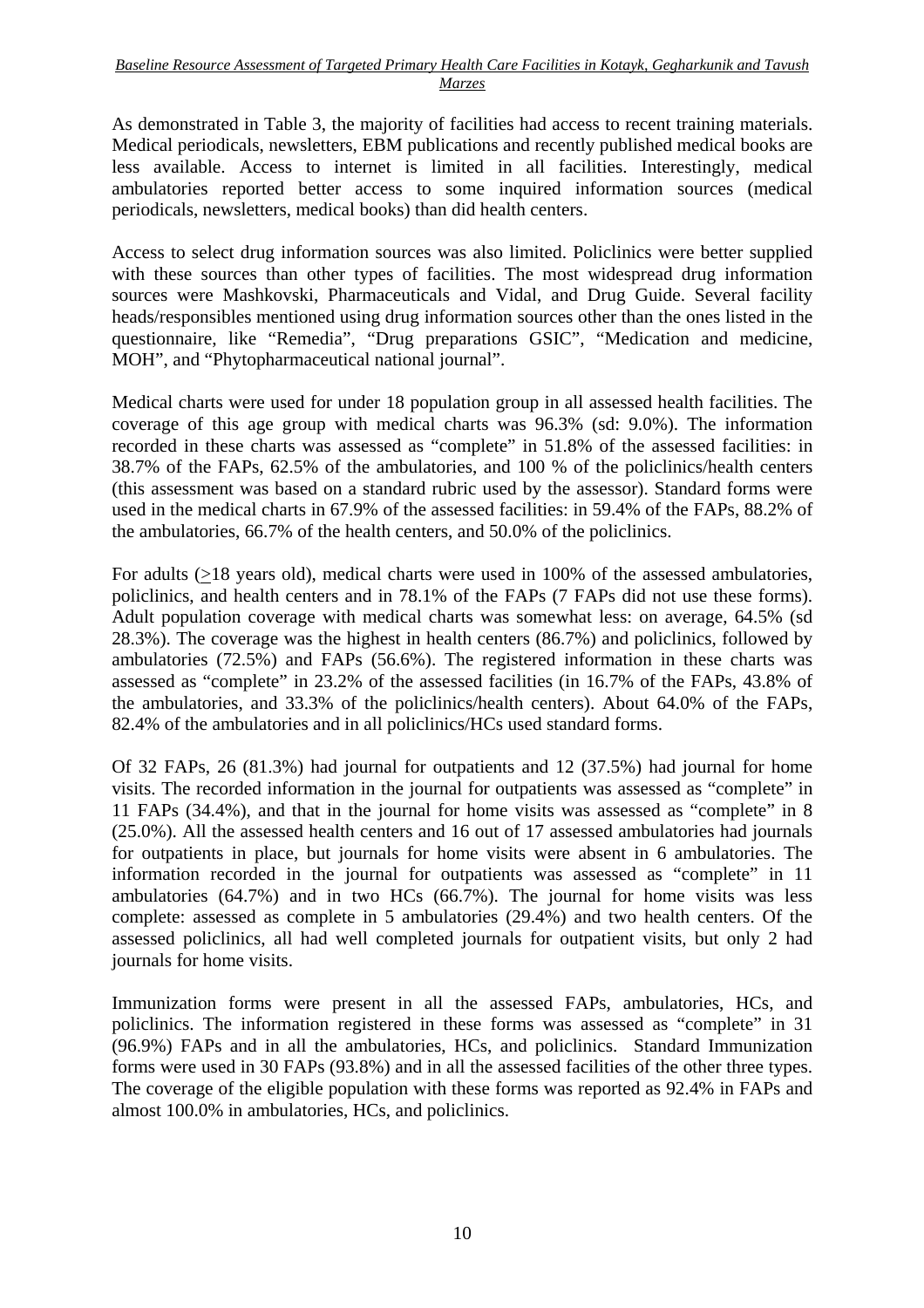As demonstrated in Table 3, the majority of facilities had access to recent training materials. Medical periodicals, newsletters, EBM publications and recently published medical books are less available. Access to internet is limited in all facilities. Interestingly, medical ambulatories reported better access to some inquired information sources (medical periodicals, newsletters, medical books) than did health centers.

Access to select drug information sources was also limited. Policlinics were better supplied with these sources than other types of facilities. The most widespread drug information sources were Mashkovski, Pharmaceuticals and Vidal, and Drug Guide. Several facility heads/responsibles mentioned using drug information sources other than the ones listed in the questionnaire, like "Remedia", "Drug preparations GSIC", "Medication and medicine, MOH", and "Phytopharmaceutical national journal".

Medical charts were used for under 18 population group in all assessed health facilities. The coverage of this age group with medical charts was 96.3% (sd: 9.0%). The information recorded in these charts was assessed as "complete" in 51.8% of the assessed facilities: in 38.7% of the FAPs, 62.5% of the ambulatories, and 100 % of the policlinics/health centers (this assessment was based on a standard rubric used by the assessor). Standard forms were used in the medical charts in 67.9% of the assessed facilities: in 59.4% of the FAPs, 88.2% of the ambulatories, 66.7% of the health centers, and 50.0% of the policlinics.

For adults ($\geq$18 years old), medical charts were used in 100% of the assessed ambulatories, policlinics, and health centers and in 78.1% of the FAPs (7 FAPs did not use these forms). Adult population coverage with medical charts was somewhat less: on average, 64.5% (sd 28.3%). The coverage was the highest in health centers (86.7%) and policlinics, followed by ambulatories (72.5%) and FAPs (56.6%). The registered information in these charts was assessed as "complete" in 23.2% of the assessed facilities (in 16.7% of the FAPs, 43.8% of the ambulatories, and 33.3% of the policlinics/health centers). About 64.0% of the FAPs, 82.4% of the ambulatories and in all policlinics/HCs used standard forms.

Of 32 FAPs, 26 (81.3%) had journal for outpatients and 12 (37.5%) had journal for home visits. The recorded information in the journal for outpatients was assessed as "complete" in 11 FAPs (34.4%), and that in the journal for home visits was assessed as "complete" in 8 (25.0%). All the assessed health centers and 16 out of 17 assessed ambulatories had journals for outpatients in place, but journals for home visits were absent in 6 ambulatories. The information recorded in the journal for outpatients was assessed as "complete" in 11 ambulatories (64.7%) and in two HCs (66.7%). The journal for home visits was less complete: assessed as complete in 5 ambulatories (29.4%) and two health centers. Of the assessed policlinics, all had well completed journals for outpatient visits, but only 2 had journals for home visits.

Immunization forms were present in all the assessed FAPs, ambulatories, HCs, and policlinics. The information registered in these forms was assessed as "complete" in 31 (96.9%) FAPs and in all the ambulatories, HCs, and policlinics. Standard Immunization forms were used in 30 FAPs (93.8%) and in all the assessed facilities of the other three types. The coverage of the eligible population with these forms was reported as 92.4% in FAPs and almost 100.0% in ambulatories, HCs, and policlinics.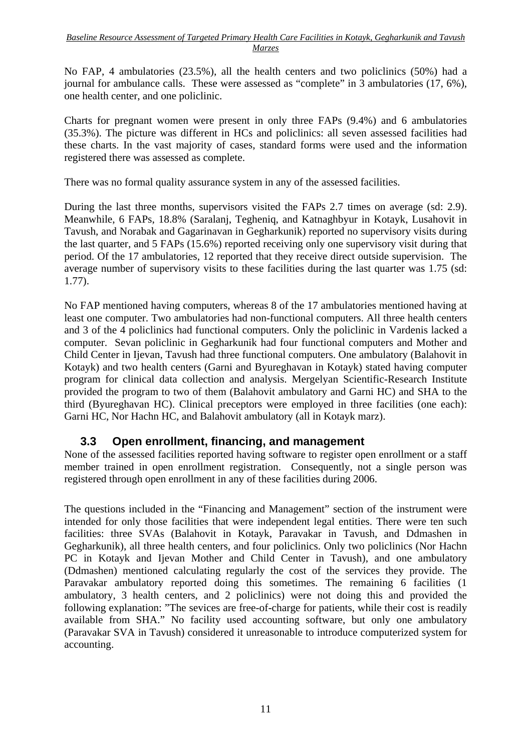No FAP, 4 ambulatories (23.5%), all the health centers and two policlinics (50%) had a journal for ambulance calls. These were assessed as "complete" in 3 ambulatories (17, 6%), one health center, and one policlinic.

Charts for pregnant women were present in only three FAPs (9.4%) and 6 ambulatories (35.3%). The picture was different in HCs and policlinics: all seven assessed facilities had these charts. In the vast majority of cases, standard forms were used and the information registered there was assessed as complete.

There was no formal quality assurance system in any of the assessed facilities.

During the last three months, supervisors visited the FAPs 2.7 times on average (sd: 2.9). Meanwhile, 6 FAPs, 18.8% (Saralanj, Tegheniq, and Katnaghbyur in Kotayk, Lusahovit in Tavush, and Norabak and Gagarinavan in Gegharkunik) reported no supervisory visits during the last quarter, and 5 FAPs (15.6%) reported receiving only one supervisory visit during that period. Of the 17 ambulatories, 12 reported that they receive direct outside supervision. The average number of supervisory visits to these facilities during the last quarter was 1.75 (sd: 1.77).

No FAP mentioned having computers, whereas 8 of the 17 ambulatories mentioned having at least one computer. Two ambulatories had non-functional computers. All three health centers and 3 of the 4 policlinics had functional computers. Only the policlinic in Vardenis lacked a computer. Sevan policlinic in Gegharkunik had four functional computers and Mother and Child Center in Ijevan, Tavush had three functional computers. One ambulatory (Balahovit in Kotayk) and two health centers (Garni and Byureghavan in Kotayk) stated having computer program for clinical data collection and analysis. Mergelyan Scientific-Research Institute provided the program to two of them (Balahovit ambulatory and Garni HC) and SHA to the third (Byureghavan HC). Clinical preceptors were employed in three facilities (one each): Garni HC, Nor Hachn HC, and Balahovit ambulatory (all in Kotayk marz).

## 3.3 Open enrollment, financing, and management

None of the assessed facilities reported having software to register open enrollment or a staff member trained in open enrollment registration. Consequently, not a single person was registered through open enrollment in any of these facilities during 2006.

The questions included in the "Financing and Management" section of the instrument were intended for only those facilities that were independent legal entities. There were ten such facilities: three SVAs (Balahovit in Kotayk, Paravakar in Tavush, and Ddmashen in Gegharkunik), all three health centers, and four policlinics. Only two policlinics (Nor Hachn PC in Kotayk and Ijevan Mother and Child Center in Tavush), and one ambulatory (Ddmashen) mentioned calculating regularly the cost of the services they provide. The Paravakar ambulatory reported doing this sometimes. The remaining 6 facilities (1 ambulatory, 3 health centers, and 2 policlinics) were not doing this and provided the following explanation: "The sevices are free-of-charge for patients, while their cost is readily available from SHA." No facility used accounting software, but only one ambulatory (Paravakar SVA in Tavush) considered it unreasonable to introduce computerized system for accounting.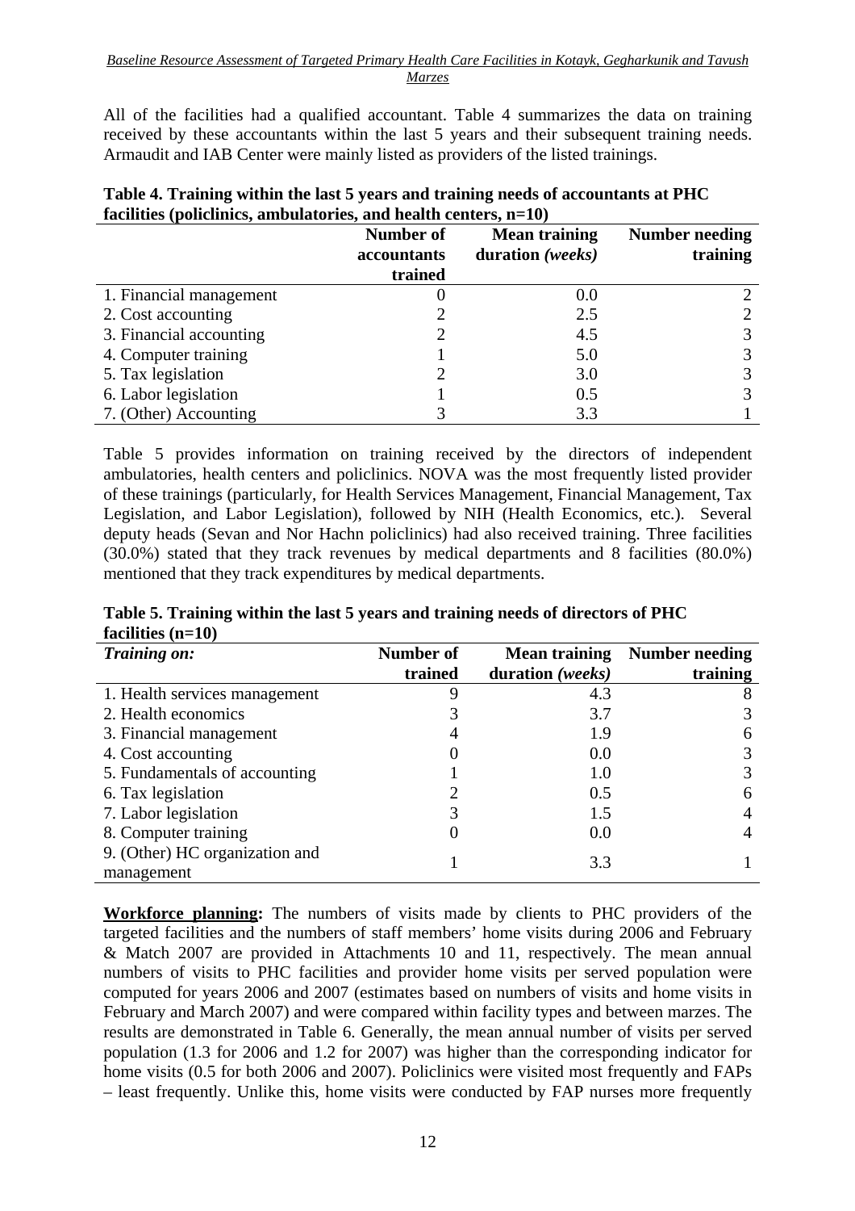All of the facilities had a qualified accountant. Table 4 summarizes the data on training received by these accountants within the last 5 years and their subsequent training needs. Armaudit and IAB Center were mainly listed as providers of the listed trainings.

**Table 4. Training within the last 5 years and training needs of accountants at PHC facilities (policlinics, ambulatories, and health centers, n=10)**

| | Number of accountants trained | Mean training duration *(weeks)* | Number needing training |
|---|---|---|---|
| 1. Financial management | 0 | 0.0 | 2 |
| 2. Cost accounting | 2 | 2.5 | 2 |
| 3. Financial accounting | 2 | 4.5 | 3 |
| 4. Computer training | 1 | 5.0 | 3 |
| 5. Tax legislation | 2 | 3.0 | 3 |
| 6. Labor legislation | 1 | 0.5 | 3 |
| 7. (Other) Accounting | 3 | 3.3 | 1 |

Table 5 provides information on training received by the directors of independent ambulatories, health centers and policlinics. NOVA was the most frequently listed provider of these trainings (particularly, for Health Services Management, Financial Management, Tax Legislation, and Labor Legislation), followed by NIH (Health Economics, etc.). Several deputy heads (Sevan and Nor Hachn policlinics) had also received training. Three facilities (30.0%) stated that they track revenues by medical departments and 8 facilities (80.0%) mentioned that they track expenditures by medical departments.

**Table 5. Training within the last 5 years and training needs of directors of PHC facilities (n=10)**

| *Training on:* | Number of trained | Mean training duration *(weeks)* | Number needing training |
|---|---|---|---|
| 1. Health services management | 9 | 4.3 | 8 |
| 2. Health economics | 3 | 3.7 | 3 |
| 3. Financial management | 4 | 1.9 | 6 |
| 4. Cost accounting | 0 | 0.0 | 3 |
| 5. Fundamentals of accounting | 1 | 1.0 | 3 |
| 6. Tax legislation | 2 | 0.5 | 6 |
| 7. Labor legislation | 3 | 1.5 | 4 |
| 8. Computer training | 0 | 0.0 | 4 |
| 9. (Other) HC organization and management | 1 | 3.3 | 1 |

**Workforce planning:** The numbers of visits made by clients to PHC providers of the targeted facilities and the numbers of staff members' home visits during 2006 and February & Match 2007 are provided in Attachments 10 and 11, respectively. The mean annual numbers of visits to PHC facilities and provider home visits per served population were computed for years 2006 and 2007 (estimates based on numbers of visits and home visits in February and March 2007) and were compared within facility types and between marzes. The results are demonstrated in Table 6. Generally, the mean annual number of visits per served population (1.3 for 2006 and 1.2 for 2007) was higher than the corresponding indicator for home visits (0.5 for both 2006 and 2007). Policlinics were visited most frequently and FAPs – least frequently. Unlike this, home visits were conducted by FAP nurses more frequently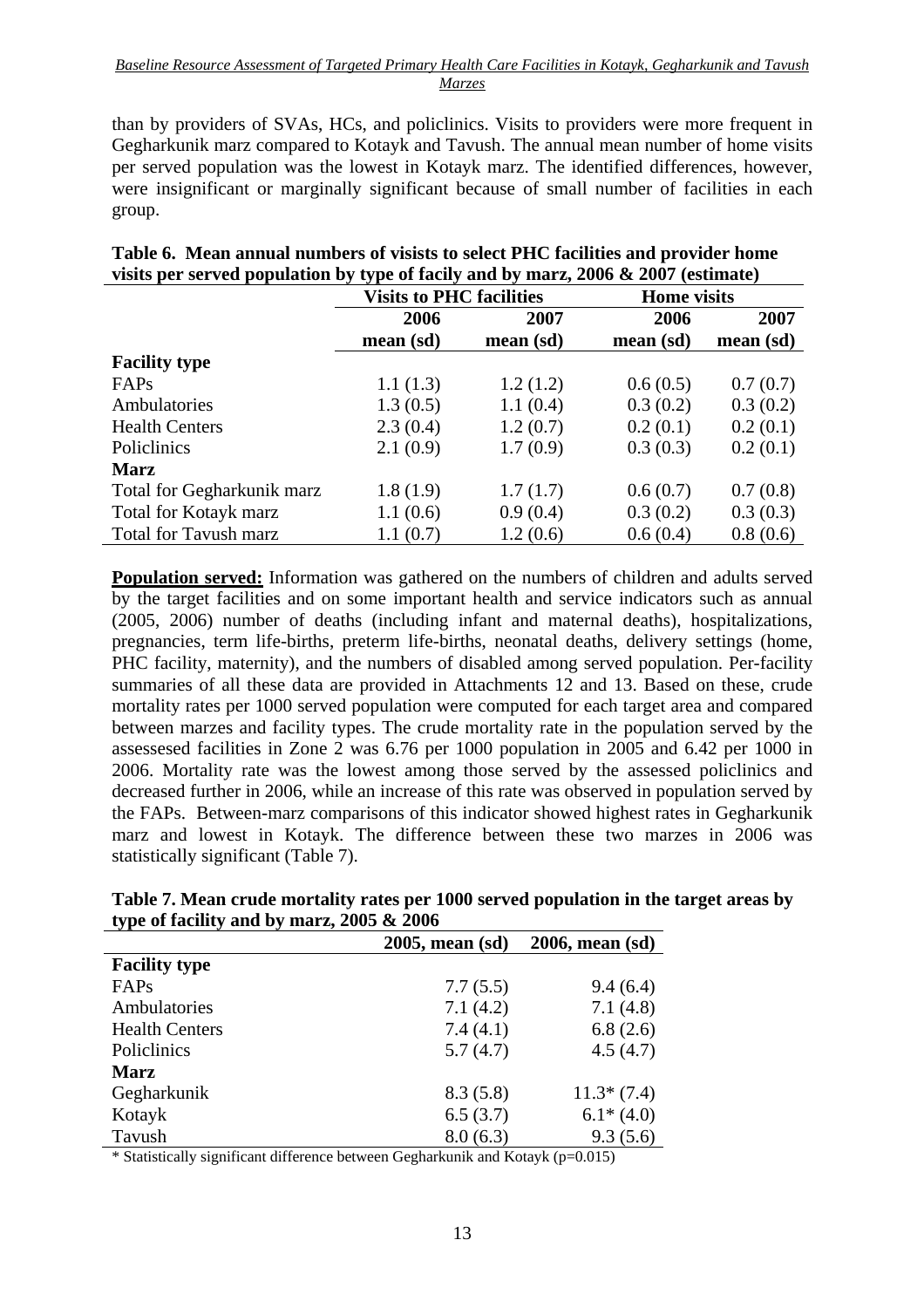than by providers of SVAs, HCs, and policlinics. Visits to providers were more frequent in Gegharkunik marz compared to Kotayk and Tavush. The annual mean number of home visits per served population was the lowest in Kotayk marz. The identified differences, however, were insignificant or marginally significant because of small number of facilities in each group.

**Table 6. Mean annual numbers of visists to select PHC facilities and provider home visits per served population by type of facily and by marz, 2006 & 2007 (estimate)**

| | Visits to PHC facilities | | Home visits | |
|---|---|---|---|---|
| | 2006 mean (sd) | 2007 mean (sd) | 2006 mean (sd) | 2007 mean (sd) |
| **Facility type** | | | | |
| FAPs | 1.1 (1.3) | 1.2 (1.2) | 0.6 (0.5) | 0.7 (0.7) |
| Ambulatories | 1.3 (0.5) | 1.1 (0.4) | 0.3 (0.2) | 0.3 (0.2) |
| Health Centers | 2.3 (0.4) | 1.2 (0.7) | 0.2 (0.1) | 0.2 (0.1) |
| Policlinics | 2.1 (0.9) | 1.7 (0.9) | 0.3 (0.3) | 0.2 (0.1) |
| **Marz** | | | | |
| Total for Gegharkunik marz | 1.8 (1.9) | 1.7 (1.7) | 0.6 (0.7) | 0.7 (0.8) |
| Total for Kotayk marz | 1.1 (0.6) | 0.9 (0.4) | 0.3 (0.2) | 0.3 (0.3) |
| Total for Tavush marz | 1.1 (0.7) | 1.2 (0.6) | 0.6 (0.4) | 0.8 (0.6) |

**Population served:** Information was gathered on the numbers of children and adults served by the target facilities and on some important health and service indicators such as annual (2005, 2006) number of deaths (including infant and maternal deaths), hospitalizations, pregnancies, term life-births, preterm life-births, neonatal deaths, delivery settings (home, PHC facility, maternity), and the numbers of disabled among served population. Per-facility summaries of all these data are provided in Attachments 12 and 13. Based on these, crude mortality rates per 1000 served population were computed for each target area and compared between marzes and facility types. The crude mortality rate in the population served by the assessesed facilities in Zone 2 was 6.76 per 1000 population in 2005 and 6.42 per 1000 in 2006. Mortality rate was the lowest among those served by the assessed policlinics and decreased further in 2006, while an increase of this rate was observed in population served by the FAPs. Between-marz comparisons of this indicator showed highest rates in Gegharkunik marz and lowest in Kotayk. The difference between these two marzes in 2006 was statistically significant (Table 7).

**Table 7. Mean crude mortality rates per 1000 served population in the target areas by type of facility and by marz, 2005 & 2006**

| | 2005, mean (sd) | 2006, mean (sd) |
|---|---|---|
| **Facility type** | | |
| FAPs | 7.7 (5.5) | 9.4 (6.4) |
| Ambulatories | 7.1 (4.2) | 7.1 (4.8) |
| Health Centers | 7.4 (4.1) | 6.8 (2.6) |
| Policlinics | 5.7 (4.7) | 4.5 (4.7) |
| **Marz** | | |
| Gegharkunik | 8.3 (5.8) | 11.3* (7.4) |
| Kotayk | 6.5 (3.7) | 6.1* (4.0) |
| Tavush | 8.0 (6.3) | 9.3 (5.6) |

\* Statistically significant difference between Gegharkunik and Kotayk ($p=0.015$)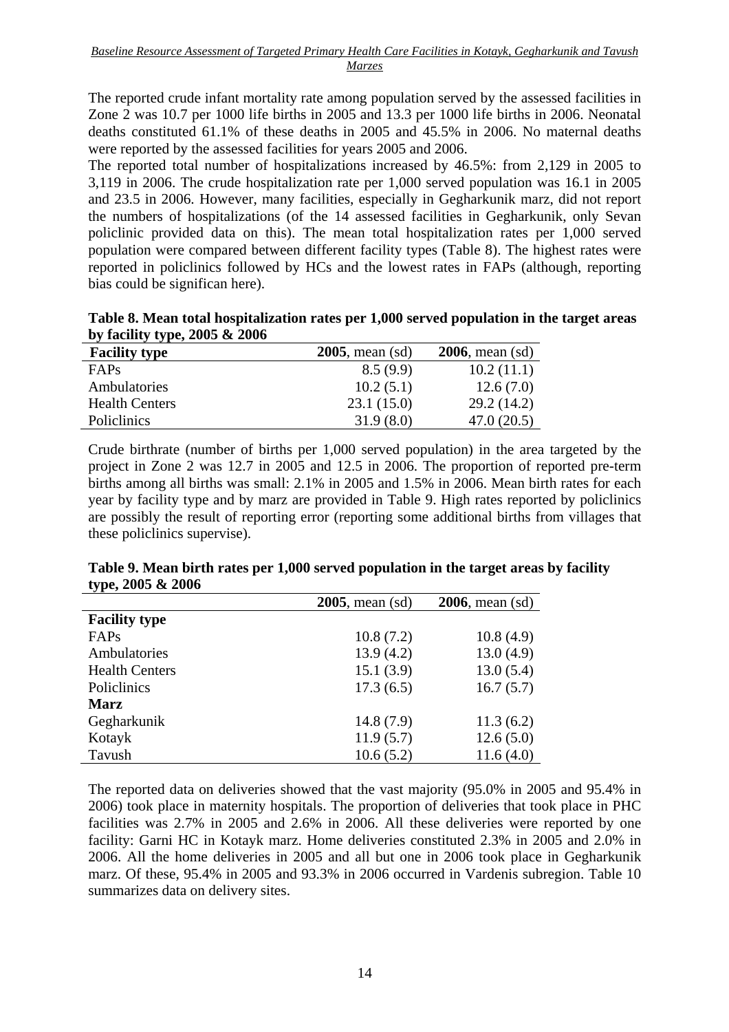The reported crude infant mortality rate among population served by the assessed facilities in Zone 2 was 10.7 per 1000 life births in 2005 and 13.3 per 1000 life births in 2006. Neonatal deaths constituted 61.1% of these deaths in 2005 and 45.5% in 2006. No maternal deaths were reported by the assessed facilities for years 2005 and 2006.

The reported total number of hospitalizations increased by 46.5%: from 2,129 in 2005 to 3,119 in 2006. The crude hospitalization rate per 1,000 served population was 16.1 in 2005 and 23.5 in 2006. However, many facilities, especially in Gegharkunik marz, did not report the numbers of hospitalizations (of the 14 assessed facilities in Gegharkunik, only Sevan policlinic provided data on this). The mean total hospitalization rates per 1,000 served population were compared between different facility types (Table 8). The highest rates were reported in policlinics followed by HCs and the lowest rates in FAPs (although, reporting bias could be significan here).

**Table 8. Mean total hospitalization rates per 1,000 served population in the target areas by facility type, 2005 & 2006**

| Facility type | **2005**, mean (sd) | **2006**, mean (sd) |
|---|---|---|
| FAPs | 8.5 (9.9) | 10.2 (11.1) |
| Ambulatories | 10.2 (5.1) | 12.6 (7.0) |
| Health Centers | 23.1 (15.0) | 29.2 (14.2) |
| Policlinics | 31.9 (8.0) | 47.0 (20.5) |

Crude birthrate (number of births per 1,000 served population) in the area targeted by the project in Zone 2 was 12.7 in 2005 and 12.5 in 2006. The proportion of reported pre-term births among all births was small: 2.1% in 2005 and 1.5% in 2006. Mean birth rates for each year by facility type and by marz are provided in Table 9. High rates reported by policlinics are possibly the result of reporting error (reporting some additional births from villages that these policlinics supervise).

**Table 9. Mean birth rates per 1,000 served population in the target areas by facility type, 2005 & 2006**

| | **2005**, mean (sd) | **2006**, mean (sd) |
|---|---|---|
| **Facility type** | | |
| FAPs | 10.8 (7.2) | 10.8 (4.9) |
| Ambulatories | 13.9 (4.2) | 13.0 (4.9) |
| Health Centers | 15.1 (3.9) | 13.0 (5.4) |
| Policlinics | 17.3 (6.5) | 16.7 (5.7) |
| **Marz** | | |
| Gegharkunik | 14.8 (7.9) | 11.3 (6.2) |
| Kotayk | 11.9 (5.7) | 12.6 (5.0) |
| Tavush | 10.6 (5.2) | 11.6 (4.0) |

The reported data on deliveries showed that the vast majority (95.0% in 2005 and 95.4% in 2006) took place in maternity hospitals. The proportion of deliveries that took place in PHC facilities was 2.7% in 2005 and 2.6% in 2006. All these deliveries were reported by one facility: Garni HC in Kotayk marz. Home deliveries constituted 2.3% in 2005 and 2.0% in 2006. All the home deliveries in 2005 and all but one in 2006 took place in Gegharkunik marz. Of these, 95.4% in 2005 and 93.3% in 2006 occurred in Vardenis subregion. Table 10 summarizes data on delivery sites.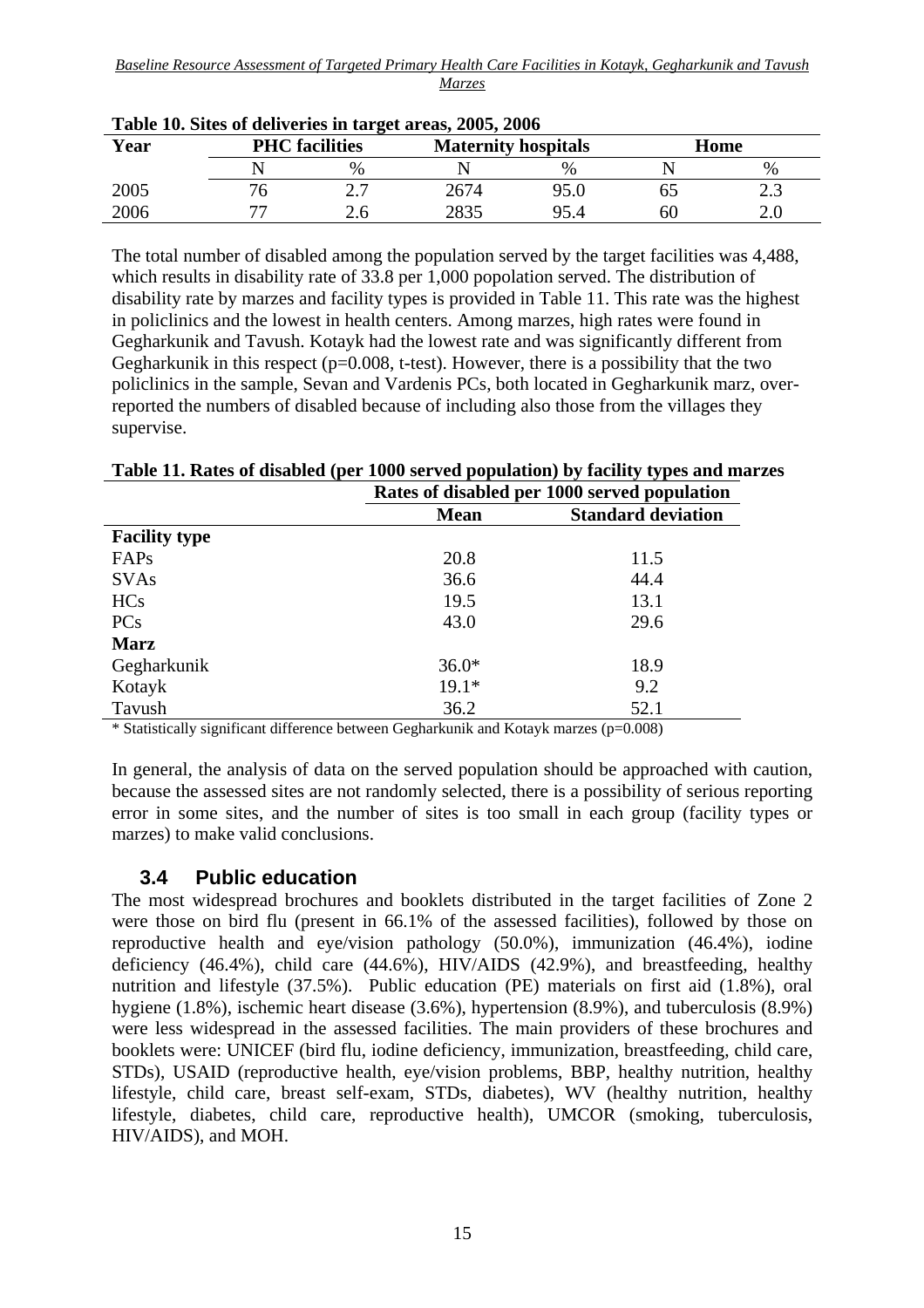**Table 10. Sites of deliveries in target areas, 2005, 2006**

| Year | PHC facilities | | Maternity hospitals | | Home | |
|---|---|---|---|---|---|---|
| | N | % | N | % | N | % |
| 2005 | 76 | 2.7 | 2674 | 95.0 | 65 | 2.3 |
| 2006 | 77 | 2.6 | 2835 | 95.4 | 60 | 2.0 |

The total number of disabled among the population served by the target facilities was 4,488, which results in disability rate of 33.8 per 1,000 popolation served. The distribution of disability rate by marzes and facility types is provided in Table 11. This rate was the highest in policlinics and the lowest in health centers. Among marzes, high rates were found in Gegharkunik and Tavush. Kotayk had the lowest rate and was significantly different from Gegharkunik in this respect (p=0.008, t-test). However, there is a possibility that the two policlinics in the sample, Sevan and Vardenis PCs, both located in Gegharkunik marz, over-reported the numbers of disabled because of including also those from the villages they supervise.

**Table 11. Rates of disabled (per 1000 served population) by facility types and marzes**

| | Rates of disabled per 1000 served population | |
|---|---|---|
| | **Mean** | **Standard deviation** |
| **Facility type** | | |
| FAPs | 20.8 | 11.5 |
| SVAs | 36.6 | 44.4 |
| HCs | 19.5 | 13.1 |
| PCs | 43.0 | 29.6 |
| **Marz** | | |
| Gegharkunik | 36.0* | 18.9 |
| Kotayk | 19.1* | 9.2 |
| Tavush | 36.2 | 52.1 |

\* Statistically significant difference between Gegharkunik and Kotayk marzes (p=0.008)

In general, the analysis of data on the served population should be approached with caution, because the assessed sites are not randomly selected, there is a possibility of serious reporting error in some sites, and the number of sites is too small in each group (facility types or marzes) to make valid conclusions.

## 3.4 Public education

The most widespread brochures and booklets distributed in the target facilities of Zone 2 were those on bird flu (present in 66.1% of the assessed facilities), followed by those on reproductive health and eye/vision pathology (50.0%), immunization (46.4%), iodine deficiency (46.4%), child care (44.6%), HIV/AIDS (42.9%), and breastfeeding, healthy nutrition and lifestyle (37.5%). Public education (PE) materials on first aid (1.8%), oral hygiene (1.8%), ischemic heart disease (3.6%), hypertension (8.9%), and tuberculosis (8.9%) were less widespread in the assessed facilities. The main providers of these brochures and booklets were: UNICEF (bird flu, iodine deficiency, immunization, breastfeeding, child care, STDs), USAID (reproductive health, eye/vision problems, BBP, healthy nutrition, healthy lifestyle, child care, breast self-exam, STDs, diabetes), WV (healthy nutrition, healthy lifestyle, diabetes, child care, reproductive health), UMCOR (smoking, tuberculosis, HIV/AIDS), and MOH.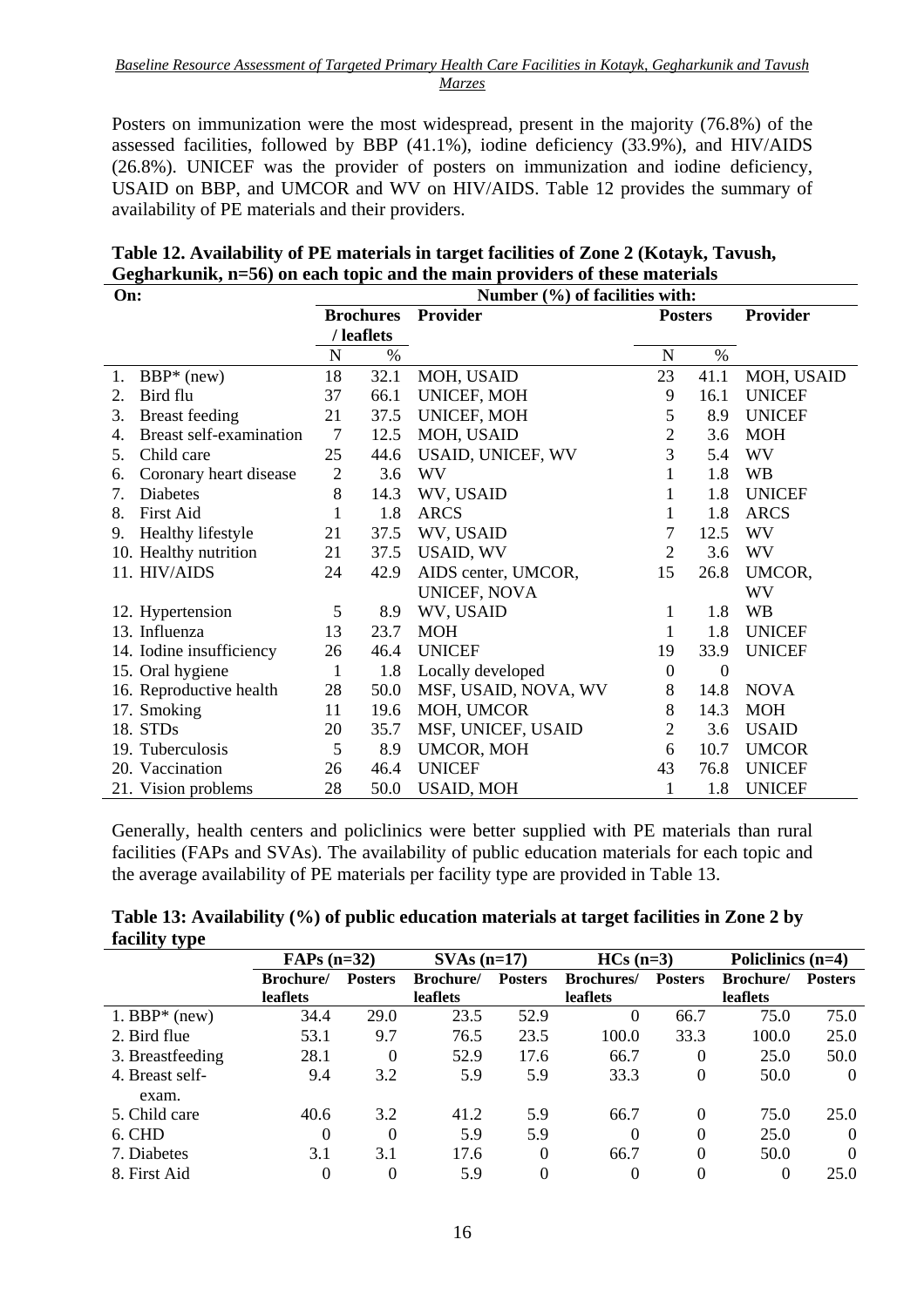Posters on immunization were the most widespread, present in the majority (76.8%) of the assessed facilities, followed by BBP (41.1%), iodine deficiency (33.9%), and HIV/AIDS (26.8%). UNICEF was the provider of posters on immunization and iodine deficiency, USAID on BBP, and UMCOR and WV on HIV/AIDS. Table 12 provides the summary of availability of PE materials and their providers.

**Table 12. Availability of PE materials in target facilities of Zone 2 (Kotayk, Tavush, Gegharkunik, n=56) on each topic and the main providers of these materials**

| On: | Number (%) of facilities with: | | | | | |
|---|---|---|---|---|---|---|
| | Brochures / leaflets | | Provider | Posters | | Provider |
| | N | % | | N | % | |
| 1. BBP* (new) | 18 | 32.1 | MOH, USAID | 23 | 41.1 | MOH, USAID |
| 2. Bird flu | 37 | 66.1 | UNICEF, MOH | 9 | 16.1 | UNICEF |
| 3. Breast feeding | 21 | 37.5 | UNICEF, MOH | 5 | 8.9 | UNICEF |
| 4. Breast self-examination | 7 | 12.5 | MOH, USAID | 2 | 3.6 | MOH |
| 5. Child care | 25 | 44.6 | USAID, UNICEF, WV | 3 | 5.4 | WV |
| 6. Coronary heart disease | 2 | 3.6 | WV | 1 | 1.8 | WB |
| 7. Diabetes | 8 | 14.3 | WV, USAID | 1 | 1.8 | UNICEF |
| 8. First Aid | 1 | 1.8 | ARCS | 1 | 1.8 | ARCS |
| 9. Healthy lifestyle | 21 | 37.5 | WV, USAID | 7 | 12.5 | WV |
| 10. Healthy nutrition | 21 | 37.5 | USAID, WV | 2 | 3.6 | WV |
| 11. HIV/AIDS | 24 | 42.9 | AIDS center, UMCOR, UNICEF, NOVA | 15 | 26.8 | UMCOR, WV |
| 12. Hypertension | 5 | 8.9 | WV, USAID | 1 | 1.8 | WB |
| 13. Influenza | 13 | 23.7 | MOH | 1 | 1.8 | UNICEF |
| 14. Iodine insufficiency | 26 | 46.4 | UNICEF | 19 | 33.9 | UNICEF |
| 15. Oral hygiene | 1 | 1.8 | Locally developed | 0 | 0 | |
| 16. Reproductive health | 28 | 50.0 | MSF, USAID, NOVA, WV | 8 | 14.8 | NOVA |
| 17. Smoking | 11 | 19.6 | MOH, UMCOR | 8 | 14.3 | MOH |
| 18. STDs | 20 | 35.7 | MSF, UNICEF, USAID | 2 | 3.6 | USAID |
| 19. Tuberculosis | 5 | 8.9 | UMCOR, MOH | 6 | 10.7 | UMCOR |
| 20. Vaccination | 26 | 46.4 | UNICEF | 43 | 76.8 | UNICEF |
| 21. Vision problems | 28 | 50.0 | USAID, MOH | 1 | 1.8 | UNICEF |

Generally, health centers and policlinics were better supplied with PE materials than rural facilities (FAPs and SVAs). The availability of public education materials for each topic and the average availability of PE materials per facility type are provided in Table 13.

**Table 13: Availability (%) of public education materials at target facilities in Zone 2 by facility type**

| | FAPs (n=32) | | SVAs (n=17) | | HCs (n=3) | | Policlinics (n=4) | |
|---|---|---|---|---|---|---|---|---|
| | Brochure/ leaflets | Posters | Brochure/ leaflets | Posters | Brochures/ leaflets | Posters | Brochure/ leaflets | Posters |
| 1. BBP* (new) | 34.4 | 29.0 | 23.5 | 52.9 | 0 | 66.7 | 75.0 | 75.0 |
| 2. Bird flue | 53.1 | 9.7 | 76.5 | 23.5 | 100.0 | 33.3 | 100.0 | 25.0 |
| 3. Breastfeeding | 28.1 | 0 | 52.9 | 17.6 | 66.7 | 0 | 25.0 | 50.0 |
| 4. Breast self-exam. | 9.4 | 3.2 | 5.9 | 5.9 | 33.3 | 0 | 50.0 | 0 |
| 5. Child care | 40.6 | 3.2 | 41.2 | 5.9 | 66.7 | 0 | 75.0 | 25.0 |
| 6. CHD | 0 | 0 | 5.9 | 5.9 | 0 | 0 | 25.0 | 0 |
| 7. Diabetes | 3.1 | 3.1 | 17.6 | 0 | 66.7 | 0 | 50.0 | 0 |
| 8. First Aid | 0 | 0 | 5.9 | 0 | 0 | 0 | 0 | 25.0 |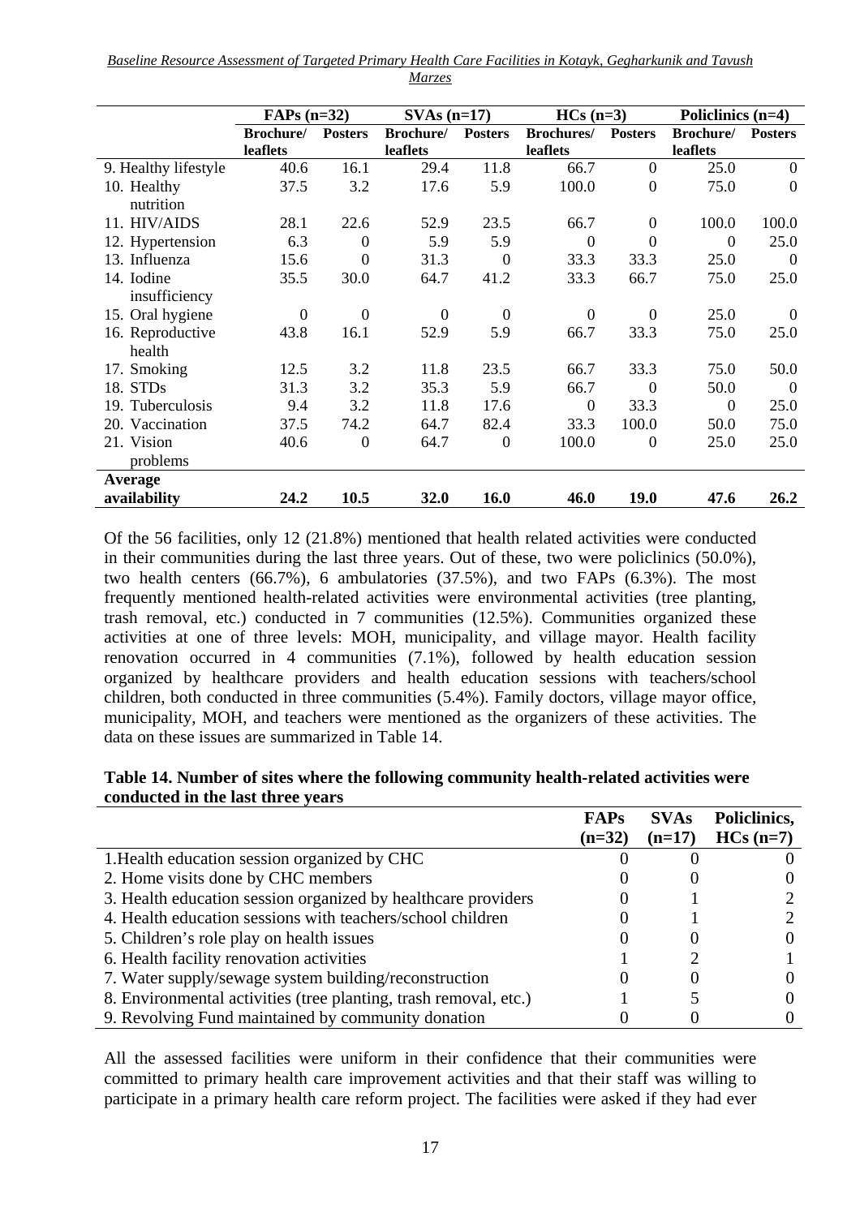| | FAPs (n=32) | | SVAs (n=17) | | HCs (n=3) | | Policlinics (n=4) | |
|---|---|---|---|---|---|---|---|---|
| | **Brochure/ leaflets** | **Posters** | **Brochure/ leaflets** | **Posters** | **Brochures/ leaflets** | **Posters** | **Brochure/ leaflets** | **Posters** |
| 9. Healthy lifestyle | 40.6 | 16.1 | 29.4 | 11.8 | 66.7 | 0 | 25.0 | 0 |
| 10. Healthy nutrition | 37.5 | 3.2 | 17.6 | 5.9 | 100.0 | 0 | 75.0 | 0 |
| 11. HIV/AIDS | 28.1 | 22.6 | 52.9 | 23.5 | 66.7 | 0 | 100.0 | 100.0 |
| 12. Hypertension | 6.3 | 0 | 5.9 | 5.9 | 0 | 0 | 0 | 25.0 |
| 13. Influenza | 15.6 | 0 | 31.3 | 0 | 33.3 | 33.3 | 25.0 | 0 |
| 14. Iodine insufficiency | 35.5 | 30.0 | 64.7 | 41.2 | 33.3 | 66.7 | 75.0 | 25.0 |
| 15. Oral hygiene | 0 | 0 | 0 | 0 | 0 | 0 | 25.0 | 0 |
| 16. Reproductive health | 43.8 | 16.1 | 52.9 | 5.9 | 66.7 | 33.3 | 75.0 | 25.0 |
| 17. Smoking | 12.5 | 3.2 | 11.8 | 23.5 | 66.7 | 33.3 | 75.0 | 50.0 |
| 18. STDs | 31.3 | 3.2 | 35.3 | 5.9 | 66.7 | 0 | 50.0 | 0 |
| 19. Tuberculosis | 9.4 | 3.2 | 11.8 | 17.6 | 0 | 33.3 | 0 | 25.0 |
| 20. Vaccination | 37.5 | 74.2 | 64.7 | 82.4 | 33.3 | 100.0 | 50.0 | 75.0 |
| 21. Vision problems | 40.6 | 0 | 64.7 | 0 | 100.0 | 0 | 25.0 | 25.0 |
| **Average availability** | **24.2** | **10.5** | **32.0** | **16.0** | **46.0** | **19.0** | **47.6** | **26.2** |

Of the 56 facilities, only 12 (21.8%) mentioned that health related activities were conducted in their communities during the last three years. Out of these, two were policlinics (50.0%), two health centers (66.7%), 6 ambulatories (37.5%), and two FAPs (6.3%). The most frequently mentioned health-related activities were environmental activities (tree planting, trash removal, etc.) conducted in 7 communities (12.5%). Communities organized these activities at one of three levels: MOH, municipality, and village mayor. Health facility renovation occurred in 4 communities (7.1%), followed by health education session organized by healthcare providers and health education sessions with teachers/school children, both conducted in three communities (5.4%). Family doctors, village mayor office, municipality, MOH, and teachers were mentioned as the organizers of these activities. The data on these issues are summarized in Table 14.

**Table 14. Number of sites where the following community health-related activities were conducted in the last three years**

| | FAPs (n=32) | SVAs (n=17) | Policlinics, HCs (n=7) |
|---|---|---|---|
| 1.Health education session organized by CHC | 0 | 0 | 0 |
| 2. Home visits done by CHC members | 0 | 0 | 0 |
| 3. Health education session organized by healthcare providers | 0 | 1 | 2 |
| 4. Health education sessions with teachers/school children | 0 | 1 | 2 |
| 5. Children's role play on health issues | 0 | 0 | 0 |
| 6. Health facility renovation activities | 1 | 2 | 1 |
| 7. Water supply/sewage system building/reconstruction | 0 | 0 | 0 |
| 8. Environmental activities (tree planting, trash removal, etc.) | 1 | 5 | 0 |
| 9. Revolving Fund maintained by community donation | 0 | 0 | 0 |

All the assessed facilities were uniform in their confidence that their communities were committed to primary health care improvement activities and that their staff was willing to participate in a primary health care reform project. The facilities were asked if they had ever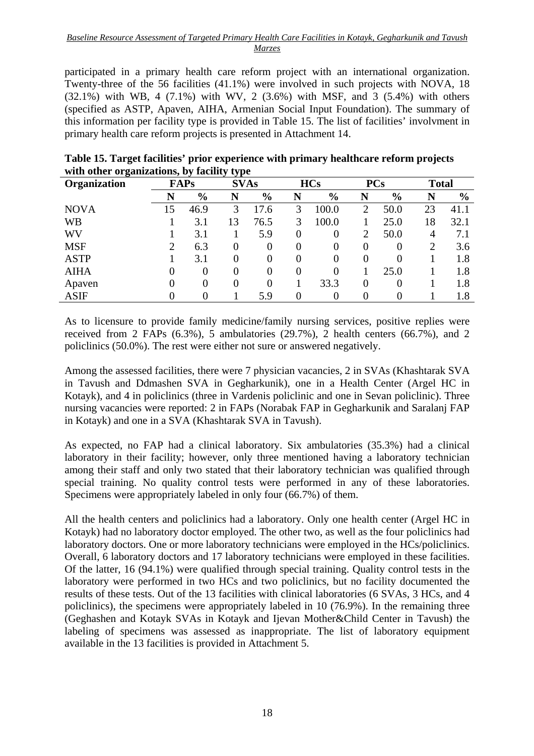participated in a primary health care reform project with an international organization. Twenty-three of the 56 facilities (41.1%) were involved in such projects with NOVA, 18 (32.1%) with WB, 4 (7.1%) with WV, 2 (3.6%) with MSF, and 3 (5.4%) with others (specified as ASTP, Apaven, AIHA, Armenian Social Input Foundation). The summary of this information per facility type is provided in Table 15. The list of facilities' involvment in primary health care reform projects is presented in Attachment 14.

**Table 15. Target facilities' prior experience with primary healthcare reform projects with other organizations, by facility type**

| Organization | FAPs | | SVAs | | HCs | | PCs | | Total | |
|---|---|---|---|---|---|---|---|---|---|---|
| | N | % | N | % | N | % | N | % | N | % |
| NOVA | 15 | 46.9 | 3 | 17.6 | 3 | 100.0 | 2 | 50.0 | 23 | 41.1 |
| WB | 1 | 3.1 | 13 | 76.5 | 3 | 100.0 | 1 | 25.0 | 18 | 32.1 |
| WV | 1 | 3.1 | 1 | 5.9 | 0 | 0 | 2 | 50.0 | 4 | 7.1 |
| MSF | 2 | 6.3 | 0 | 0 | 0 | 0 | 0 | 0 | 2 | 3.6 |
| ASTP | 1 | 3.1 | 0 | 0 | 0 | 0 | 0 | 0 | 1 | 1.8 |
| AIHA | 0 | 0 | 0 | 0 | 0 | 0 | 1 | 25.0 | 1 | 1.8 |
| Apaven | 0 | 0 | 0 | 0 | 1 | 33.3 | 0 | 0 | 1 | 1.8 |
| ASIF | 0 | 0 | 1 | 5.9 | 0 | 0 | 0 | 0 | 1 | 1.8 |

As to licensure to provide family medicine/family nursing services, positive replies were received from 2 FAPs (6.3%), 5 ambulatories (29.7%), 2 health centers (66.7%), and 2 policlinics (50.0%). The rest were either not sure or answered negatively.

Among the assessed facilities, there were 7 physician vacancies, 2 in SVAs (Khashtarak SVA in Tavush and Ddmashen SVA in Gegharkunik), one in a Health Center (Argel HC in Kotayk), and 4 in policlinics (three in Vardenis policlinic and one in Sevan policlinic). Three nursing vacancies were reported: 2 in FAPs (Norabak FAP in Gegharkunik and Saralanj FAP in Kotayk) and one in a SVA (Khashtarak SVA in Tavush).

As expected, no FAP had a clinical laboratory. Six ambulatories (35.3%) had a clinical laboratory in their facility; however, only three mentioned having a laboratory technician among their staff and only two stated that their laboratory technician was qualified through special training. No quality control tests were performed in any of these laboratories. Specimens were appropriately labeled in only four (66.7%) of them.

All the health centers and policlinics had a laboratory. Only one health center (Argel HC in Kotayk) had no laboratory doctor employed. The other two, as well as the four policlinics had laboratory doctors. One or more laboratory technicians were employed in the HCs/policlinics. Overall, 6 laboratory doctors and 17 laboratory technicians were employed in these facilities. Of the latter, 16 (94.1%) were qualified through special training. Quality control tests in the laboratory were performed in two HCs and two policlinics, but no facility documented the results of these tests. Out of the 13 facilities with clinical laboratories (6 SVAs, 3 HCs, and 4 policlinics), the specimens were appropriately labeled in 10 (76.9%). In the remaining three (Geghashen and Kotayk SVAs in Kotayk and Ijevan Mother&Child Center in Tavush) the labeling of specimens was assessed as inappropriate. The list of laboratory equipment available in the 13 facilities is provided in Attachment 5.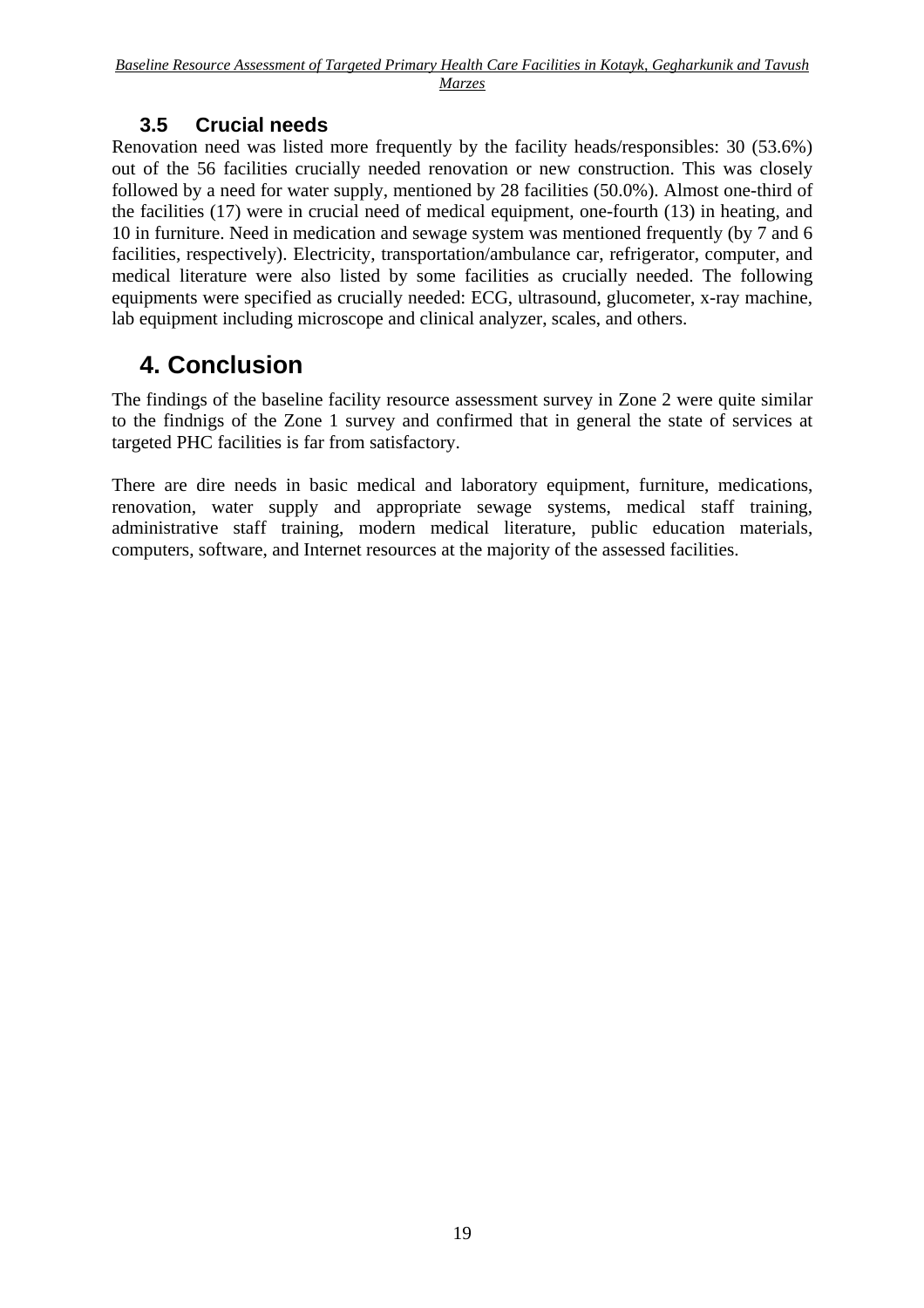## 3.5 Crucial needs

Renovation need was listed more frequently by the facility heads/responsibles: 30 (53.6%) out of the 56 facilities crucially needed renovation or new construction. This was closely followed by a need for water supply, mentioned by 28 facilities (50.0%). Almost one-third of the facilities (17) were in crucial need of medical equipment, one-fourth (13) in heating, and 10 in furniture. Need in medication and sewage system was mentioned frequently (by 7 and 6 facilities, respectively). Electricity, transportation/ambulance car, refrigerator, computer, and medical literature were also listed by some facilities as crucially needed. The following equipments were specified as crucially needed: ECG, ultrasound, glucometer, x-ray machine, lab equipment including microscope and clinical analyzer, scales, and others.

# 4. Conclusion

The findings of the baseline facility resource assessment survey in Zone 2 were quite similar to the findnigs of the Zone 1 survey and confirmed that in general the state of services at targeted PHC facilities is far from satisfactory.

There are dire needs in basic medical and laboratory equipment, furniture, medications, renovation, water supply and appropriate sewage systems, medical staff training, administrative staff training, modern medical literature, public education materials, computers, software, and Internet resources at the majority of the assessed facilities.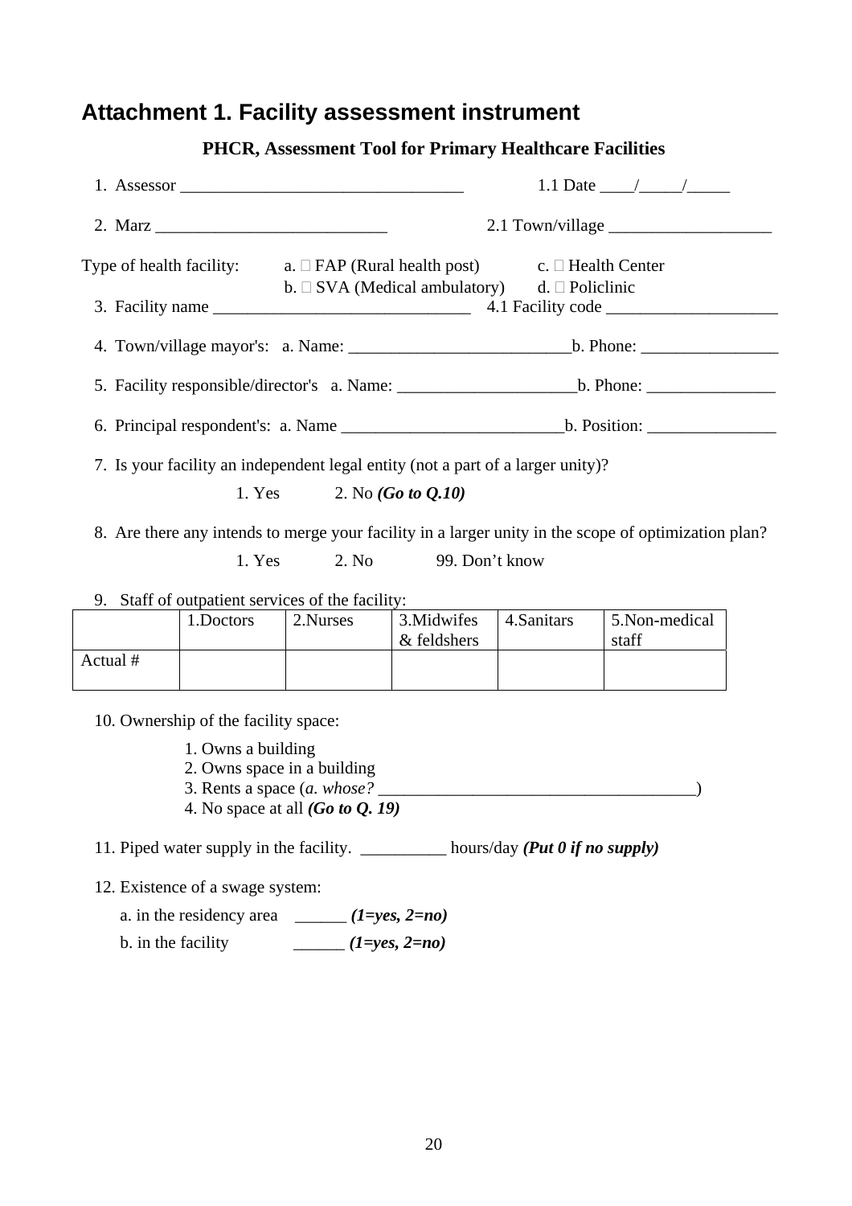# Attachment 1. Facility assessment instrument

**PHCR, Assessment Tool for Primary Healthcare Facilities**

1. Assessor ________________________________ 1.1 Date ____/_____/_____

2. Marz __________________________ 2.1 Town/village __________________

Type of health facility: a.  FAP (Rural health post) c.  Health Center
b.  SVA (Medical ambulatory) d.  Policlinic

3. Facility name _____________________________ 4.1 Facility code ___________________

4. Town/village mayor's: a. Name: _________________________b. Phone: ________________

5. Facility responsible/director's a. Name: ____________________b. Phone: _______________

6. Principal respondent's: a. Name _________________________b. Position: _______________

7. Is your facility an independent legal entity (not a part of a larger unity)?

   1. Yes 2. No ***(Go to Q.10)***

8. Are there any intends to merge your facility in a larger unity in the scope of optimization plan?

   1. Yes 2. No 99. Don't know

9. Staff of outpatient services of the facility:

| | 1.Doctors | 2.Nurses | 3.Midwifes & feldshers | 4.Sanitars | 5.Non-medical staff |
|---|---|---|---|---|---|
| Actual # | | | | | |

10. Ownership of the facility space:

    1. Owns a building
    2. Owns space in a building
    3. Rents a space (*a. whose?* ____________________________________)
    4. No space at all ***(Go to Q. 19)***

11. Piped water supply in the facility. __________ hours/day ***(Put 0 if no supply)***

12. Existence of a swage system:

    a. in the residency area ______ ***(1=yes, 2=no)***

    b. in the facility ______ ***(1=yes, 2=no)***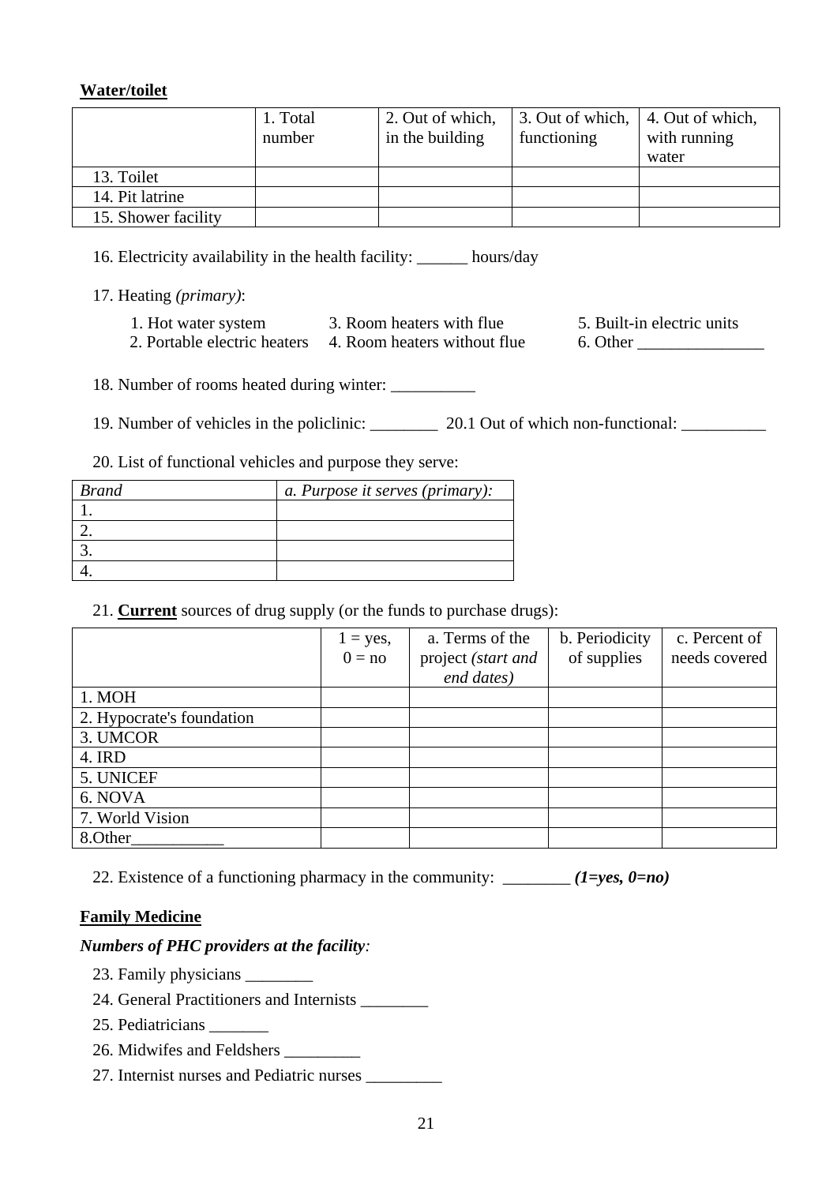**Water/toilet**

| | 1. Total number | 2. Out of which, in the building | 3. Out of which, functioning | 4. Out of which, with running water |
|---|---|---|---|---|
| 13. Toilet | | | | |
| 14. Pit latrine | | | | |
| 15. Shower facility | | | | |

16. Electricity availability in the health facility: ______ hours/day

17. Heating *(primary)*:

1. Hot water system
2. Portable electric heaters
3. Room heaters with flue
4. Room heaters without flue
5. Built-in electric units
6. Other _______________

18. Number of rooms heated during winter: __________

19. Number of vehicles in the policlinic: ________ 20.1 Out of which non-functional: __________

20. List of functional vehicles and purpose they serve:

| *Brand* | *a. Purpose it serves (primary):* |
|---|---|
| 1. | |
| 2. | |
| 3. | |
| 4. | |

21. **Current** sources of drug supply (or the funds to purchase drugs):

| | 1 = yes, 0 = no | a. Terms of the project *(start and end dates)* | b. Periodicity of supplies | c. Percent of needs covered |
|---|---|---|---|---|
| 1. MOH | | | | |
| 2. Hypocrate's foundation | | | | |
| 3. UMCOR | | | | |
| 4. IRD | | | | |
| 5. UNICEF | | | | |
| 6. NOVA | | | | |
| 7. World Vision | | | | |
| 8.Other___________ | | | | |

22. Existence of a functioning pharmacy in the community: ________ ***(1=yes, 0=no)***

**Family Medicine**

***Numbers of PHC providers at the facility:***

23. Family physicians ________
24. General Practitioners and Internists ________
25. Pediatricians _______
26. Midwifes and Feldshers _________
27. Internist nurses and Pediatric nurses _________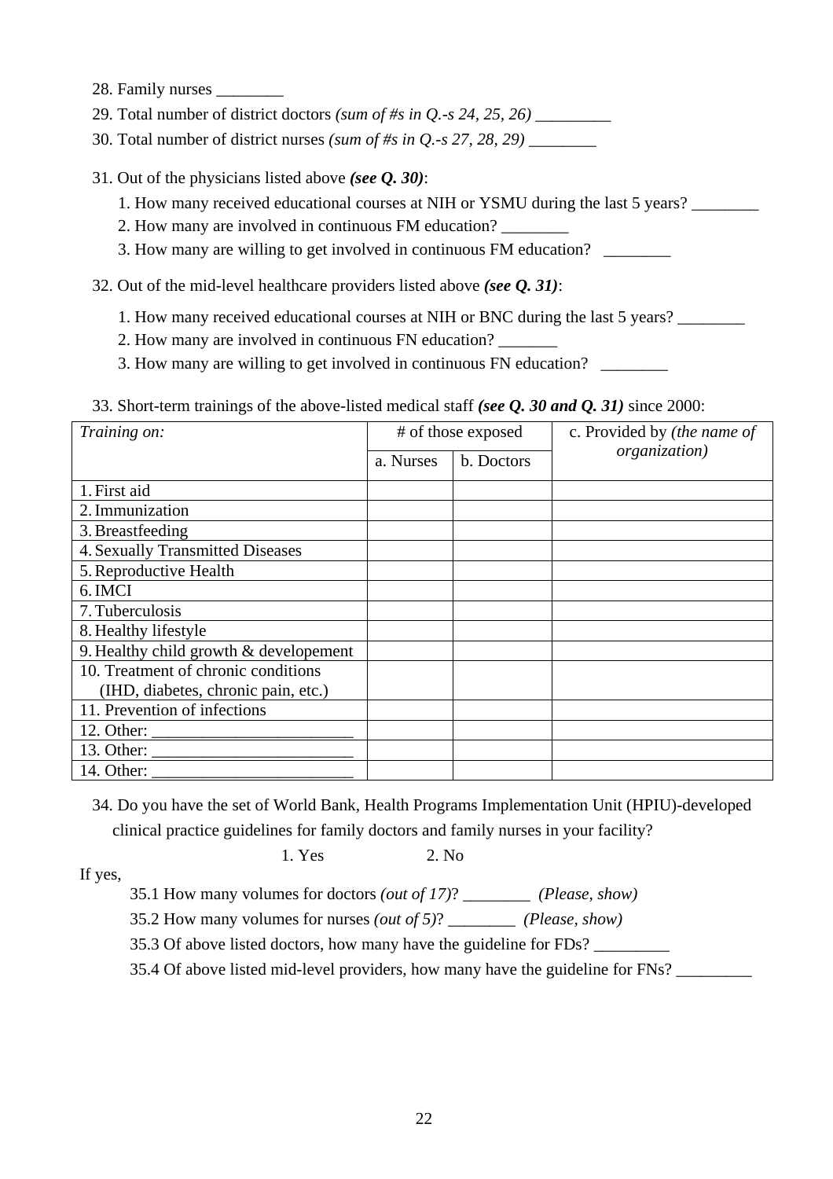28. Family nurses ________
29. Total number of district doctors *(sum of #s in Q.-s 24, 25, 26)* _________
30. Total number of district nurses *(sum of #s in Q.-s 27, 28, 29)* ________

31. Out of the physicians listed above ***(see Q. 30)***:
    1. How many received educational courses at NIH or YSMU during the last 5 years? ________
    2. How many are involved in continuous FM education? ________
    3. How many are willing to get involved in continuous FM education? ________

32. Out of the mid-level healthcare providers listed above ***(see Q. 31)***:
    1. How many received educational courses at NIH or BNC during the last 5 years? ________
    2. How many are involved in continuous FN education? _______
    3. How many are willing to get involved in continuous FN education? ________

33. Short-term trainings of the above-listed medical staff ***(see Q. 30 and Q. 31)*** since 2000:

| *Training on:* | # of those exposed | | c. Provided by *(the name of organization)* |
|---|---|---|---|
| | a. Nurses | b. Doctors | |
| 1. First aid | | | |
| 2. Immunization | | | |
| 3. Breastfeeding | | | |
| 4. Sexually Transmitted Diseases | | | |
| 5. Reproductive Health | | | |
| 6. IMCI | | | |
| 7. Tuberculosis | | | |
| 8. Healthy lifestyle | | | |
| 9. Healthy child growth & developement | | | |
| 10. Treatment of chronic conditions (IHD, diabetes, chronic pain, etc.) | | | |
| 11. Prevention of infections | | | |
| 12. Other: ________________________ | | | |
| 13. Other: ________________________ | | | |
| 14. Other: ________________________ | | | |

34. Do you have the set of World Bank, Health Programs Implementation Unit (HPIU)-developed clinical practice guidelines for family doctors and family nurses in your facility?

    1. Yes     2. No

If yes,

35.1 How many volumes for doctors *(out of 17)*? ________ *(Please, show)*

35.2 How many volumes for nurses *(out of 5)*? ________ *(Please, show)*

35.3 Of above listed doctors, how many have the guideline for FDs? _________

35.4 Of above listed mid-level providers, how many have the guideline for FNs? _________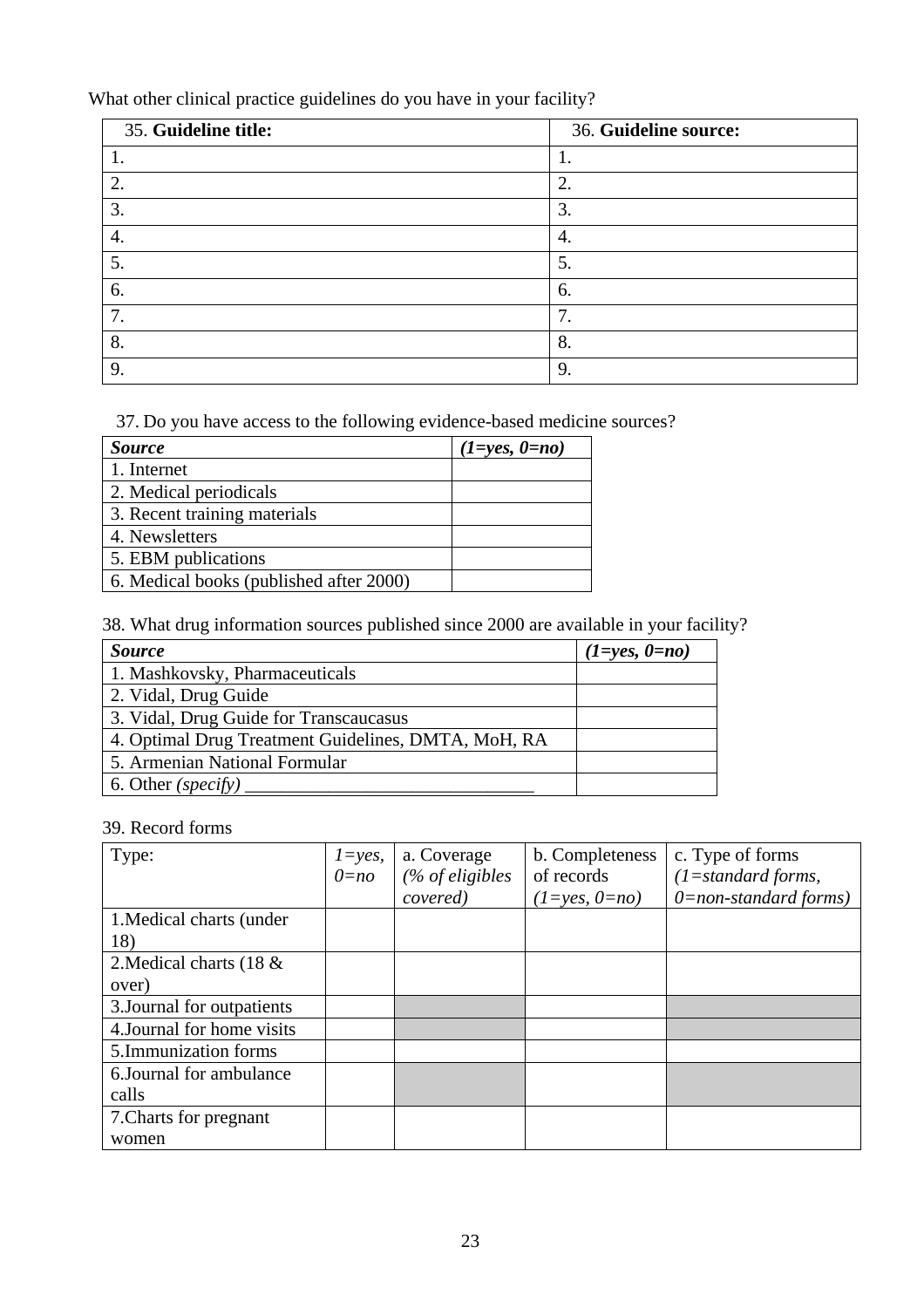What other clinical practice guidelines do you have in your facility?

| 35. **Guideline title:** | 36. **Guideline source:** |
|---|---|
| 1. | 1. |
| 2. | 2. |
| 3. | 3. |
| 4. | 4. |
| 5. | 5. |
| 6. | 6. |
| 7. | 7. |
| 8. | 8. |
| 9. | 9. |

37. Do you have access to the following evidence-based medicine sources?

| ***Source*** | ***(1=yes, 0=no)*** |
|---|---|
| 1. Internet | |
| 2. Medical periodicals | |
| 3. Recent training materials | |
| 4. Newsletters | |
| 5. EBM publications | |
| 6. Medical books (published after 2000) | |

38. What drug information sources published since 2000 are available in your facility?

| ***Source*** | ***(1=yes, 0=no)*** |
|---|---|
| 1. Mashkovsky, Pharmaceuticals | |
| 2. Vidal, Drug Guide | |
| 3. Vidal, Drug Guide for Transcaucasus | |
| 4. Optimal Drug Treatment Guidelines, DMTA, MoH, RA | |
| 5. Armenian National Formular | |
| 6. Other *(specify)* ______________________________ | |

39. Record forms

| Type: | *1=yes, 0=no* | a. Coverage *(% of eligibles covered)* | b. Completeness of records *(1=yes, 0=no)* | c. Type of forms *(1=standard forms, 0=non-standard forms)* |
|---|---|---|---|---|
| 1.Medical charts (under 18) | | | | |
| 2.Medical charts (18 & over) | | | | |
| 3.Journal for outpatients | | | | |
| 4.Journal for home visits | | | | |
| 5.Immunization forms | | | | |
| 6.Journal for ambulance calls | | | | |
| 7.Charts for pregnant women | | | | |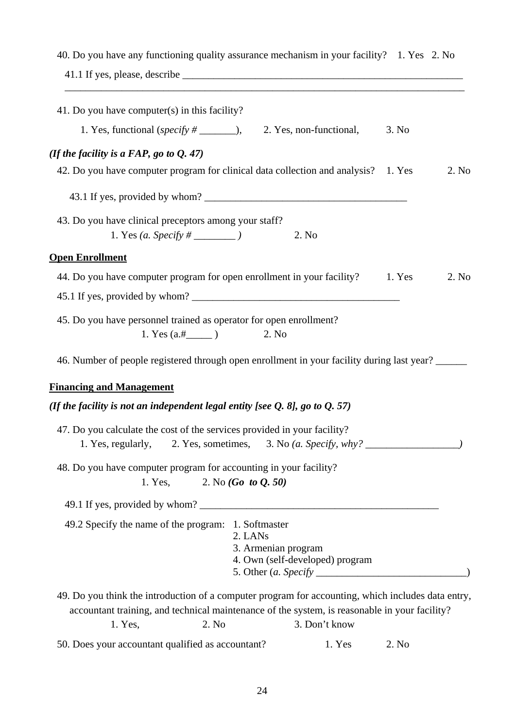40. Do you have any functioning quality assurance mechanism in your facility?    1. Yes   2. No

41.1 If yes, please, describe ________________________________________________________
_________________________________________________________________________________

41. Do you have computer(s) in this facility?

1. Yes, functional (*specify #* _______),    2. Yes, non-functional,    3. No

***(If the facility is a FAP, go to Q. 47)***

42. Do you have computer program for clinical data collection and analysis?    1. Yes    2. No

43.1 If yes, provided by whom? ________________________________________

43. Do you have clinical preceptors among your staff?

1. Yes *(a. Specify # ________ )*    2. No

**Open Enrollment**

44. Do you have computer program for open enrollment in your facility?    1. Yes    2. No

45.1 If yes, provided by whom? _________________________________________

45. Do you have personnel trained as operator for open enrollment?

1. Yes (a.#_____ )    2. No

46. Number of people registered through open enrollment in your facility during last year? ______

**Financing and Management**

***(If the facility is not an independent legal entity [see Q. 8], go to Q. 57)***

47. Do you calculate the cost of the services provided in your facility?

1. Yes, regularly,    2. Yes, sometimes,    3. No *(a. Specify, why? __________________)*

48. Do you have computer program for accounting in your facility?

1. Yes,    2. No ***(Go to Q. 50)***

49.1 If yes, provided by whom? _______________________________________________

49.2 Specify the name of the program:
1. Softmaster
2. LANs
3. Armenian program
4. Own (self-developed) program
5. Other (*a. Specify* _____________________________)

49. Do you think the introduction of a computer program for accounting, which includes data entry, accountant training, and technical maintenance of the system, is reasonable in your facility?

1. Yes,    2. No    3. Don't know

50. Does your accountant qualified as accountant?    1. Yes    2. No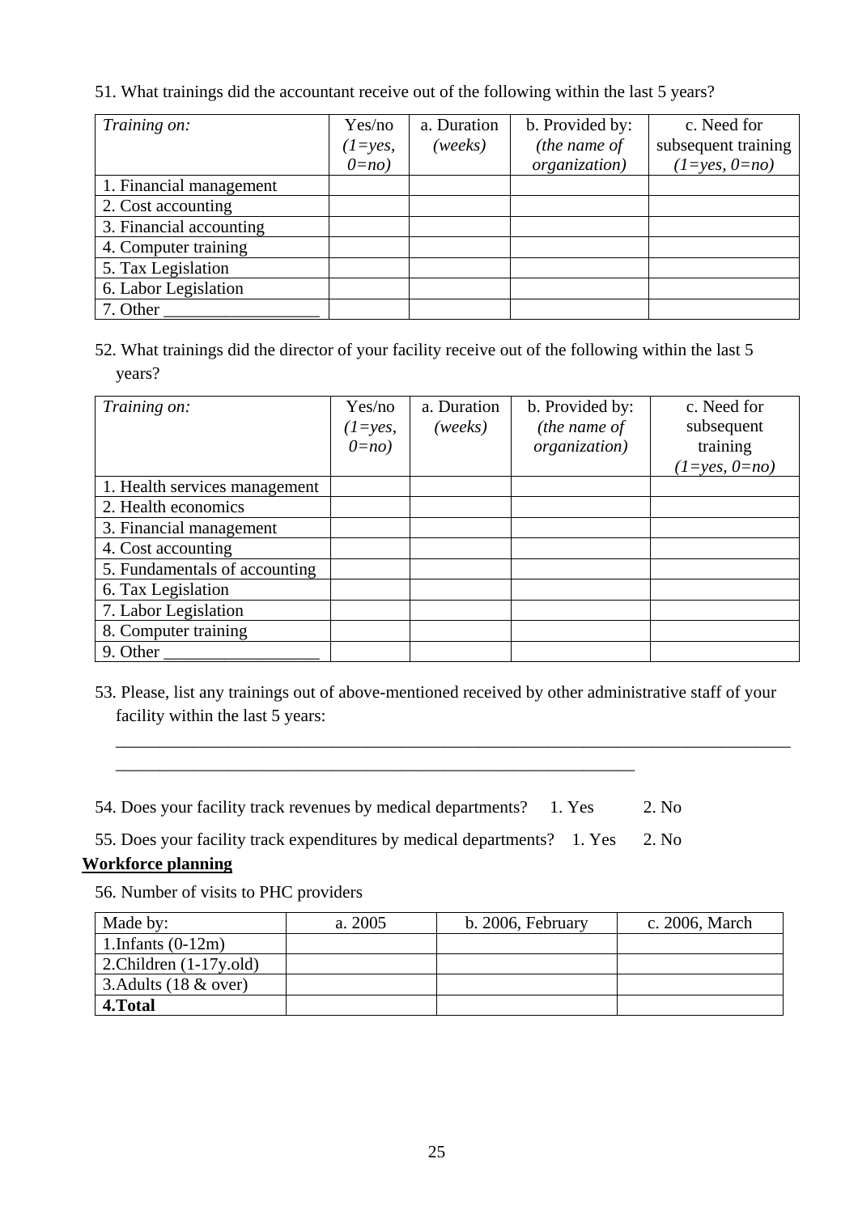51. What trainings did the accountant receive out of the following within the last 5 years?

| *Training on:* | Yes/no *(1=yes, 0=no)* | a. Duration *(weeks)* | b. Provided by: *(the name of organization)* | c. Need for subsequent training *(1=yes, 0=no)* |
|---|---|---|---|---|
| 1. Financial management | | | | |
| 2. Cost accounting | | | | |
| 3. Financial accounting | | | | |
| 4. Computer training | | | | |
| 5. Tax Legislation | | | | |
| 6. Labor Legislation | | | | |
| 7. Other __________________ | | | | |

52. What trainings did the director of your facility receive out of the following within the last 5 years?

| *Training on:* | Yes/no *(1=yes, 0=no)* | a. Duration *(weeks)* | b. Provided by: *(the name of organization)* | c. Need for subsequent training *(1=yes, 0=no)* |
|---|---|---|---|---|
| 1. Health services management | | | | |
| 2. Health economics | | | | |
| 3. Financial management | | | | |
| 4. Cost accounting | | | | |
| 5. Fundamentals of accounting | | | | |
| 6. Tax Legislation | | | | |
| 7. Labor Legislation | | | | |
| 8. Computer training | | | | |
| 9. Other __________________ | | | | |

53. Please, list any trainings out of above-mentioned received by other administrative staff of your facility within the last 5 years:

_______________________________________________________________________________

____________________________________________________________

54. Does your facility track revenues by medical departments? 1. Yes 2. No

55. Does your facility track expenditures by medical departments? 1. Yes 2. No

**Workforce planning**

56. Number of visits to PHC providers

| Made by: | a. 2005 | b. 2006, February | c. 2006, March |
|---|---|---|---|
| 1.Infants (0-12m) | | | |
| 2.Children (1-17y.old) | | | |
| 3.Adults (18 & over) | | | |
| **4.Total** | | | |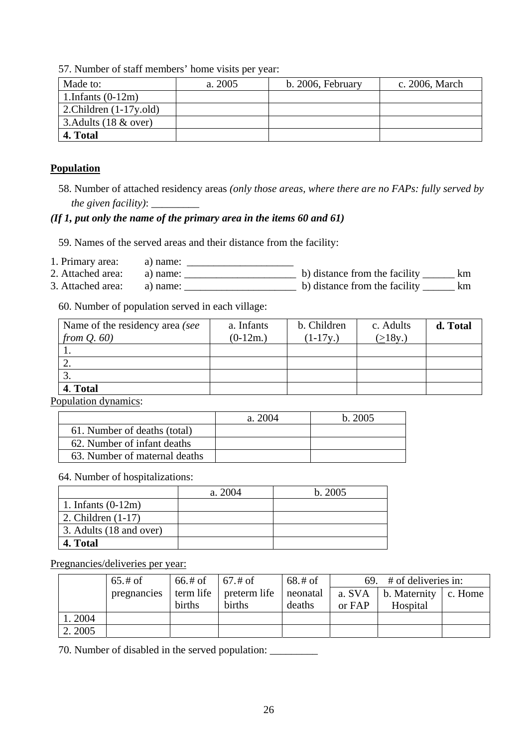57. Number of staff members' home visits per year:

| Made to: | a. 2005 | b. 2006, February | c. 2006, March |
|---|---|---|---|
| 1.Infants (0-12m) | | | |
| 2.Children (1-17y.old) | | | |
| 3.Adults (18 & over) | | | |
| **4. Total** | | | |

**Population**

58. Number of attached residency areas *(only those areas, where there are no FAPs: fully served by the given facility)*: _________

***(If 1, put only the name of the primary area in the items 60 and 61)***

59. Names of the served areas and their distance from the facility:

1. Primary area: a) name: ____________________
2. Attached area: a) name: _____________________ b) distance from the facility ______ km
3. Attached area: a) name: _____________________ b) distance from the facility ______ km

60. Number of population served in each village:

| Name of the residency area *(see from Q. 60)* | a. Infants (0-12m.) | b. Children (1-17y.) | c. Adults (≥18y.) | **d. Total** |
|---|---|---|---|---|
| 1. | | | | |
| 2. | | | | |
| 3. | | | | |
| **4. Total** | | | | |

Population dynamics:

| | a. 2004 | b. 2005 |
|---|---|---|
| 61. Number of deaths (total) | | |
| 62. Number of infant deaths | | |
| 63. Number of maternal deaths | | |

64. Number of hospitalizations:

| | a. 2004 | b. 2005 |
|---|---|---|
| 1. Infants (0-12m) | | |
| 2. Children (1-17) | | |
| 3. Adults (18 and over) | | |
| **4. Total** | | |

Pregnancies/deliveries per year:

| | 65.# of pregnancies | 66.# of term life births | 67.# of preterm life births | 68.# of neonatal deaths | 69. # of deliveries in: | | |
|---|---|---|---|---|---|---|---|
| | | | | | a. SVA or FAP | b. Maternity Hospital | c. Home |
| 1. 2004 | | | | | | | |
| 2. 2005 | | | | | | | |

70. Number of disabled in the served population: _________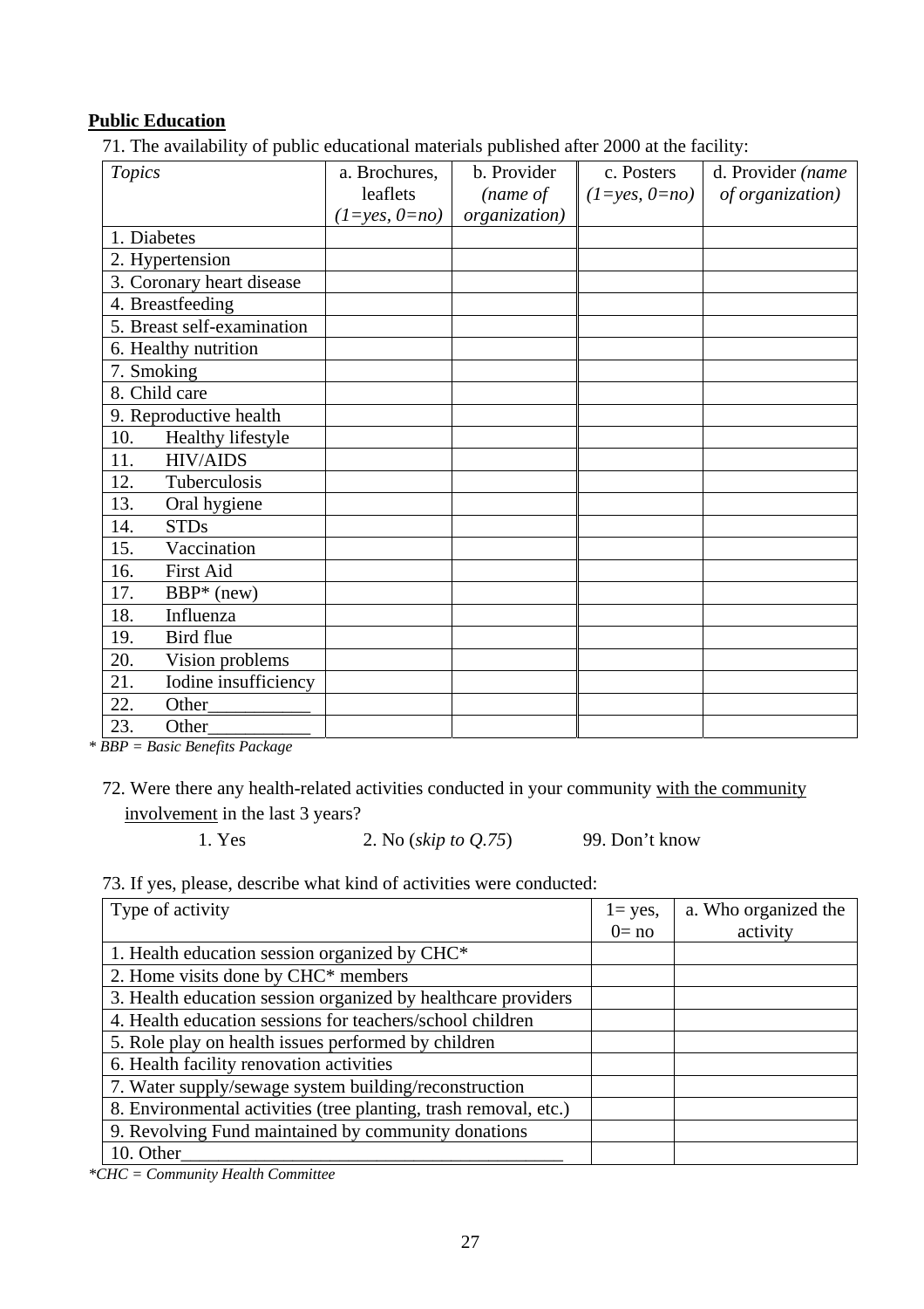**Public Education**

71. The availability of public educational materials published after 2000 at the facility:

| *Topics* | a. Brochures, leaflets *(1=yes, 0=no)* | b. Provider *(name of organization)* | c. Posters *(1=yes, 0=no)* | d. Provider *(name of organization)* |
|---|---|---|---|---|
| 1. Diabetes | | | | |
| 2. Hypertension | | | | |
| 3. Coronary heart disease | | | | |
| 4. Breastfeeding | | | | |
| 5. Breast self-examination | | | | |
| 6. Healthy nutrition | | | | |
| 7. Smoking | | | | |
| 8. Child care | | | | |
| 9. Reproductive health | | | | |
| 10. Healthy lifestyle | | | | |
| 11. HIV/AIDS | | | | |
| 12. Tuberculosis | | | | |
| 13. Oral hygiene | | | | |
| 14. STDs | | | | |
| 15. Vaccination | | | | |
| 16. First Aid | | | | |
| 17. BBP* (new) | | | | |
| 18. Influenza | | | | |
| 19. Bird flue | | | | |
| 20. Vision problems | | | | |
| 21. Iodine insufficiency | | | | |
| 22. Other___________ | | | | |
| 23. Other___________ | | | | |

*\* BBP = Basic Benefits Package*

72. Were there any health-related activities conducted in your community with the community involvement in the last 3 years?

1. Yes 2. No (*skip to Q.75*) 99. Don't know

73. If yes, please, describe what kind of activities were conducted:

| Type of activity | 1= yes, 0= no | a. Who organized the activity |
|---|---|---|
| 1. Health education session organized by CHC* | | |
| 2. Home visits done by CHC* members | | |
| 3. Health education session organized by healthcare providers | | |
| 4. Health education sessions for teachers/school children | | |
| 5. Role play on health issues performed by children | | |
| 6. Health facility renovation activities | | |
| 7. Water supply/sewage system building/reconstruction | | |
| 8. Environmental activities (tree planting, trash removal, etc.) | | |
| 9. Revolving Fund maintained by community donations | | |
| 10. Other__________________________________________ | | |

*\*CHC = Community Health Committee*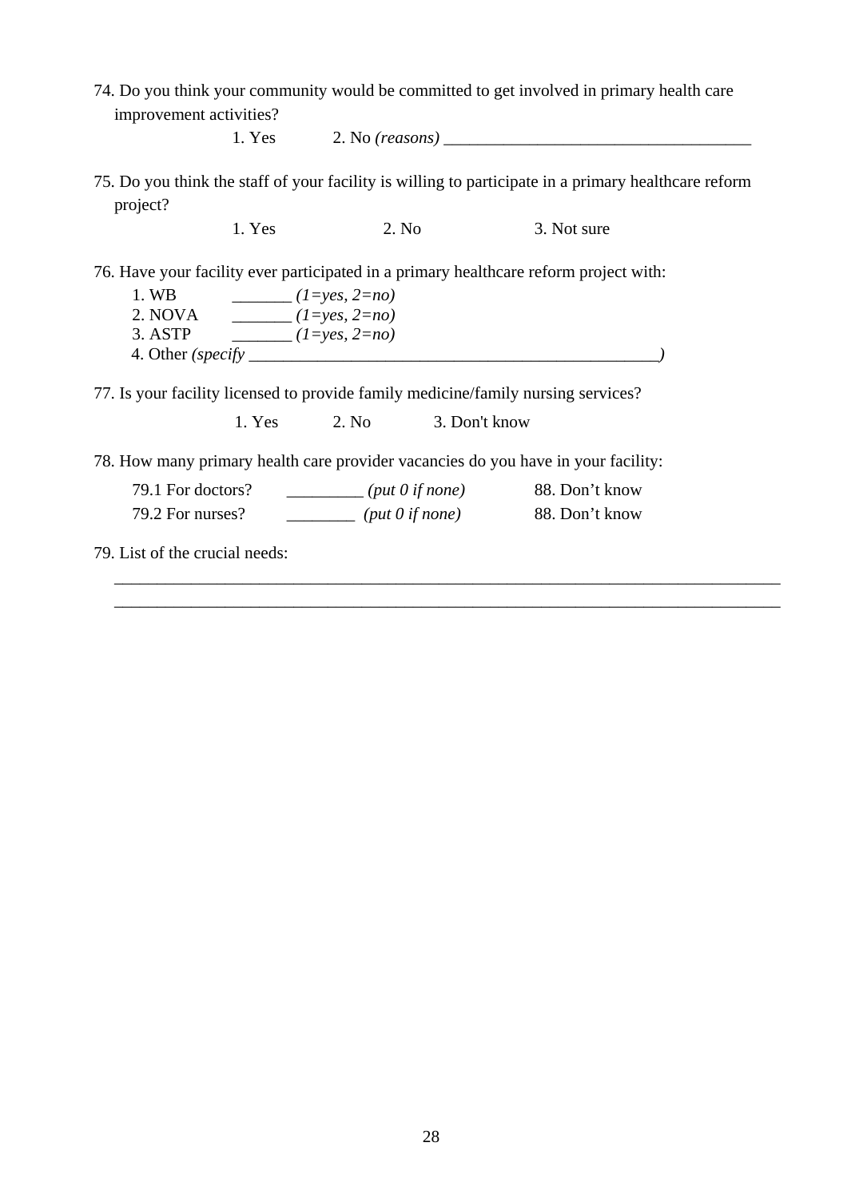74. Do you think your community would be committed to get involved in primary health care improvement activities?

1. Yes      2. No *(reasons)* ____________________________________

75. Do you think the staff of your facility is willing to participate in a primary healthcare reform project?

1. Yes      2. No      3. Not sure

76. Have your facility ever participated in a primary healthcare reform project with:

1. WB      _______ *(1=yes, 2=no)*
2. NOVA      _______ *(1=yes, 2=no)*
3. ASTP      _______ *(1=yes, 2=no)*
4. Other *(specify ________________________________________________)*

77. Is your facility licensed to provide family medicine/family nursing services?

1. Yes      2. No      3. Don't know

78. How many primary health care provider vacancies do you have in your facility:

79.1 For doctors?      _________ *(put 0 if none)*      88. Don't know

79.2 For nurses?      ________ *(put 0 if none)*      88. Don't know

79. List of the crucial needs:

________________________________________________________________________________

________________________________________________________________________________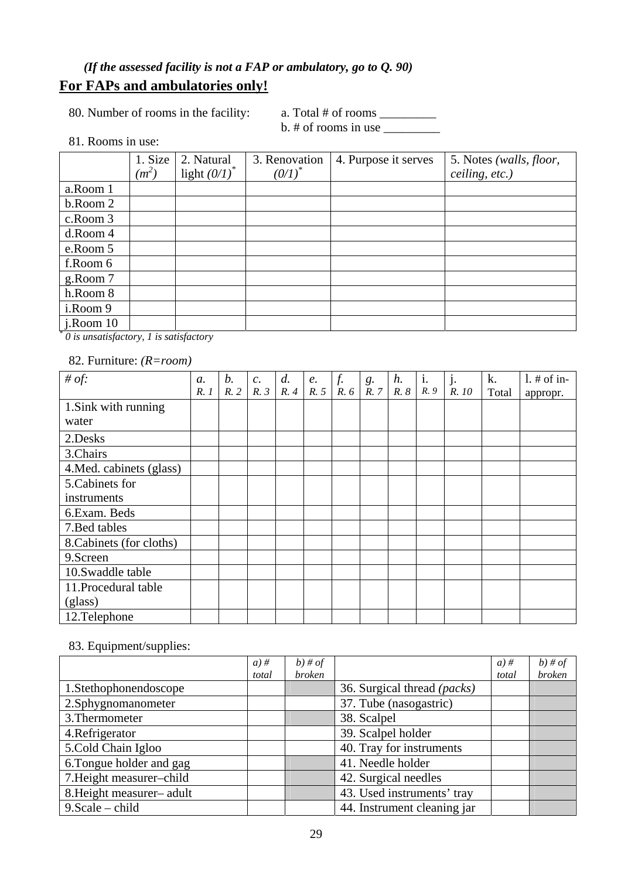*(If the assessed facility is not a FAP or ambulatory, go to Q. 90)*

## For FAPs and ambulatories only!

80. Number of rooms in the facility: a. Total # of rooms _________
b. # of rooms in use _________

81. Rooms in use:

| | 1. Size $(m^2)$ | 2. Natural light *(0/1)*[*] | 3. Renovation *(0/1)*[*] | 4. Purpose it serves | 5. Notes *(walls, floor, ceiling, etc.)* |
|---|---|---|---|---|---|
| a.Room 1 | | | | | |
| b.Room 2 | | | | | |
| c.Room 3 | | | | | |
| d.Room 4 | | | | | |
| e.Room 5 | | | | | |
| f.Room 6 | | | | | |
| g.Room 7 | | | | | |
| h.Room 8 | | | | | |
| i.Room 9 | | | | | |
| j.Room 10 | | | | | |

[*] *0 is unsatisfactory, 1 is satisfactory*

82. Furniture: *(R=room)*

| *# of:* | *a. R. 1* | *b. R. 2* | *c. R. 3* | *d. R. 4* | *e. R. 5* | *f. R. 6* | *g. R. 7* | *h. R. 8* | i. *R. 9* | *j. R. 10* | k. Total | l. # of in-appropr. |
|---|---|---|---|---|---|---|---|---|---|---|---|---|
| 1.Sink with running water | | | | | | | | | | | | |
| 2.Desks | | | | | | | | | | | | |
| 3.Chairs | | | | | | | | | | | | |
| 4.Med. cabinets (glass) | | | | | | | | | | | | |
| 5.Cabinets for instruments | | | | | | | | | | | | |
| 6.Exam. Beds | | | | | | | | | | | | |
| 7.Bed tables | | | | | | | | | | | | |
| 8.Cabinets (for cloths) | | | | | | | | | | | | |
| 9.Screen | | | | | | | | | | | | |
| 10.Swaddle table | | | | | | | | | | | | |
| 11.Procedural table (glass) | | | | | | | | | | | | |
| 12.Telephone | | | | | | | | | | | | |

83. Equipment/supplies:

| | *a) # total* | *b) # of broken* | | *a) # total* | *b) # of broken* |
|---|---|---|---|---|---|
| 1.Stethophonendoscope | | | 36. Surgical thread *(packs)* | | |
| 2.Sphygnomanometer | | | 37. Tube (nasogastric) | | |
| 3.Thermometer | | | 38. Scalpel | | |
| 4.Refrigerator | | | 39. Scalpel holder | | |
| 5.Cold Chain Igloo | | | 40. Tray for instruments | | |
| 6.Tongue holder and gag | | | 41. Needle holder | | |
| 7.Height measurer–child | | | 42. Surgical needles | | |
| 8.Height measurer– adult | | | 43. Used instruments' tray | | |
| 9.Scale – child | | | 44. Instrument cleaning jar | | |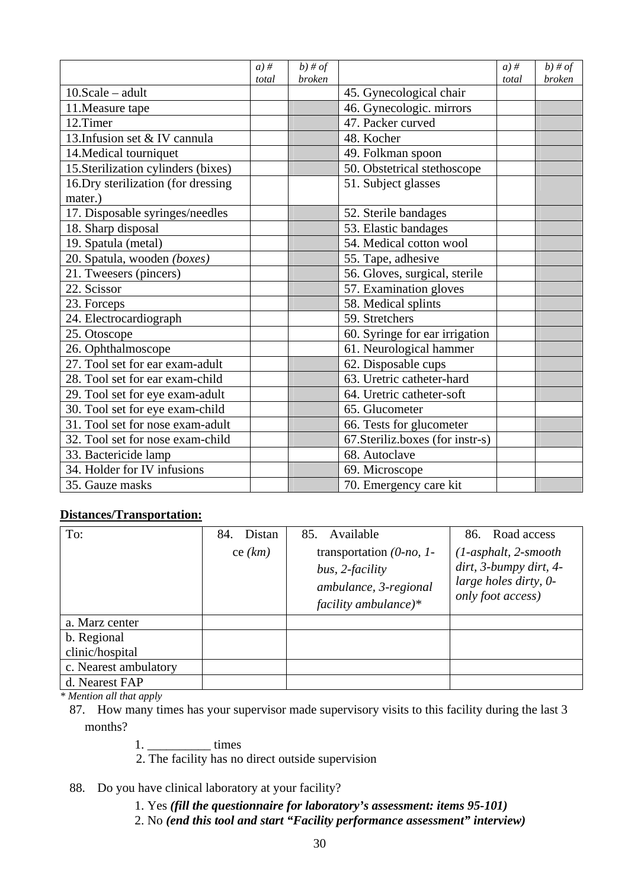| | *a) # total* | *b) # of broken* | | *a) # total* | *b) # of broken* |
|---|---|---|---|---|---|
| 10.Scale – adult | | | 45. Gynecological chair | | |
| 11.Measure tape | | | 46. Gynecologic. mirrors | | |
| 12.Timer | | | 47. Packer curved | | |
| 13.Infusion set & IV cannula | | | 48. Kocher | | |
| 14.Medical tourniquet | | | 49. Folkman spoon | | |
| 15.Sterilization cylinders (bixes) | | | 50. Obstetrical stethoscope | | |
| 16.Dry sterilization (for dressing mater.) | | | 51. Subject glasses | | |
| 17. Disposable syringes/needles | | | 52. Sterile bandages | | |
| 18. Sharp disposal | | | 53. Elastic bandages | | |
| 19. Spatula (metal) | | | 54. Medical cotton wool | | |
| 20. Spatula, wooden *(boxes)* | | | 55. Tape, adhesive | | |
| 21. Tweesers (pincers) | | | 56. Gloves, surgical, sterile | | |
| 22. Scissor | | | 57. Examination gloves | | |
| 23. Forceps | | | 58. Medical splints | | |
| 24. Electrocardiograph | | | 59. Stretchers | | |
| 25. Otoscope | | | 60. Syringe for ear irrigation | | |
| 26. Ophthalmoscope | | | 61. Neurological hammer | | |
| 27. Tool set for ear exam-adult | | | 62. Disposable cups | | |
| 28. Tool set for ear exam-child | | | 63. Uretric catheter-hard | | |
| 29. Tool set for eye exam-adult | | | 64. Uretric catheter-soft | | |
| 30. Tool set for eye exam-child | | | 65. Glucometer | | |
| 31. Tool set for nose exam-adult | | | 66. Tests for glucometer | | |
| 32. Tool set for nose exam-child | | | 67.Steriliz.boxes (for instr-s) | | |
| 33. Bactericide lamp | | | 68. Autoclave | | |
| 34. Holder for IV infusions | | | 69. Microscope | | |
| 35. Gauze masks | | | 70. Emergency care kit | | |

**Distances/Transportation:**

| To: | 84. Distance *(km)* | 85. Available transportation *(0-no, 1-bus, 2-facility ambulance, 3-regional facility ambulance)** | 86. Road access *(1-asphalt, 2-smooth dirt, 3-bumpy dirt, 4-large holes dirty, 0-only foot access)* |
|---|---|---|---|
| a. Marz center | | | |
| b. Regional clinic/hospital | | | |
| c. Nearest ambulatory | | | |
| d. Nearest FAP | | | |

*\* Mention all that apply*

87. How many times has your supervisor made supervisory visits to this facility during the last 3 months?

    1. __________ times
    2. The facility has no direct outside supervision

88. Do you have clinical laboratory at your facility?

    1. Yes ***(fill the questionnaire for laboratory's assessment: items 95-101)***
    2. No ***(end this tool and start "Facility performance assessment" interview)***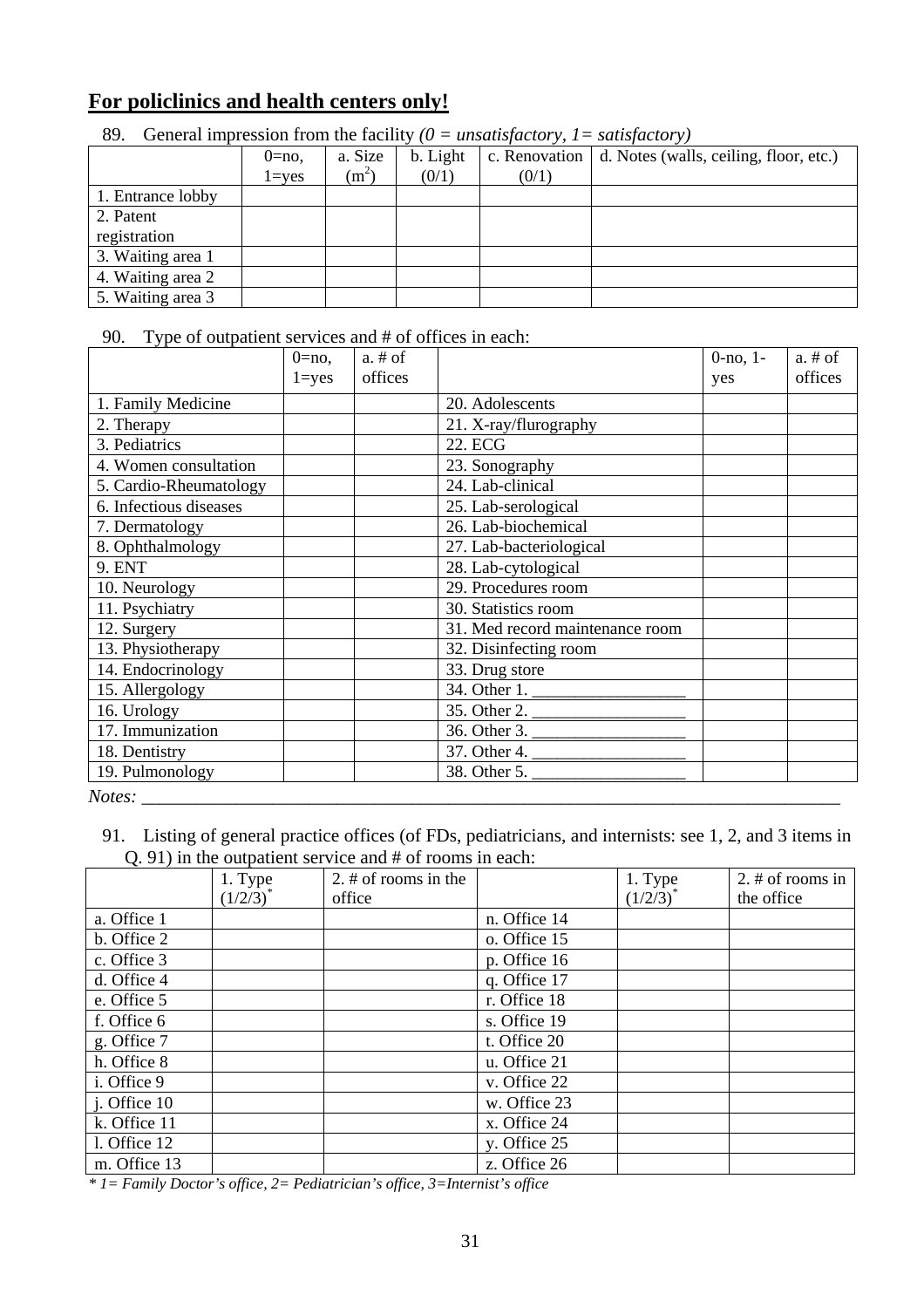## For policlinics and health centers only!

89. General impression from the facility *(0 = unsatisfactory, 1= satisfactory)*

| | 0=no, 1=yes | a. Size ($m^2$) | b. Light (0/1) | c. Renovation (0/1) | d. Notes (walls, ceiling, floor, etc.) |
|---|---|---|---|---|---|
| 1. Entrance lobby | | | | | |
| 2. Patent registration | | | | | |
| 3. Waiting area 1 | | | | | |
| 4. Waiting area 2 | | | | | |
| 5. Waiting area 3 | | | | | |

90. Type of outpatient services and # of offices in each:

| | 0=no, 1=yes | a. # of offices | | 0-no, 1-yes | a. # of offices |
|---|---|---|---|---|---|
| 1. Family Medicine | | | 20. Adolescents | | |
| 2. Therapy | | | 21. X-ray/flurography | | |
| 3. Pediatrics | | | 22. ECG | | |
| 4. Women consultation | | | 23. Sonography | | |
| 5. Cardio-Rheumatology | | | 24. Lab-clinical | | |
| 6. Infectious diseases | | | 25. Lab-serological | | |
| 7. Dermatology | | | 26. Lab-biochemical | | |
| 8. Ophthalmology | | | 27. Lab-bacteriological | | |
| 9. ENT | | | 28. Lab-cytological | | |
| 10. Neurology | | | 29. Procedures room | | |
| 11. Psychiatry | | | 30. Statistics room | | |
| 12. Surgery | | | 31. Med record maintenance room | | |
| 13. Physiotherapy | | | 32. Disinfecting room | | |
| 14. Endocrinology | | | 33. Drug store | | |
| 15. Allergology | | | 34. Other 1. __________________ | | |
| 16. Urology | | | 35. Other 2. __________________ | | |
| 17. Immunization | | | 36. Other 3. __________________ | | |
| 18. Dentistry | | | 37. Other 4. __________________ | | |
| 19. Pulmonology | | | 38. Other 5. __________________ | | |

*Notes:* ________________________________________________________________________________

91. Listing of general practice offices (of FDs, pediatricians, and internists: see 1, 2, and 3 items in Q. 91) in the outpatient service and # of rooms in each:

| | 1. Type (1/2/3)* | 2. # of rooms in the office | | 1. Type (1/2/3)* | 2. # of rooms in the office |
|---|---|---|---|---|---|
| a. Office 1 | | | n. Office 14 | | |
| b. Office 2 | | | o. Office 15 | | |
| c. Office 3 | | | p. Office 16 | | |
| d. Office 4 | | | q. Office 17 | | |
| e. Office 5 | | | r. Office 18 | | |
| f. Office 6 | | | s. Office 19 | | |
| g. Office 7 | | | t. Office 20 | | |
| h. Office 8 | | | u. Office 21 | | |
| i. Office 9 | | | v. Office 22 | | |
| j. Office 10 | | | w. Office 23 | | |
| k. Office 11 | | | x. Office 24 | | |
| l. Office 12 | | | y. Office 25 | | |
| m. Office 13 | | | z. Office 26 | | |

*\* 1= Family Doctor's office, 2= Pediatrician's office, 3=Internist's office*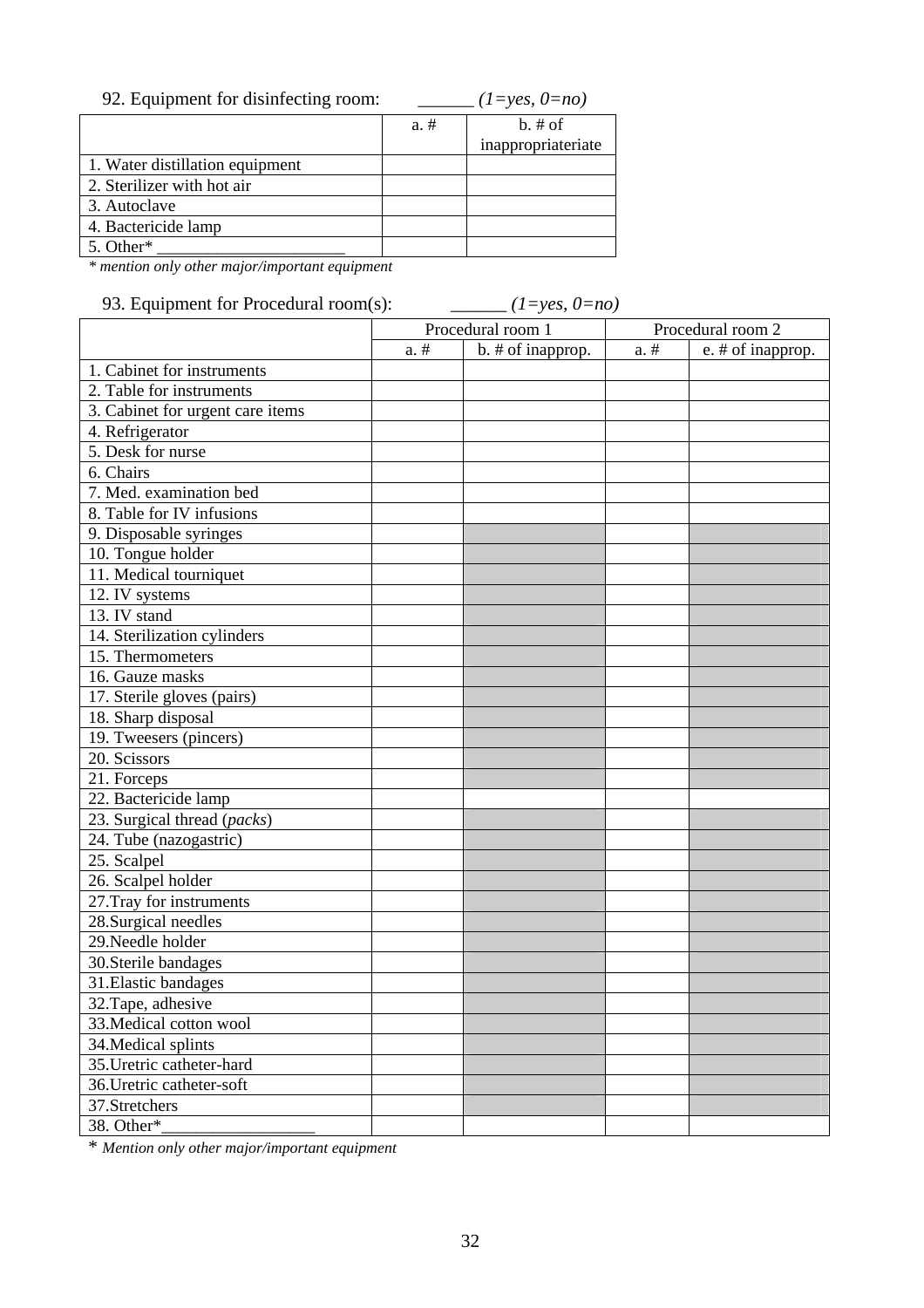92. Equipment for disinfecting room: ______ *(1=yes, 0=no)*

| | a. # | b. # of inappropriateriate |
|---|---|---|
| 1. Water distillation equipment | | |
| 2. Sterilizer with hot air | | |
| 3. Autoclave | | |
| 4. Bactericide lamp | | |
| 5. Other* ____________________ | | |

*\* mention only other major/important equipment*

93. Equipment for Procedural room(s): ______ *(1=yes, 0=no)*

| | Procedural room 1 | | Procedural room 2 | |
|---|---|---|---|---|
| | a. # | b. # of inapprop. | a. # | e. # of inapprop. |
| 1. Cabinet for instruments | | | | |
| 2. Table for instruments | | | | |
| 3. Cabinet for urgent care items | | | | |
| 4. Refrigerator | | | | |
| 5. Desk for nurse | | | | |
| 6. Chairs | | | | |
| 7. Med. examination bed | | | | |
| 8. Table for IV infusions | | | | |
| 9. Disposable syringes | | | | |
| 10. Tongue holder | | | | |
| 11. Medical tourniquet | | | | |
| 12. IV systems | | | | |
| 13. IV stand | | | | |
| 14. Sterilization cylinders | | | | |
| 15. Thermometers | | | | |
| 16. Gauze masks | | | | |
| 17. Sterile gloves (pairs) | | | | |
| 18. Sharp disposal | | | | |
| 19. Tweesers (pincers) | | | | |
| 20. Scissors | | | | |
| 21. Forceps | | | | |
| 22. Bactericide lamp | | | | |
| 23. Surgical thread (*packs*) | | | | |
| 24. Tube (nazogastric) | | | | |
| 25. Scalpel | | | | |
| 26. Scalpel holder | | | | |
| 27.Tray for instruments | | | | |
| 28.Surgical needles | | | | |
| 29.Needle holder | | | | |
| 30.Sterile bandages | | | | |
| 31.Elastic bandages | | | | |
| 32.Tape, adhesive | | | | |
| 33.Medical cotton wool | | | | |
| 34.Medical splints | | | | |
| 35.Uretric catheter-hard | | | | |
| 36.Uretric catheter-soft | | | | |
| 37.Stretchers | | | | |
| 38. Other*_________________ | | | | |

*\* Mention only other major/important equipment*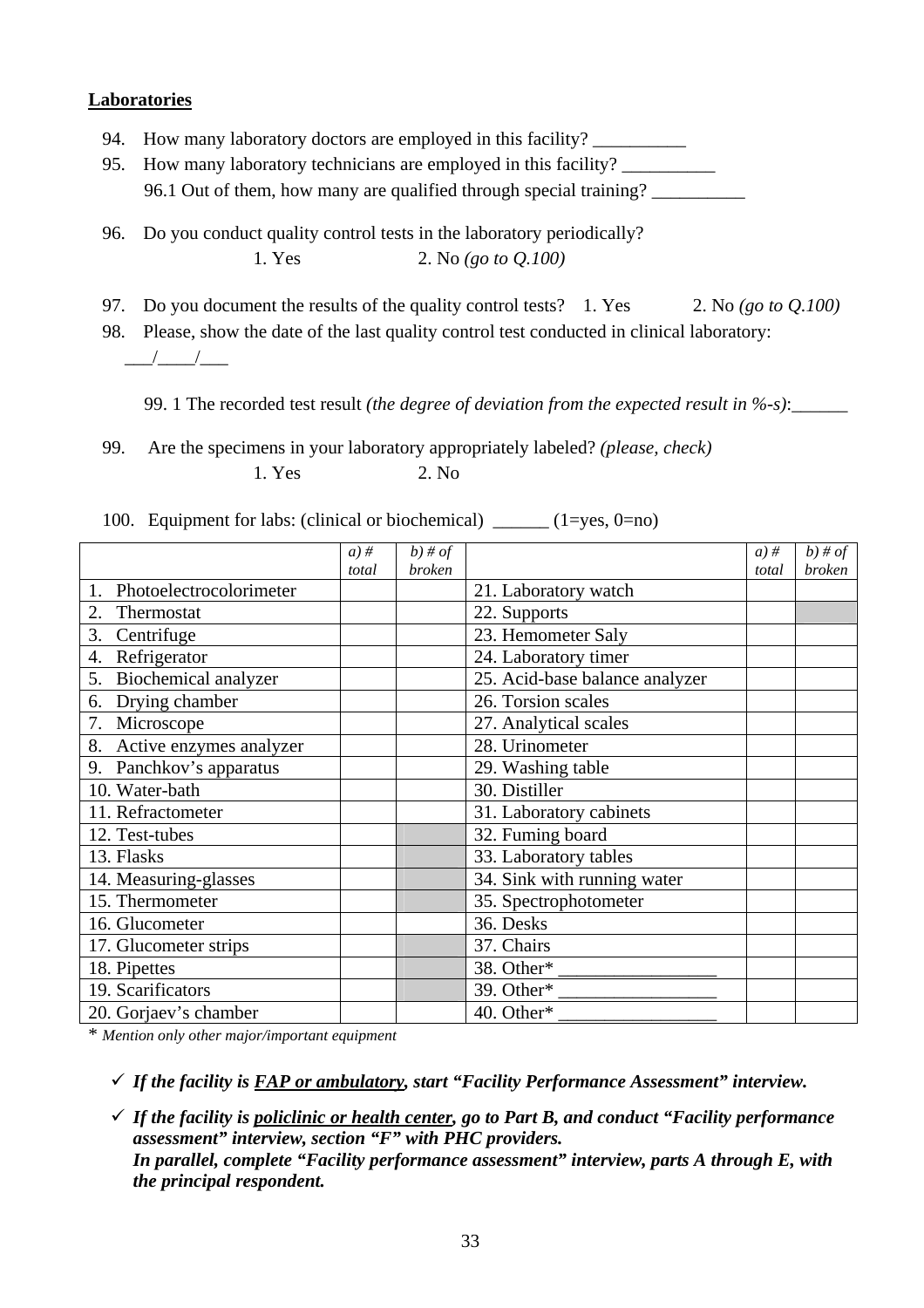**Laboratories**

94. How many laboratory doctors are employed in this facility? __________
95. How many laboratory technicians are employed in this facility? __________

    96.1 Out of them, how many are qualified through special training? __________

96. Do you conduct quality control tests in the laboratory periodically?

    1. Yes 2. No *(go to Q.100)*

97. Do you document the results of the quality control tests? 1. Yes 2. No *(go to Q.100)*
98. Please, show the date of the last quality control test conducted in clinical laboratory: ___/____/___

    99. 1 The recorded test result *(the degree of deviation from the expected result in %-s)*:______

99. Are the specimens in your laboratory appropriately labeled? *(please, check)*

    1. Yes 2. No

100. Equipment for labs: (clinical or biochemical) ______ (1=yes, 0=no)

| | *a) # total* | *b) # of broken* | | *a) # total* | *b) # of broken* |
|---|---|---|---|---|---|
| 1. Photoelectrocolorimeter | | | 21. Laboratory watch | | |
| 2. Thermostat | | | 22. Supports | | |
| 3. Centrifuge | | | 23. Hemometer Saly | | |
| 4. Refrigerator | | | 24. Laboratory timer | | |
| 5. Biochemical analyzer | | | 25. Acid-base balance analyzer | | |
| 6. Drying chamber | | | 26. Torsion scales | | |
| 7. Microscope | | | 27. Analytical scales | | |
| 8. Active enzymes analyzer | | | 28. Urinometer | | |
| 9. Panchkov's apparatus | | | 29. Washing table | | |
| 10. Water-bath | | | 30. Distiller | | |
| 11. Refractometer | | | 31. Laboratory cabinets | | |
| 12. Test-tubes | | | 32. Fuming board | | |
| 13. Flasks | | | 33. Laboratory tables | | |
| 14. Measuring-glasses | | | 34. Sink with running water | | |
| 15. Thermometer | | | 35. Spectrophotometer | | |
| 16. Glucometer | | | 36. Desks | | |
| 17. Glucometer strips | | | 37. Chairs | | |
| 18. Pipettes | | | 38. Other* _________________ | | |
| 19. Scarificators | | | 39. Other* _________________ | | |
| 20. Gorjaev's chamber | | | 40. Other* _________________ | | |

\* *Mention only other major/important equipment*

- ✓ ***If the facility is <u>FAP or ambulatory</u>, start "Facility Performance Assessment" interview.***
- ✓ ***If the facility is <u>policlinic or health center</u>, go to Part B, and conduct "Facility performance assessment" interview, section "F" with PHC providers.***
  ***In parallel, complete "Facility performance assessment" interview, parts A through E, with the principal respondent.***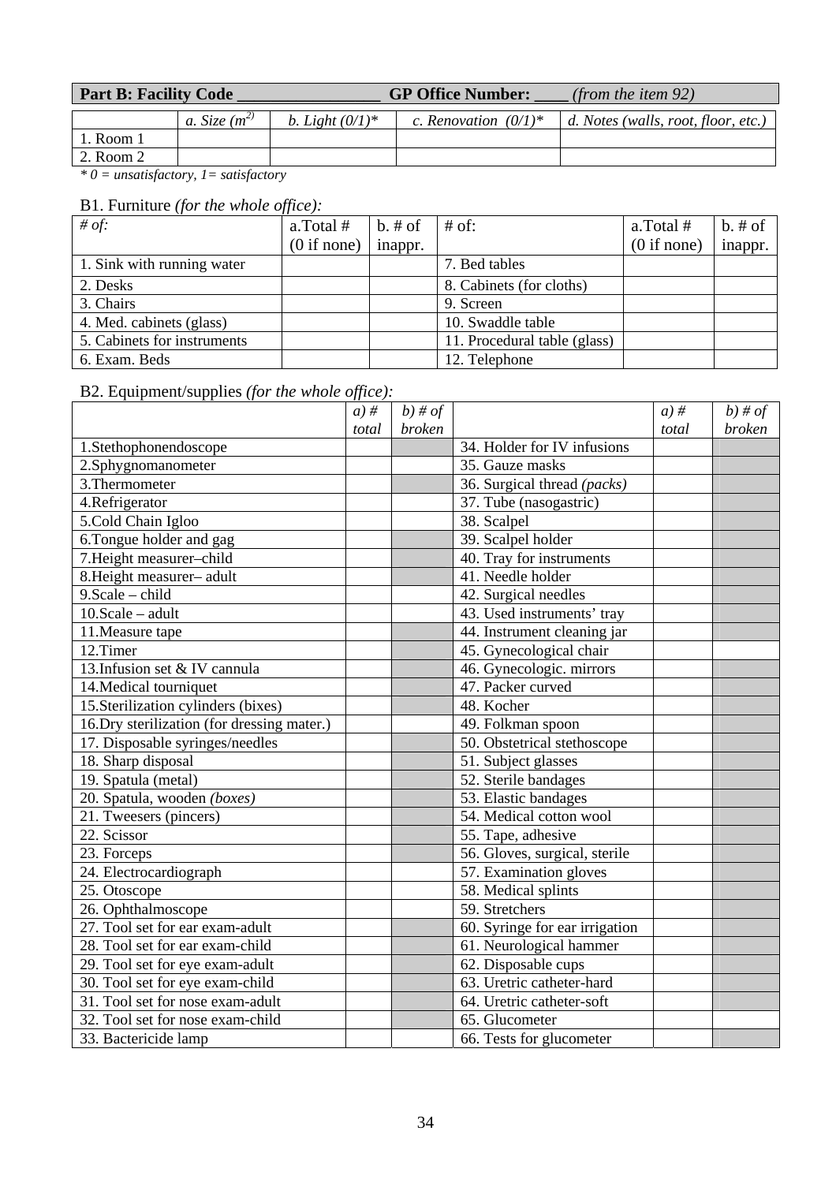| **Part B: Facility Code ________________ GP Office Number: ____** *(from the item 92)* | | | | |
|---|---|---|---|---|
| | *a. Size ($m^2$)* | *b. Light (0/1)** | *c. Renovation (0/1)** | *d. Notes (walls, root, floor, etc.)* |
| 1. Room 1 | | | | |
| 2. Room 2 | | | | |

*\* 0 = unsatisfactory, 1= satisfactory*

B1. Furniture *(for the whole office):*

| *# of:* | a.Total # (0 if none) | b. # of inappr. | # of: | a.Total # (0 if none) | b. # of inappr. |
|---|---|---|---|---|---|
| 1. Sink with running water | | | 7. Bed tables | | |
| 2. Desks | | | 8. Cabinets (for cloths) | | |
| 3. Chairs | | | 9. Screen | | |
| 4. Med. cabinets (glass) | | | 10. Swaddle table | | |
| 5. Cabinets for instruments | | | 11. Procedural table (glass) | | |
| 6. Exam. Beds | | | 12. Telephone | | |

B2. Equipment/supplies *(for the whole office):*

| | *a) # total* | *b) # of broken* | | *a) # total* | *b) # of broken* |
|---|---|---|---|---|---|
| 1.Stethophonendoscope | | | 34. Holder for IV infusions | | |
| 2.Sphygnomanometer | | | 35. Gauze masks | | |
| 3.Thermometer | | | 36. Surgical thread *(packs)* | | |
| 4.Refrigerator | | | 37. Tube (nasogastric) | | |
| 5.Cold Chain Igloo | | | 38. Scalpel | | |
| 6.Tongue holder and gag | | | 39. Scalpel holder | | |
| 7.Height measurer–child | | | 40. Tray for instruments | | |
| 8.Height measurer– adult | | | 41. Needle holder | | |
| 9.Scale – child | | | 42. Surgical needles | | |
| 10.Scale – adult | | | 43. Used instruments' tray | | |
| 11.Measure tape | | | 44. Instrument cleaning jar | | |
| 12.Timer | | | 45. Gynecological chair | | |
| 13.Infusion set & IV cannula | | | 46. Gynecologic. mirrors | | |
| 14.Medical tourniquet | | | 47. Packer curved | | |
| 15.Sterilization cylinders (bixes) | | | 48. Kocher | | |
| 16.Dry sterilization (for dressing mater.) | | | 49. Folkman spoon | | |
| 17. Disposable syringes/needles | | | 50. Obstetrical stethoscope | | |
| 18. Sharp disposal | | | 51. Subject glasses | | |
| 19. Spatula (metal) | | | 52. Sterile bandages | | |
| 20. Spatula, wooden *(boxes)* | | | 53. Elastic bandages | | |
| 21. Tweesers (pincers) | | | 54. Medical cotton wool | | |
| 22. Scissor | | | 55. Tape, adhesive | | |
| 23. Forceps | | | 56. Gloves, surgical, sterile | | |
| 24. Electrocardiograph | | | 57. Examination gloves | | |
| 25. Otoscope | | | 58. Medical splints | | |
| 26. Ophthalmoscope | | | 59. Stretchers | | |
| 27. Tool set for ear exam-adult | | | 60. Syringe for ear irrigation | | |
| 28. Tool set for ear exam-child | | | 61. Neurological hammer | | |
| 29. Tool set for eye exam-adult | | | 62. Disposable cups | | |
| 30. Tool set for eye exam-child | | | 63. Uretric catheter-hard | | |
| 31. Tool set for nose exam-adult | | | 64. Uretric catheter-soft | | |
| 32. Tool set for nose exam-child | | | 65. Glucometer | | |
| 33. Bactericide lamp | | | 66. Tests for glucometer | | |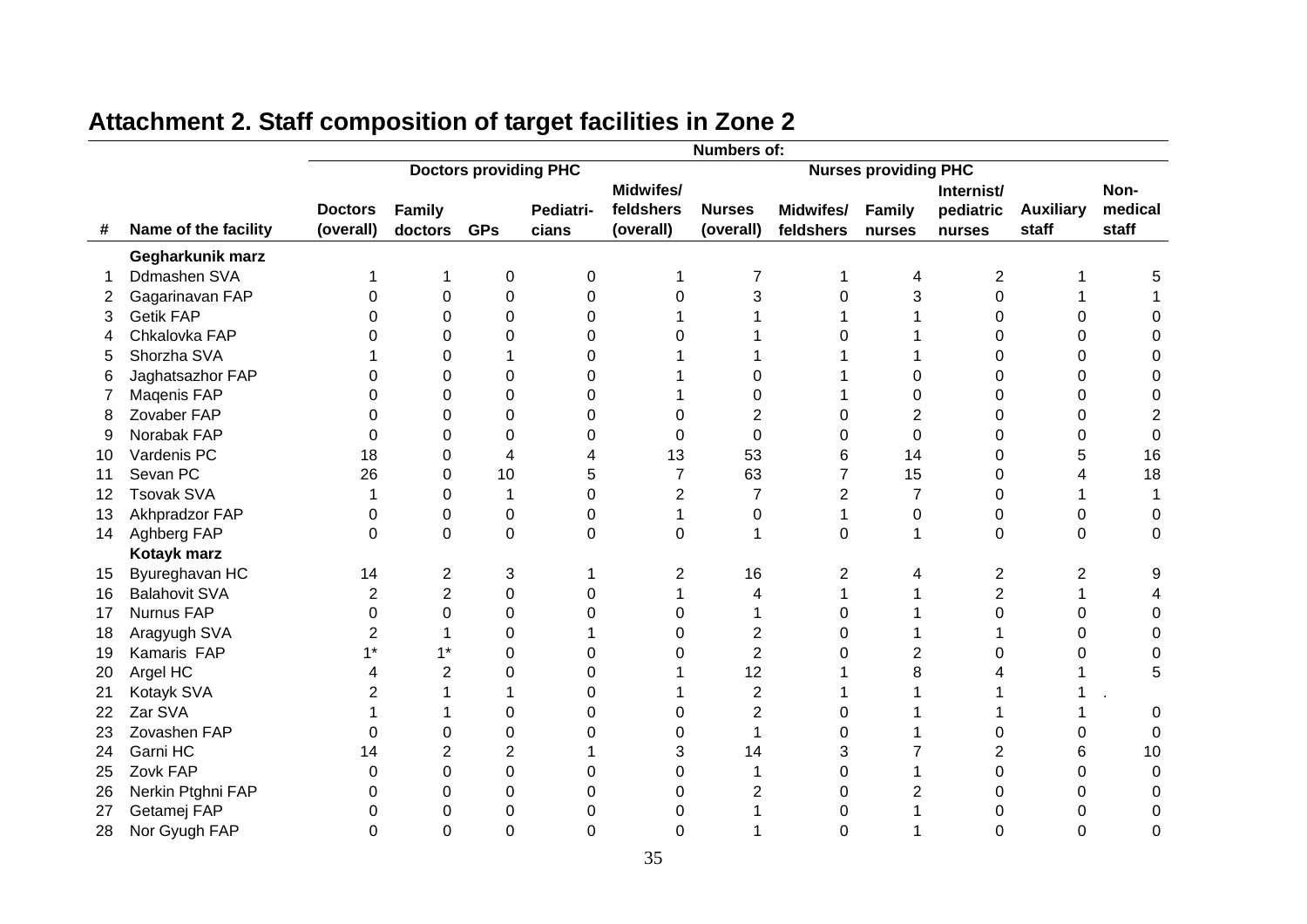## Attachment 2. Staff composition of target facilities in Zone 2

| # | Name of the facility | Numbers of: | | | | | | | | | | |
|---|---|---|---|---|---|---|---|---|---|---|---|---|
| | | Doctors providing PHC | | | | | Nurses providing PHC | | | | | |
| | | Doctors (overall) | Family doctors | GPs | Pediatri-cians | Midwifes/ feldshers (overall) | Nurses (overall) | Midwifes/ feldshers | Family nurses | Internist/ pediatric nurses | Auxiliary staff | Non-medical staff |
| | **Gegharkunik marz** | | | | | | | | | | | |
| 1 | Ddmashen SVA | 1 | 1 | 0 | 0 | 1 | 7 | 1 | 4 | 2 | 1 | 5 |
| 2 | Gagarinavan FAP | 0 | 0 | 0 | 0 | 0 | 3 | 0 | 3 | 0 | 1 | 1 |
| 3 | Getik FAP | 0 | 0 | 0 | 0 | 1 | 1 | 1 | 1 | 0 | 0 | 0 |
| 4 | Chkalovka FAP | 0 | 0 | 0 | 0 | 0 | 1 | 0 | 1 | 0 | 0 | 0 |
| 5 | Shorzha SVA | 1 | 0 | 1 | 0 | 1 | 1 | 1 | 1 | 0 | 0 | 0 |
| 6 | Jaghatsazhor FAP | 0 | 0 | 0 | 0 | 1 | 0 | 1 | 0 | 0 | 0 | 0 |
| 7 | Maqenis FAP | 0 | 0 | 0 | 0 | 1 | 0 | 1 | 0 | 0 | 0 | 0 |
| 8 | Zovaber FAP | 0 | 0 | 0 | 0 | 0 | 2 | 0 | 2 | 0 | 0 | 2 |
| 9 | Norabak FAP | 0 | 0 | 0 | 0 | 0 | 0 | 0 | 0 | 0 | 0 | 0 |
| 10 | Vardenis PC | 18 | 0 | 4 | 4 | 13 | 53 | 6 | 14 | 0 | 5 | 16 |
| 11 | Sevan PC | 26 | 0 | 10 | 5 | 7 | 63 | 7 | 15 | 0 | 4 | 18 |
| 12 | Tsovak SVA | 1 | 0 | 1 | 0 | 2 | 7 | 2 | 7 | 0 | 1 | 1 |
| 13 | Akhpradzor FAP | 0 | 0 | 0 | 0 | 1 | 0 | 1 | 0 | 0 | 0 | 0 |
| 14 | Aghberg FAP | 0 | 0 | 0 | 0 | 0 | 1 | 0 | 1 | 0 | 0 | 0 |
| | **Kotayk marz** | | | | | | | | | | | |
| 15 | Byureghavan HC | 14 | 2 | 3 | 1 | 2 | 16 | 2 | 4 | 2 | 2 | 9 |
| 16 | Balahovit SVA | 2 | 2 | 0 | 0 | 1 | 4 | 1 | 1 | 2 | 1 | 4 |
| 17 | Nurnus FAP | 0 | 0 | 0 | 0 | 0 | 1 | 0 | 1 | 0 | 0 | 0 |
| 18 | Aragyugh SVA | 2 | 1 | 0 | 1 | 0 | 2 | 0 | 1 | 1 | 0 | 0 |
| 19 | Kamaris FAP | 1* | 1* | 0 | 0 | 0 | 2 | 0 | 2 | 0 | 0 | 0 |
| 20 | Argel HC | 4 | 2 | 0 | 0 | 1 | 12 | 1 | 8 | 4 | 1 | 5 |
| 21 | Kotayk SVA | 2 | 1 | 1 | 0 | 1 | 2 | 1 | 1 | 1 | 1 | . |
| 22 | Zar SVA | 1 | 1 | 0 | 0 | 0 | 2 | 0 | 1 | 1 | 1 | 0 |
| 23 | Zovashen FAP | 0 | 0 | 0 | 0 | 0 | 1 | 0 | 1 | 0 | 0 | 0 |
| 24 | Garni HC | 14 | 2 | 2 | 1 | 3 | 14 | 3 | 7 | 2 | 6 | 10 |
| 25 | Zovk FAP | 0 | 0 | 0 | 0 | 0 | 1 | 0 | 1 | 0 | 0 | 0 |
| 26 | Nerkin Ptghni FAP | 0 | 0 | 0 | 0 | 0 | 2 | 0 | 2 | 0 | 0 | 0 |
| 27 | Getamej FAP | 0 | 0 | 0 | 0 | 0 | 1 | 0 | 1 | 0 | 0 | 0 |
| 28 | Nor Gyugh FAP | 0 | 0 | 0 | 0 | 0 | 1 | 0 | 1 | 0 | 0 | 0 |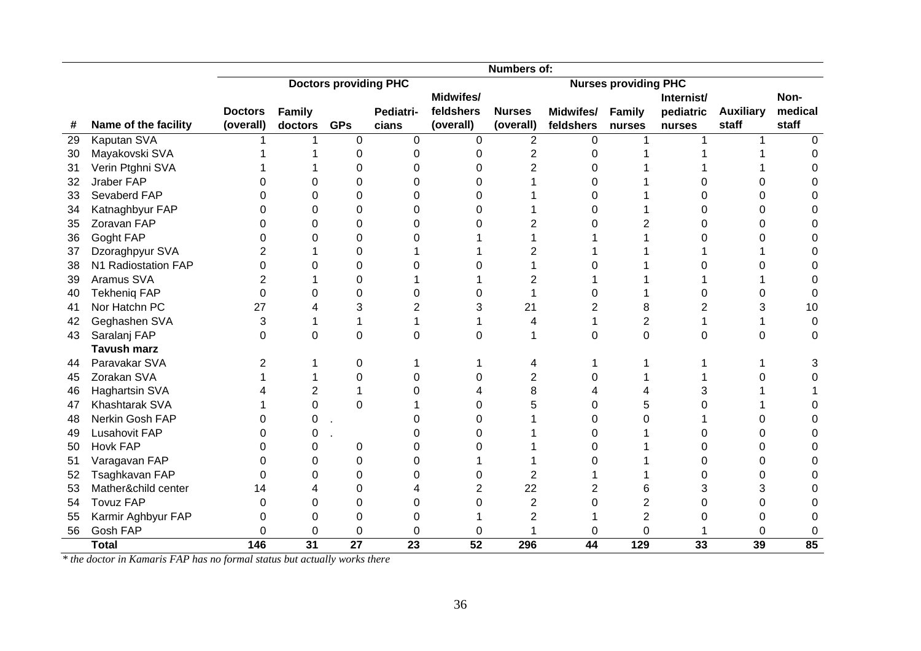| # | Name of the facility | Numbers of: | | | | | | | | | | |
|---|---|---|---|---|---|---|---|---|---|---|---|---|
| | | Doctors providing PHC | | | | | Nurses providing PHC | | | | | |
| | | Doctors (overall) | Family doctors | GPs | Pediatri-cians | Midwifes/ feldshers (overall) | Nurses (overall) | Midwifes/ feldshers | Family nurses | Internist/ pediatric nurses | Auxiliary staff | Non-medical staff |
| 29 | Kaputan SVA | 1 | 1 | 0 | 0 | 0 | 2 | 0 | 1 | 1 | 1 | 0 |
| 30 | Mayakovski SVA | 1 | 1 | 0 | 0 | 0 | 2 | 0 | 1 | 1 | 1 | 0 |
| 31 | Verin Ptghni SVA | 1 | 1 | 0 | 0 | 0 | 2 | 0 | 1 | 1 | 1 | 0 |
| 32 | Jraber FAP | 0 | 0 | 0 | 0 | 0 | 1 | 0 | 1 | 0 | 0 | 0 |
| 33 | Sevaberd FAP | 0 | 0 | 0 | 0 | 0 | 1 | 0 | 1 | 0 | 0 | 0 |
| 34 | Katnaghbyur FAP | 0 | 0 | 0 | 0 | 0 | 1 | 0 | 1 | 0 | 0 | 0 |
| 35 | Zoravan FAP | 0 | 0 | 0 | 0 | 0 | 2 | 0 | 2 | 0 | 0 | 0 |
| 36 | Goght FAP | 0 | 0 | 0 | 0 | 1 | 1 | 1 | 1 | 0 | 0 | 0 |
| 37 | Dzoraghpyur SVA | 2 | 1 | 0 | 1 | 1 | 2 | 1 | 1 | 1 | 1 | 0 |
| 38 | N1 Radiostation FAP | 0 | 0 | 0 | 0 | 0 | 1 | 0 | 1 | 0 | 0 | 0 |
| 39 | Aramus SVA | 2 | 1 | 0 | 1 | 1 | 2 | 1 | 1 | 1 | 1 | 0 |
| 40 | Tekheniq FAP | 0 | 0 | 0 | 0 | 0 | 1 | 0 | 1 | 0 | 0 | 0 |
| 41 | Nor Hatchn PC | 27 | 4 | 3 | 2 | 3 | 21 | 2 | 8 | 2 | 3 | 10 |
| 42 | Geghashen SVA | 3 | 1 | 1 | 1 | 1 | 4 | 1 | 2 | 1 | 1 | 0 |
| 43 | Saralanj FAP | 0 | 0 | 0 | 0 | 0 | 1 | 0 | 0 | 0 | 0 | 0 |
| | **Tavush marz** | | | | | | | | | | | |
| 44 | Paravakar SVA | 2 | 1 | 0 | 1 | 1 | 4 | 1 | 1 | 1 | 1 | 3 |
| 45 | Zorakan SVA | 1 | 1 | 0 | 0 | 0 | 2 | 0 | 1 | 1 | 0 | 0 |
| 46 | Haghartsin SVA | 4 | 2 | 1 | 0 | 4 | 8 | 4 | 4 | 3 | 1 | 1 |
| 47 | Khashtarak SVA | 1 | 0 | 0 | 1 | 0 | 5 | 0 | 5 | 0 | 1 | 0 |
| 48 | Nerkin Gosh FAP | 0 | 0 | . | 0 | 0 | 1 | 0 | 0 | 1 | 0 | 0 |
| 49 | Lusahovit FAP | 0 | 0 | . | 0 | 0 | 1 | 0 | 1 | 0 | 0 | 0 |
| 50 | Hovk FAP | 0 | 0 | 0 | 0 | 0 | 1 | 0 | 1 | 0 | 0 | 0 |
| 51 | Varagavan FAP | 0 | 0 | 0 | 0 | 1 | 1 | 0 | 1 | 0 | 0 | 0 |
| 52 | Tsaghkavan FAP | 0 | 0 | 0 | 0 | 0 | 2 | 1 | 1 | 0 | 0 | 0 |
| 53 | Mather&child center | 14 | 4 | 0 | 4 | 2 | 22 | 2 | 6 | 3 | 3 | 0 |
| 54 | Tovuz FAP | 0 | 0 | 0 | 0 | 0 | 2 | 0 | 2 | 0 | 0 | 0 |
| 55 | Karmir Aghbyur FAP | 0 | 0 | 0 | 0 | 1 | 2 | 1 | 2 | 0 | 0 | 0 |
| 56 | Gosh FAP | 0 | 0 | 0 | 0 | 0 | 1 | 0 | 0 | 1 | 0 | 0 |
| | **Total** | **146** | **31** | **27** | **23** | **52** | **296** | **44** | **129** | **33** | **39** | **85** |

*\* the doctor in Kamaris FAP has no formal status but actually works there*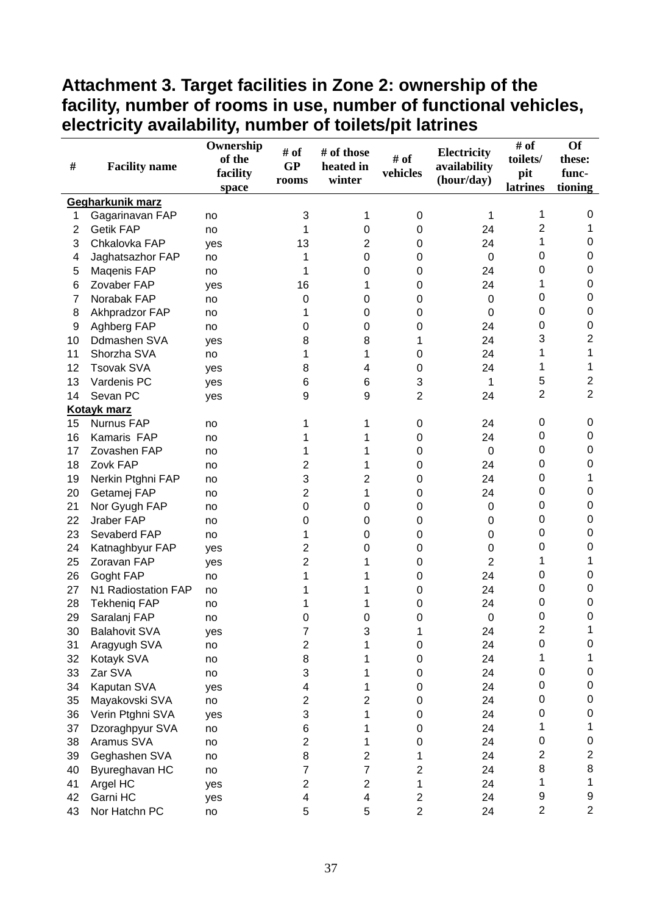## Attachment 3. Target facilities in Zone 2: ownership of the facility, number of rooms in use, number of functional vehicles, electricity availability, number of toilets/pit latrines

| # | Facility name | Ownership of the facility space | # of GP rooms | # of those heated in winter | # of vehicles | Electricity availability (hour/day) | # of toilets/ pit latrines | Of these: func-tioning |
|---|---|---|---|---|---|---|---|---|
| **Gegharkunik marz** | | | | | | | | |
| 1 | Gagarinavan FAP | no | 3 | 1 | 0 | 1 | 1 | 0 |
| 2 | Getik FAP | no | 1 | 0 | 0 | 24 | 2 | 1 |
| 3 | Chkalovka FAP | yes | 13 | 2 | 0 | 24 | 1 | 0 |
| 4 | Jaghatsazhor FAP | no | 1 | 0 | 0 | 0 | 0 | 0 |
| 5 | Maqenis FAP | no | 1 | 0 | 0 | 24 | 0 | 0 |
| 6 | Zovaber FAP | yes | 16 | 1 | 0 | 24 | 1 | 0 |
| 7 | Norabak FAP | no | 0 | 0 | 0 | 0 | 0 | 0 |
| 8 | Akhpradzor FAP | no | 1 | 0 | 0 | 0 | 0 | 0 |
| 9 | Aghberg FAP | no | 0 | 0 | 0 | 24 | 0 | 0 |
| 10 | Ddmashen SVA | yes | 8 | 8 | 1 | 24 | 3 | 2 |
| 11 | Shorzha SVA | no | 1 | 1 | 0 | 24 | 1 | 1 |
| 12 | Tsovak SVA | yes | 8 | 4 | 0 | 24 | 1 | 1 |
| 13 | Vardenis PC | yes | 6 | 6 | 3 | 1 | 5 | 2 |
| 14 | Sevan PC | yes | 9 | 9 | 2 | 24 | 2 | 2 |
| **Kotayk marz** | | | | | | | | |
| 15 | Nurnus FAP | no | 1 | 1 | 0 | 24 | 0 | 0 |
| 16 | Kamaris FAP | no | 1 | 1 | 0 | 24 | 0 | 0 |
| 17 | Zovashen FAP | no | 1 | 1 | 0 | 0 | 0 | 0 |
| 18 | Zovk FAP | no | 2 | 1 | 0 | 24 | 0 | 0 |
| 19 | Nerkin Ptghni FAP | no | 3 | 2 | 0 | 24 | 0 | 1 |
| 20 | Getamej FAP | no | 2 | 1 | 0 | 24 | 0 | 0 |
| 21 | Nor Gyugh FAP | no | 0 | 0 | 0 | 0 | 0 | 0 |
| 22 | Jraber FAP | no | 0 | 0 | 0 | 0 | 0 | 0 |
| 23 | Sevaberd FAP | no | 1 | 0 | 0 | 0 | 0 | 0 |
| 24 | Katnaghbyur FAP | yes | 2 | 0 | 0 | 0 | 0 | 0 |
| 25 | Zoravan FAP | yes | 2 | 1 | 0 | 2 | 1 | 1 |
| 26 | Goght FAP | no | 1 | 1 | 0 | 24 | 0 | 0 |
| 27 | N1 Radiostation FAP | no | 1 | 1 | 0 | 24 | 0 | 0 |
| 28 | Tekheniq FAP | no | 1 | 1 | 0 | 24 | 0 | 0 |
| 29 | Saralanj FAP | no | 0 | 0 | 0 | 0 | 0 | 0 |
| 30 | Balahovit SVA | yes | 7 | 3 | 1 | 24 | 2 | 1 |
| 31 | Aragyugh SVA | no | 2 | 1 | 0 | 24 | 0 | 0 |
| 32 | Kotayk SVA | no | 8 | 1 | 0 | 24 | 1 | 1 |
| 33 | Zar SVA | no | 3 | 1 | 0 | 24 | 0 | 0 |
| 34 | Kaputan SVA | yes | 4 | 1 | 0 | 24 | 0 | 0 |
| 35 | Mayakovski SVA | no | 2 | 2 | 0 | 24 | 0 | 0 |
| 36 | Verin Ptghni SVA | yes | 3 | 1 | 0 | 24 | 0 | 0 |
| 37 | Dzoraghpyur SVA | no | 6 | 1 | 0 | 24 | 1 | 1 |
| 38 | Aramus SVA | no | 2 | 1 | 0 | 24 | 0 | 0 |
| 39 | Geghashen SVA | no | 8 | 2 | 1 | 24 | 2 | 2 |
| 40 | Byureghavan HC | no | 7 | 7 | 2 | 24 | 8 | 8 |
| 41 | Argel HC | yes | 2 | 2 | 1 | 24 | 1 | 1 |
| 42 | Garni HC | yes | 4 | 4 | 2 | 24 | 9 | 9 |
| 43 | Nor Hatchn PC | no | 5 | 5 | 2 | 24 | 2 | 2 |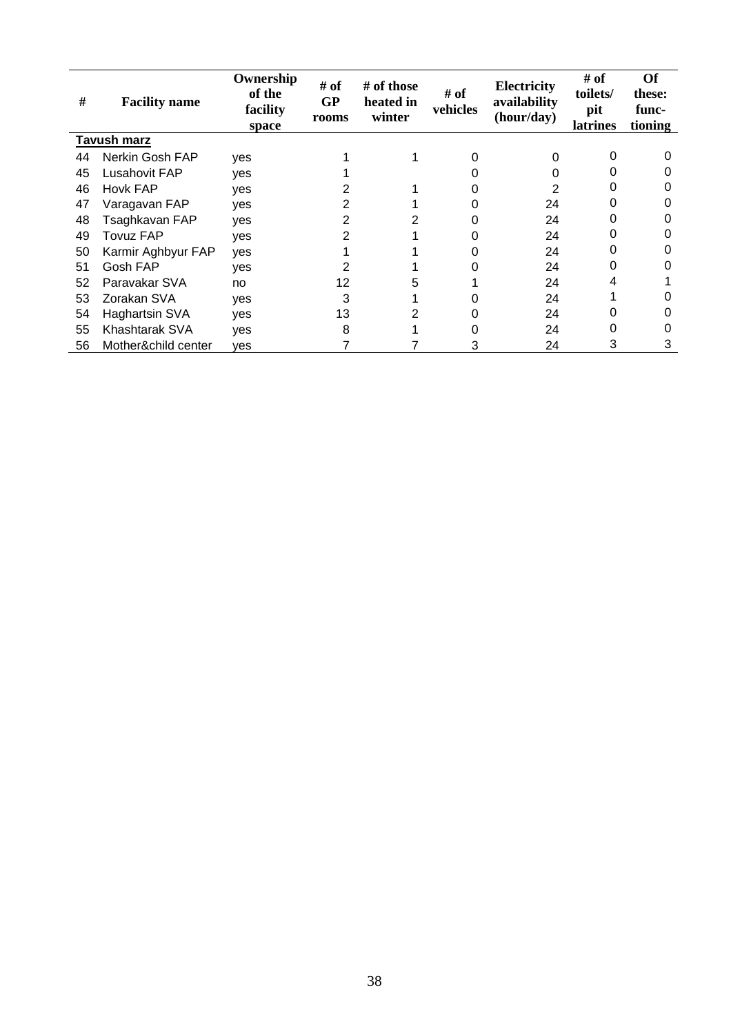| # | Facility name | Ownership of the facility space | # of GP rooms | # of those heated in winter | # of vehicles | Electricity availability (hour/day) | # of toilets/ pit latrines | Of these: func-tioning |
|---|---|---|---|---|---|---|---|---|
| **Tavush marz** | | | | | | | | |
| 44 | Nerkin Gosh FAP | yes | 1 | 1 | 0 | 0 | 0 | 0 |
| 45 | Lusahovit FAP | yes | 1 | | 0 | 0 | 0 | 0 |
| 46 | Hovk FAP | yes | 2 | 1 | 0 | 2 | 0 | 0 |
| 47 | Varagavan FAP | yes | 2 | 1 | 0 | 24 | 0 | 0 |
| 48 | Tsaghkavan FAP | yes | 2 | 2 | 0 | 24 | 0 | 0 |
| 49 | Tovuz FAP | yes | 2 | 1 | 0 | 24 | 0 | 0 |
| 50 | Karmir Aghbyur FAP | yes | 1 | 1 | 0 | 24 | 0 | 0 |
| 51 | Gosh FAP | yes | 2 | 1 | 0 | 24 | 0 | 0 |
| 52 | Paravakar SVA | no | 12 | 5 | 1 | 24 | 4 | 1 |
| 53 | Zorakan SVA | yes | 3 | 1 | 0 | 24 | 1 | 0 |
| 54 | Haghartsin SVA | yes | 13 | 2 | 0 | 24 | 0 | 0 |
| 55 | Khashtarak SVA | yes | 8 | 1 | 0 | 24 | 0 | 0 |
| 56 | Mother&child center | yes | 7 | 7 | 3 | 24 | 3 | 3 |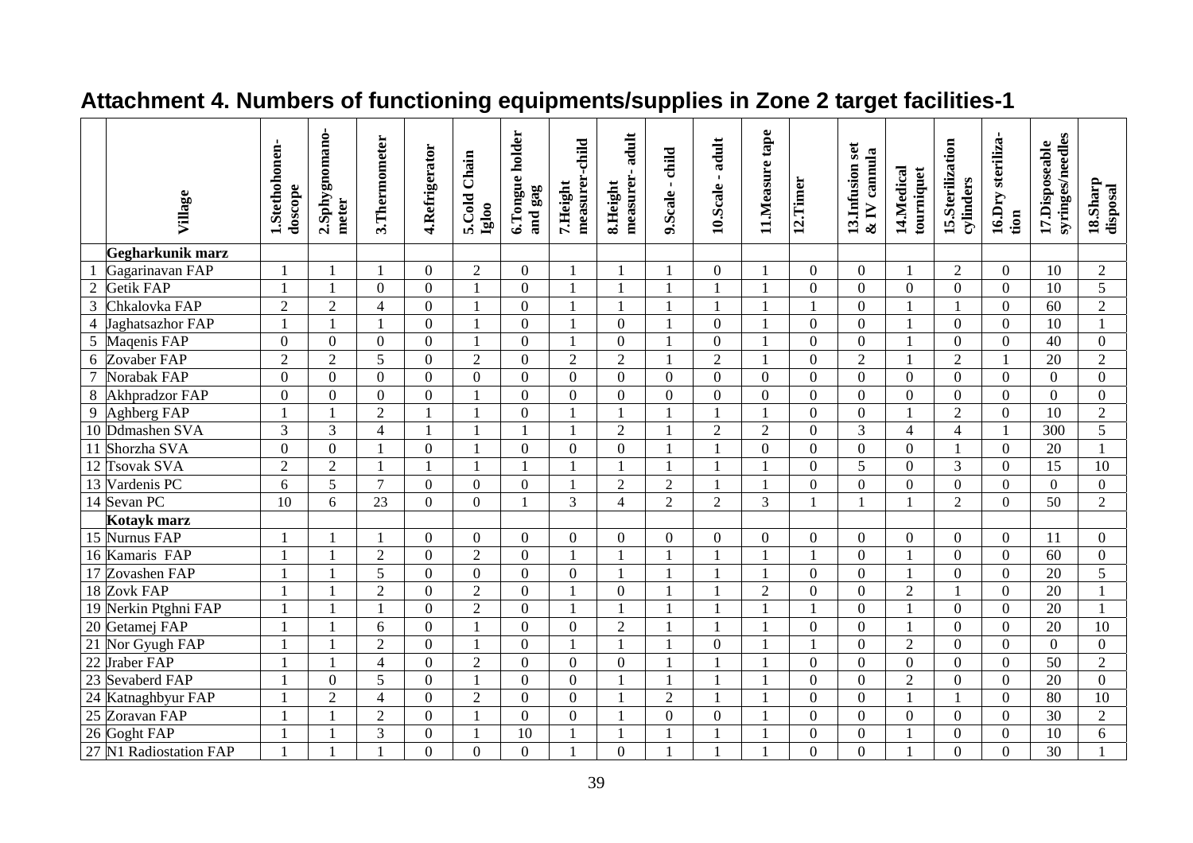# Attachment 4. Numbers of functioning equipments/supplies in Zone 2 target facilities-1

| | Village | 1.Stethohonen-doscope | 2.Sphygnomano-meter | 3.Thermometer | 4.Refrigerator | 5.Cold Chain Igloo | 6.Tongue holder and gag | 7.Height measurer-child | 8.Height measurer- adult | 9.Scale - child | 10.Scale - adult | 11.Measure tape | 12.Timer | 13.Infusion set & IV cannula | 14.Medical tourniquet | 15.Sterilization cylinders | 16.Dry steriliza-tion | 17.Disposeable syringes/needles | 18.Sharp disposal |
|---|---|---|---|---|---|---|---|---|---|---|---|---|---|---|---|---|---|---|---|
| | **Gegharkunik marz** | | | | | | | | | | | | | | | | | | |
| 1 | Gagarinavan FAP | 1 | 1 | 1 | 0 | 2 | 0 | 1 | 1 | 1 | 0 | 1 | 0 | 0 | 1 | 2 | 0 | 10 | 2 |
| 2 | Getik FAP | 1 | 1 | 0 | 0 | 1 | 0 | 1 | 1 | 1 | 1 | 1 | 0 | 0 | 0 | 0 | 0 | 10 | 5 |
| 3 | Chkalovka FAP | 2 | 2 | 4 | 0 | 1 | 0 | 1 | 1 | 1 | 1 | 1 | 1 | 0 | 1 | 1 | 0 | 60 | 2 |
| 4 | Jaghatsazhor FAP | 1 | 1 | 1 | 0 | 1 | 0 | 1 | 0 | 1 | 0 | 1 | 0 | 0 | 1 | 0 | 0 | 10 | 1 |
| 5 | Maqenis FAP | 0 | 0 | 0 | 0 | 1 | 0 | 1 | 0 | 1 | 0 | 1 | 0 | 0 | 1 | 0 | 0 | 40 | 0 |
| 6 | Zovaber FAP | 2 | 2 | 5 | 0 | 2 | 0 | 2 | 2 | 1 | 2 | 1 | 0 | 2 | 1 | 2 | 1 | 20 | 2 |
| 7 | Norabak FAP | 0 | 0 | 0 | 0 | 0 | 0 | 0 | 0 | 0 | 0 | 0 | 0 | 0 | 0 | 0 | 0 | 0 | 0 |
| 8 | Akhpradzor FAP | 0 | 0 | 0 | 0 | 1 | 0 | 0 | 0 | 0 | 0 | 0 | 0 | 0 | 0 | 0 | 0 | 0 | 0 |
| 9 | Aghberg FAP | 1 | 1 | 2 | 1 | 1 | 0 | 1 | 1 | 1 | 1 | 1 | 0 | 0 | 1 | 2 | 0 | 10 | 2 |
| 10 | Ddmashen SVA | 3 | 3 | 4 | 1 | 1 | 1 | 1 | 2 | 1 | 2 | 2 | 0 | 3 | 4 | 4 | 1 | 300 | 5 |
| 11 | Shorzha SVA | 0 | 0 | 1 | 0 | 1 | 0 | 0 | 0 | 1 | 1 | 0 | 0 | 0 | 0 | 1 | 0 | 20 | 1 |
| 12 | Tsovak SVA | 2 | 2 | 1 | 1 | 1 | 1 | 1 | 1 | 1 | 1 | 1 | 0 | 5 | 0 | 3 | 0 | 15 | 10 |
| 13 | Vardenis PC | 6 | 5 | 7 | 0 | 0 | 0 | 1 | 2 | 2 | 1 | 1 | 0 | 0 | 0 | 0 | 0 | 0 | 0 |
| 14 | Sevan PC | 10 | 6 | 23 | 0 | 0 | 1 | 3 | 4 | 2 | 2 | 3 | 1 | 1 | 1 | 2 | 0 | 50 | 2 |
| | **Kotayk marz** | | | | | | | | | | | | | | | | | | |
| 15 | Nurnus FAP | 1 | 1 | 1 | 0 | 0 | 0 | 0 | 0 | 0 | 0 | 0 | 0 | 0 | 0 | 0 | 0 | 11 | 0 |
| 16 | Kamaris FAP | 1 | 1 | 2 | 0 | 2 | 0 | 1 | 1 | 1 | 1 | 1 | 1 | 0 | 1 | 0 | 0 | 60 | 0 |
| 17 | Zovashen FAP | 1 | 1 | 5 | 0 | 0 | 0 | 0 | 1 | 1 | 1 | 1 | 0 | 0 | 1 | 0 | 0 | 20 | 5 |
| 18 | Zovk FAP | 1 | 1 | 2 | 0 | 2 | 0 | 1 | 0 | 1 | 1 | 2 | 0 | 0 | 2 | 1 | 0 | 20 | 1 |
| 19 | Nerkin Ptghni FAP | 1 | 1 | 1 | 0 | 2 | 0 | 1 | 1 | 1 | 1 | 1 | 1 | 0 | 1 | 0 | 0 | 20 | 1 |
| 20 | Getamej FAP | 1 | 1 | 6 | 0 | 1 | 0 | 0 | 2 | 1 | 1 | 1 | 0 | 0 | 1 | 0 | 0 | 20 | 10 |
| 21 | Nor Gyugh FAP | 1 | 1 | 2 | 0 | 1 | 0 | 1 | 1 | 1 | 0 | 1 | 1 | 0 | 2 | 0 | 0 | 0 | 0 |
| 22 | Jraber FAP | 1 | 1 | 4 | 0 | 2 | 0 | 0 | 0 | 1 | 1 | 1 | 0 | 0 | 0 | 0 | 0 | 50 | 2 |
| 23 | Sevaberd FAP | 1 | 0 | 5 | 0 | 1 | 0 | 0 | 1 | 1 | 1 | 1 | 0 | 0 | 2 | 0 | 0 | 20 | 0 |
| 24 | Katnaghbyur FAP | 1 | 2 | 4 | 0 | 2 | 0 | 0 | 1 | 2 | 1 | 1 | 0 | 0 | 1 | 1 | 0 | 80 | 10 |
| 25 | Zoravan FAP | 1 | 1 | 2 | 0 | 1 | 0 | 0 | 1 | 0 | 0 | 1 | 0 | 0 | 0 | 0 | 0 | 30 | 2 |
| 26 | Goght FAP | 1 | 1 | 3 | 0 | 1 | 10 | 1 | 1 | 1 | 1 | 1 | 0 | 0 | 1 | 0 | 0 | 10 | 6 |
| 27 | N1 Radiostation FAP | 1 | 1 | 1 | 0 | 0 | 0 | 1 | 0 | 1 | 1 | 1 | 0 | 0 | 1 | 0 | 0 | 30 | 1 |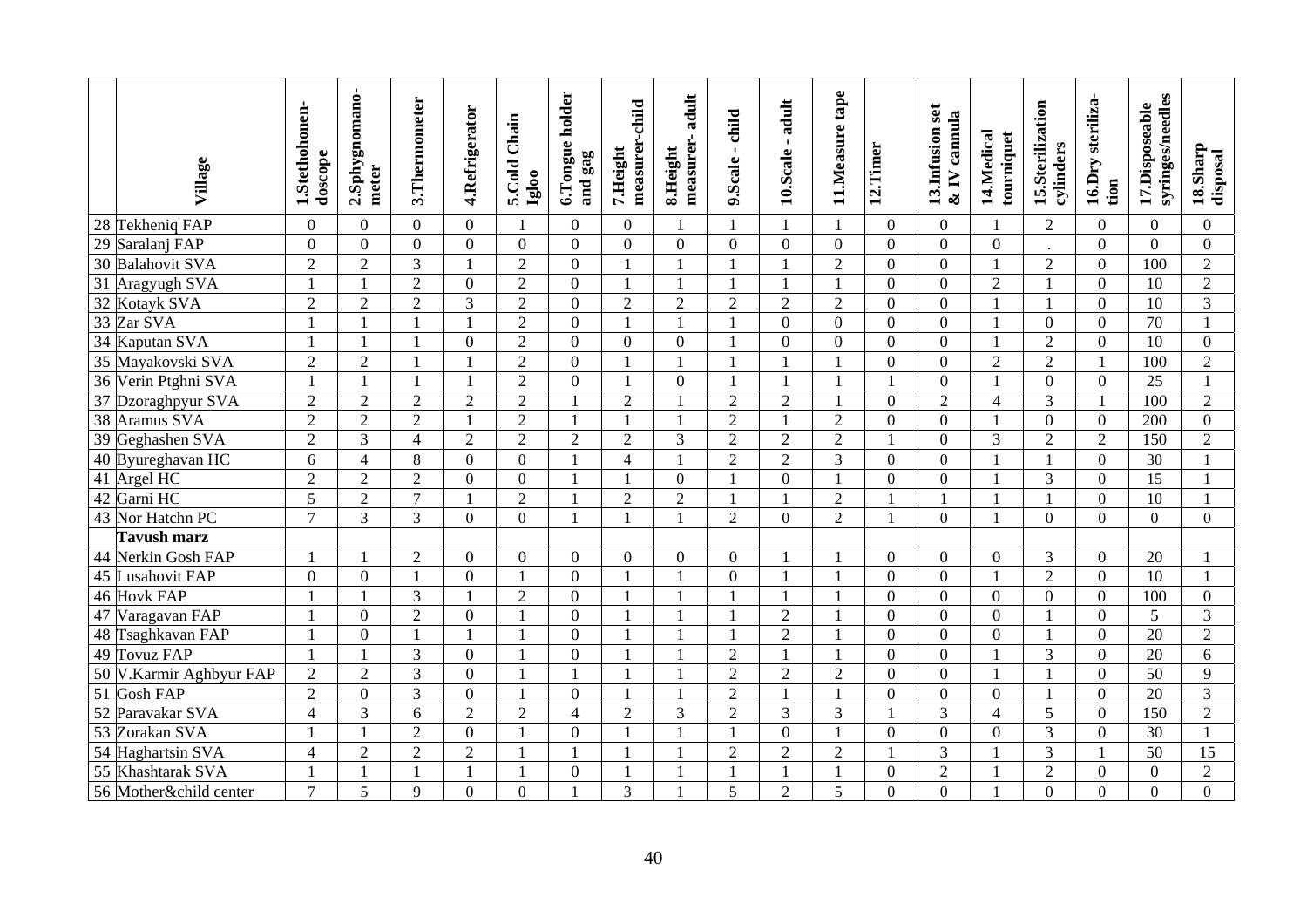| | Village | 1.Stethohonen-doscope | 2.Sphygnomano-meter | 3.Thermometer | 4.Refrigerator | 5.Cold Chain Igloo | 6.Tongue holder and gag | 7.Height measurer-child | 8.Height measurer- adult | 9.Scale - child | 10.Scale - adult | 11.Measure tape | 12.Timer | 13.Infusion set & IV cannula | 14.Medical tourniquet | 15.Sterilization cylinders | 16.Dry steriliza-tion | 17.Disposeable syringes/needles | 18.Sharp disposal |
|---|---|---|---|---|---|---|---|---|---|---|---|---|---|---|---|---|---|---|---|
| 28 | Tekheniq FAP | 0 | 0 | 0 | 0 | 1 | 0 | 0 | 1 | 1 | 1 | 1 | 0 | 0 | 1 | 2 | 0 | 0 | 0 |
| 29 | Saralanj FAP | 0 | 0 | 0 | 0 | 0 | 0 | 0 | 0 | 0 | 0 | 0 | 0 | 0 | 0 | . | 0 | 0 | 0 |
| 30 | Balahovit SVA | 2 | 2 | 3 | 1 | 2 | 0 | 1 | 1 | 1 | 1 | 2 | 0 | 0 | 1 | 2 | 0 | 100 | 2 |
| 31 | Aragyugh SVA | 1 | 1 | 2 | 0 | 2 | 0 | 1 | 1 | 1 | 1 | 1 | 0 | 0 | 2 | 1 | 0 | 10 | 2 |
| 32 | Kotayk SVA | 2 | 2 | 2 | 3 | 2 | 0 | 2 | 2 | 2 | 2 | 2 | 0 | 0 | 1 | 1 | 0 | 10 | 3 |
| 33 | Zar SVA | 1 | 1 | 1 | 1 | 2 | 0 | 1 | 1 | 1 | 0 | 0 | 0 | 0 | 1 | 0 | 0 | 70 | 1 |
| 34 | Kaputan SVA | 1 | 1 | 1 | 0 | 2 | 0 | 0 | 0 | 1 | 0 | 0 | 0 | 0 | 1 | 2 | 0 | 10 | 0 |
| 35 | Mayakovski SVA | 2 | 2 | 1 | 1 | 2 | 0 | 1 | 1 | 1 | 1 | 1 | 0 | 0 | 2 | 2 | 1 | 100 | 2 |
| 36 | Verin Ptghni SVA | 1 | 1 | 1 | 1 | 2 | 0 | 1 | 0 | 1 | 1 | 1 | 1 | 0 | 1 | 0 | 0 | 25 | 1 |
| 37 | Dzoraghpyur SVA | 2 | 2 | 2 | 2 | 2 | 1 | 2 | 1 | 2 | 2 | 1 | 0 | 2 | 4 | 3 | 1 | 100 | 2 |
| 38 | Aramus SVA | 2 | 2 | 2 | 1 | 2 | 1 | 1 | 1 | 2 | 1 | 2 | 0 | 0 | 1 | 0 | 0 | 200 | 0 |
| 39 | Geghashen SVA | 2 | 3 | 4 | 2 | 2 | 2 | 2 | 3 | 2 | 2 | 2 | 1 | 0 | 3 | 2 | 2 | 150 | 2 |
| 40 | Byureghavan HC | 6 | 4 | 8 | 0 | 0 | 1 | 4 | 1 | 2 | 2 | 3 | 0 | 0 | 1 | 1 | 0 | 30 | 1 |
| 41 | Argel HC | 2 | 2 | 2 | 0 | 0 | 1 | 1 | 0 | 1 | 0 | 1 | 0 | 0 | 1 | 3 | 0 | 15 | 1 |
| 42 | Garni HC | 5 | 2 | 7 | 1 | 2 | 1 | 2 | 2 | 1 | 1 | 2 | 1 | 1 | 1 | 1 | 0 | 10 | 1 |
| 43 | Nor Hatchn PC | 7 | 3 | 3 | 0 | 0 | 1 | 1 | 1 | 2 | 0 | 2 | 1 | 0 | 1 | 0 | 0 | 0 | 0 |
| | **Tavush marz** | | | | | | | | | | | | | | | | | | |
| 44 | Nerkin Gosh FAP | 1 | 1 | 2 | 0 | 0 | 0 | 0 | 0 | 0 | 1 | 1 | 0 | 0 | 0 | 3 | 0 | 20 | 1 |
| 45 | Lusahovit FAP | 0 | 0 | 1 | 0 | 1 | 0 | 1 | 1 | 0 | 1 | 1 | 0 | 0 | 1 | 2 | 0 | 10 | 1 |
| 46 | Hovk FAP | 1 | 1 | 3 | 1 | 2 | 0 | 1 | 1 | 1 | 1 | 1 | 0 | 0 | 0 | 0 | 0 | 100 | 0 |
| 47 | Varagavan FAP | 1 | 0 | 2 | 0 | 1 | 0 | 1 | 1 | 1 | 2 | 1 | 0 | 0 | 0 | 1 | 0 | 5 | 3 |
| 48 | Tsaghkavan FAP | 1 | 0 | 1 | 1 | 1 | 0 | 1 | 1 | 1 | 2 | 1 | 0 | 0 | 0 | 1 | 0 | 20 | 2 |
| 49 | Tovuz FAP | 1 | 1 | 3 | 0 | 1 | 0 | 1 | 1 | 2 | 1 | 1 | 0 | 0 | 1 | 3 | 0 | 20 | 6 |
| 50 | V.Karmir Aghbyur FAP | 2 | 2 | 3 | 0 | 1 | 1 | 1 | 1 | 2 | 2 | 2 | 0 | 0 | 1 | 1 | 0 | 50 | 9 |
| 51 | Gosh FAP | 2 | 0 | 3 | 0 | 1 | 0 | 1 | 1 | 2 | 1 | 1 | 0 | 0 | 0 | 1 | 0 | 20 | 3 |
| 52 | Paravakar SVA | 4 | 3 | 6 | 2 | 2 | 4 | 2 | 3 | 2 | 3 | 3 | 1 | 3 | 4 | 5 | 0 | 150 | 2 |
| 53 | Zorakan SVA | 1 | 1 | 2 | 0 | 1 | 0 | 1 | 1 | 1 | 0 | 1 | 0 | 0 | 0 | 3 | 0 | 30 | 1 |
| 54 | Haghartsin SVA | 4 | 2 | 2 | 2 | 1 | 1 | 1 | 1 | 2 | 2 | 2 | 1 | 3 | 1 | 3 | 1 | 50 | 15 |
| 55 | Khashtarak SVA | 1 | 1 | 1 | 1 | 1 | 0 | 1 | 1 | 1 | 1 | 1 | 0 | 2 | 1 | 2 | 0 | 0 | 2 |
| 56 | Mother&child center | 7 | 5 | 9 | 0 | 0 | 1 | 3 | 1 | 5 | 2 | 5 | 0 | 0 | 1 | 0 | 0 | 0 | 0 |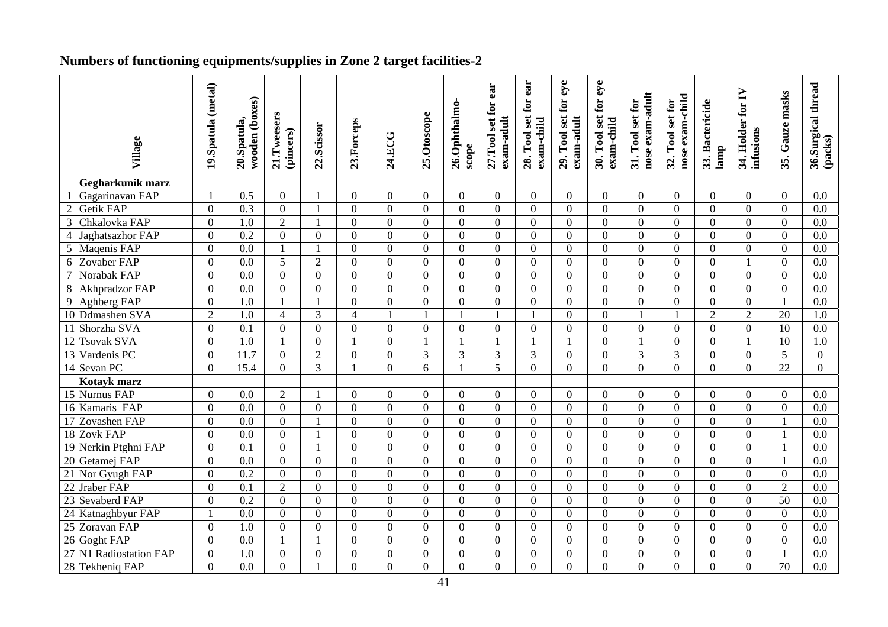## Numbers of functioning equipments/supplies in Zone 2 target facilities-2

| | Village | 19.Spatula (metal) | 20.Spatula, wooden (boxes) | 21.Tweesers (pincers) | 22.Scissor | 23.Forceps | 24.ECG | 25.Otoscope | 26.Ophthalmo-scope | 27.Tool set for ear exam-adult | 28. Tool set for ear exam-child | 29. Tool set for eye exam-adult | 30. Tool set for eye exam-child | 31. Tool set for nose exam-adult | 32. Tool set for nose exam-child | 33. Bactericide lamp | 34. Holder for IV infusions | 35. Gauze masks | 36.Surgical thread (packs) |
|---|---|---|---|---|---|---|---|---|---|---|---|---|---|---|---|---|---|---|---|
| | **Gegharkunik marz** | | | | | | | | | | | | | | | | | | |
| 1 | Gagarinavan FAP | 1 | 0.5 | 0 | 1 | 0 | 0 | 0 | 0 | 0 | 0 | 0 | 0 | 0 | 0 | 0 | 0 | 0 | 0.0 |
| 2 | Getik FAP | 0 | 0.3 | 0 | 1 | 0 | 0 | 0 | 0 | 0 | 0 | 0 | 0 | 0 | 0 | 0 | 0 | 0 | 0.0 |
| 3 | Chkalovka FAP | 0 | 1.0 | 2 | 1 | 0 | 0 | 0 | 0 | 0 | 0 | 0 | 0 | 0 | 0 | 0 | 0 | 0 | 0.0 |
| 4 | Jaghatsazhor FAP | 0 | 0.2 | 0 | 0 | 0 | 0 | 0 | 0 | 0 | 0 | 0 | 0 | 0 | 0 | 0 | 0 | 0 | 0.0 |
| 5 | Maqenis FAP | 0 | 0.0 | 1 | 1 | 0 | 0 | 0 | 0 | 0 | 0 | 0 | 0 | 0 | 0 | 0 | 0 | 0 | 0.0 |
| 6 | Zovaber FAP | 0 | 0.0 | 5 | 2 | 0 | 0 | 0 | 0 | 0 | 0 | 0 | 0 | 0 | 0 | 0 | 1 | 0 | 0.0 |
| 7 | Norabak FAP | 0 | 0.0 | 0 | 0 | 0 | 0 | 0 | 0 | 0 | 0 | 0 | 0 | 0 | 0 | 0 | 0 | 0 | 0.0 |
| 8 | Akhpradzor FAP | 0 | 0.0 | 0 | 0 | 0 | 0 | 0 | 0 | 0 | 0 | 0 | 0 | 0 | 0 | 0 | 0 | 0 | 0.0 |
| 9 | Aghberg FAP | 0 | 1.0 | 1 | 1 | 0 | 0 | 0 | 0 | 0 | 0 | 0 | 0 | 0 | 0 | 0 | 0 | 1 | 0.0 |
| 10 | Ddmashen SVA | 2 | 1.0 | 4 | 3 | 4 | 1 | 1 | 1 | 1 | 1 | 0 | 0 | 1 | 1 | 2 | 2 | 20 | 1.0 |
| 11 | Shorzha SVA | 0 | 0.1 | 0 | 0 | 0 | 0 | 0 | 0 | 0 | 0 | 0 | 0 | 0 | 0 | 0 | 0 | 10 | 0.0 |
| 12 | Tsovak SVA | 0 | 1.0 | 1 | 0 | 1 | 0 | 1 | 1 | 1 | 1 | 1 | 0 | 1 | 0 | 0 | 1 | 10 | 1.0 |
| 13 | Vardenis PC | 0 | 11.7 | 0 | 2 | 0 | 0 | 3 | 3 | 3 | 3 | 0 | 0 | 3 | 3 | 0 | 0 | 5 | 0 |
| 14 | Sevan PC | 0 | 15.4 | 0 | 3 | 1 | 0 | 6 | 1 | 5 | 0 | 0 | 0 | 0 | 0 | 0 | 0 | 22 | 0 |
| | **Kotayk marz** | | | | | | | | | | | | | | | | | | |
| 15 | Nurnus FAP | 0 | 0.0 | 2 | 1 | 0 | 0 | 0 | 0 | 0 | 0 | 0 | 0 | 0 | 0 | 0 | 0 | 0 | 0.0 |
| 16 | Kamaris FAP | 0 | 0.0 | 0 | 0 | 0 | 0 | 0 | 0 | 0 | 0 | 0 | 0 | 0 | 0 | 0 | 0 | 0 | 0.0 |
| 17 | Zovashen FAP | 0 | 0.0 | 0 | 1 | 0 | 0 | 0 | 0 | 0 | 0 | 0 | 0 | 0 | 0 | 0 | 0 | 1 | 0.0 |
| 18 | Zovk FAP | 0 | 0.0 | 0 | 1 | 0 | 0 | 0 | 0 | 0 | 0 | 0 | 0 | 0 | 0 | 0 | 0 | 1 | 0.0 |
| 19 | Nerkin Ptghni FAP | 0 | 0.1 | 0 | 1 | 0 | 0 | 0 | 0 | 0 | 0 | 0 | 0 | 0 | 0 | 0 | 0 | 1 | 0.0 |
| 20 | Getamej FAP | 0 | 0.0 | 0 | 0 | 0 | 0 | 0 | 0 | 0 | 0 | 0 | 0 | 0 | 0 | 0 | 0 | 1 | 0.0 |
| 21 | Nor Gyugh FAP | 0 | 0.2 | 0 | 0 | 0 | 0 | 0 | 0 | 0 | 0 | 0 | 0 | 0 | 0 | 0 | 0 | 0 | 0.0 |
| 22 | Jraber FAP | 0 | 0.1 | 2 | 0 | 0 | 0 | 0 | 0 | 0 | 0 | 0 | 0 | 0 | 0 | 0 | 0 | 2 | 0.0 |
| 23 | Sevaberd FAP | 0 | 0.2 | 0 | 0 | 0 | 0 | 0 | 0 | 0 | 0 | 0 | 0 | 0 | 0 | 0 | 0 | 50 | 0.0 |
| 24 | Katnaghbyur FAP | 1 | 0.0 | 0 | 0 | 0 | 0 | 0 | 0 | 0 | 0 | 0 | 0 | 0 | 0 | 0 | 0 | 0 | 0.0 |
| 25 | Zoravan FAP | 0 | 1.0 | 0 | 0 | 0 | 0 | 0 | 0 | 0 | 0 | 0 | 0 | 0 | 0 | 0 | 0 | 0 | 0.0 |
| 26 | Goght FAP | 0 | 0.0 | 1 | 1 | 0 | 0 | 0 | 0 | 0 | 0 | 0 | 0 | 0 | 0 | 0 | 0 | 0 | 0.0 |
| 27 | N1 Radiostation FAP | 0 | 1.0 | 0 | 0 | 0 | 0 | 0 | 0 | 0 | 0 | 0 | 0 | 0 | 0 | 0 | 0 | 1 | 0.0 |
| 28 | Tekheniq FAP | 0 | 0.0 | 0 | 1 | 0 | 0 | 0 | 0 | 0 | 0 | 0 | 0 | 0 | 0 | 0 | 0 | 70 | 0.0 |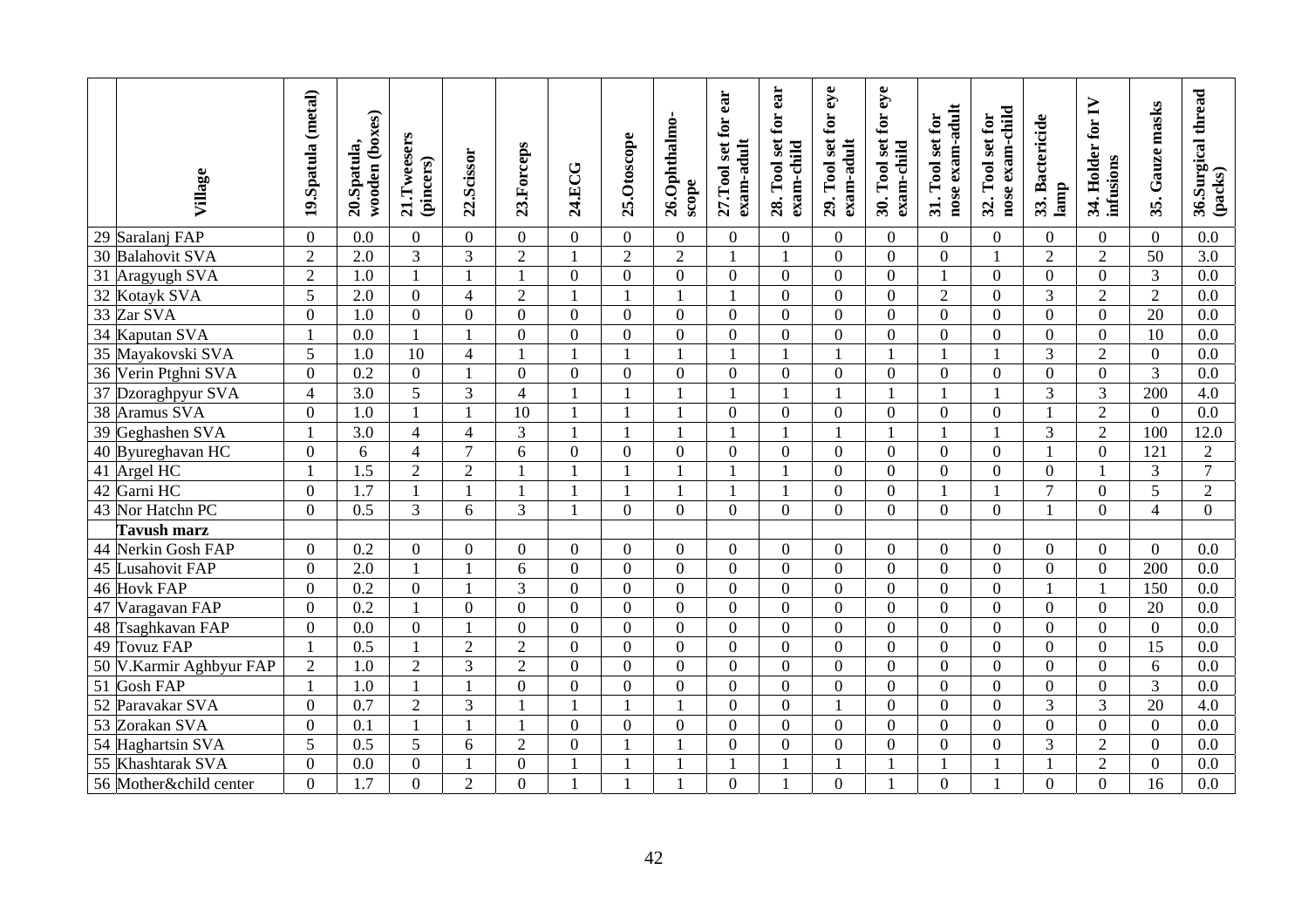| | Village | 19.Spatula (metal) | 20.Spatula, wooden (boxes) | 21.Tweesers (pincers) | 22.Scissor | 23.Forceps | 24.ECG | 25.Otoscope | 26.Ophthalmo-scope | 27.Tool set for ear exam-adult | 28. Tool set for ear exam-child | 29. Tool set for eye exam-adult | 30. Tool set for eye exam-child | 31. Tool set for nose exam-adult | 32. Tool set for nose exam-child | 33. Bactericide lamp | 34. Holder for IV infusions | 35. Gauze masks | 36.Surgical thread (packs) |
|---|---|---|---|---|---|---|---|---|---|---|---|---|---|---|---|---|---|---|---|
| 29 | Saralanj FAP | 0 | 0.0 | 0 | 0 | 0 | 0 | 0 | 0 | 0 | 0 | 0 | 0 | 0 | 0 | 0 | 0 | 0 | 0.0 |
| 30 | Balahovit SVA | 2 | 2.0 | 3 | 3 | 2 | 1 | 2 | 2 | 1 | 1 | 0 | 0 | 0 | 1 | 2 | 2 | 50 | 3.0 |
| 31 | Aragyugh SVA | 2 | 1.0 | 1 | 1 | 1 | 0 | 0 | 0 | 0 | 0 | 0 | 0 | 1 | 0 | 0 | 0 | 3 | 0.0 |
| 32 | Kotayk SVA | 5 | 2.0 | 0 | 4 | 2 | 1 | 1 | 1 | 1 | 0 | 0 | 0 | 2 | 0 | 3 | 2 | 2 | 0.0 |
| 33 | Zar SVA | 0 | 1.0 | 0 | 0 | 0 | 0 | 0 | 0 | 0 | 0 | 0 | 0 | 0 | 0 | 0 | 0 | 20 | 0.0 |
| 34 | Kaputan SVA | 1 | 0.0 | 1 | 1 | 0 | 0 | 0 | 0 | 0 | 0 | 0 | 0 | 0 | 0 | 0 | 0 | 10 | 0.0 |
| 35 | Mayakovski SVA | 5 | 1.0 | 10 | 4 | 1 | 1 | 1 | 1 | 1 | 1 | 1 | 1 | 1 | 1 | 3 | 2 | 0 | 0.0 |
| 36 | Verin Ptghni SVA | 0 | 0.2 | 0 | 1 | 0 | 0 | 0 | 0 | 0 | 0 | 0 | 0 | 0 | 0 | 0 | 0 | 3 | 0.0 |
| 37 | Dzoraghpyur SVA | 4 | 3.0 | 5 | 3 | 4 | 1 | 1 | 1 | 1 | 1 | 1 | 1 | 1 | 1 | 3 | 3 | 200 | 4.0 |
| 38 | Aramus SVA | 0 | 1.0 | 1 | 1 | 10 | 1 | 1 | 1 | 0 | 0 | 0 | 0 | 0 | 0 | 1 | 2 | 0 | 0.0 |
| 39 | Geghashen SVA | 1 | 3.0 | 4 | 4 | 3 | 1 | 1 | 1 | 1 | 1 | 1 | 1 | 1 | 1 | 3 | 2 | 100 | 12.0 |
| 40 | Byureghavan HC | 0 | 6 | 4 | 7 | 6 | 0 | 0 | 0 | 0 | 0 | 0 | 0 | 0 | 0 | 1 | 0 | 121 | 2 |
| 41 | Argel HC | 1 | 1.5 | 2 | 2 | 1 | 1 | 1 | 1 | 1 | 1 | 0 | 0 | 0 | 0 | 0 | 1 | 3 | 7 |
| 42 | Garni HC | 0 | 1.7 | 1 | 1 | 1 | 1 | 1 | 1 | 1 | 1 | 0 | 0 | 1 | 1 | 7 | 0 | 5 | 2 |
| 43 | Nor Hatchn PC | 0 | 0.5 | 3 | 6 | 3 | 1 | 0 | 0 | 0 | 0 | 0 | 0 | 0 | 0 | 1 | 0 | 4 | 0 |
| | **Tavush marz** | | | | | | | | | | | | | | | | | | |
| 44 | Nerkin Gosh FAP | 0 | 0.2 | 0 | 0 | 0 | 0 | 0 | 0 | 0 | 0 | 0 | 0 | 0 | 0 | 0 | 0 | 0 | 0.0 |
| 45 | Lusahovit FAP | 0 | 2.0 | 1 | 1 | 6 | 0 | 0 | 0 | 0 | 0 | 0 | 0 | 0 | 0 | 0 | 0 | 200 | 0.0 |
| 46 | Hovk FAP | 0 | 0.2 | 0 | 1 | 3 | 0 | 0 | 0 | 0 | 0 | 0 | 0 | 0 | 0 | 1 | 1 | 150 | 0.0 |
| 47 | Varagavan FAP | 0 | 0.2 | 1 | 0 | 0 | 0 | 0 | 0 | 0 | 0 | 0 | 0 | 0 | 0 | 0 | 0 | 20 | 0.0 |
| 48 | Tsaghkavan FAP | 0 | 0.0 | 0 | 1 | 0 | 0 | 0 | 0 | 0 | 0 | 0 | 0 | 0 | 0 | 0 | 0 | 0 | 0.0 |
| 49 | Tovuz FAP | 1 | 0.5 | 1 | 2 | 2 | 0 | 0 | 0 | 0 | 0 | 0 | 0 | 0 | 0 | 0 | 0 | 15 | 0.0 |
| 50 | V.Karmir Aghbyur FAP | 2 | 1.0 | 2 | 3 | 2 | 0 | 0 | 0 | 0 | 0 | 0 | 0 | 0 | 0 | 0 | 0 | 6 | 0.0 |
| 51 | Gosh FAP | 1 | 1.0 | 1 | 1 | 0 | 0 | 0 | 0 | 0 | 0 | 0 | 0 | 0 | 0 | 0 | 0 | 3 | 0.0 |
| 52 | Paravakar SVA | 0 | 0.7 | 2 | 3 | 1 | 1 | 1 | 1 | 0 | 0 | 1 | 0 | 0 | 0 | 3 | 3 | 20 | 4.0 |
| 53 | Zorakan SVA | 0 | 0.1 | 1 | 1 | 1 | 0 | 0 | 0 | 0 | 0 | 0 | 0 | 0 | 0 | 0 | 0 | 0 | 0.0 |
| 54 | Haghartsin SVA | 5 | 0.5 | 5 | 6 | 2 | 0 | 1 | 1 | 0 | 0 | 0 | 0 | 0 | 0 | 3 | 2 | 0 | 0.0 |
| 55 | Khashtarak SVA | 0 | 0.0 | 0 | 1 | 0 | 1 | 1 | 1 | 1 | 1 | 1 | 1 | 1 | 1 | 1 | 2 | 0 | 0.0 |
| 56 | Mother&child center | 0 | 1.7 | 0 | 2 | 0 | 1 | 1 | 1 | 0 | 1 | 0 | 1 | 0 | 1 | 0 | 0 | 16 | 0.0 |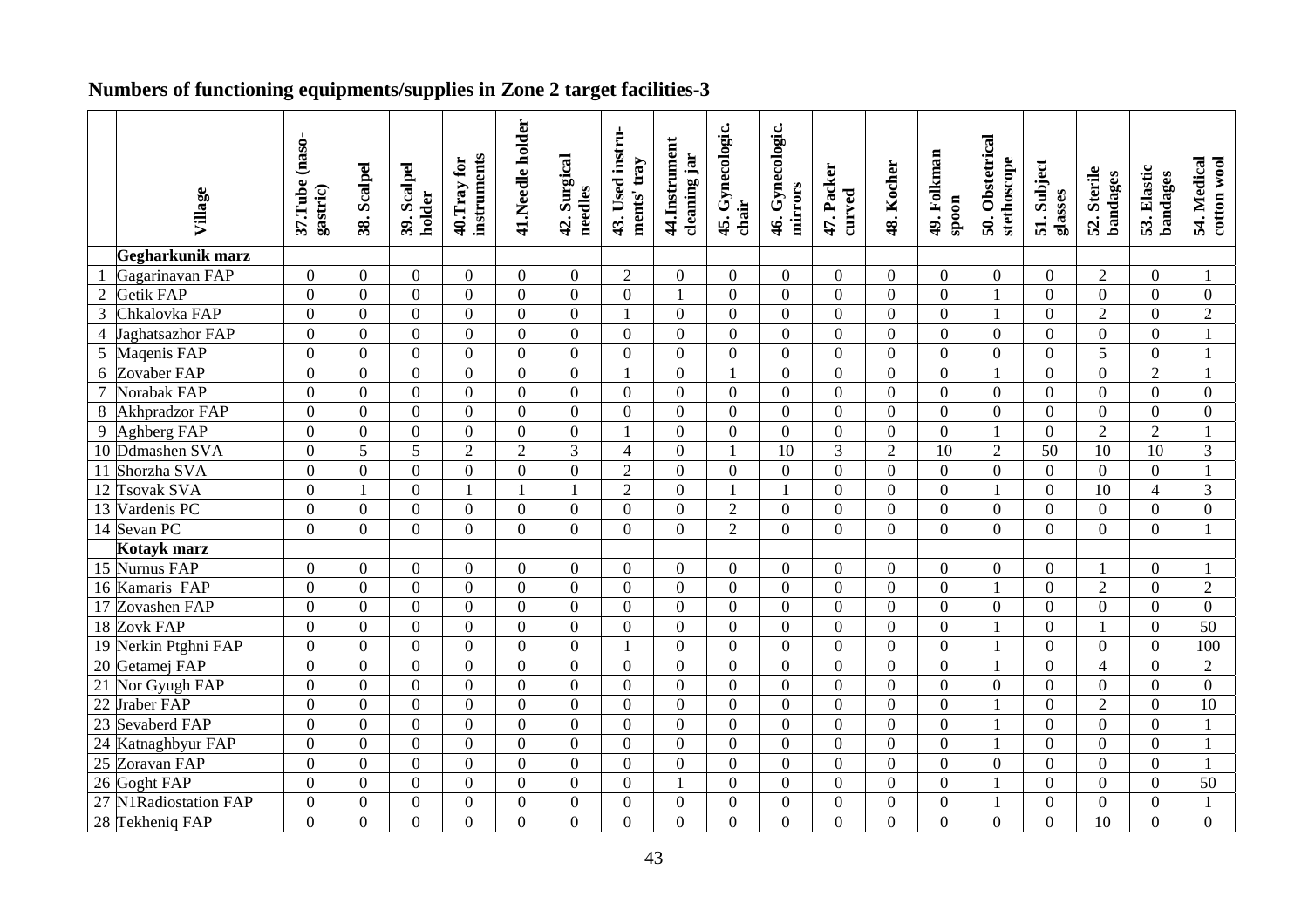## Numbers of functioning equipments/supplies in Zone 2 target facilities-3

| | Village | 37.Tube (naso-gastric) | 38. Scalpel | 39. Scalpel holder | 40.Tray for instruments | 41.Needle holder | 42. Surgical needles | 43. Used instru-ments' tray | 44.Instrument cleaning jar | 45. Gynecologic. chair | 46. Gynecologic. mirrors | 47. Packer curved | 48. Kocher | 49. Folkman spoon | 50. Obstetrical stethoscope | 51. Subject glasses | 52. Sterile bandages | 53. Elastic bandages | 54. Medical cotton wool |
|---|---|---|---|---|---|---|---|---|---|---|---|---|---|---|---|---|---|---|---|
| | **Gegharkunik marz** | | | | | | | | | | | | | | | | | | |
| 1 | Gagarinavan FAP | 0 | 0 | 0 | 0 | 0 | 0 | 2 | 0 | 0 | 0 | 0 | 0 | 0 | 0 | 0 | 2 | 0 | 1 |
| 2 | Getik FAP | 0 | 0 | 0 | 0 | 0 | 0 | 0 | 1 | 0 | 0 | 0 | 0 | 0 | 1 | 0 | 0 | 0 | 0 |
| 3 | Chkalovka FAP | 0 | 0 | 0 | 0 | 0 | 0 | 1 | 0 | 0 | 0 | 0 | 0 | 0 | 1 | 0 | 2 | 0 | 2 |
| 4 | Jaghatsazhor FAP | 0 | 0 | 0 | 0 | 0 | 0 | 0 | 0 | 0 | 0 | 0 | 0 | 0 | 0 | 0 | 0 | 0 | 1 |
| 5 | Maqenis FAP | 0 | 0 | 0 | 0 | 0 | 0 | 0 | 0 | 0 | 0 | 0 | 0 | 0 | 0 | 0 | 5 | 0 | 1 |
| 6 | Zovaber FAP | 0 | 0 | 0 | 0 | 0 | 0 | 1 | 0 | 1 | 0 | 0 | 0 | 0 | 1 | 0 | 0 | 2 | 1 |
| 7 | Norabak FAP | 0 | 0 | 0 | 0 | 0 | 0 | 0 | 0 | 0 | 0 | 0 | 0 | 0 | 0 | 0 | 0 | 0 | 0 |
| 8 | Akhpradzor FAP | 0 | 0 | 0 | 0 | 0 | 0 | 0 | 0 | 0 | 0 | 0 | 0 | 0 | 0 | 0 | 0 | 0 | 0 |
| 9 | Aghberg FAP | 0 | 0 | 0 | 0 | 0 | 0 | 1 | 0 | 0 | 0 | 0 | 0 | 0 | 1 | 0 | 2 | 2 | 1 |
| 10 | Ddmashen SVA | 0 | 5 | 5 | 2 | 2 | 3 | 4 | 0 | 1 | 10 | 3 | 2 | 10 | 2 | 50 | 10 | 10 | 3 |
| 11 | Shorzha SVA | 0 | 0 | 0 | 0 | 0 | 0 | 2 | 0 | 0 | 0 | 0 | 0 | 0 | 0 | 0 | 0 | 0 | 1 |
| 12 | Tsovak SVA | 0 | 1 | 0 | 1 | 1 | 1 | 2 | 0 | 1 | 1 | 0 | 0 | 0 | 1 | 0 | 10 | 4 | 3 |
| 13 | Vardenis PC | 0 | 0 | 0 | 0 | 0 | 0 | 0 | 0 | 2 | 0 | 0 | 0 | 0 | 0 | 0 | 0 | 0 | 0 |
| 14 | Sevan PC | 0 | 0 | 0 | 0 | 0 | 0 | 0 | 0 | 2 | 0 | 0 | 0 | 0 | 0 | 0 | 0 | 0 | 1 |
| | **Kotayk marz** | | | | | | | | | | | | | | | | | | |
| 15 | Nurnus FAP | 0 | 0 | 0 | 0 | 0 | 0 | 0 | 0 | 0 | 0 | 0 | 0 | 0 | 0 | 0 | 1 | 0 | 1 |
| 16 | Kamaris FAP | 0 | 0 | 0 | 0 | 0 | 0 | 0 | 0 | 0 | 0 | 0 | 0 | 0 | 1 | 0 | 2 | 0 | 2 |
| 17 | Zovashen FAP | 0 | 0 | 0 | 0 | 0 | 0 | 0 | 0 | 0 | 0 | 0 | 0 | 0 | 0 | 0 | 0 | 0 | 0 |
| 18 | Zovk FAP | 0 | 0 | 0 | 0 | 0 | 0 | 0 | 0 | 0 | 0 | 0 | 0 | 0 | 1 | 0 | 1 | 0 | 50 |
| 19 | Nerkin Ptghni FAP | 0 | 0 | 0 | 0 | 0 | 0 | 1 | 0 | 0 | 0 | 0 | 0 | 0 | 1 | 0 | 0 | 0 | 100 |
| 20 | Getamej FAP | 0 | 0 | 0 | 0 | 0 | 0 | 0 | 0 | 0 | 0 | 0 | 0 | 0 | 1 | 0 | 4 | 0 | 2 |
| 21 | Nor Gyugh FAP | 0 | 0 | 0 | 0 | 0 | 0 | 0 | 0 | 0 | 0 | 0 | 0 | 0 | 0 | 0 | 0 | 0 | 0 |
| 22 | Jraber FAP | 0 | 0 | 0 | 0 | 0 | 0 | 0 | 0 | 0 | 0 | 0 | 0 | 0 | 1 | 0 | 2 | 0 | 10 |
| 23 | Sevaberd FAP | 0 | 0 | 0 | 0 | 0 | 0 | 0 | 0 | 0 | 0 | 0 | 0 | 0 | 1 | 0 | 0 | 0 | 1 |
| 24 | Katnaghbyur FAP | 0 | 0 | 0 | 0 | 0 | 0 | 0 | 0 | 0 | 0 | 0 | 0 | 0 | 1 | 0 | 0 | 0 | 1 |
| 25 | Zoravan FAP | 0 | 0 | 0 | 0 | 0 | 0 | 0 | 0 | 0 | 0 | 0 | 0 | 0 | 0 | 0 | 0 | 0 | 1 |
| 26 | Goght FAP | 0 | 0 | 0 | 0 | 0 | 0 | 0 | 1 | 0 | 0 | 0 | 0 | 0 | 1 | 0 | 0 | 0 | 50 |
| 27 | N1Radiostation FAP | 0 | 0 | 0 | 0 | 0 | 0 | 0 | 0 | 0 | 0 | 0 | 0 | 0 | 1 | 0 | 0 | 0 | 1 |
| 28 | Tekheniq FAP | 0 | 0 | 0 | 0 | 0 | 0 | 0 | 0 | 0 | 0 | 0 | 0 | 0 | 0 | 0 | 10 | 0 | 0 |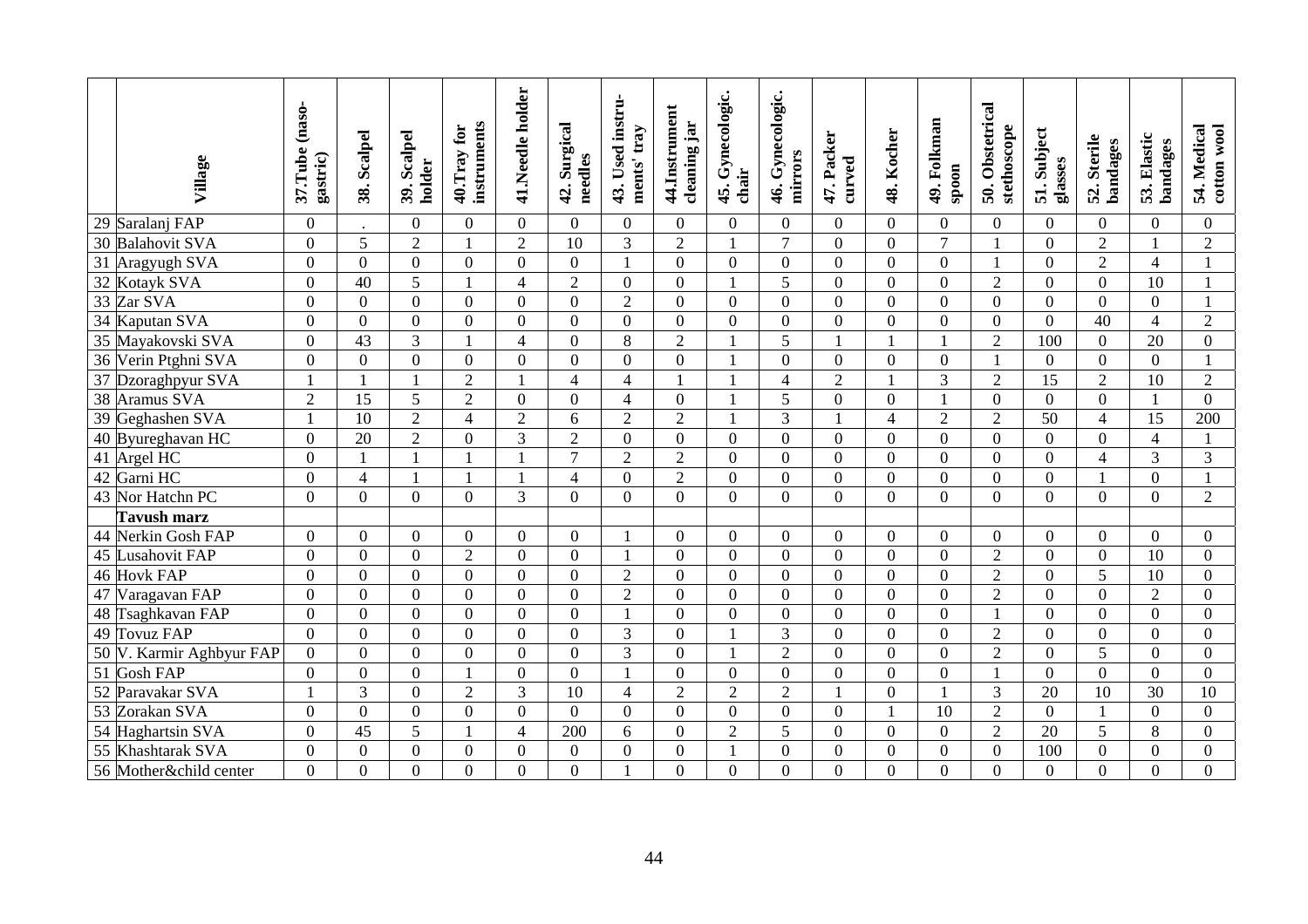| | Village | 37.Tube (naso-gastric) | 38. Scalpel | 39. Scalpel holder | 40.Tray for instruments | 41.Needle holder | 42. Surgical needles | 43. Used instru-ments' tray | 44.Instrument cleaning jar | 45. Gynecologic. chair | 46. Gynecologic. mirrors | 47. Packer curved | 48. Kocher | 49. Folkman spoon | 50. Obstetrical stethoscope | 51. Subject glasses | 52. Sterile bandages | 53. Elastic bandages | 54. Medical cotton wool |
|---|---|---|---|---|---|---|---|---|---|---|---|---|---|---|---|---|---|---|---|
| 29 | Saralanj FAP | 0 | . | 0 | 0 | 0 | 0 | 0 | 0 | 0 | 0 | 0 | 0 | 0 | 0 | 0 | 0 | 0 | 0 |
| 30 | Balahovit SVA | 0 | 5 | 2 | 1 | 2 | 10 | 3 | 2 | 1 | 7 | 0 | 0 | 7 | 1 | 0 | 2 | 1 | 2 |
| 31 | Aragyugh SVA | 0 | 0 | 0 | 0 | 0 | 0 | 1 | 0 | 0 | 0 | 0 | 0 | 0 | 1 | 0 | 2 | 4 | 1 |
| 32 | Kotayk SVA | 0 | 40 | 5 | 1 | 4 | 2 | 0 | 0 | 1 | 5 | 0 | 0 | 0 | 2 | 0 | 0 | 10 | 1 |
| 33 | Zar SVA | 0 | 0 | 0 | 0 | 0 | 0 | 2 | 0 | 0 | 0 | 0 | 0 | 0 | 0 | 0 | 0 | 0 | 1 |
| 34 | Kaputan SVA | 0 | 0 | 0 | 0 | 0 | 0 | 0 | 0 | 0 | 0 | 0 | 0 | 0 | 0 | 0 | 40 | 4 | 2 |
| 35 | Mayakovski SVA | 0 | 43 | 3 | 1 | 4 | 0 | 8 | 2 | 1 | 5 | 1 | 1 | 1 | 2 | 100 | 0 | 20 | 0 |
| 36 | Verin Ptghni SVA | 0 | 0 | 0 | 0 | 0 | 0 | 0 | 0 | 1 | 0 | 0 | 0 | 0 | 1 | 0 | 0 | 0 | 1 |
| 37 | Dzoraghpyur SVA | 1 | 1 | 1 | 2 | 1 | 4 | 4 | 1 | 1 | 4 | 2 | 1 | 3 | 2 | 15 | 2 | 10 | 2 |
| 38 | Aramus SVA | 2 | 15 | 5 | 2 | 0 | 0 | 4 | 0 | 1 | 5 | 0 | 0 | 1 | 0 | 0 | 0 | 1 | 0 |
| 39 | Geghashen SVA | 1 | 10 | 2 | 4 | 2 | 6 | 2 | 2 | 1 | 3 | 1 | 4 | 2 | 2 | 50 | 4 | 15 | 200 |
| 40 | Byureghavan HC | 0 | 20 | 2 | 0 | 3 | 2 | 0 | 0 | 0 | 0 | 0 | 0 | 0 | 0 | 0 | 0 | 4 | 1 |
| 41 | Argel HC | 0 | 1 | 1 | 1 | 1 | 7 | 2 | 2 | 0 | 0 | 0 | 0 | 0 | 0 | 0 | 4 | 3 | 3 |
| 42 | Garni HC | 0 | 4 | 1 | 1 | 1 | 4 | 0 | 2 | 0 | 0 | 0 | 0 | 0 | 0 | 0 | 1 | 0 | 1 |
| 43 | Nor Hatchn PC | 0 | 0 | 0 | 0 | 3 | 0 | 0 | 0 | 0 | 0 | 0 | 0 | 0 | 0 | 0 | 0 | 0 | 2 |
| | **Tavush marz** | | | | | | | | | | | | | | | | | | |
| 44 | Nerkin Gosh FAP | 0 | 0 | 0 | 0 | 0 | 0 | 1 | 0 | 0 | 0 | 0 | 0 | 0 | 0 | 0 | 0 | 0 | 0 |
| 45 | Lusahovit FAP | 0 | 0 | 0 | 2 | 0 | 0 | 1 | 0 | 0 | 0 | 0 | 0 | 0 | 2 | 0 | 0 | 10 | 0 |
| 46 | Hovk FAP | 0 | 0 | 0 | 0 | 0 | 0 | 2 | 0 | 0 | 0 | 0 | 0 | 0 | 2 | 0 | 5 | 10 | 0 |
| 47 | Varagavan FAP | 0 | 0 | 0 | 0 | 0 | 0 | 2 | 0 | 0 | 0 | 0 | 0 | 0 | 2 | 0 | 0 | 2 | 0 |
| 48 | Tsaghkavan FAP | 0 | 0 | 0 | 0 | 0 | 0 | 1 | 0 | 0 | 0 | 0 | 0 | 0 | 1 | 0 | 0 | 0 | 0 |
| 49 | Tovuz FAP | 0 | 0 | 0 | 0 | 0 | 0 | 3 | 0 | 1 | 3 | 0 | 0 | 0 | 2 | 0 | 0 | 0 | 0 |
| 50 | V. Karmir Aghbyur FAP | 0 | 0 | 0 | 0 | 0 | 0 | 3 | 0 | 1 | 2 | 0 | 0 | 0 | 2 | 0 | 5 | 0 | 0 |
| 51 | Gosh FAP | 0 | 0 | 0 | 1 | 0 | 0 | 1 | 0 | 0 | 0 | 0 | 0 | 0 | 1 | 0 | 0 | 0 | 0 |
| 52 | Paravakar SVA | 1 | 3 | 0 | 2 | 3 | 10 | 4 | 2 | 2 | 2 | 1 | 0 | 1 | 3 | 20 | 10 | 30 | 10 |
| 53 | Zorakan SVA | 0 | 0 | 0 | 0 | 0 | 0 | 0 | 0 | 0 | 0 | 0 | 1 | 10 | 2 | 0 | 1 | 0 | 0 |
| 54 | Haghartsin SVA | 0 | 45 | 5 | 1 | 4 | 200 | 6 | 0 | 2 | 5 | 0 | 0 | 0 | 2 | 20 | 5 | 8 | 0 |
| 55 | Khashtarak SVA | 0 | 0 | 0 | 0 | 0 | 0 | 0 | 0 | 1 | 0 | 0 | 0 | 0 | 0 | 100 | 0 | 0 | 0 |
| 56 | Mother&child center | 0 | 0 | 0 | 0 | 0 | 0 | 1 | 0 | 0 | 0 | 0 | 0 | 0 | 0 | 0 | 0 | 0 | 0 |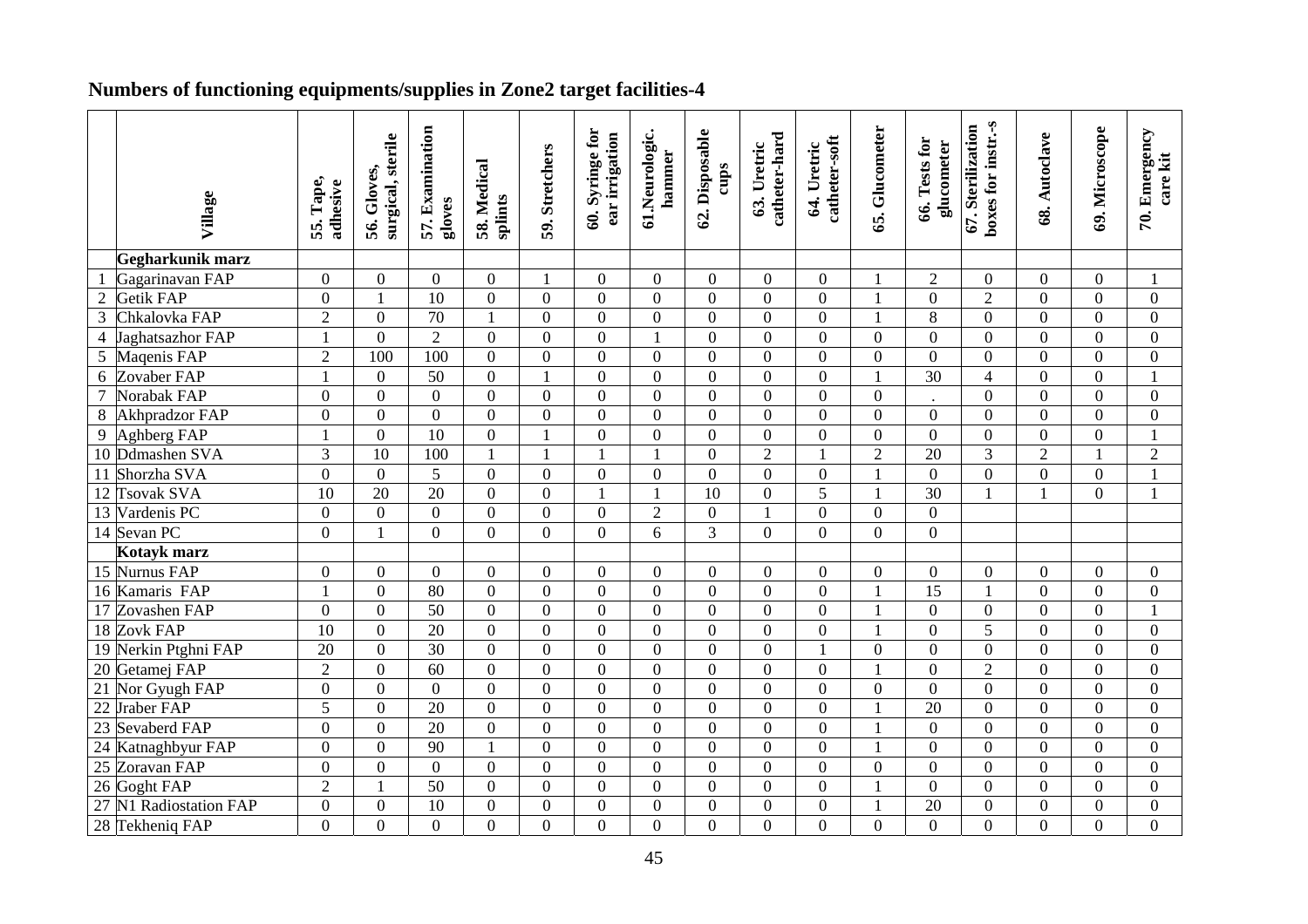## Numbers of functioning equipments/supplies in Zone2 target facilities-4

| | Village | 55. Tape, adhesive | 56. Gloves, surgical, sterile | 57. Examination gloves | 58. Medical splints | 59. Stretchers | 60. Syringe for ear irrigation | 61.Neurologic. hammer | 62. Disposable cups | 63. Uretric catheter-hard | 64. Uretric catheter-soft | 65. Glucometer | 66. Tests for glucometer | 67. Sterilization boxes for instr.-s | 68. Autoclave | 69. Microscope | 70. Emergency care kit |
|---|---|---|---|---|---|---|---|---|---|---|---|---|---|---|---|---|---|
| | **Gegharkunik marz** | | | | | | | | | | | | | | | | |
| 1 | Gagarinavan FAP | 0 | 0 | 0 | 0 | 1 | 0 | 0 | 0 | 0 | 0 | 1 | 2 | 0 | 0 | 0 | 1 |
| 2 | Getik FAP | 0 | 1 | 10 | 0 | 0 | 0 | 0 | 0 | 0 | 0 | 1 | 0 | 2 | 0 | 0 | 0 |
| 3 | Chkalovka FAP | 2 | 0 | 70 | 1 | 0 | 0 | 0 | 0 | 0 | 0 | 1 | 8 | 0 | 0 | 0 | 0 |
| 4 | Jaghatsazhor FAP | 1 | 0 | 2 | 0 | 0 | 0 | 1 | 0 | 0 | 0 | 0 | 0 | 0 | 0 | 0 | 0 |
| 5 | Maqenis FAP | 2 | 100 | 100 | 0 | 0 | 0 | 0 | 0 | 0 | 0 | 0 | 0 | 0 | 0 | 0 | 0 |
| 6 | Zovaber FAP | 1 | 0 | 50 | 0 | 1 | 0 | 0 | 0 | 0 | 0 | 1 | 30 | 4 | 0 | 0 | 1 |
| 7 | Norabak FAP | 0 | 0 | 0 | 0 | 0 | 0 | 0 | 0 | 0 | 0 | 0 | . | 0 | 0 | 0 | 0 |
| 8 | Akhpradzor FAP | 0 | 0 | 0 | 0 | 0 | 0 | 0 | 0 | 0 | 0 | 0 | 0 | 0 | 0 | 0 | 0 |
| 9 | Aghberg FAP | 1 | 0 | 10 | 0 | 1 | 0 | 0 | 0 | 0 | 0 | 0 | 0 | 0 | 0 | 0 | 1 |
| 10 | Ddmashen SVA | 3 | 10 | 100 | 1 | 1 | 1 | 1 | 0 | 2 | 1 | 2 | 20 | 3 | 2 | 1 | 2 |
| 11 | Shorzha SVA | 0 | 0 | 5 | 0 | 0 | 0 | 0 | 0 | 0 | 0 | 1 | 0 | 0 | 0 | 0 | 1 |
| 12 | Tsovak SVA | 10 | 20 | 20 | 0 | 0 | 1 | 1 | 10 | 0 | 5 | 1 | 30 | 1 | 1 | 0 | 1 |
| 13 | Vardenis PC | 0 | 0 | 0 | 0 | 0 | 0 | 2 | 0 | 1 | 0 | 0 | 0 | | | | |
| 14 | Sevan PC | 0 | 1 | 0 | 0 | 0 | 0 | 6 | 3 | 0 | 0 | 0 | 0 | | | | |
| | **Kotayk marz** | | | | | | | | | | | | | | | | |
| 15 | Nurnus FAP | 0 | 0 | 0 | 0 | 0 | 0 | 0 | 0 | 0 | 0 | 0 | 0 | 0 | 0 | 0 | 0 |
| 16 | Kamaris FAP | 1 | 0 | 80 | 0 | 0 | 0 | 0 | 0 | 0 | 0 | 1 | 15 | 1 | 0 | 0 | 0 |
| 17 | Zovashen FAP | 0 | 0 | 50 | 0 | 0 | 0 | 0 | 0 | 0 | 0 | 1 | 0 | 0 | 0 | 0 | 1 |
| 18 | Zovk FAP | 10 | 0 | 20 | 0 | 0 | 0 | 0 | 0 | 0 | 0 | 1 | 0 | 5 | 0 | 0 | 0 |
| 19 | Nerkin Ptghni FAP | 20 | 0 | 30 | 0 | 0 | 0 | 0 | 0 | 0 | 1 | 0 | 0 | 0 | 0 | 0 | 0 |
| 20 | Getamej FAP | 2 | 0 | 60 | 0 | 0 | 0 | 0 | 0 | 0 | 0 | 1 | 0 | 2 | 0 | 0 | 0 |
| 21 | Nor Gyugh FAP | 0 | 0 | 0 | 0 | 0 | 0 | 0 | 0 | 0 | 0 | 0 | 0 | 0 | 0 | 0 | 0 |
| 22 | Jraber FAP | 5 | 0 | 20 | 0 | 0 | 0 | 0 | 0 | 0 | 0 | 1 | 20 | 0 | 0 | 0 | 0 |
| 23 | Sevaberd FAP | 0 | 0 | 20 | 0 | 0 | 0 | 0 | 0 | 0 | 0 | 1 | 0 | 0 | 0 | 0 | 0 |
| 24 | Katnaghbyur FAP | 0 | 0 | 90 | 1 | 0 | 0 | 0 | 0 | 0 | 0 | 1 | 0 | 0 | 0 | 0 | 0 |
| 25 | Zoravan FAP | 0 | 0 | 0 | 0 | 0 | 0 | 0 | 0 | 0 | 0 | 0 | 0 | 0 | 0 | 0 | 0 |
| 26 | Goght FAP | 2 | 1 | 50 | 0 | 0 | 0 | 0 | 0 | 0 | 0 | 1 | 0 | 0 | 0 | 0 | 0 |
| 27 | N1 Radiostation FAP | 0 | 0 | 10 | 0 | 0 | 0 | 0 | 0 | 0 | 0 | 1 | 20 | 0 | 0 | 0 | 0 |
| 28 | Tekheniq FAP | 0 | 0 | 0 | 0 | 0 | 0 | 0 | 0 | 0 | 0 | 0 | 0 | 0 | 0 | 0 | 0 |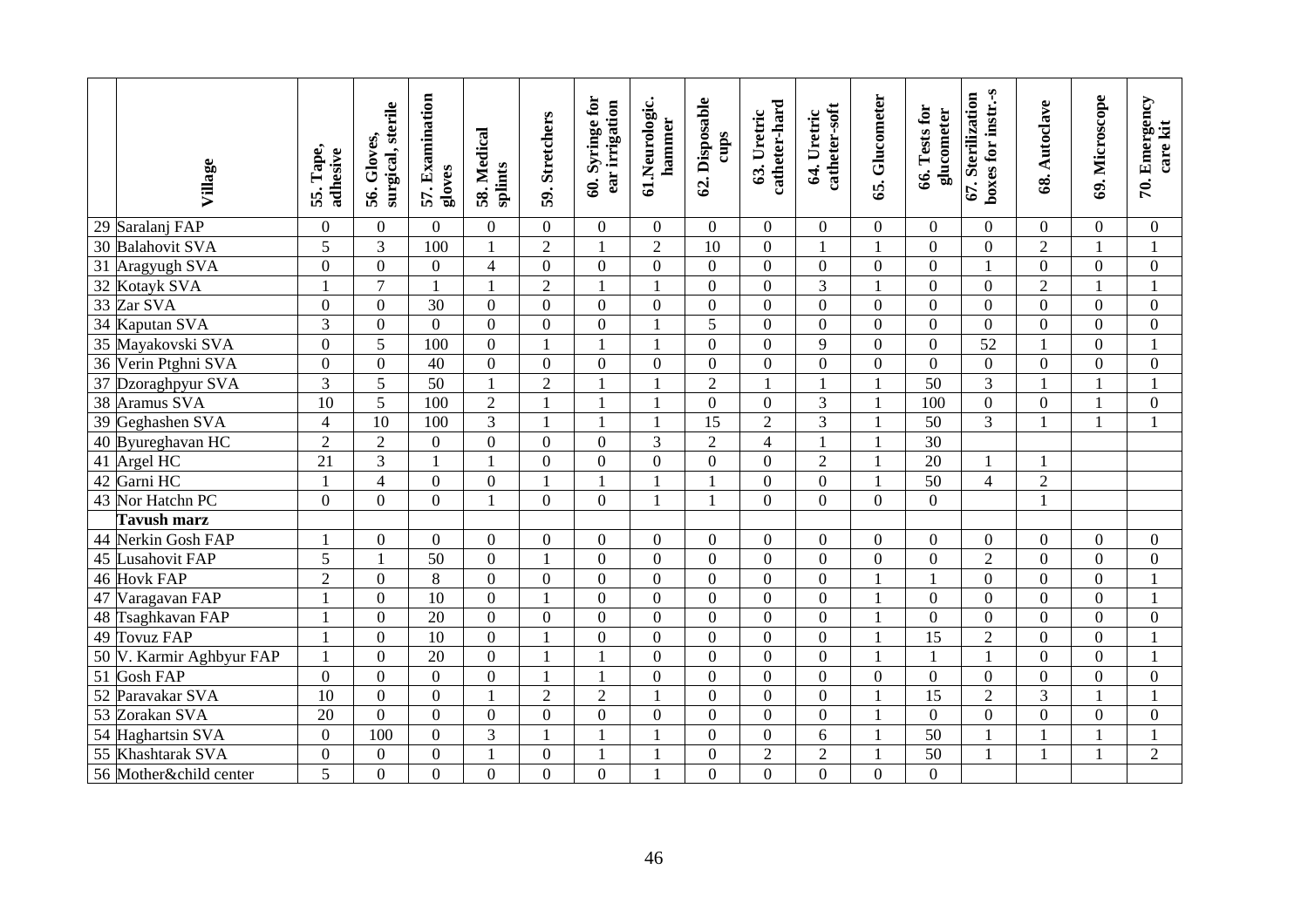| | Village | 55. Tape, adhesive | 56. Gloves, surgical, sterile | 57. Examination gloves | 58. Medical splints | 59. Stretchers | 60. Syringe for ear irrigation | 61.Neurologic. hammer | 62. Disposable cups | 63. Uretric catheter-hard | 64. Uretric catheter-soft | 65. Glucometer | 66. Tests for glucometer | 67. Sterilization boxes for instr.-s | 68. Autoclave | 69. Microscope | 70. Emergency care kit |
|---|---|---|---|---|---|---|---|---|---|---|---|---|---|---|---|---|---|
| 29 | Saralanj FAP | 0 | 0 | 0 | 0 | 0 | 0 | 0 | 0 | 0 | 0 | 0 | 0 | 0 | 0 | 0 | 0 |
| 30 | Balahovit SVA | 5 | 3 | 100 | 1 | 2 | 1 | 2 | 10 | 0 | 1 | 1 | 0 | 0 | 2 | 1 | 1 |
| 31 | Aragyugh SVA | 0 | 0 | 0 | 4 | 0 | 0 | 0 | 0 | 0 | 0 | 0 | 0 | 1 | 0 | 0 | 0 |
| 32 | Kotayk SVA | 1 | 7 | 1 | 1 | 2 | 1 | 1 | 0 | 0 | 3 | 1 | 0 | 0 | 2 | 1 | 1 |
| 33 | Zar SVA | 0 | 0 | 30 | 0 | 0 | 0 | 0 | 0 | 0 | 0 | 0 | 0 | 0 | 0 | 0 | 0 |
| 34 | Kaputan SVA | 3 | 0 | 0 | 0 | 0 | 0 | 1 | 5 | 0 | 0 | 0 | 0 | 0 | 0 | 0 | 0 |
| 35 | Mayakovski SVA | 0 | 5 | 100 | 0 | 1 | 1 | 1 | 0 | 0 | 9 | 0 | 0 | 52 | 1 | 0 | 1 |
| 36 | Verin Ptghni SVA | 0 | 0 | 40 | 0 | 0 | 0 | 0 | 0 | 0 | 0 | 0 | 0 | 0 | 0 | 0 | 0 |
| 37 | Dzoraghpyur SVA | 3 | 5 | 50 | 1 | 2 | 1 | 1 | 2 | 1 | 1 | 1 | 50 | 3 | 1 | 1 | 1 |
| 38 | Aramus SVA | 10 | 5 | 100 | 2 | 1 | 1 | 1 | 0 | 0 | 3 | 1 | 100 | 0 | 0 | 1 | 0 |
| 39 | Geghashen SVA | 4 | 10 | 100 | 3 | 1 | 1 | 1 | 15 | 2 | 3 | 1 | 50 | 3 | 1 | 1 | 1 |
| 40 | Byureghavan HC | 2 | 2 | 0 | 0 | 0 | 0 | 3 | 2 | 4 | 1 | 1 | 30 | | | | |
| 41 | Argel HC | 21 | 3 | 1 | 1 | 0 | 0 | 0 | 0 | 0 | 2 | 1 | 20 | 1 | 1 | | |
| 42 | Garni HC | 1 | 4 | 0 | 0 | 1 | 1 | 1 | 1 | 0 | 0 | 1 | 50 | 4 | 2 | | |
| 43 | Nor Hatchn PC | 0 | 0 | 0 | 1 | 0 | 0 | 1 | 1 | 0 | 0 | 0 | 0 | | 1 | | |
| | **Tavush marz** | | | | | | | | | | | | | | | | |
| 44 | Nerkin Gosh FAP | 1 | 0 | 0 | 0 | 0 | 0 | 0 | 0 | 0 | 0 | 0 | 0 | 0 | 0 | 0 | 0 |
| 45 | Lusahovit FAP | 5 | 1 | 50 | 0 | 1 | 0 | 0 | 0 | 0 | 0 | 0 | 0 | 2 | 0 | 0 | 0 |
| 46 | Hovk FAP | 2 | 0 | 8 | 0 | 0 | 0 | 0 | 0 | 0 | 0 | 1 | 1 | 0 | 0 | 0 | 1 |
| 47 | Varagavan FAP | 1 | 0 | 10 | 0 | 1 | 0 | 0 | 0 | 0 | 0 | 1 | 0 | 0 | 0 | 0 | 1 |
| 48 | Tsaghkavan FAP | 1 | 0 | 20 | 0 | 0 | 0 | 0 | 0 | 0 | 0 | 1 | 0 | 0 | 0 | 0 | 0 |
| 49 | Tovuz FAP | 1 | 0 | 10 | 0 | 1 | 0 | 0 | 0 | 0 | 0 | 1 | 15 | 2 | 0 | 0 | 1 |
| 50 | V. Karmir Aghbyur FAP | 1 | 0 | 20 | 0 | 1 | 1 | 0 | 0 | 0 | 0 | 1 | 1 | 1 | 0 | 0 | 1 |
| 51 | Gosh FAP | 0 | 0 | 0 | 0 | 1 | 1 | 0 | 0 | 0 | 0 | 0 | 0 | 0 | 0 | 0 | 0 |
| 52 | Paravakar SVA | 10 | 0 | 0 | 1 | 2 | 2 | 1 | 0 | 0 | 0 | 1 | 15 | 2 | 3 | 1 | 1 |
| 53 | Zorakan SVA | 20 | 0 | 0 | 0 | 0 | 0 | 0 | 0 | 0 | 0 | 1 | 0 | 0 | 0 | 0 | 0 |
| 54 | Haghartsin SVA | 0 | 100 | 0 | 3 | 1 | 1 | 1 | 0 | 0 | 6 | 1 | 50 | 1 | 1 | 1 | 1 |
| 55 | Khashtarak SVA | 0 | 0 | 0 | 1 | 0 | 1 | 1 | 0 | 2 | 2 | 1 | 50 | 1 | 1 | 1 | 2 |
| 56 | Mother&child center | 5 | 0 | 0 | 0 | 0 | 0 | 1 | 0 | 0 | 0 | 0 | 0 | | | | |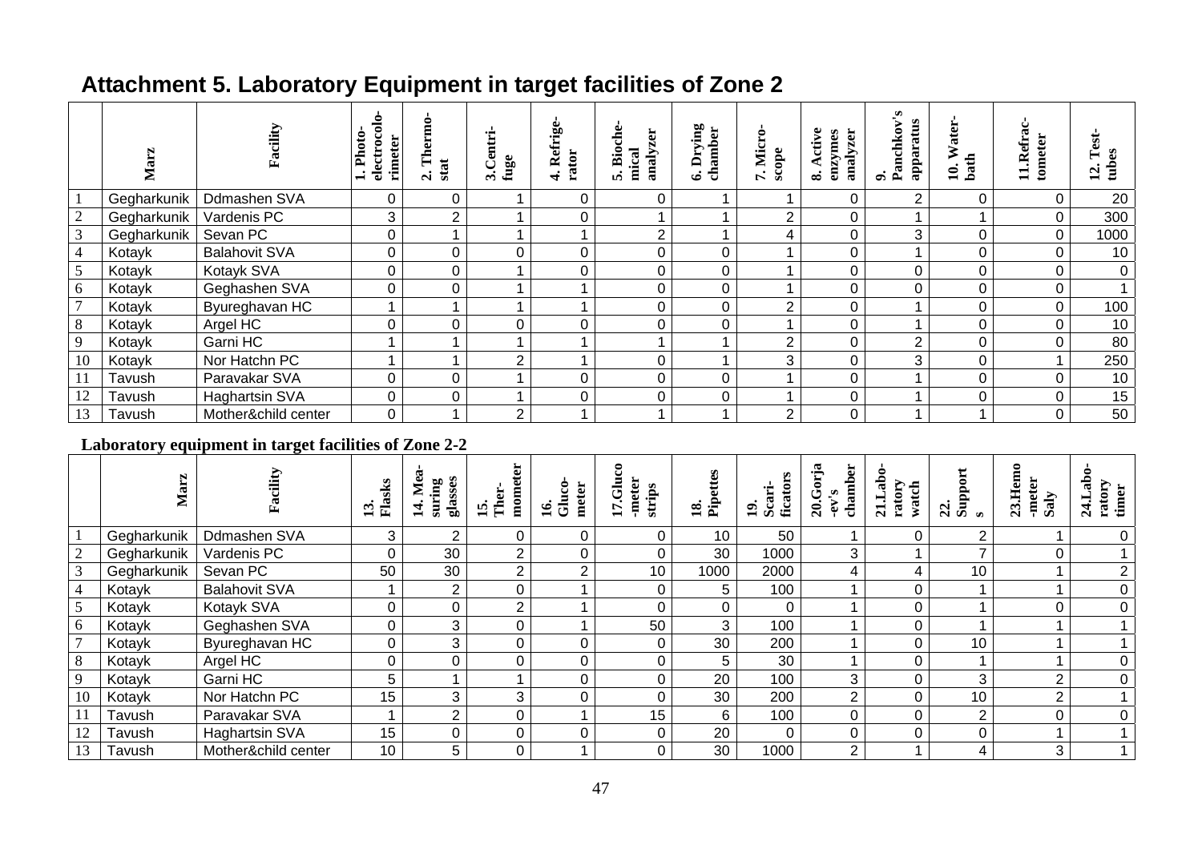# Attachment 5. Laboratory Equipment in target facilities of Zone 2

| | Marz | Facility | 1. Photo-electrocolorimeter | 2. Thermostat | 3.Centrifuge | 4. Refrigerator | 5. Biochemical analyzer | 6. Drying chamber | 7. Microscope | 8. Active enzymes analyzer | 9. Panchkov's apparatus | 10. Water-bath | 11.Refractometer | 12. Test-tubes |
|---|---|---|---|---|---|---|---|---|---|---|---|---|---|---|
| 1 | Gegharkunik | Ddmashen SVA | 0 | 0 | 1 | 0 | 0 | 1 | 1 | 0 | 2 | 0 | 0 | 20 |
| 2 | Gegharkunik | Vardenis PC | 3 | 2 | 1 | 0 | 1 | 1 | 2 | 0 | 1 | 1 | 0 | 300 |
| 3 | Gegharkunik | Sevan PC | 0 | 1 | 1 | 1 | 2 | 1 | 4 | 0 | 3 | 0 | 0 | 1000 |
| 4 | Kotayk | Balahovit SVA | 0 | 0 | 0 | 0 | 0 | 0 | 1 | 0 | 1 | 0 | 0 | 10 |
| 5 | Kotayk | Kotayk SVA | 0 | 0 | 1 | 0 | 0 | 0 | 1 | 0 | 0 | 0 | 0 | 0 |
| 6 | Kotayk | Geghashen SVA | 0 | 0 | 1 | 1 | 0 | 0 | 1 | 0 | 0 | 0 | 0 | 1 |
| 7 | Kotayk | Byureghavan HC | 1 | 1 | 1 | 1 | 0 | 0 | 2 | 0 | 1 | 0 | 0 | 100 |
| 8 | Kotayk | Argel HC | 0 | 0 | 0 | 0 | 0 | 0 | 1 | 0 | 1 | 0 | 0 | 10 |
| 9 | Kotayk | Garni HC | 1 | 1 | 1 | 1 | 1 | 1 | 2 | 0 | 2 | 0 | 0 | 80 |
| 10 | Kotayk | Nor Hatchn PC | 1 | 1 | 2 | 1 | 0 | 1 | 3 | 0 | 3 | 0 | 1 | 250 |
| 11 | Tavush | Paravakar SVA | 0 | 0 | 1 | 0 | 0 | 0 | 1 | 0 | 1 | 0 | 0 | 10 |
| 12 | Tavush | Haghartsin SVA | 0 | 0 | 1 | 0 | 0 | 0 | 1 | 0 | 1 | 0 | 0 | 15 |
| 13 | Tavush | Mother&child center | 0 | 1 | 2 | 1 | 1 | 1 | 2 | 0 | 1 | 1 | 0 | 50 |

**Laboratory equipment in target facilities of Zone 2-2**

| | Marz | Facility | 13. Flasks | 14. Measuring glasses | 15. Thermometer | 16. Glucometer | 17.Glucometer strips | 18. Pipettes | 19. Scarificators | 20.Gorjaev's chamber | 21.Laboratory watch | 22. Supports | 23.Hemometer Saly | 24.Laboratory timer |
|---|---|---|---|---|---|---|---|---|---|---|---|---|---|---|
| 1 | Gegharkunik | Ddmashen SVA | 3 | 2 | 0 | 0 | 0 | 10 | 50 | 1 | 0 | 2 | 1 | 0 |
| 2 | Gegharkunik | Vardenis PC | 0 | 30 | 2 | 0 | 0 | 30 | 1000 | 3 | 1 | 7 | 0 | 1 |
| 3 | Gegharkunik | Sevan PC | 50 | 30 | 2 | 2 | 10 | 1000 | 2000 | 4 | 4 | 10 | 1 | 2 |
| 4 | Kotayk | Balahovit SVA | 1 | 2 | 0 | 1 | 0 | 5 | 100 | 1 | 0 | 1 | 1 | 0 |
| 5 | Kotayk | Kotayk SVA | 0 | 0 | 2 | 1 | 0 | 0 | 0 | 1 | 0 | 1 | 0 | 0 |
| 6 | Kotayk | Geghashen SVA | 0 | 3 | 0 | 1 | 50 | 3 | 100 | 1 | 0 | 1 | 1 | 1 |
| 7 | Kotayk | Byureghavan HC | 0 | 3 | 0 | 0 | 0 | 30 | 200 | 1 | 0 | 10 | 1 | 1 |
| 8 | Kotayk | Argel HC | 0 | 0 | 0 | 0 | 0 | 5 | 30 | 1 | 0 | 1 | 1 | 0 |
| 9 | Kotayk | Garni HC | 5 | 1 | 1 | 0 | 0 | 20 | 100 | 3 | 0 | 3 | 2 | 0 |
| 10 | Kotayk | Nor Hatchn PC | 15 | 3 | 3 | 0 | 0 | 30 | 200 | 2 | 0 | 10 | 2 | 1 |
| 11 | Tavush | Paravakar SVA | 1 | 2 | 0 | 1 | 15 | 6 | 100 | 0 | 0 | 2 | 0 | 0 |
| 12 | Tavush | Haghartsin SVA | 15 | 0 | 0 | 0 | 0 | 20 | 0 | 0 | 0 | 0 | 1 | 1 |
| 13 | Tavush | Mother&child center | 10 | 5 | 0 | 1 | 0 | 30 | 1000 | 2 | 1 | 4 | 3 | 1 |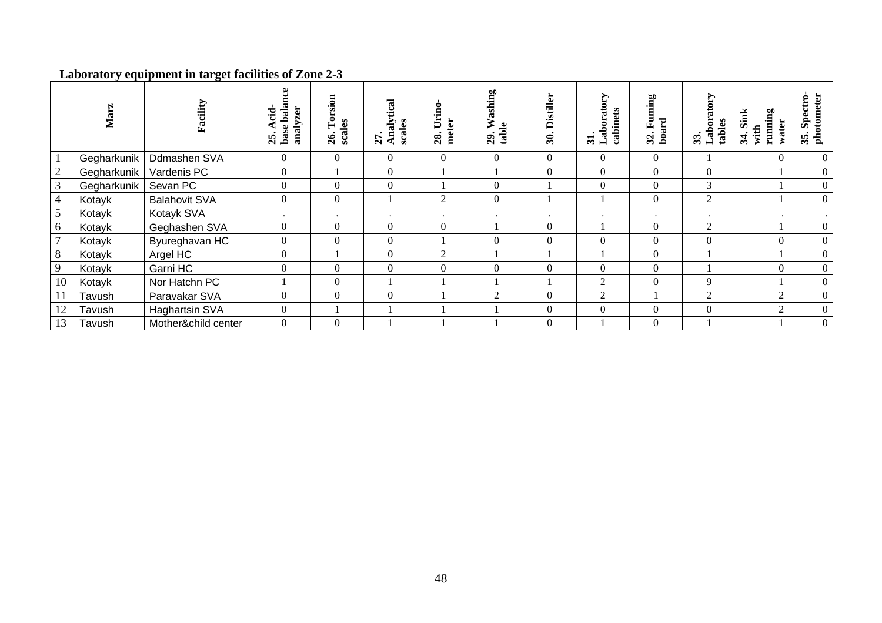**Laboratory equipment in target facilities of Zone 2-3**

| | Marz | Facility | 25. Acid-base balance analyzer | 26. Torsion scales | 27. Analytical scales | 28. Urino-meter | 29. Washing table | 30. Distiller | 31. Laboratory cabinets | 32. Fuming board | 33. Laboratory tables | 34. Sink with running water | 35. Spectro-photometer |
|---|---|---|---|---|---|---|---|---|---|---|---|---|---|
| 1 | Gegharkunik | Ddmashen SVA | 0 | 0 | 0 | 0 | 0 | 0 | 0 | 0 | 1 | 0 | 0 |
| 2 | Gegharkunik | Vardenis PC | 0 | 1 | 0 | 1 | 1 | 0 | 0 | 0 | 0 | 1 | 0 |
| 3 | Gegharkunik | Sevan PC | 0 | 0 | 0 | 1 | 0 | 1 | 0 | 0 | 3 | 1 | 0 |
| 4 | Kotayk | Balahovit SVA | 0 | 0 | 1 | 2 | 0 | 1 | 1 | 0 | 2 | 1 | 0 |
| 5 | Kotayk | Kotayk SVA | . | . | . | . | . | . | . | . | . | . | . |
| 6 | Kotayk | Geghashen SVA | 0 | 0 | 0 | 0 | 1 | 0 | 1 | 0 | 2 | 1 | 0 |
| 7 | Kotayk | Byureghavan HC | 0 | 0 | 0 | 1 | 0 | 0 | 0 | 0 | 0 | 0 | 0 |
| 8 | Kotayk | Argel HC | 0 | 1 | 0 | 2 | 1 | 1 | 1 | 0 | 1 | 1 | 0 |
| 9 | Kotayk | Garni HC | 0 | 0 | 0 | 0 | 0 | 0 | 0 | 0 | 1 | 0 | 0 |
| 10 | Kotayk | Nor Hatchn PC | 1 | 0 | 1 | 1 | 1 | 1 | 2 | 0 | 9 | 1 | 0 |
| 11 | Tavush | Paravakar SVA | 0 | 0 | 0 | 1 | 2 | 0 | 2 | 1 | 2 | 2 | 0 |
| 12 | Tavush | Haghartsin SVA | 0 | 1 | 1 | 1 | 1 | 0 | 0 | 0 | 0 | 2 | 0 |
| 13 | Tavush | Mother&child center | 0 | 0 | 1 | 1 | 1 | 0 | 1 | 0 | 1 | 1 | 0 |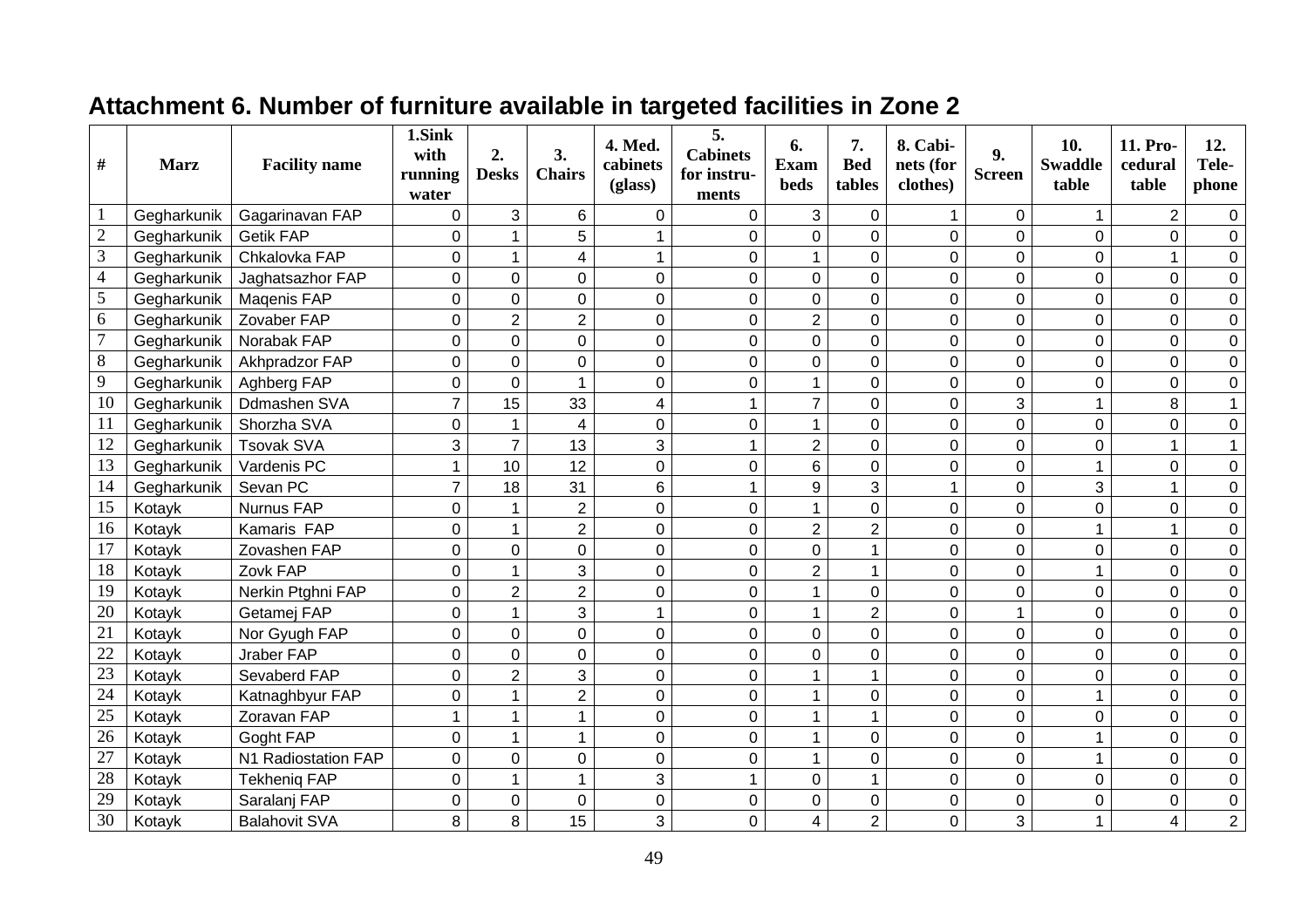## Attachment 6. Number of furniture available in targeted facilities in Zone 2

| # | Marz | Facility name | 1.Sink with running water | 2. Desks | 3. Chairs | 4. Med. cabinets (glass) | 5. Cabinets for instru-ments | 6. Exam beds | 7. Bed tables | 8. Cabi-nets (for clothes) | 9. Screen | 10. Swaddle table | 11. Pro-cedural table | 12. Tele-phone |
|---|---|---|---|---|---|---|---|---|---|---|---|---|---|---|
| 1 | Gegharkunik | Gagarinavan FAP | 0 | 3 | 6 | 0 | 0 | 3 | 0 | 1 | 0 | 1 | 2 | 0 |
| 2 | Gegharkunik | Getik FAP | 0 | 1 | 5 | 1 | 0 | 0 | 0 | 0 | 0 | 0 | 0 | 0 |
| 3 | Gegharkunik | Chkalovka FAP | 0 | 1 | 4 | 1 | 0 | 1 | 0 | 0 | 0 | 0 | 1 | 0 |
| 4 | Gegharkunik | Jaghatsazhor FAP | 0 | 0 | 0 | 0 | 0 | 0 | 0 | 0 | 0 | 0 | 0 | 0 |
| 5 | Gegharkunik | Maqenis FAP | 0 | 0 | 0 | 0 | 0 | 0 | 0 | 0 | 0 | 0 | 0 | 0 |
| 6 | Gegharkunik | Zovaber FAP | 0 | 2 | 2 | 0 | 0 | 2 | 0 | 0 | 0 | 0 | 0 | 0 |
| 7 | Gegharkunik | Norabak FAP | 0 | 0 | 0 | 0 | 0 | 0 | 0 | 0 | 0 | 0 | 0 | 0 |
| 8 | Gegharkunik | Akhpradzor FAP | 0 | 0 | 0 | 0 | 0 | 0 | 0 | 0 | 0 | 0 | 0 | 0 |
| 9 | Gegharkunik | Aghberg FAP | 0 | 0 | 1 | 0 | 0 | 1 | 0 | 0 | 0 | 0 | 0 | 0 |
| 10 | Gegharkunik | Ddmashen SVA | 7 | 15 | 33 | 4 | 1 | 7 | 0 | 0 | 3 | 1 | 8 | 1 |
| 11 | Gegharkunik | Shorzha SVA | 0 | 1 | 4 | 0 | 0 | 1 | 0 | 0 | 0 | 0 | 0 | 0 |
| 12 | Gegharkunik | Tsovak SVA | 3 | 7 | 13 | 3 | 1 | 2 | 0 | 0 | 0 | 0 | 1 | 1 |
| 13 | Gegharkunik | Vardenis PC | 1 | 10 | 12 | 0 | 0 | 6 | 0 | 0 | 0 | 1 | 0 | 0 |
| 14 | Gegharkunik | Sevan PC | 7 | 18 | 31 | 6 | 1 | 9 | 3 | 1 | 0 | 3 | 1 | 0 |
| 15 | Kotayk | Nurnus FAP | 0 | 1 | 2 | 0 | 0 | 1 | 0 | 0 | 0 | 0 | 0 | 0 |
| 16 | Kotayk | Kamaris FAP | 0 | 1 | 2 | 0 | 0 | 2 | 2 | 0 | 0 | 1 | 1 | 0 |
| 17 | Kotayk | Zovashen FAP | 0 | 0 | 0 | 0 | 0 | 0 | 1 | 0 | 0 | 0 | 0 | 0 |
| 18 | Kotayk | Zovk FAP | 0 | 1 | 3 | 0 | 0 | 2 | 1 | 0 | 0 | 1 | 0 | 0 |
| 19 | Kotayk | Nerkin Ptghni FAP | 0 | 2 | 2 | 0 | 0 | 1 | 0 | 0 | 0 | 0 | 0 | 0 |
| 20 | Kotayk | Getamej FAP | 0 | 1 | 3 | 1 | 0 | 1 | 2 | 0 | 1 | 0 | 0 | 0 |
| 21 | Kotayk | Nor Gyugh FAP | 0 | 0 | 0 | 0 | 0 | 0 | 0 | 0 | 0 | 0 | 0 | 0 |
| 22 | Kotayk | Jraber FAP | 0 | 0 | 0 | 0 | 0 | 0 | 0 | 0 | 0 | 0 | 0 | 0 |
| 23 | Kotayk | Sevaberd FAP | 0 | 2 | 3 | 0 | 0 | 1 | 1 | 0 | 0 | 0 | 0 | 0 |
| 24 | Kotayk | Katnaghbyur FAP | 0 | 1 | 2 | 0 | 0 | 1 | 0 | 0 | 0 | 1 | 0 | 0 |
| 25 | Kotayk | Zoravan FAP | 1 | 1 | 1 | 0 | 0 | 1 | 1 | 0 | 0 | 0 | 0 | 0 |
| 26 | Kotayk | Goght FAP | 0 | 1 | 1 | 0 | 0 | 1 | 0 | 0 | 0 | 1 | 0 | 0 |
| 27 | Kotayk | N1 Radiostation FAP | 0 | 0 | 0 | 0 | 0 | 1 | 0 | 0 | 0 | 1 | 0 | 0 |
| 28 | Kotayk | Tekheniq FAP | 0 | 1 | 1 | 3 | 1 | 0 | 1 | 0 | 0 | 0 | 0 | 0 |
| 29 | Kotayk | Saralanj FAP | 0 | 0 | 0 | 0 | 0 | 0 | 0 | 0 | 0 | 0 | 0 | 0 |
| 30 | Kotayk | Balahovit SVA | 8 | 8 | 15 | 3 | 0 | 4 | 2 | 0 | 3 | 1 | 4 | 2 |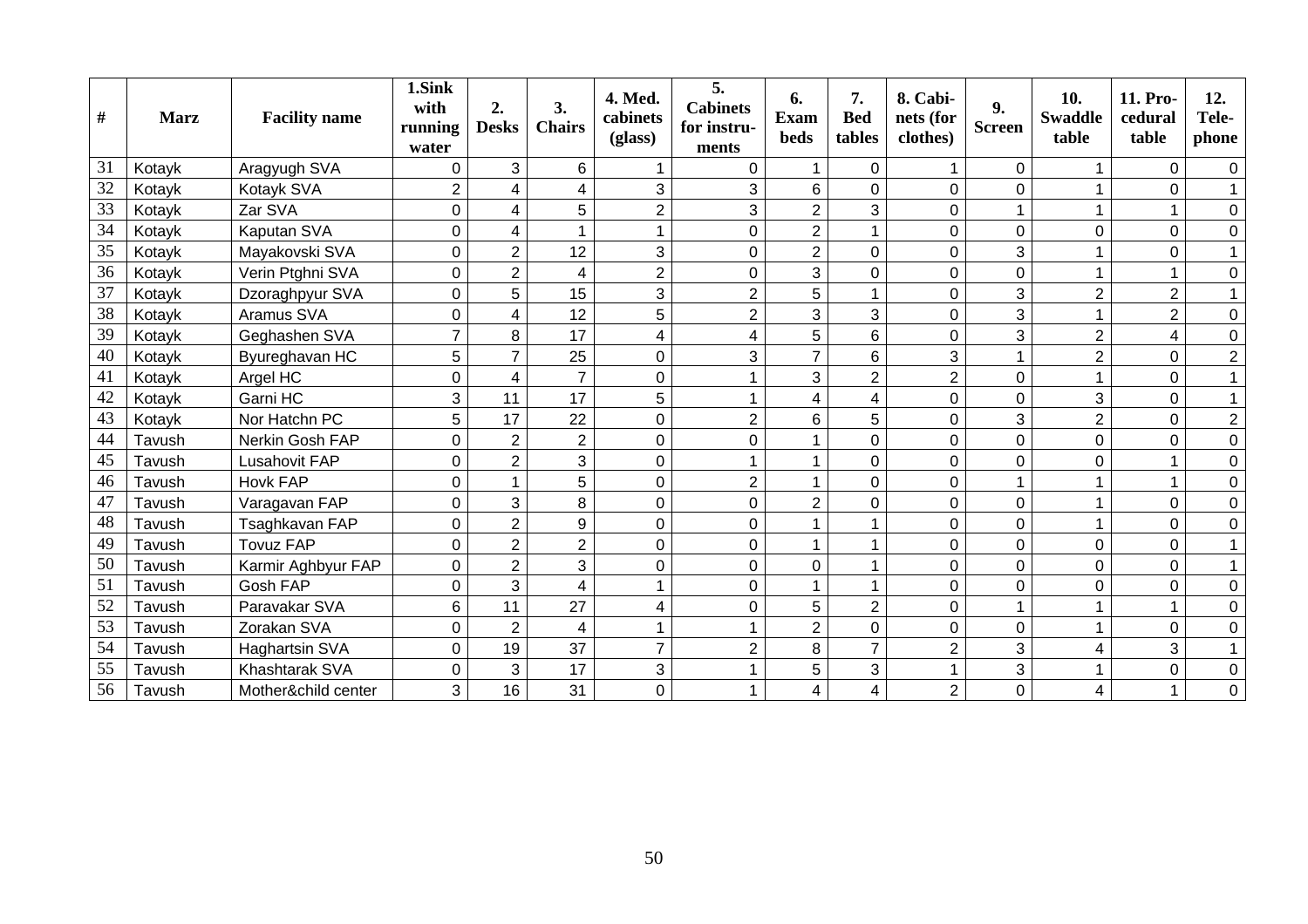| # | Marz | Facility name | 1.Sink with running water | 2. Desks | 3. Chairs | 4. Med. cabinets (glass) | 5. Cabinets for instru-ments | 6. Exam beds | 7. Bed tables | 8. Cabi-nets (for clothes) | 9. Screen | 10. Swaddle table | 11. Pro-cedural table | 12. Tele-phone |
|---|---|---|---|---|---|---|---|---|---|---|---|---|---|---|
| 31 | Kotayk | Aragyugh SVA | 0 | 3 | 6 | 1 | 0 | 1 | 0 | 1 | 0 | 1 | 0 | 0 |
| 32 | Kotayk | Kotayk SVA | 2 | 4 | 4 | 3 | 3 | 6 | 0 | 0 | 0 | 1 | 0 | 1 |
| 33 | Kotayk | Zar SVA | 0 | 4 | 5 | 2 | 3 | 2 | 3 | 0 | 1 | 1 | 1 | 0 |
| 34 | Kotayk | Kaputan SVA | 0 | 4 | 1 | 1 | 0 | 2 | 1 | 0 | 0 | 0 | 0 | 0 |
| 35 | Kotayk | Mayakovski SVA | 0 | 2 | 12 | 3 | 0 | 2 | 0 | 0 | 3 | 1 | 0 | 1 |
| 36 | Kotayk | Verin Ptghni SVA | 0 | 2 | 4 | 2 | 0 | 3 | 0 | 0 | 0 | 1 | 1 | 0 |
| 37 | Kotayk | Dzoraghpyur SVA | 0 | 5 | 15 | 3 | 2 | 5 | 1 | 0 | 3 | 2 | 2 | 1 |
| 38 | Kotayk | Aramus SVA | 0 | 4 | 12 | 5 | 2 | 3 | 3 | 0 | 3 | 1 | 2 | 0 |
| 39 | Kotayk | Geghashen SVA | 7 | 8 | 17 | 4 | 4 | 5 | 6 | 0 | 3 | 2 | 4 | 0 |
| 40 | Kotayk | Byureghavan HC | 5 | 7 | 25 | 0 | 3 | 7 | 6 | 3 | 1 | 2 | 0 | 2 |
| 41 | Kotayk | Argel HC | 0 | 4 | 7 | 0 | 1 | 3 | 2 | 2 | 0 | 1 | 0 | 1 |
| 42 | Kotayk | Garni HC | 3 | 11 | 17 | 5 | 1 | 4 | 4 | 0 | 0 | 3 | 0 | 1 |
| 43 | Kotayk | Nor Hatchn PC | 5 | 17 | 22 | 0 | 2 | 6 | 5 | 0 | 3 | 2 | 0 | 2 |
| 44 | Tavush | Nerkin Gosh FAP | 0 | 2 | 2 | 0 | 0 | 1 | 0 | 0 | 0 | 0 | 0 | 0 |
| 45 | Tavush | Lusahovit FAP | 0 | 2 | 3 | 0 | 1 | 1 | 0 | 0 | 0 | 0 | 1 | 0 |
| 46 | Tavush | Hovk FAP | 0 | 1 | 5 | 0 | 2 | 1 | 0 | 0 | 1 | 1 | 1 | 0 |
| 47 | Tavush | Varagavan FAP | 0 | 3 | 8 | 0 | 0 | 2 | 0 | 0 | 0 | 1 | 0 | 0 |
| 48 | Tavush | Tsaghkavan FAP | 0 | 2 | 9 | 0 | 0 | 1 | 1 | 0 | 0 | 1 | 0 | 0 |
| 49 | Tavush | Tovuz FAP | 0 | 2 | 2 | 0 | 0 | 1 | 1 | 0 | 0 | 0 | 0 | 1 |
| 50 | Tavush | Karmir Aghbyur FAP | 0 | 2 | 3 | 0 | 0 | 0 | 1 | 0 | 0 | 0 | 0 | 1 |
| 51 | Tavush | Gosh FAP | 0 | 3 | 4 | 1 | 0 | 1 | 1 | 0 | 0 | 0 | 0 | 0 |
| 52 | Tavush | Paravakar SVA | 6 | 11 | 27 | 4 | 0 | 5 | 2 | 0 | 1 | 1 | 1 | 0 |
| 53 | Tavush | Zorakan SVA | 0 | 2 | 4 | 1 | 1 | 2 | 0 | 0 | 0 | 1 | 0 | 0 |
| 54 | Tavush | Haghartsin SVA | 0 | 19 | 37 | 7 | 2 | 8 | 7 | 2 | 3 | 4 | 3 | 1 |
| 55 | Tavush | Khashtarak SVA | 0 | 3 | 17 | 3 | 1 | 5 | 3 | 1 | 3 | 1 | 0 | 0 |
| 56 | Tavush | Mother&child center | 3 | 16 | 31 | 0 | 1 | 4 | 4 | 2 | 0 | 4 | 1 | 0 |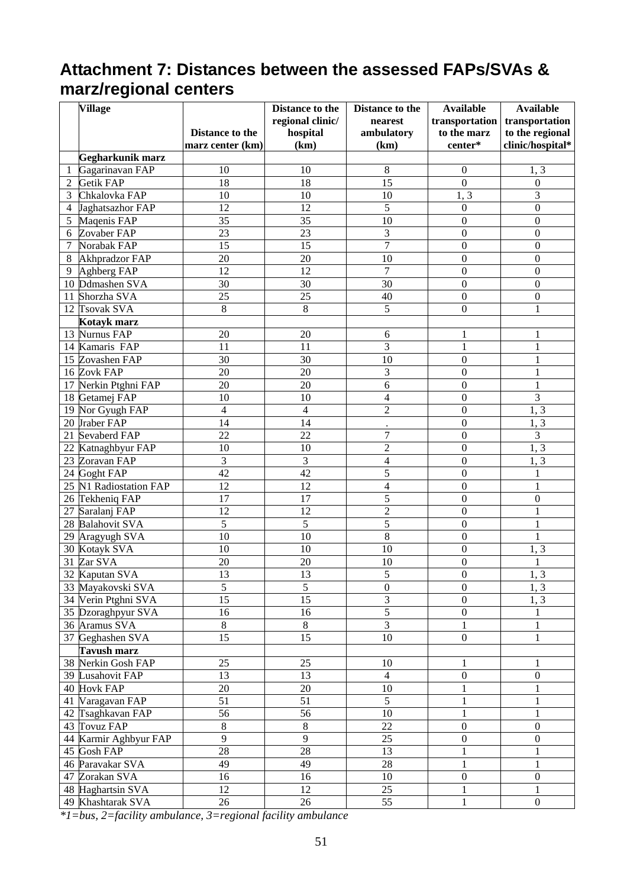# Attachment 7: Distances between the assessed FAPs/SVAs & marz/regional centers

| | Village | Distance to the marz center (km) | Distance to the regional clinic/ hospital (km) | Distance to the nearest ambulatory (km) | Available transportation to the marz center* | Available transportation to the regional clinic/hospital* |
|---|---|---|---|---|---|---|
| | **Gegharkunik marz** | | | | | |
| 1 | Gagarinavan FAP | 10 | 10 | 8 | 0 | 1, 3 |
| 2 | Getik FAP | 18 | 18 | 15 | 0 | 0 |
| 3 | Chkalovka FAP | 10 | 10 | 10 | 1, 3 | 3 |
| 4 | Jaghatsazhor FAP | 12 | 12 | 5 | 0 | 0 |
| 5 | Maqenis FAP | 35 | 35 | 10 | 0 | 0 |
| 6 | Zovaber FAP | 23 | 23 | 3 | 0 | 0 |
| 7 | Norabak FAP | 15 | 15 | 7 | 0 | 0 |
| 8 | Akhpradzor FAP | 20 | 20 | 10 | 0 | 0 |
| 9 | Aghberg FAP | 12 | 12 | 7 | 0 | 0 |
| 10 | Ddmashen SVA | 30 | 30 | 30 | 0 | 0 |
| 11 | Shorzha SVA | 25 | 25 | 40 | 0 | 0 |
| 12 | Tsovak SVA | 8 | 8 | 5 | 0 | 1 |
| | **Kotayk marz** | | | | | |
| 13 | Nurnus FAP | 20 | 20 | 6 | 1 | 1 |
| 14 | Kamaris FAP | 11 | 11 | 3 | 1 | 1 |
| 15 | Zovashen FAP | 30 | 30 | 10 | 0 | 1 |
| 16 | Zovk FAP | 20 | 20 | 3 | 0 | 1 |
| 17 | Nerkin Ptghni FAP | 20 | 20 | 6 | 0 | 1 |
| 18 | Getamej FAP | 10 | 10 | 4 | 0 | 3 |
| 19 | Nor Gyugh FAP | 4 | 4 | 2 | 0 | 1, 3 |
| 20 | Jraber FAP | 14 | 14 | . | 0 | 1, 3 |
| 21 | Sevaberd FAP | 22 | 22 | 7 | 0 | 3 |
| 22 | Katnaghbyur FAP | 10 | 10 | 2 | 0 | 1, 3 |
| 23 | Zoravan FAP | 3 | 3 | 4 | 0 | 1, 3 |
| 24 | Goght FAP | 42 | 42 | 5 | 0 | 1 |
| 25 | N1 Radiostation FAP | 12 | 12 | 4 | 0 | 1 |
| 26 | Tekheniq FAP | 17 | 17 | 5 | 0 | 0 |
| 27 | Saralanj FAP | 12 | 12 | 2 | 0 | 1 |
| 28 | Balahovit SVA | 5 | 5 | 5 | 0 | 1 |
| 29 | Aragyugh SVA | 10 | 10 | 8 | 0 | 1 |
| 30 | Kotayk SVA | 10 | 10 | 10 | 0 | 1, 3 |
| 31 | Zar SVA | 20 | 20 | 10 | 0 | 1 |
| 32 | Kaputan SVA | 13 | 13 | 5 | 0 | 1, 3 |
| 33 | Mayakovski SVA | 5 | 5 | 0 | 0 | 1, 3 |
| 34 | Verin Ptghni SVA | 15 | 15 | 3 | 0 | 1, 3 |
| 35 | Dzoraghpyur SVA | 16 | 16 | 5 | 0 | 1 |
| 36 | Aramus SVA | 8 | 8 | 3 | 1 | 1 |
| 37 | Geghashen SVA | 15 | 15 | 10 | 0 | 1 |
| | **Tavush marz** | | | | | |
| 38 | Nerkin Gosh FAP | 25 | 25 | 10 | 1 | 1 |
| 39 | Lusahovit FAP | 13 | 13 | 4 | 0 | 0 |
| 40 | Hovk FAP | 20 | 20 | 10 | 1 | 1 |
| 41 | Varagavan FAP | 51 | 51 | 5 | 1 | 1 |
| 42 | Tsaghkavan FAP | 56 | 56 | 10 | 1 | 1 |
| 43 | Tovuz FAP | 8 | 8 | 22 | 0 | 0 |
| 44 | Karmir Aghbyur FAP | 9 | 9 | 25 | 0 | 0 |
| 45 | Gosh FAP | 28 | 28 | 13 | 1 | 1 |
| 46 | Paravakar SVA | 49 | 49 | 28 | 1 | 1 |
| 47 | Zorakan SVA | 16 | 16 | 10 | 0 | 0 |
| 48 | Haghartsin SVA | 12 | 12 | 25 | 1 | 1 |
| 49 | Khashtarak SVA | 26 | 26 | 55 | 1 | 0 |

*\*1=bus, 2=facility ambulance, 3=regional facility ambulance*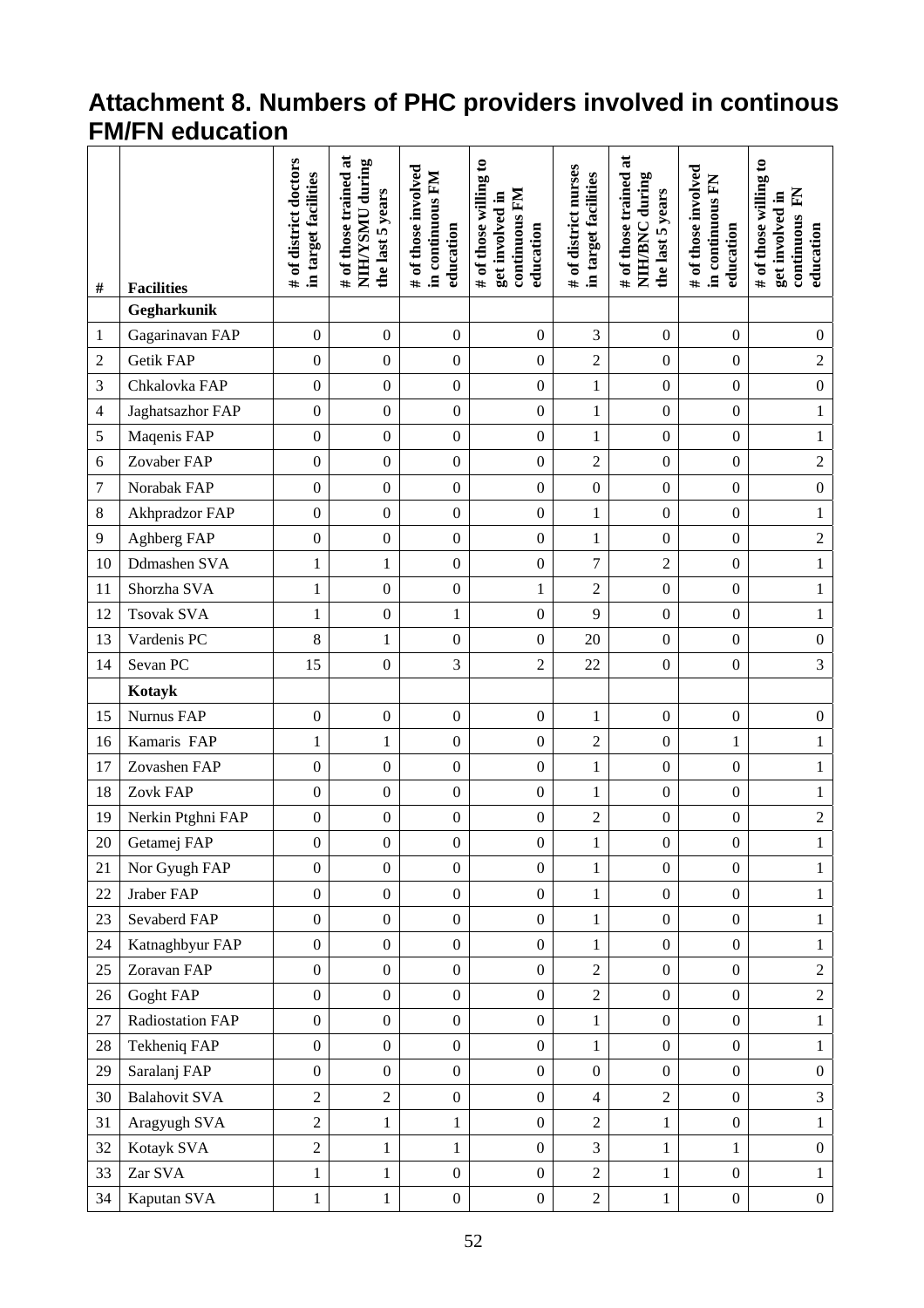# Attachment 8. Numbers of PHC providers involved in continous FM/FN education

| # | Facilities | # of district doctors in target facilities | # of those trained at NIH/YSMU during the last 5 years | # of those involved in continuous FM education | # of those willing to get involved in continuous FM education | # of district nurses in target facilities | # of those trained at NIH/BNC during the last 5 years | # of those involved in continuous FN education | # of those willing to get involved in continuous FN education |
|---|---|---|---|---|---|---|---|---|---|
| | **Gegharkunik** | | | | | | | | |
| 1 | Gagarinavan FAP | 0 | 0 | 0 | 0 | 3 | 0 | 0 | 0 |
| 2 | Getik FAP | 0 | 0 | 0 | 0 | 2 | 0 | 0 | 2 |
| 3 | Chkalovka FAP | 0 | 0 | 0 | 0 | 1 | 0 | 0 | 0 |
| 4 | Jaghatsazhor FAP | 0 | 0 | 0 | 0 | 1 | 0 | 0 | 1 |
| 5 | Maqenis FAP | 0 | 0 | 0 | 0 | 1 | 0 | 0 | 1 |
| 6 | Zovaber FAP | 0 | 0 | 0 | 0 | 2 | 0 | 0 | 2 |
| 7 | Norabak FAP | 0 | 0 | 0 | 0 | 0 | 0 | 0 | 0 |
| 8 | Akhpradzor FAP | 0 | 0 | 0 | 0 | 1 | 0 | 0 | 1 |
| 9 | Aghberg FAP | 0 | 0 | 0 | 0 | 1 | 0 | 0 | 2 |
| 10 | Ddmashen SVA | 1 | 1 | 0 | 0 | 7 | 2 | 0 | 1 |
| 11 | Shorzha SVA | 1 | 0 | 0 | 1 | 2 | 0 | 0 | 1 |
| 12 | Tsovak SVA | 1 | 0 | 1 | 0 | 9 | 0 | 0 | 1 |
| 13 | Vardenis PC | 8 | 1 | 0 | 0 | 20 | 0 | 0 | 0 |
| 14 | Sevan PC | 15 | 0 | 3 | 2 | 22 | 0 | 0 | 3 |
| | **Kotayk** | | | | | | | | |
| 15 | Nurnus FAP | 0 | 0 | 0 | 0 | 1 | 0 | 0 | 0 |
| 16 | Kamaris FAP | 1 | 1 | 0 | 0 | 2 | 0 | 1 | 1 |
| 17 | Zovashen FAP | 0 | 0 | 0 | 0 | 1 | 0 | 0 | 1 |
| 18 | Zovk FAP | 0 | 0 | 0 | 0 | 1 | 0 | 0 | 1 |
| 19 | Nerkin Ptghni FAP | 0 | 0 | 0 | 0 | 2 | 0 | 0 | 2 |
| 20 | Getamej FAP | 0 | 0 | 0 | 0 | 1 | 0 | 0 | 1 |
| 21 | Nor Gyugh FAP | 0 | 0 | 0 | 0 | 1 | 0 | 0 | 1 |
| 22 | Jraber FAP | 0 | 0 | 0 | 0 | 1 | 0 | 0 | 1 |
| 23 | Sevaberd FAP | 0 | 0 | 0 | 0 | 1 | 0 | 0 | 1 |
| 24 | Katnaghbyur FAP | 0 | 0 | 0 | 0 | 1 | 0 | 0 | 1 |
| 25 | Zoravan FAP | 0 | 0 | 0 | 0 | 2 | 0 | 0 | 2 |
| 26 | Goght FAP | 0 | 0 | 0 | 0 | 2 | 0 | 0 | 2 |
| 27 | Radiostation FAP | 0 | 0 | 0 | 0 | 1 | 0 | 0 | 1 |
| 28 | Tekheniq FAP | 0 | 0 | 0 | 0 | 1 | 0 | 0 | 1 |
| 29 | Saralanj FAP | 0 | 0 | 0 | 0 | 0 | 0 | 0 | 0 |
| 30 | Balahovit SVA | 2 | 2 | 0 | 0 | 4 | 2 | 0 | 3 |
| 31 | Aragyugh SVA | 2 | 1 | 1 | 0 | 2 | 1 | 0 | 1 |
| 32 | Kotayk SVA | 2 | 1 | 1 | 0 | 3 | 1 | 1 | 0 |
| 33 | Zar SVA | 1 | 1 | 0 | 0 | 2 | 1 | 0 | 1 |
| 34 | Kaputan SVA | 1 | 1 | 0 | 0 | 2 | 1 | 0 | 0 |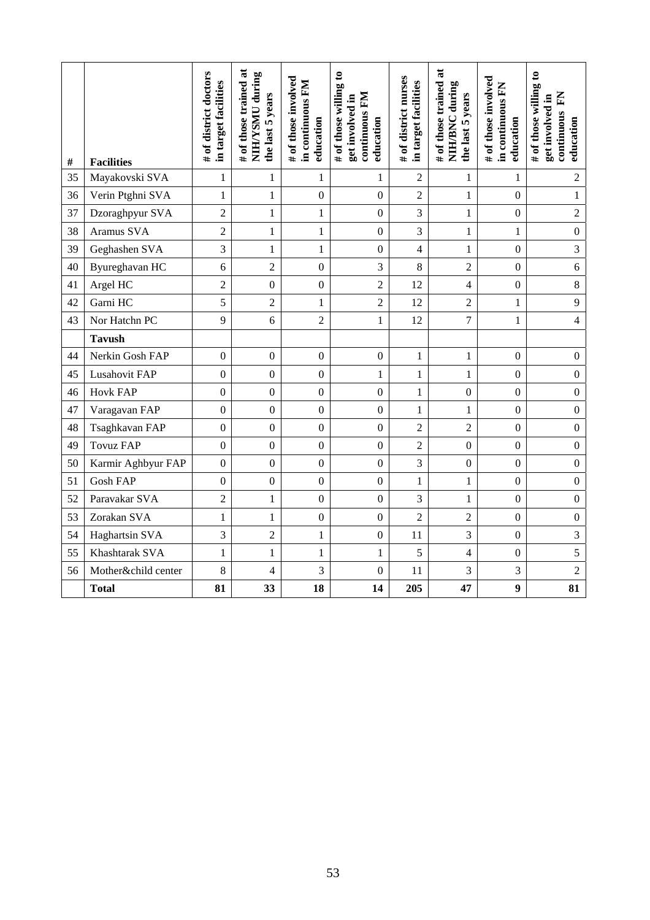| # | Facilities | # of district doctors in target facilities | # of those trained at NIH/YSMU during the last 5 years | # of those involved in continuous FM education | # of those willing to get involved in continuous FM education | # of district nurses in target facilities | # of those trained at NIH/BNC during the last 5 years | # of those involved in continuous FN education | # of those willing to get involved in continuous FN education |
|---|---|---|---|---|---|---|---|---|---|
| 35 | Mayakovski SVA | 1 | 1 | 1 | 1 | 2 | 1 | 1 | 2 |
| 36 | Verin Ptghni SVA | 1 | 1 | 0 | 0 | 2 | 1 | 0 | 1 |
| 37 | Dzoraghpyur SVA | 2 | 1 | 1 | 0 | 3 | 1 | 0 | 2 |
| 38 | Aramus SVA | 2 | 1 | 1 | 0 | 3 | 1 | 1 | 0 |
| 39 | Geghashen SVA | 3 | 1 | 1 | 0 | 4 | 1 | 0 | 3 |
| 40 | Byureghavan HC | 6 | 2 | 0 | 3 | 8 | 2 | 0 | 6 |
| 41 | Argel HC | 2 | 0 | 0 | 2 | 12 | 4 | 0 | 8 |
| 42 | Garni HC | 5 | 2 | 1 | 2 | 12 | 2 | 1 | 9 |
| 43 | Nor Hatchn PC | 9 | 6 | 2 | 1 | 12 | 7 | 1 | 4 |
| | **Tavush** | | | | | | | | |
| 44 | Nerkin Gosh FAP | 0 | 0 | 0 | 0 | 1 | 1 | 0 | 0 |
| 45 | Lusahovit FAP | 0 | 0 | 0 | 1 | 1 | 1 | 0 | 0 |
| 46 | Hovk FAP | 0 | 0 | 0 | 0 | 1 | 0 | 0 | 0 |
| 47 | Varagavan FAP | 0 | 0 | 0 | 0 | 1 | 1 | 0 | 0 |
| 48 | Tsaghkavan FAP | 0 | 0 | 0 | 0 | 2 | 2 | 0 | 0 |
| 49 | Tovuz FAP | 0 | 0 | 0 | 0 | 2 | 0 | 0 | 0 |
| 50 | Karmir Aghbyur FAP | 0 | 0 | 0 | 0 | 3 | 0 | 0 | 0 |
| 51 | Gosh FAP | 0 | 0 | 0 | 0 | 1 | 1 | 0 | 0 |
| 52 | Paravakar SVA | 2 | 1 | 0 | 0 | 3 | 1 | 0 | 0 |
| 53 | Zorakan SVA | 1 | 1 | 0 | 0 | 2 | 2 | 0 | 0 |
| 54 | Haghartsin SVA | 3 | 2 | 1 | 0 | 11 | 3 | 0 | 3 |
| 55 | Khashtarak SVA | 1 | 1 | 1 | 1 | 5 | 4 | 0 | 5 |
| 56 | Mother&child center | 8 | 4 | 3 | 0 | 11 | 3 | 3 | 2 |
| | **Total** | **81** | **33** | **18** | **14** | **205** | **47** | **9** | **81** |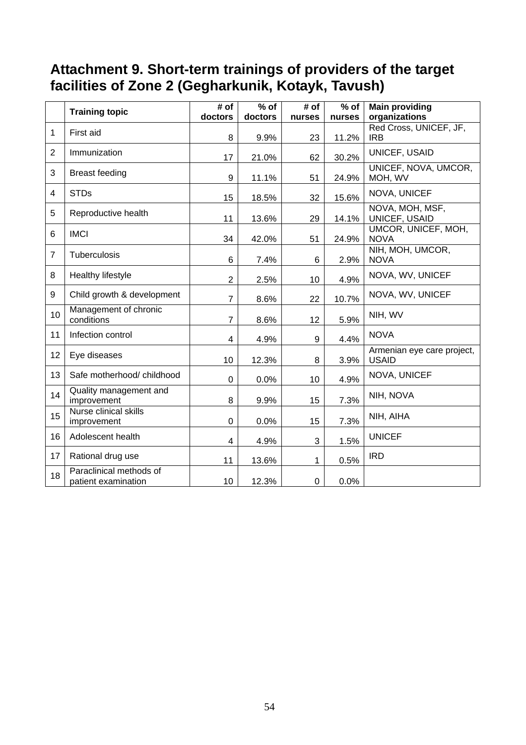## Attachment 9. Short-term trainings of providers of the target facilities of Zone 2 (Gegharkunik, Kotayk, Tavush)

| | Training topic | # of doctors | % of doctors | # of nurses | % of nurses | Main providing organizations |
|---|---|---|---|---|---|---|
| 1 | First aid | 8 | 9.9% | 23 | 11.2% | Red Cross, UNICEF, JF, IRB |
| 2 | Immunization | 17 | 21.0% | 62 | 30.2% | UNICEF, USAID |
| 3 | Breast feeding | 9 | 11.1% | 51 | 24.9% | UNICEF, NOVA, UMCOR, MOH, WV |
| 4 | STDs | 15 | 18.5% | 32 | 15.6% | NOVA, UNICEF |
| 5 | Reproductive health | 11 | 13.6% | 29 | 14.1% | NOVA, MOH, MSF, UNICEF, USAID |
| 6 | IMCI | 34 | 42.0% | 51 | 24.9% | UMCOR, UNICEF, MOH, NOVA |
| 7 | Tuberculosis | 6 | 7.4% | 6 | 2.9% | NIH, MOH, UMCOR, NOVA |
| 8 | Healthy lifestyle | 2 | 2.5% | 10 | 4.9% | NOVA, WV, UNICEF |
| 9 | Child growth & development | 7 | 8.6% | 22 | 10.7% | NOVA, WV, UNICEF |
| 10 | Management of chronic conditions | 7 | 8.6% | 12 | 5.9% | NIH, WV |
| 11 | Infection control | 4 | 4.9% | 9 | 4.4% | NOVA |
| 12 | Eye diseases | 10 | 12.3% | 8 | 3.9% | Armenian eye care project, USAID |
| 13 | Safe motherhood/ childhood | 0 | 0.0% | 10 | 4.9% | NOVA, UNICEF |
| 14 | Quality management and improvement | 8 | 9.9% | 15 | 7.3% | NIH, NOVA |
| 15 | Nurse clinical skills improvement | 0 | 0.0% | 15 | 7.3% | NIH, AIHA |
| 16 | Adolescent health | 4 | 4.9% | 3 | 1.5% | UNICEF |
| 17 | Rational drug use | 11 | 13.6% | 1 | 0.5% | IRD |
| 18 | Paraclinical methods of patient examination | 10 | 12.3% | 0 | 0.0% | |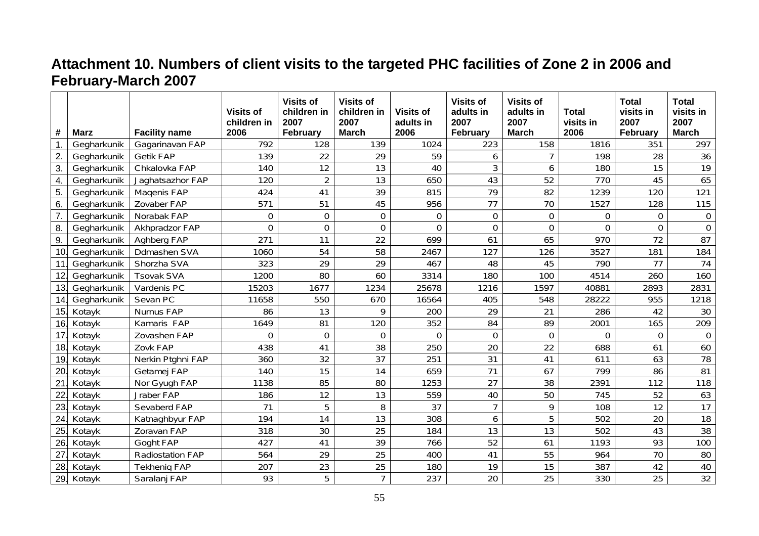## Attachment 10. Numbers of client visits to the targeted PHC facilities of Zone 2 in 2006 and February-March 2007

| # | Marz | Facility name | Visits of children in 2006 | Visits of children in 2007 February | Visits of children in 2007 March | Visits of adults in 2006 | Visits of adults in 2007 February | Visits of adults in 2007 March | Total visits in 2006 | Total visits in 2007 February | Total visits in 2007 March |
|---|---|---|---|---|---|---|---|---|---|---|---|
| 1. | Gegharkunik | Gagarinavan FAP | 792 | 128 | 139 | 1024 | 223 | 158 | 1816 | 351 | 297 |
| 2. | Gegharkunik | Getik FAP | 139 | 22 | 29 | 59 | 6 | 7 | 198 | 28 | 36 |
| 3. | Gegharkunik | Chkalovka FAP | 140 | 12 | 13 | 40 | 3 | 6 | 180 | 15 | 19 |
| 4. | Gegharkunik | Jaghatsazhor FAP | 120 | 2 | 13 | 650 | 43 | 52 | 770 | 45 | 65 |
| 5. | Gegharkunik | Maqenis FAP | 424 | 41 | 39 | 815 | 79 | 82 | 1239 | 120 | 121 |
| 6. | Gegharkunik | Zovaber FAP | 571 | 51 | 45 | 956 | 77 | 70 | 1527 | 128 | 115 |
| 7. | Gegharkunik | Norabak FAP | 0 | 0 | 0 | 0 | 0 | 0 | 0 | 0 | 0 |
| 8. | Gegharkunik | Akhpradzor FAP | 0 | 0 | 0 | 0 | 0 | 0 | 0 | 0 | 0 |
| 9. | Gegharkunik | Aghberg FAP | 271 | 11 | 22 | 699 | 61 | 65 | 970 | 72 | 87 |
| 10. | Gegharkunik | Ddmashen SVA | 1060 | 54 | 58 | 2467 | 127 | 126 | 3527 | 181 | 184 |
| 11. | Gegharkunik | Shorzha SVA | 323 | 29 | 29 | 467 | 48 | 45 | 790 | 77 | 74 |
| 12. | Gegharkunik | Tsovak SVA | 1200 | 80 | 60 | 3314 | 180 | 100 | 4514 | 260 | 160 |
| 13. | Gegharkunik | Vardenis PC | 15203 | 1677 | 1234 | 25678 | 1216 | 1597 | 40881 | 2893 | 2831 |
| 14. | Gegharkunik | Sevan PC | 11658 | 550 | 670 | 16564 | 405 | 548 | 28222 | 955 | 1218 |
| 15. | Kotayk | Nurnus FAP | 86 | 13 | 9 | 200 | 29 | 21 | 286 | 42 | 30 |
| 16. | Kotayk | Kamaris FAP | 1649 | 81 | 120 | 352 | 84 | 89 | 2001 | 165 | 209 |
| 17. | Kotayk | Zovashen FAP | 0 | 0 | 0 | 0 | 0 | 0 | 0 | 0 | 0 |
| 18. | Kotayk | Zovk FAP | 438 | 41 | 38 | 250 | 20 | 22 | 688 | 61 | 60 |
| 19. | Kotayk | Nerkin Ptghni FAP | 360 | 32 | 37 | 251 | 31 | 41 | 611 | 63 | 78 |
| 20. | Kotayk | Getamej FAP | 140 | 15 | 14 | 659 | 71 | 67 | 799 | 86 | 81 |
| 21. | Kotayk | Nor Gyugh FAP | 1138 | 85 | 80 | 1253 | 27 | 38 | 2391 | 112 | 118 |
| 22. | Kotayk | Jraber FAP | 186 | 12 | 13 | 559 | 40 | 50 | 745 | 52 | 63 |
| 23. | Kotayk | Sevaberd FAP | 71 | 5 | 8 | 37 | 7 | 9 | 108 | 12 | 17 |
| 24. | Kotayk | Katnaghbyur FAP | 194 | 14 | 13 | 308 | 6 | 5 | 502 | 20 | 18 |
| 25. | Kotayk | Zoravan FAP | 318 | 30 | 25 | 184 | 13 | 13 | 502 | 43 | 38 |
| 26. | Kotayk | Goght FAP | 427 | 41 | 39 | 766 | 52 | 61 | 1193 | 93 | 100 |
| 27. | Kotayk | Radiostation FAP | 564 | 29 | 25 | 400 | 41 | 55 | 964 | 70 | 80 |
| 28. | Kotayk | Tekheniq FAP | 207 | 23 | 25 | 180 | 19 | 15 | 387 | 42 | 40 |
| 29. | Kotayk | Saralanj FAP | 93 | 5 | 7 | 237 | 20 | 25 | 330 | 25 | 32 |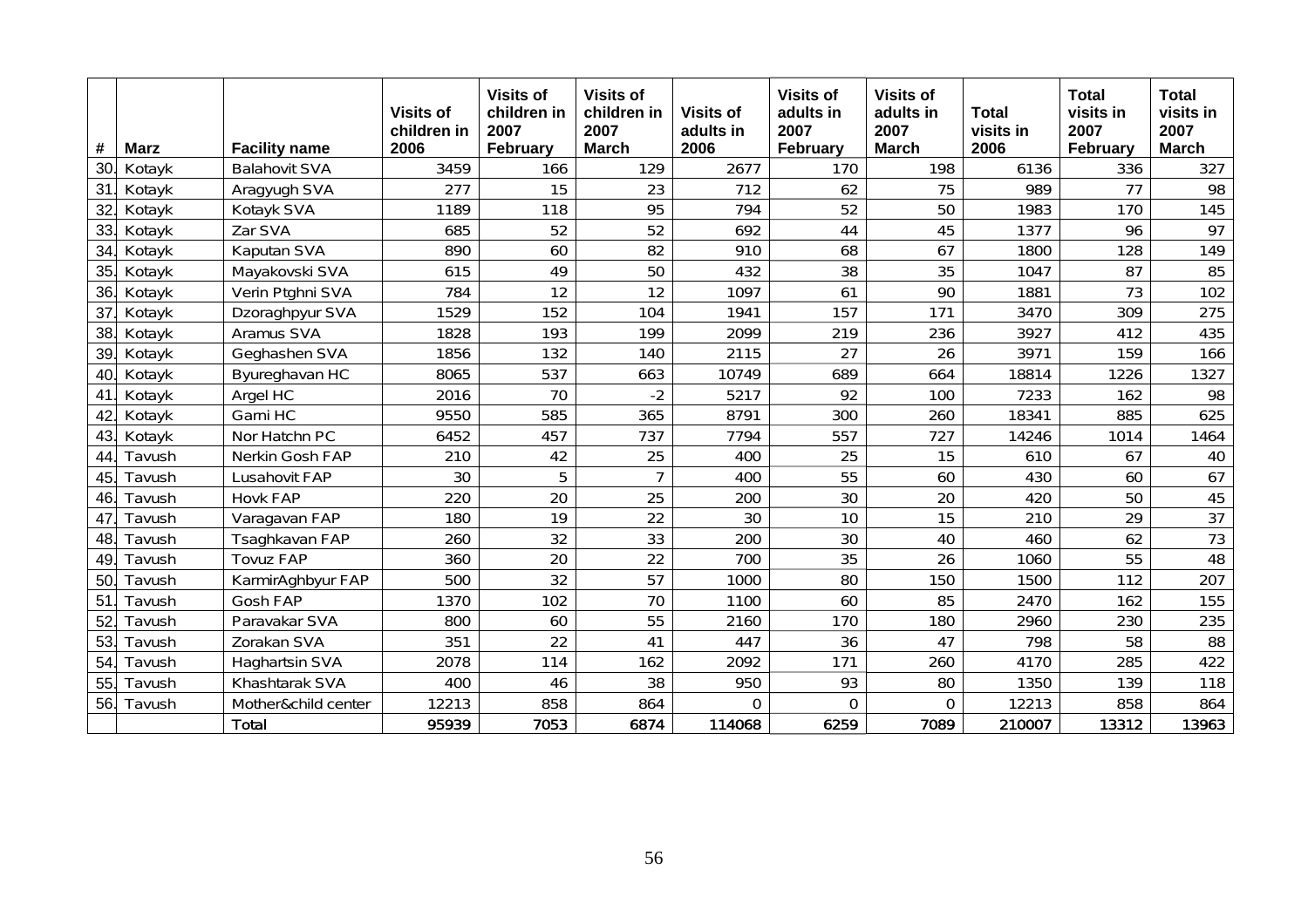| # | Marz | Facility name | Visits of children in 2006 | Visits of children in 2007 February | Visits of children in 2007 March | Visits of adults in 2006 | Visits of adults in 2007 February | Visits of adults in 2007 March | Total visits in 2006 | Total visits in 2007 February | Total visits in 2007 March |
|---|---|---|---|---|---|---|---|---|---|---|---|
| 30. | Kotayk | Balahovit SVA | 3459 | 166 | 129 | 2677 | 170 | 198 | 6136 | 336 | 327 |
| 31. | Kotayk | Aragyugh SVA | 277 | 15 | 23 | 712 | 62 | 75 | 989 | 77 | 98 |
| 32. | Kotayk | Kotayk SVA | 1189 | 118 | 95 | 794 | 52 | 50 | 1983 | 170 | 145 |
| 33. | Kotayk | Zar SVA | 685 | 52 | 52 | 692 | 44 | 45 | 1377 | 96 | 97 |
| 34. | Kotayk | Kaputan SVA | 890 | 60 | 82 | 910 | 68 | 67 | 1800 | 128 | 149 |
| 35. | Kotayk | Mayakovski SVA | 615 | 49 | 50 | 432 | 38 | 35 | 1047 | 87 | 85 |
| 36. | Kotayk | Verin Ptghni SVA | 784 | 12 | 12 | 1097 | 61 | 90 | 1881 | 73 | 102 |
| 37. | Kotayk | Dzoraghpyur SVA | 1529 | 152 | 104 | 1941 | 157 | 171 | 3470 | 309 | 275 |
| 38. | Kotayk | Aramus SVA | 1828 | 193 | 199 | 2099 | 219 | 236 | 3927 | 412 | 435 |
| 39. | Kotayk | Geghashen SVA | 1856 | 132 | 140 | 2115 | 27 | 26 | 3971 | 159 | 166 |
| 40. | Kotayk | Byureghavan HC | 8065 | 537 | 663 | 10749 | 689 | 664 | 18814 | 1226 | 1327 |
| 41. | Kotayk | Argel HC | 2016 | 70 | -2 | 5217 | 92 | 100 | 7233 | 162 | 98 |
| 42. | Kotayk | Garni HC | 9550 | 585 | 365 | 8791 | 300 | 260 | 18341 | 885 | 625 |
| 43. | Kotayk | Nor Hatchn PC | 6452 | 457 | 737 | 7794 | 557 | 727 | 14246 | 1014 | 1464 |
| 44. | Tavush | Nerkin Gosh FAP | 210 | 42 | 25 | 400 | 25 | 15 | 610 | 67 | 40 |
| 45. | Tavush | Lusahovit FAP | 30 | 5 | 7 | 400 | 55 | 60 | 430 | 60 | 67 |
| 46. | Tavush | Hovk FAP | 220 | 20 | 25 | 200 | 30 | 20 | 420 | 50 | 45 |
| 47. | Tavush | Varagavan FAP | 180 | 19 | 22 | 30 | 10 | 15 | 210 | 29 | 37 |
| 48. | Tavush | Tsaghkavan FAP | 260 | 32 | 33 | 200 | 30 | 40 | 460 | 62 | 73 |
| 49. | Tavush | Tovuz FAP | 360 | 20 | 22 | 700 | 35 | 26 | 1060 | 55 | 48 |
| 50. | Tavush | KarmirAghbyur FAP | 500 | 32 | 57 | 1000 | 80 | 150 | 1500 | 112 | 207 |
| 51. | Tavush | Gosh FAP | 1370 | 102 | 70 | 1100 | 60 | 85 | 2470 | 162 | 155 |
| 52. | Tavush | Paravakar SVA | 800 | 60 | 55 | 2160 | 170 | 180 | 2960 | 230 | 235 |
| 53. | Tavush | Zorakan SVA | 351 | 22 | 41 | 447 | 36 | 47 | 798 | 58 | 88 |
| 54. | Tavush | Haghartsin SVA | 2078 | 114 | 162 | 2092 | 171 | 260 | 4170 | 285 | 422 |
| 55. | Tavush | Khashtarak SVA | 400 | 46 | 38 | 950 | 93 | 80 | 1350 | 139 | 118 |
| 56. | Tavush | Mother&child center | 12213 | 858 | 864 | 0 | 0 | 0 | 12213 | 858 | 864 |
| | | Total | 95939 | 7053 | 6874 | 114068 | 6259 | 7089 | 210007 | 13312 | 13963 |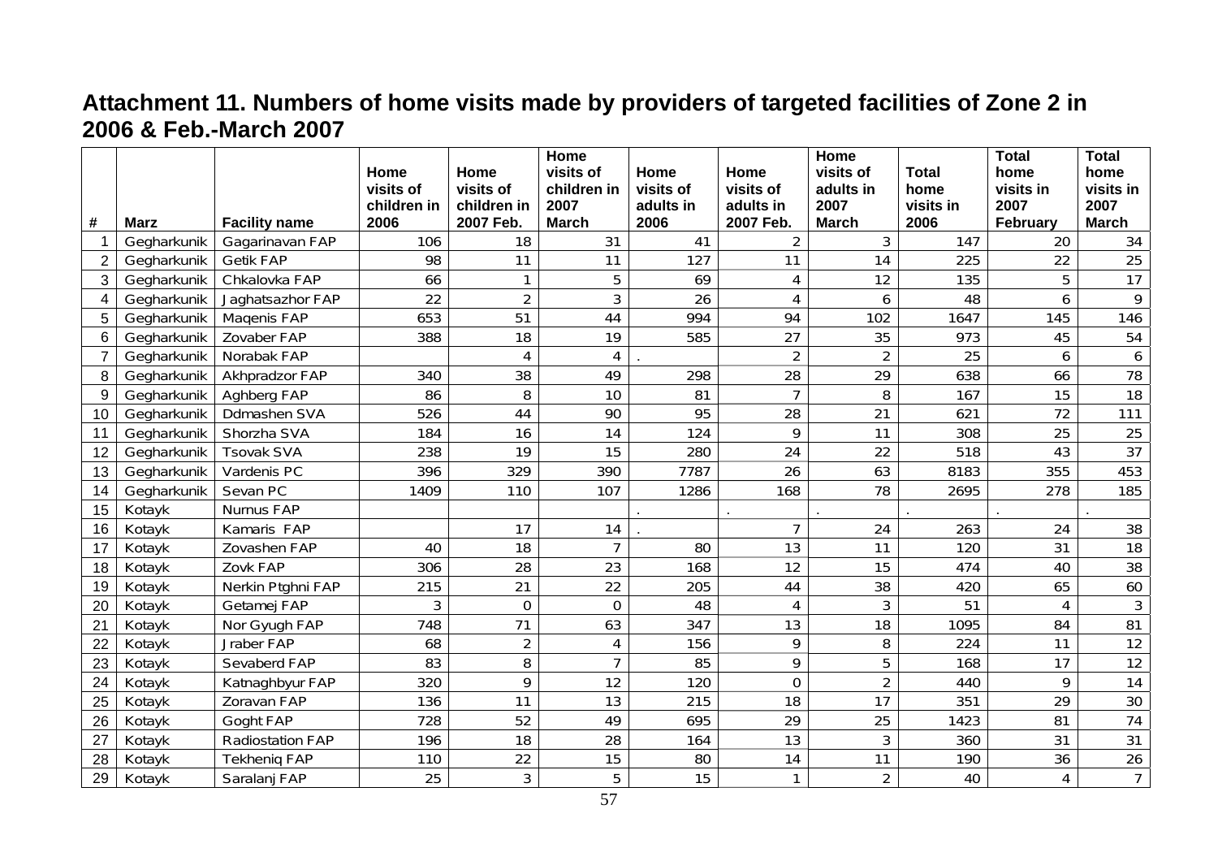## Attachment 11. Numbers of home visits made by providers of targeted facilities of Zone 2 in 2006 & Feb.-March 2007

| # | Marz | Facility name | Home visits of children in 2006 | Home visits of children in 2007 Feb. | Home visits of children in 2007 March | Home visits of adults in 2006 | Home visits of adults in 2007 Feb. | Home visits of adults in 2007 March | Total home visits in 2006 | Total home visits in 2007 February | Total home visits in 2007 March |
|---|---|---|---|---|---|---|---|---|---|---|---|
| 1 | Gegharkunik | Gagarinavan FAP | 106 | 18 | 31 | 41 | 2 | 3 | 147 | 20 | 34 |
| 2 | Gegharkunik | Getik FAP | 98 | 11 | 11 | 127 | 11 | 14 | 225 | 22 | 25 |
| 3 | Gegharkunik | Chkalovka FAP | 66 | 1 | 5 | 69 | 4 | 12 | 135 | 5 | 17 |
| 4 | Gegharkunik | Jaghatsazhor FAP | 22 | 2 | 3 | 26 | 4 | 6 | 48 | 6 | 9 |
| 5 | Gegharkunik | Maqenis FAP | 653 | 51 | 44 | 994 | 94 | 102 | 1647 | 145 | 146 |
| 6 | Gegharkunik | Zovaber FAP | 388 | 18 | 19 | 585 | 27 | 35 | 973 | 45 | 54 |
| 7 | Gegharkunik | Norabak FAP | | 4 | 4 | . | 2 | 2 | 25 | 6 | 6 |
| 8 | Gegharkunik | Akhpradzor FAP | 340 | 38 | 49 | 298 | 28 | 29 | 638 | 66 | 78 |
| 9 | Gegharkunik | Aghberg FAP | 86 | 8 | 10 | 81 | 7 | 8 | 167 | 15 | 18 |
| 10 | Gegharkunik | Ddmashen SVA | 526 | 44 | 90 | 95 | 28 | 21 | 621 | 72 | 111 |
| 11 | Gegharkunik | Shorzha SVA | 184 | 16 | 14 | 124 | 9 | 11 | 308 | 25 | 25 |
| 12 | Gegharkunik | Tsovak SVA | 238 | 19 | 15 | 280 | 24 | 22 | 518 | 43 | 37 |
| 13 | Gegharkunik | Vardenis PC | 396 | 329 | 390 | 7787 | 26 | 63 | 8183 | 355 | 453 |
| 14 | Gegharkunik | Sevan PC | 1409 | 110 | 107 | 1286 | 168 | 78 | 2695 | 278 | 185 |
| 15 | Kotayk | Nurnus FAP | | | | . | . | . | . | . | . |
| 16 | Kotayk | Kamaris FAP | | 17 | 14 | . | 7 | 24 | 263 | 24 | 38 |
| 17 | Kotayk | Zovashen FAP | 40 | 18 | 7 | 80 | 13 | 11 | 120 | 31 | 18 |
| 18 | Kotayk | Zovk FAP | 306 | 28 | 23 | 168 | 12 | 15 | 474 | 40 | 38 |
| 19 | Kotayk | Nerkin Ptghni FAP | 215 | 21 | 22 | 205 | 44 | 38 | 420 | 65 | 60 |
| 20 | Kotayk | Getamej FAP | 3 | 0 | 0 | 48 | 4 | 3 | 51 | 4 | 3 |
| 21 | Kotayk | Nor Gyugh FAP | 748 | 71 | 63 | 347 | 13 | 18 | 1095 | 84 | 81 |
| 22 | Kotayk | Jraber FAP | 68 | 2 | 4 | 156 | 9 | 8 | 224 | 11 | 12 |
| 23 | Kotayk | Sevaberd FAP | 83 | 8 | 7 | 85 | 9 | 5 | 168 | 17 | 12 |
| 24 | Kotayk | Katnaghbyur FAP | 320 | 9 | 12 | 120 | 0 | 2 | 440 | 9 | 14 |
| 25 | Kotayk | Zoravan FAP | 136 | 11 | 13 | 215 | 18 | 17 | 351 | 29 | 30 |
| 26 | Kotayk | Goght FAP | 728 | 52 | 49 | 695 | 29 | 25 | 1423 | 81 | 74 |
| 27 | Kotayk | Radiostation FAP | 196 | 18 | 28 | 164 | 13 | 3 | 360 | 31 | 31 |
| 28 | Kotayk | Tekheniq FAP | 110 | 22 | 15 | 80 | 14 | 11 | 190 | 36 | 26 |
| 29 | Kotayk | Saralanj FAP | 25 | 3 | 5 | 15 | 1 | 2 | 40 | 4 | 7 |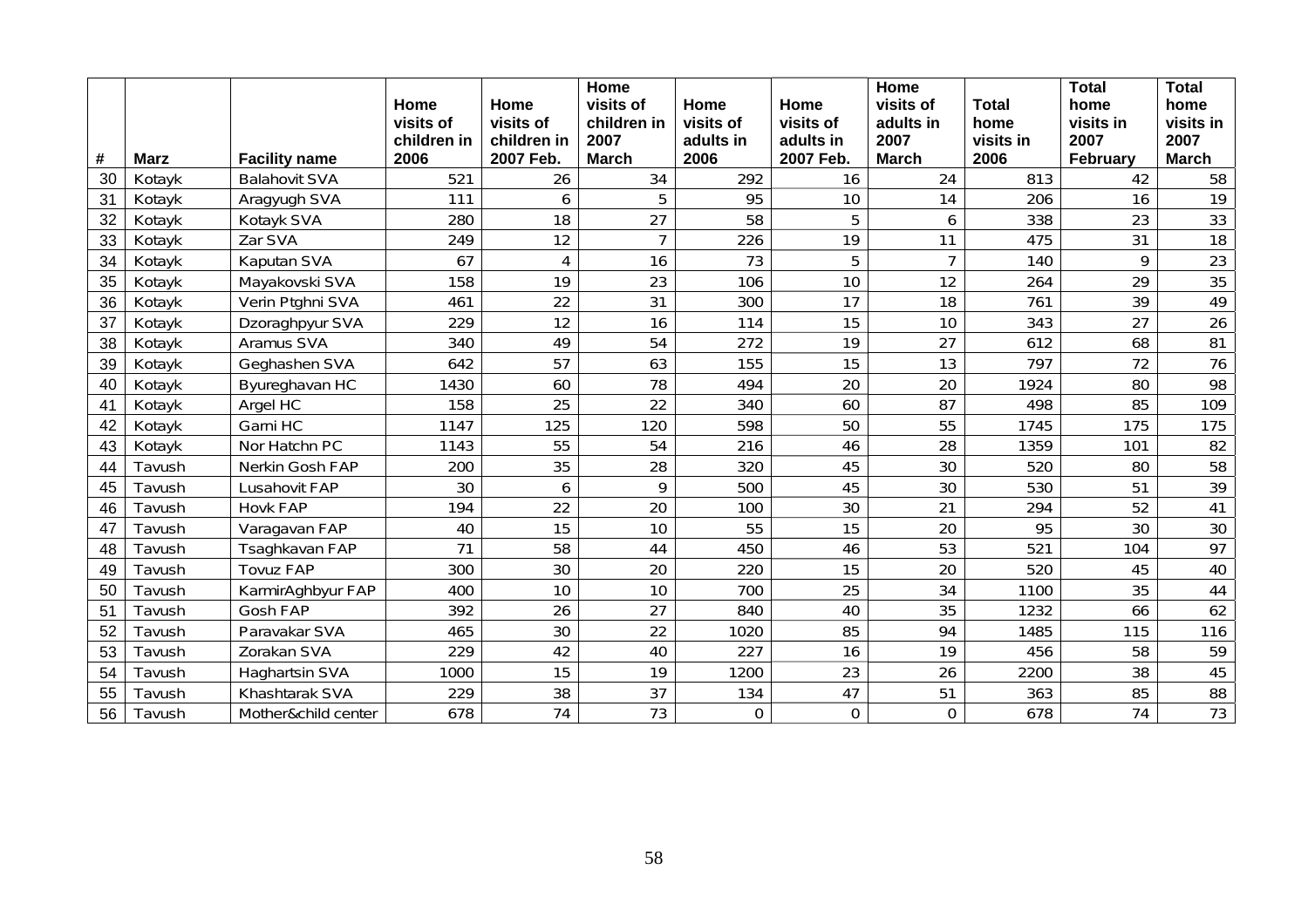| # | Marz | Facility name | Home visits of children in 2006 | Home visits of children in 2007 Feb. | Home visits of children in 2007 March | Home visits of adults in 2006 | Home visits of adults in 2007 Feb. | Home visits of adults in 2007 March | Total home visits in 2006 | Total home visits in 2007 February | Total home visits in 2007 March |
|---|---|---|---|---|---|---|---|---|---|---|---|
| 30 | Kotayk | Balahovit SVA | 521 | 26 | 34 | 292 | 16 | 24 | 813 | 42 | 58 |
| 31 | Kotayk | Aragyugh SVA | 111 | 6 | 5 | 95 | 10 | 14 | 206 | 16 | 19 |
| 32 | Kotayk | Kotayk SVA | 280 | 18 | 27 | 58 | 5 | 6 | 338 | 23 | 33 |
| 33 | Kotayk | Zar SVA | 249 | 12 | 7 | 226 | 19 | 11 | 475 | 31 | 18 |
| 34 | Kotayk | Kaputan SVA | 67 | 4 | 16 | 73 | 5 | 7 | 140 | 9 | 23 |
| 35 | Kotayk | Mayakovski SVA | 158 | 19 | 23 | 106 | 10 | 12 | 264 | 29 | 35 |
| 36 | Kotayk | Verin Ptghni SVA | 461 | 22 | 31 | 300 | 17 | 18 | 761 | 39 | 49 |
| 37 | Kotayk | Dzoraghpyur SVA | 229 | 12 | 16 | 114 | 15 | 10 | 343 | 27 | 26 |
| 38 | Kotayk | Aramus SVA | 340 | 49 | 54 | 272 | 19 | 27 | 612 | 68 | 81 |
| 39 | Kotayk | Geghashen SVA | 642 | 57 | 63 | 155 | 15 | 13 | 797 | 72 | 76 |
| 40 | Kotayk | Byureghavan HC | 1430 | 60 | 78 | 494 | 20 | 20 | 1924 | 80 | 98 |
| 41 | Kotayk | Argel HC | 158 | 25 | 22 | 340 | 60 | 87 | 498 | 85 | 109 |
| 42 | Kotayk | Garni HC | 1147 | 125 | 120 | 598 | 50 | 55 | 1745 | 175 | 175 |
| 43 | Kotayk | Nor Hatchn PC | 1143 | 55 | 54 | 216 | 46 | 28 | 1359 | 101 | 82 |
| 44 | Tavush | Nerkin Gosh FAP | 200 | 35 | 28 | 320 | 45 | 30 | 520 | 80 | 58 |
| 45 | Tavush | Lusahovit FAP | 30 | 6 | 9 | 500 | 45 | 30 | 530 | 51 | 39 |
| 46 | Tavush | Hovk FAP | 194 | 22 | 20 | 100 | 30 | 21 | 294 | 52 | 41 |
| 47 | Tavush | Varagavan FAP | 40 | 15 | 10 | 55 | 15 | 20 | 95 | 30 | 30 |
| 48 | Tavush | Tsaghkavan FAP | 71 | 58 | 44 | 450 | 46 | 53 | 521 | 104 | 97 |
| 49 | Tavush | Tovuz FAP | 300 | 30 | 20 | 220 | 15 | 20 | 520 | 45 | 40 |
| 50 | Tavush | KarmirAghbyur FAP | 400 | 10 | 10 | 700 | 25 | 34 | 1100 | 35 | 44 |
| 51 | Tavush | Gosh FAP | 392 | 26 | 27 | 840 | 40 | 35 | 1232 | 66 | 62 |
| 52 | Tavush | Paravakar SVA | 465 | 30 | 22 | 1020 | 85 | 94 | 1485 | 115 | 116 |
| 53 | Tavush | Zorakan SVA | 229 | 42 | 40 | 227 | 16 | 19 | 456 | 58 | 59 |
| 54 | Tavush | Haghartsin SVA | 1000 | 15 | 19 | 1200 | 23 | 26 | 2200 | 38 | 45 |
| 55 | Tavush | Khashtarak SVA | 229 | 38 | 37 | 134 | 47 | 51 | 363 | 85 | 88 |
| 56 | Tavush | Mother&child center | 678 | 74 | 73 | 0 | 0 | 0 | 678 | 74 | 73 |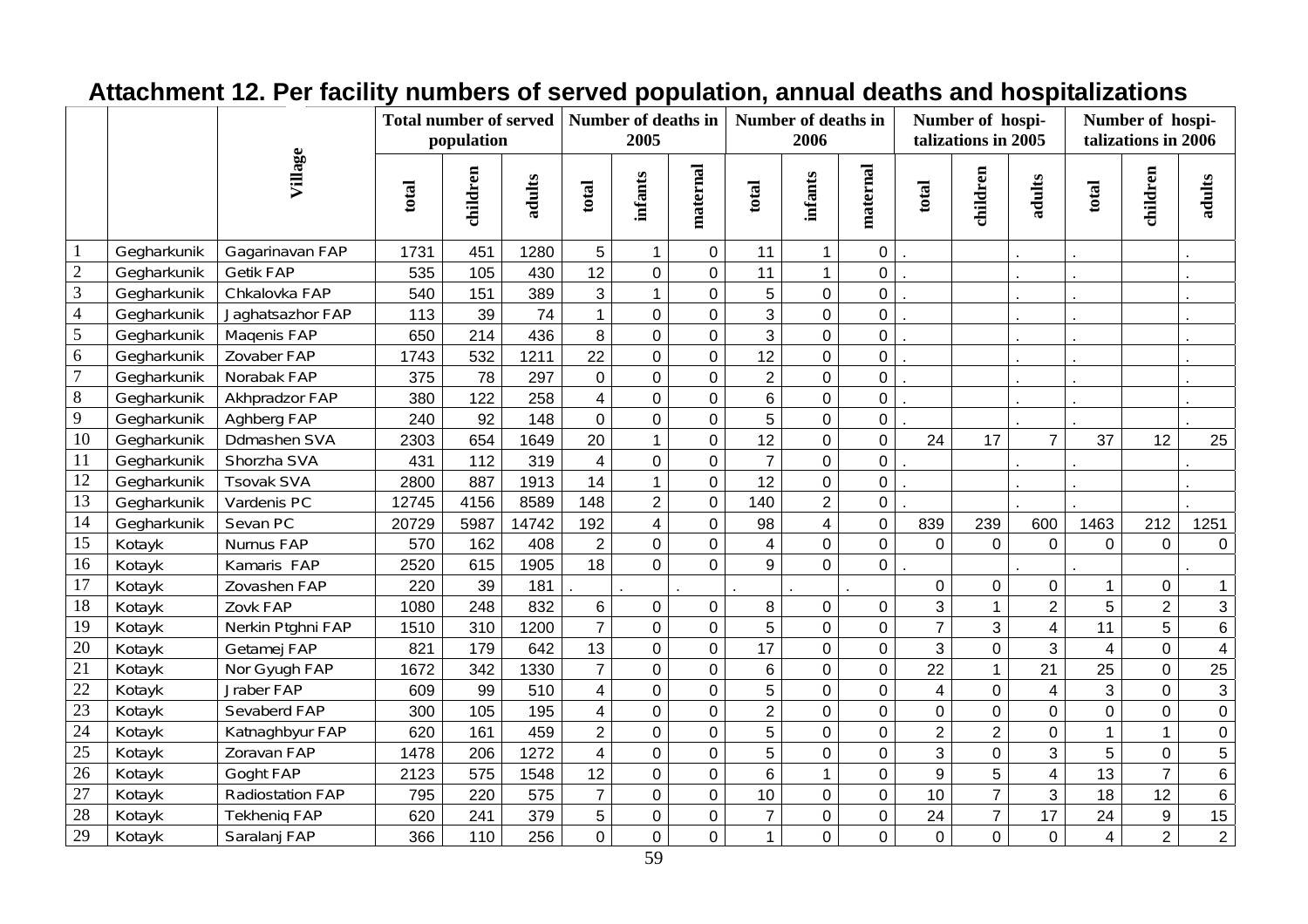# Attachment 12. Per facility numbers of served population, annual deaths and hospitalizations

| | | Village | Total number of served population | | | Number of deaths in 2005 | | | Number of deaths in 2006 | | | Number of hospi-talizations in 2005 | | | Number of hospi-talizations in 2006 | | |
|---|---|---|---|---|---|---|---|---|---|---|---|---|---|---|---|---|---|
| | | | total | children | adults | total | infants | maternal | total | infants | maternal | total | children | adults | total | children | adults |
| 1 | Gegharkunik | Gagarinavan FAP | 1731 | 451 | 1280 | 5 | 1 | 0 | 11 | 1 | 0 | . | | . | . | | . |
| 2 | Gegharkunik | Getik FAP | 535 | 105 | 430 | 12 | 0 | 0 | 11 | 1 | 0 | . | | . | . | | . |
| 3 | Gegharkunik | Chkalovka FAP | 540 | 151 | 389 | 3 | 1 | 0 | 5 | 0 | 0 | . | | . | . | | . |
| 4 | Gegharkunik | Jaghatsazhor FAP | 113 | 39 | 74 | 1 | 0 | 0 | 3 | 0 | 0 | . | | . | . | | . |
| 5 | Gegharkunik | Maqenis FAP | 650 | 214 | 436 | 8 | 0 | 0 | 3 | 0 | 0 | . | | . | . | | . |
| 6 | Gegharkunik | Zovaber FAP | 1743 | 532 | 1211 | 22 | 0 | 0 | 12 | 0 | 0 | . | | . | . | | . |
| 7 | Gegharkunik | Norabak FAP | 375 | 78 | 297 | 0 | 0 | 0 | 2 | 0 | 0 | . | | . | . | | . |
| 8 | Gegharkunik | Akhpradzor FAP | 380 | 122 | 258 | 4 | 0 | 0 | 6 | 0 | 0 | . | | . | . | | . |
| 9 | Gegharkunik | Aghberg FAP | 240 | 92 | 148 | 0 | 0 | 0 | 5 | 0 | 0 | . | | . | . | | . |
| 10 | Gegharkunik | Ddmashen SVA | 2303 | 654 | 1649 | 20 | 1 | 0 | 12 | 0 | 0 | 24 | 17 | 7 | 37 | 12 | 25 |
| 11 | Gegharkunik | Shorzha SVA | 431 | 112 | 319 | 4 | 0 | 0 | 7 | 0 | 0 | . | | . | . | | . |
| 12 | Gegharkunik | Tsovak SVA | 2800 | 887 | 1913 | 14 | 1 | 0 | 12 | 0 | 0 | . | | . | . | | . |
| 13 | Gegharkunik | Vardenis PC | 12745 | 4156 | 8589 | 148 | 2 | 0 | 140 | 2 | 0 | . | | . | . | | . |
| 14 | Gegharkunik | Sevan PC | 20729 | 5987 | 14742 | 192 | 4 | 0 | 98 | 4 | 0 | 839 | 239 | 600 | 1463 | 212 | 1251 |
| 15 | Kotayk | Nurnus FAP | 570 | 162 | 408 | 2 | 0 | 0 | 4 | 0 | 0 | 0 | 0 | 0 | 0 | 0 | 0 |
| 16 | Kotayk | Kamaris FAP | 2520 | 615 | 1905 | 18 | 0 | 0 | 9 | 0 | 0 | . | | . | . | | . |
| 17 | Kotayk | Zovashen FAP | 220 | 39 | 181 | . | . | . | . | . | . | 0 | 0 | 0 | 1 | 0 | 1 |
| 18 | Kotayk | Zovk FAP | 1080 | 248 | 832 | 6 | 0 | 0 | 8 | 0 | 0 | 3 | 1 | 2 | 5 | 2 | 3 |
| 19 | Kotayk | Nerkin Ptghni FAP | 1510 | 310 | 1200 | 7 | 0 | 0 | 5 | 0 | 0 | 7 | 3 | 4 | 11 | 5 | 6 |
| 20 | Kotayk | Getamej FAP | 821 | 179 | 642 | 13 | 0 | 0 | 17 | 0 | 0 | 3 | 0 | 3 | 4 | 0 | 4 |
| 21 | Kotayk | Nor Gyugh FAP | 1672 | 342 | 1330 | 7 | 0 | 0 | 6 | 0 | 0 | 22 | 1 | 21 | 25 | 0 | 25 |
| 22 | Kotayk | Jraber FAP | 609 | 99 | 510 | 4 | 0 | 0 | 5 | 0 | 0 | 4 | 0 | 4 | 3 | 0 | 3 |
| 23 | Kotayk | Sevaberd FAP | 300 | 105 | 195 | 4 | 0 | 0 | 2 | 0 | 0 | 0 | 0 | 0 | 0 | 0 | 0 |
| 24 | Kotayk | Katnaghbyur FAP | 620 | 161 | 459 | 2 | 0 | 0 | 5 | 0 | 0 | 2 | 2 | 0 | 1 | 1 | 0 |
| 25 | Kotayk | Zoravan FAP | 1478 | 206 | 1272 | 4 | 0 | 0 | 5 | 0 | 0 | 3 | 0 | 3 | 5 | 0 | 5 |
| 26 | Kotayk | Goght FAP | 2123 | 575 | 1548 | 12 | 0 | 0 | 6 | 1 | 0 | 9 | 5 | 4 | 13 | 7 | 6 |
| 27 | Kotayk | Radiostation FAP | 795 | 220 | 575 | 7 | 0 | 0 | 10 | 0 | 0 | 10 | 7 | 3 | 18 | 12 | 6 |
| 28 | Kotayk | Tekheniq FAP | 620 | 241 | 379 | 5 | 0 | 0 | 7 | 0 | 0 | 24 | 7 | 17 | 24 | 9 | 15 |
| 29 | Kotayk | Saralanj FAP | 366 | 110 | 256 | 0 | 0 | 0 | 1 | 0 | 0 | 0 | 0 | 0 | 4 | 2 | 2 |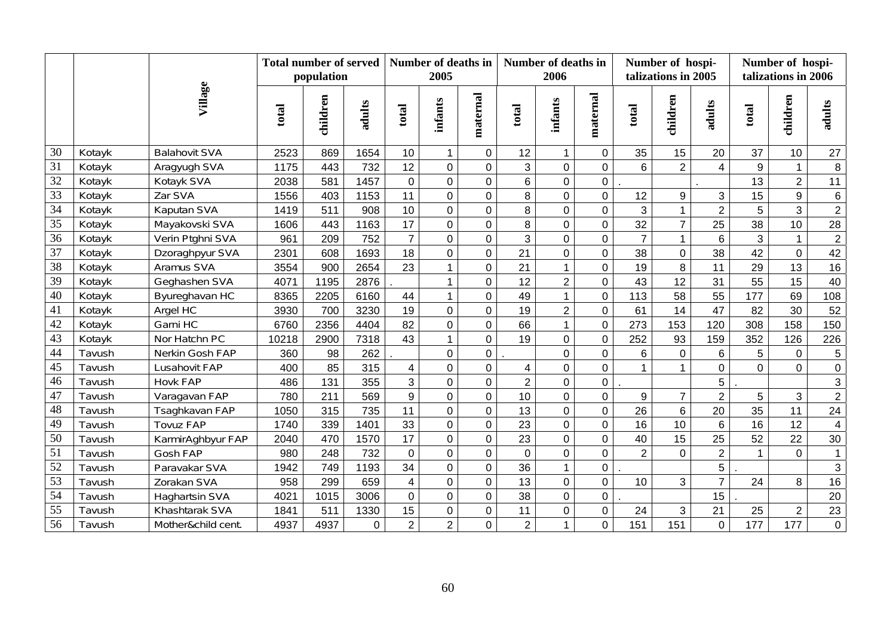| | | Village | Total number of served population | | | Number of deaths in 2005 | | | Number of deaths in 2006 | | | Number of hospi-talizations in 2005 | | | Number of hospi-talizations in 2006 | | |
|---|---|---|---|---|---|---|---|---|---|---|---|---|---|---|---|---|---|
| | | | total | children | adults | total | infants | maternal | total | infants | maternal | total | children | adults | total | children | adults |
| 30 | Kotayk | Balahovit SVA | 2523 | 869 | 1654 | 10 | 1 | 0 | 12 | 1 | 0 | 35 | 15 | 20 | 37 | 10 | 27 |
| 31 | Kotayk | Aragyugh SVA | 1175 | 443 | 732 | 12 | 0 | 0 | 3 | 0 | 0 | 6 | 2 | 4 | 9 | 1 | 8 |
| 32 | Kotayk | Kotayk SVA | 2038 | 581 | 1457 | 0 | 0 | 0 | 6 | 0 | 0 | . | | . | 13 | 2 | 11 |
| 33 | Kotayk | Zar SVA | 1556 | 403 | 1153 | 11 | 0 | 0 | 8 | 0 | 0 | 12 | 9 | 3 | 15 | 9 | 6 |
| 34 | Kotayk | Kaputan SVA | 1419 | 511 | 908 | 10 | 0 | 0 | 8 | 0 | 0 | 3 | 1 | 2 | 5 | 3 | 2 |
| 35 | Kotayk | Mayakovski SVA | 1606 | 443 | 1163 | 17 | 0 | 0 | 8 | 0 | 0 | 32 | 7 | 25 | 38 | 10 | 28 |
| 36 | Kotayk | Verin Ptghni SVA | 961 | 209 | 752 | 7 | 0 | 0 | 3 | 0 | 0 | 7 | 1 | 6 | 3 | 1 | 2 |
| 37 | Kotayk | Dzoraghpyur SVA | 2301 | 608 | 1693 | 18 | 0 | 0 | 21 | 0 | 0 | 38 | 0 | 38 | 42 | 0 | 42 |
| 38 | Kotayk | Aramus SVA | 3554 | 900 | 2654 | 23 | 1 | 0 | 21 | 1 | 0 | 19 | 8 | 11 | 29 | 13 | 16 |
| 39 | Kotayk | Geghashen SVA | 4071 | 1195 | 2876 | . | 1 | 0 | 12 | 2 | 0 | 43 | 12 | 31 | 55 | 15 | 40 |
| 40 | Kotayk | Byureghavan HC | 8365 | 2205 | 6160 | 44 | 1 | 0 | 49 | 1 | 0 | 113 | 58 | 55 | 177 | 69 | 108 |
| 41 | Kotayk | Argel HC | 3930 | 700 | 3230 | 19 | 0 | 0 | 19 | 2 | 0 | 61 | 14 | 47 | 82 | 30 | 52 |
| 42 | Kotayk | Garni HC | 6760 | 2356 | 4404 | 82 | 0 | 0 | 66 | 1 | 0 | 273 | 153 | 120 | 308 | 158 | 150 |
| 43 | Kotayk | Nor Hatchn PC | 10218 | 2900 | 7318 | 43 | 1 | 0 | 19 | 0 | 0 | 252 | 93 | 159 | 352 | 126 | 226 |
| 44 | Tavush | Nerkin Gosh FAP | 360 | 98 | 262 | . | 0 | 0 | . | 0 | 0 | 6 | 0 | 6 | 5 | 0 | 5 |
| 45 | Tavush | Lusahovit FAP | 400 | 85 | 315 | 4 | 0 | 0 | 4 | 0 | 0 | 1 | 1 | 0 | 0 | 0 | 0 |
| 46 | Tavush | Hovk FAP | 486 | 131 | 355 | 3 | 0 | 0 | 2 | 0 | 0 | . | | 5 | . | | 3 |
| 47 | Tavush | Varagavan FAP | 780 | 211 | 569 | 9 | 0 | 0 | 10 | 0 | 0 | 9 | 7 | 2 | 5 | 3 | 2 |
| 48 | Tavush | Tsaghkavan FAP | 1050 | 315 | 735 | 11 | 0 | 0 | 13 | 0 | 0 | 26 | 6 | 20 | 35 | 11 | 24 |
| 49 | Tavush | Tovuz FAP | 1740 | 339 | 1401 | 33 | 0 | 0 | 23 | 0 | 0 | 16 | 10 | 6 | 16 | 12 | 4 |
| 50 | Tavush | KarmirAghbyur FAP | 2040 | 470 | 1570 | 17 | 0 | 0 | 23 | 0 | 0 | 40 | 15 | 25 | 52 | 22 | 30 |
| 51 | Tavush | Gosh FAP | 980 | 248 | 732 | 0 | 0 | 0 | 0 | 0 | 0 | 2 | 0 | 2 | 1 | 0 | 1 |
| 52 | Tavush | Paravakar SVA | 1942 | 749 | 1193 | 34 | 0 | 0 | 36 | 1 | 0 | . | | 5 | . | | 3 |
| 53 | Tavush | Zorakan SVA | 958 | 299 | 659 | 4 | 0 | 0 | 13 | 0 | 0 | 10 | 3 | 7 | 24 | 8 | 16 |
| 54 | Tavush | Haghartsin SVA | 4021 | 1015 | 3006 | 0 | 0 | 0 | 38 | 0 | 0 | . | | 15 | . | | 20 |
| 55 | Tavush | Khashtarak SVA | 1841 | 511 | 1330 | 15 | 0 | 0 | 11 | 0 | 0 | 24 | 3 | 21 | 25 | 2 | 23 |
| 56 | Tavush | Mother&child cent. | 4937 | 4937 | 0 | 2 | 2 | 0 | 2 | 1 | 0 | 151 | 151 | 0 | 177 | 177 | 0 |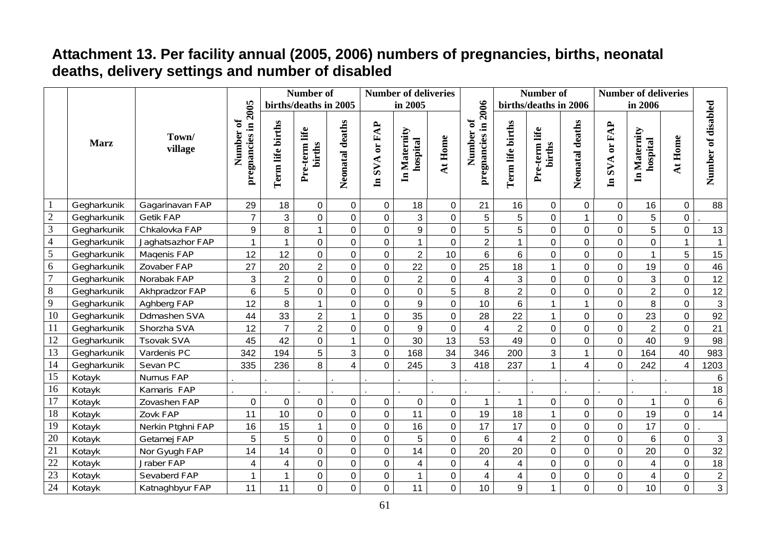## Attachment 13. Per facility annual (2005, 2006) numbers of pregnancies, births, neonatal deaths, delivery settings and number of disabled

| | Marz | Town/ village | Number of pregnancies in 2005 | Number of births/deaths in 2005 | | | Number of deliveries in 2005 | | | Number of pregnancies in 2006 | Number of births/deaths in 2006 | | | Number of deliveries in 2006 | | | Number of disabled |
|---|---|---|---|---|---|---|---|---|---|---|---|---|---|---|---|---|---|
| | | | | Term life births | Pre-term life births | Neonatal deaths | In SVA or FAP | In Maternity hospital | At Home | | Term life births | Pre-term life births | Neonatal deaths | In SVA or FAP | In Maternity hospital | At Home | |
| 1 | Gegharkunik | Gagarinavan FAP | 29 | 18 | 0 | 0 | 0 | 18 | 0 | 21 | 16 | 0 | 0 | 0 | 16 | 0 | 88 |
| 2 | Gegharkunik | Getik FAP | 7 | 3 | 0 | 0 | 0 | 3 | 0 | 5 | 5 | 0 | 1 | 0 | 5 | 0 | . |
| 3 | Gegharkunik | Chkalovka FAP | 9 | 8 | 1 | 0 | 0 | 9 | 0 | 5 | 5 | 0 | 0 | 0 | 5 | 0 | 13 |
| 4 | Gegharkunik | Jaghatsazhor FAP | 1 | 1 | 0 | 0 | 0 | 1 | 0 | 2 | 1 | 0 | 0 | 0 | 0 | 1 | 1 |
| 5 | Gegharkunik | Maqenis FAP | 12 | 12 | 0 | 0 | 0 | 2 | 10 | 6 | 6 | 0 | 0 | 0 | 1 | 5 | 15 |
| 6 | Gegharkunik | Zovaber FAP | 27 | 20 | 2 | 0 | 0 | 22 | 0 | 25 | 18 | 1 | 0 | 0 | 19 | 0 | 46 |
| 7 | Gegharkunik | Norabak FAP | 3 | 2 | 0 | 0 | 0 | 2 | 0 | 4 | 3 | 0 | 0 | 0 | 3 | 0 | 12 |
| 8 | Gegharkunik | Akhpradzor FAP | 6 | 5 | 0 | 0 | 0 | 0 | 5 | 8 | 2 | 0 | 0 | 0 | 2 | 0 | 12 |
| 9 | Gegharkunik | Aghberg FAP | 12 | 8 | 1 | 0 | 0 | 9 | 0 | 10 | 6 | 1 | 1 | 0 | 8 | 0 | 3 |
| 10 | Gegharkunik | Ddmashen SVA | 44 | 33 | 2 | 1 | 0 | 35 | 0 | 28 | 22 | 1 | 0 | 0 | 23 | 0 | 92 |
| 11 | Gegharkunik | Shorzha SVA | 12 | 7 | 2 | 0 | 0 | 9 | 0 | 4 | 2 | 0 | 0 | 0 | 2 | 0 | 21 |
| 12 | Gegharkunik | Tsovak SVA | 45 | 42 | 0 | 1 | 0 | 30 | 13 | 53 | 49 | 0 | 0 | 0 | 40 | 9 | 98 |
| 13 | Gegharkunik | Vardenis PC | 342 | 194 | 5 | 3 | 0 | 168 | 34 | 346 | 200 | 3 | 1 | 0 | 164 | 40 | 983 |
| 14 | Gegharkunik | Sevan PC | 335 | 236 | 8 | 4 | 0 | 245 | 3 | 418 | 237 | 1 | 4 | 0 | 242 | 4 | 1203 |
| 15 | Kotayk | Nurnus FAP | . | . | . | . | . | . | . | . | . | . | . | . | . | . | 6 |
| 16 | Kotayk | Kamaris FAP | . | . | . | . | . | . | . | . | . | . | . | . | . | . | 18 |
| 17 | Kotayk | Zovashen FAP | 0 | 0 | 0 | 0 | 0 | 0 | 0 | 1 | 1 | 0 | 0 | 0 | 1 | 0 | 6 |
| 18 | Kotayk | Zovk FAP | 11 | 10 | 0 | 0 | 0 | 11 | 0 | 19 | 18 | 1 | 0 | 0 | 19 | 0 | 14 |
| 19 | Kotayk | Nerkin Ptghni FAP | 16 | 15 | 1 | 0 | 0 | 16 | 0 | 17 | 17 | 0 | 0 | 0 | 17 | 0 | . |
| 20 | Kotayk | Getamej FAP | 5 | 5 | 0 | 0 | 0 | 5 | 0 | 6 | 4 | 2 | 0 | 0 | 6 | 0 | 3 |
| 21 | Kotayk | Nor Gyugh FAP | 14 | 14 | 0 | 0 | 0 | 14 | 0 | 20 | 20 | 0 | 0 | 0 | 20 | 0 | 32 |
| 22 | Kotayk | Jraber FAP | 4 | 4 | 0 | 0 | 0 | 4 | 0 | 4 | 4 | 0 | 0 | 0 | 4 | 0 | 18 |
| 23 | Kotayk | Sevaberd FAP | 1 | 1 | 0 | 0 | 0 | 1 | 0 | 4 | 4 | 0 | 0 | 0 | 4 | 0 | 2 |
| 24 | Kotayk | Katnaghbyur FAP | 11 | 11 | 0 | 0 | 0 | 11 | 0 | 10 | 9 | 1 | 0 | 0 | 10 | 0 | 3 |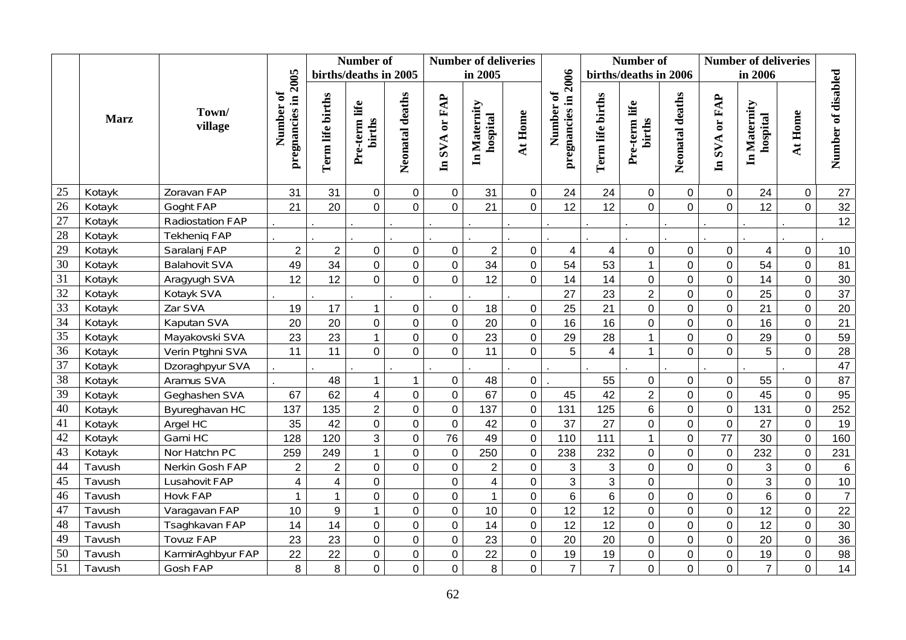| | Marz | Town/ village | Number of pregnancies in 2005 | Number of births/deaths in 2005 | | | Number of deliveries in 2005 | | | Number of pregnancies in 2006 | Number of births/deaths in 2006 | | | Number of deliveries in 2006 | | | Number of disabled |
|---|---|---|---|---|---|---|---|---|---|---|---|---|---|---|---|---|---|
| | | | | Term life births | Pre-term life births | Neonatal deaths | In SVA or FAP | In Maternity hospital | At Home | | Term life births | Pre-term life births | Neonatal deaths | In SVA or FAP | In Maternity hospital | At Home | |
| 25 | Kotayk | Zoravan FAP | 31 | 31 | 0 | 0 | 0 | 31 | 0 | 24 | 24 | 0 | 0 | 0 | 24 | 0 | 27 |
| 26 | Kotayk | Goght FAP | 21 | 20 | 0 | 0 | 0 | 21 | 0 | 12 | 12 | 0 | 0 | 0 | 12 | 0 | 32 |
| 27 | Kotayk | Radiostation FAP | . | . | . | . | . | . | . | . | . | . | . | . | . | . | 12 |
| 28 | Kotayk | Tekheniq FAP | . | . | . | . | . | . | . | . | . | . | . | . | . | . | . |
| 29 | Kotayk | Saralanj FAP | 2 | 2 | 0 | 0 | 0 | 2 | 0 | 4 | 4 | 0 | 0 | 0 | 4 | 0 | 10 |
| 30 | Kotayk | Balahovit SVA | 49 | 34 | 0 | 0 | 0 | 34 | 0 | 54 | 53 | 1 | 0 | 0 | 54 | 0 | 81 |
| 31 | Kotayk | Aragyugh SVA | 12 | 12 | 0 | 0 | 0 | 12 | 0 | 14 | 14 | 0 | 0 | 0 | 14 | 0 | 30 |
| 32 | Kotayk | Kotayk SVA | . | . | . | . | . | . | . | 27 | 23 | 2 | 0 | 0 | 25 | 0 | 37 |
| 33 | Kotayk | Zar SVA | 19 | 17 | 1 | 0 | 0 | 18 | 0 | 25 | 21 | 0 | 0 | 0 | 21 | 0 | 20 |
| 34 | Kotayk | Kaputan SVA | 20 | 20 | 0 | 0 | 0 | 20 | 0 | 16 | 16 | 0 | 0 | 0 | 16 | 0 | 21 |
| 35 | Kotayk | Mayakovski SVA | 23 | 23 | 1 | 0 | 0 | 23 | 0 | 29 | 28 | 1 | 0 | 0 | 29 | 0 | 59 |
| 36 | Kotayk | Verin Ptghni SVA | 11 | 11 | 0 | 0 | 0 | 11 | 0 | 5 | 4 | 1 | 0 | 0 | 5 | 0 | 28 |
| 37 | Kotayk | Dzoraghpyur SVA | . | . | . | . | . | . | . | . | . | . | . | . | . | . | 47 |
| 38 | Kotayk | Aramus SVA | . | 48 | 1 | 1 | 0 | 48 | 0 | . | 55 | 0 | 0 | 0 | 55 | 0 | 87 |
| 39 | Kotayk | Geghashen SVA | 67 | 62 | 4 | 0 | 0 | 67 | 0 | 45 | 42 | 2 | 0 | 0 | 45 | 0 | 95 |
| 40 | Kotayk | Byureghavan HC | 137 | 135 | 2 | 0 | 0 | 137 | 0 | 131 | 125 | 6 | 0 | 0 | 131 | 0 | 252 |
| 41 | Kotayk | Argel HC | 35 | 42 | 0 | 0 | 0 | 42 | 0 | 37 | 27 | 0 | 0 | 0 | 27 | 0 | 19 |
| 42 | Kotayk | Garni HC | 128 | 120 | 3 | 0 | 76 | 49 | 0 | 110 | 111 | 1 | 0 | 77 | 30 | 0 | 160 |
| 43 | Kotayk | Nor Hatchn PC | 259 | 249 | 1 | 0 | 0 | 250 | 0 | 238 | 232 | 0 | 0 | 0 | 232 | 0 | 231 |
| 44 | Tavush | Nerkin Gosh FAP | 2 | 2 | 0 | 0 | 0 | 2 | 0 | 3 | 3 | 0 | 0 | 0 | 3 | 0 | 6 |
| 45 | Tavush | Lusahovit FAP | 4 | 4 | 0 | | 0 | 4 | 0 | 3 | 3 | 0 | | 0 | 3 | 0 | 10 |
| 46 | Tavush | Hovk FAP | 1 | 1 | 0 | 0 | 0 | 1 | 0 | 6 | 6 | 0 | 0 | 0 | 6 | 0 | 7 |
| 47 | Tavush | Varagavan FAP | 10 | 9 | 1 | 0 | 0 | 10 | 0 | 12 | 12 | 0 | 0 | 0 | 12 | 0 | 22 |
| 48 | Tavush | Tsaghkavan FAP | 14 | 14 | 0 | 0 | 0 | 14 | 0 | 12 | 12 | 0 | 0 | 0 | 12 | 0 | 30 |
| 49 | Tavush | Tovuz FAP | 23 | 23 | 0 | 0 | 0 | 23 | 0 | 20 | 20 | 0 | 0 | 0 | 20 | 0 | 36 |
| 50 | Tavush | KarmirAghbyur FAP | 22 | 22 | 0 | 0 | 0 | 22 | 0 | 19 | 19 | 0 | 0 | 0 | 19 | 0 | 98 |
| 51 | Tavush | Gosh FAP | 8 | 8 | 0 | 0 | 0 | 8 | 0 | 7 | 7 | 0 | 0 | 0 | 7 | 0 | 14 |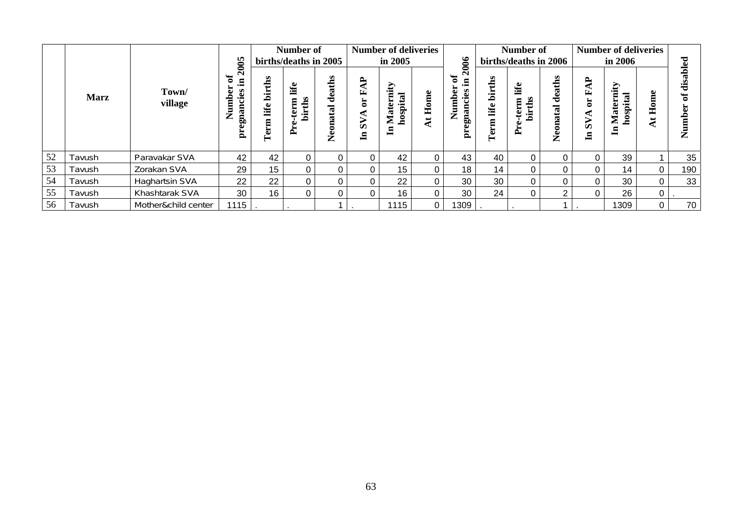| | Marz | Town/ village | Number of pregnancies in 2005 | Number of births/deaths in 2005 | | | Number of deliveries in 2005 | | | Number of pregnancies in 2006 | Number of births/deaths in 2006 | | | Number of deliveries in 2006 | | | Number of disabled |
|---|---|---|---|---|---|---|---|---|---|---|---|---|---|---|---|---|---|
| | | | | Term life births | Pre-term life births | Neonatal deaths | In SVA or FAP | In Maternity hospital | At Home | | Term life births | Pre-term life births | Neonatal deaths | In SVA or FAP | In Maternity hospital | At Home | |
| 52 | Tavush | Paravakar SVA | 42 | 42 | 0 | 0 | 0 | 42 | 0 | 43 | 40 | 0 | 0 | 0 | 39 | 1 | 35 |
| 53 | Tavush | Zorakan SVA | 29 | 15 | 0 | 0 | 0 | 15 | 0 | 18 | 14 | 0 | 0 | 0 | 14 | 0 | 190 |
| 54 | Tavush | Haghartsin SVA | 22 | 22 | 0 | 0 | 0 | 22 | 0 | 30 | 30 | 0 | 0 | 0 | 30 | 0 | 33 |
| 55 | Tavush | Khashtarak SVA | 30 | 16 | 0 | 0 | 0 | 16 | 0 | 30 | 24 | 0 | 2 | 0 | 26 | 0 | . |
| 56 | Tavush | Mother&child center | 1115 | . | . | 1 | . | 1115 | 0 | 1309 | . | . | 1 | . | 1309 | 0 | 70 |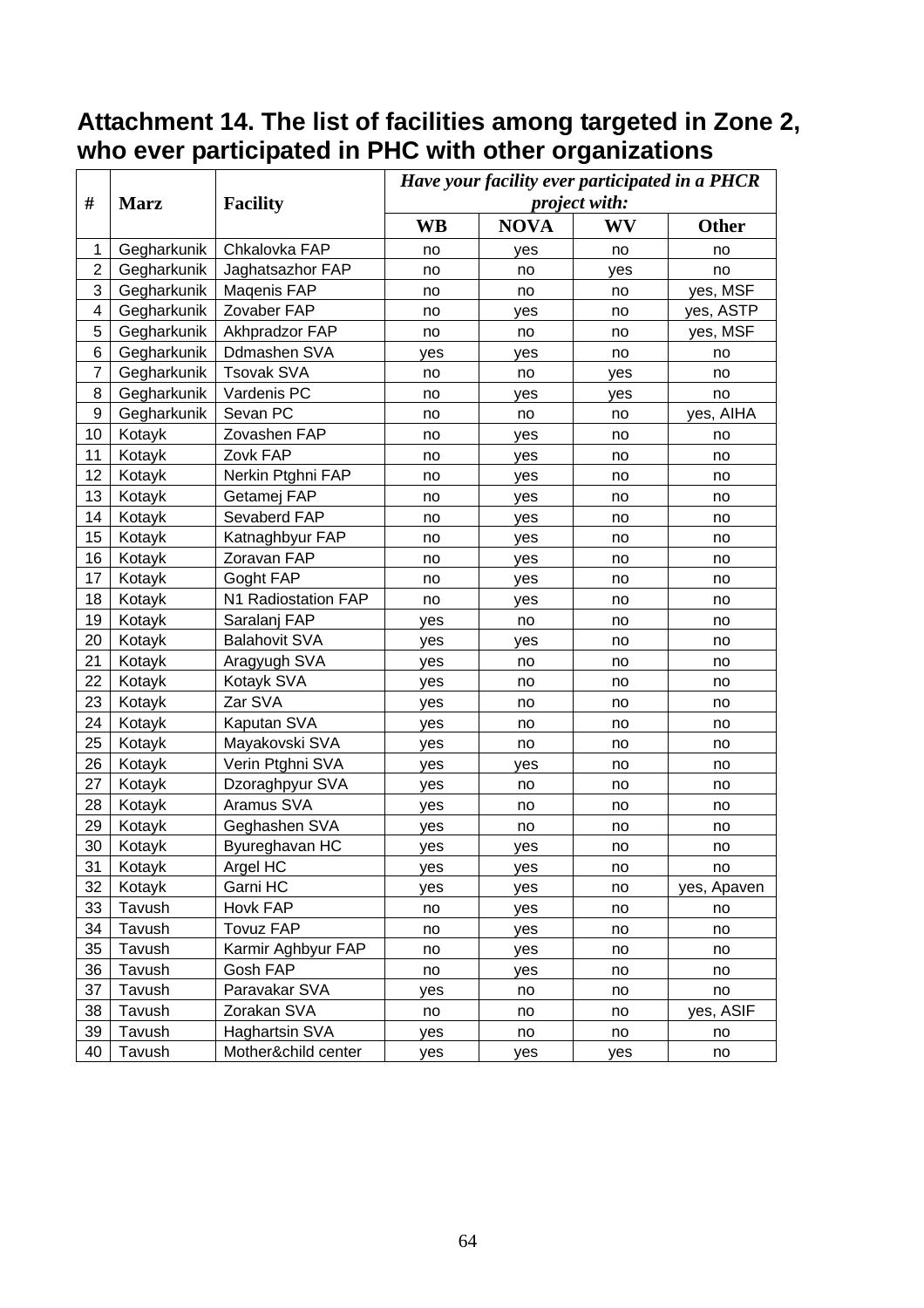## Attachment 14. The list of facilities among targeted in Zone 2, who ever participated in PHC with other organizations

| # | Marz | Facility | *Have your facility ever participated in a PHCR project with:* | | | |
|---|---|---|---|---|---|---|
| | | | **WB** | **NOVA** | **WV** | **Other** |
| 1 | Gegharkunik | Chkalovka FAP | no | yes | no | no |
| 2 | Gegharkunik | Jaghatsazhor FAP | no | no | yes | no |
| 3 | Gegharkunik | Maqenis FAP | no | no | no | yes, MSF |
| 4 | Gegharkunik | Zovaber FAP | no | yes | no | yes, ASTP |
| 5 | Gegharkunik | Akhpradzor FAP | no | no | no | yes, MSF |
| 6 | Gegharkunik | Ddmashen SVA | yes | yes | no | no |
| 7 | Gegharkunik | Tsovak SVA | no | no | yes | no |
| 8 | Gegharkunik | Vardenis PC | no | yes | yes | no |
| 9 | Gegharkunik | Sevan PC | no | no | no | yes, AIHA |
| 10 | Kotayk | Zovashen FAP | no | yes | no | no |
| 11 | Kotayk | Zovk FAP | no | yes | no | no |
| 12 | Kotayk | Nerkin Ptghni FAP | no | yes | no | no |
| 13 | Kotayk | Getamej FAP | no | yes | no | no |
| 14 | Kotayk | Sevaberd FAP | no | yes | no | no |
| 15 | Kotayk | Katnaghbyur FAP | no | yes | no | no |
| 16 | Kotayk | Zoravan FAP | no | yes | no | no |
| 17 | Kotayk | Goght FAP | no | yes | no | no |
| 18 | Kotayk | N1 Radiostation FAP | no | yes | no | no |
| 19 | Kotayk | Saralanj FAP | yes | no | no | no |
| 20 | Kotayk | Balahovit SVA | yes | yes | no | no |
| 21 | Kotayk | Aragyugh SVA | yes | no | no | no |
| 22 | Kotayk | Kotayk SVA | yes | no | no | no |
| 23 | Kotayk | Zar SVA | yes | no | no | no |
| 24 | Kotayk | Kaputan SVA | yes | no | no | no |
| 25 | Kotayk | Mayakovski SVA | yes | no | no | no |
| 26 | Kotayk | Verin Ptghni SVA | yes | yes | no | no |
| 27 | Kotayk | Dzoraghpyur SVA | yes | no | no | no |
| 28 | Kotayk | Aramus SVA | yes | no | no | no |
| 29 | Kotayk | Geghashen SVA | yes | no | no | no |
| 30 | Kotayk | Byureghavan HC | yes | yes | no | no |
| 31 | Kotayk | Argel HC | yes | yes | no | no |
| 32 | Kotayk | Garni HC | yes | yes | no | yes, Apaven |
| 33 | Tavush | Hovk FAP | no | yes | no | no |
| 34 | Tavush | Tovuz FAP | no | yes | no | no |
| 35 | Tavush | Karmir Aghbyur FAP | no | yes | no | no |
| 36 | Tavush | Gosh FAP | no | yes | no | no |
| 37 | Tavush | Paravakar SVA | yes | no | no | no |
| 38 | Tavush | Zorakan SVA | no | no | no | yes, ASIF |
| 39 | Tavush | Haghartsin SVA | yes | no | no | no |
| 40 | Tavush | Mother&child center | yes | yes | yes | no |